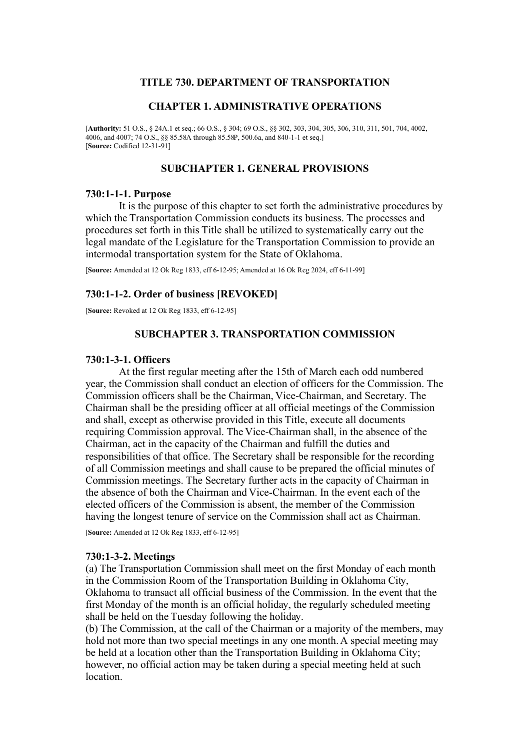# TITLE 730. DEPARTMENT OF TRANSPORTATION

## CHAPTER 1. ADMINISTRATIVE OPERATIONS

[**Authority:** 51 O.S., § 24A.1 et seq.; 66 O.S., § 304; 69 O.S., §§ 302, 303, 304, 305, 306, 310, 311, 501, 704, 4002, 4006, and 4007; 74 O.S., §§ 85.58A through 85.58P, 500.6a, and 840-1-1 et seq.]
[**Source:** Codified 12-31-91]

## SUBCHAPTER 1. GENERAL PROVISIONS

### 730:1-1-1. Purpose

It is the purpose of this chapter to set forth the administrative procedures by which the Transportation Commission conducts its business. The processes and procedures set forth in this Title shall be utilized to systematically carry out the legal mandate of the Legislature for the Transportation Commission to provide an intermodal transportation system for the State of Oklahoma.

[**Source:** Amended at 12 Ok Reg 1833, eff 6-12-95; Amended at 16 Ok Reg 2024, eff 6-11-99]

### 730:1-1-2. Order of business [REVOKED]

[**Source:** Revoked at 12 Ok Reg 1833, eff 6-12-95]

## SUBCHAPTER 3. TRANSPORTATION COMMISSION

### 730:1-3-1. Officers

At the first regular meeting after the 15th of March each odd numbered year, the Commission shall conduct an election of officers for the Commission. The Commission officers shall be the Chairman, Vice-Chairman, and Secretary. The Chairman shall be the presiding officer at all official meetings of the Commission and shall, except as otherwise provided in this Title, execute all documents requiring Commission approval. The Vice-Chairman shall, in the absence of the Chairman, act in the capacity of the Chairman and fulfill the duties and responsibilities of that office. The Secretary shall be responsible for the recording of all Commission meetings and shall cause to be prepared the official minutes of Commission meetings. The Secretary further acts in the capacity of Chairman in the absence of both the Chairman and Vice-Chairman. In the event each of the elected officers of the Commission is absent, the member of the Commission having the longest tenure of service on the Commission shall act as Chairman.

[**Source:** Amended at 12 Ok Reg 1833, eff 6-12-95]

### 730:1-3-2. Meetings

(a) The Transportation Commission shall meet on the first Monday of each month in the Commission Room of the Transportation Building in Oklahoma City, Oklahoma to transact all official business of the Commission. In the event that the first Monday of the month is an official holiday, the regularly scheduled meeting shall be held on the Tuesday following the holiday.
(b) The Commission, at the call of the Chairman or a majority of the members, may hold not more than two special meetings in any one month. A special meeting may be held at a location other than the Transportation Building in Oklahoma City; however, no official action may be taken during a special meeting held at such location.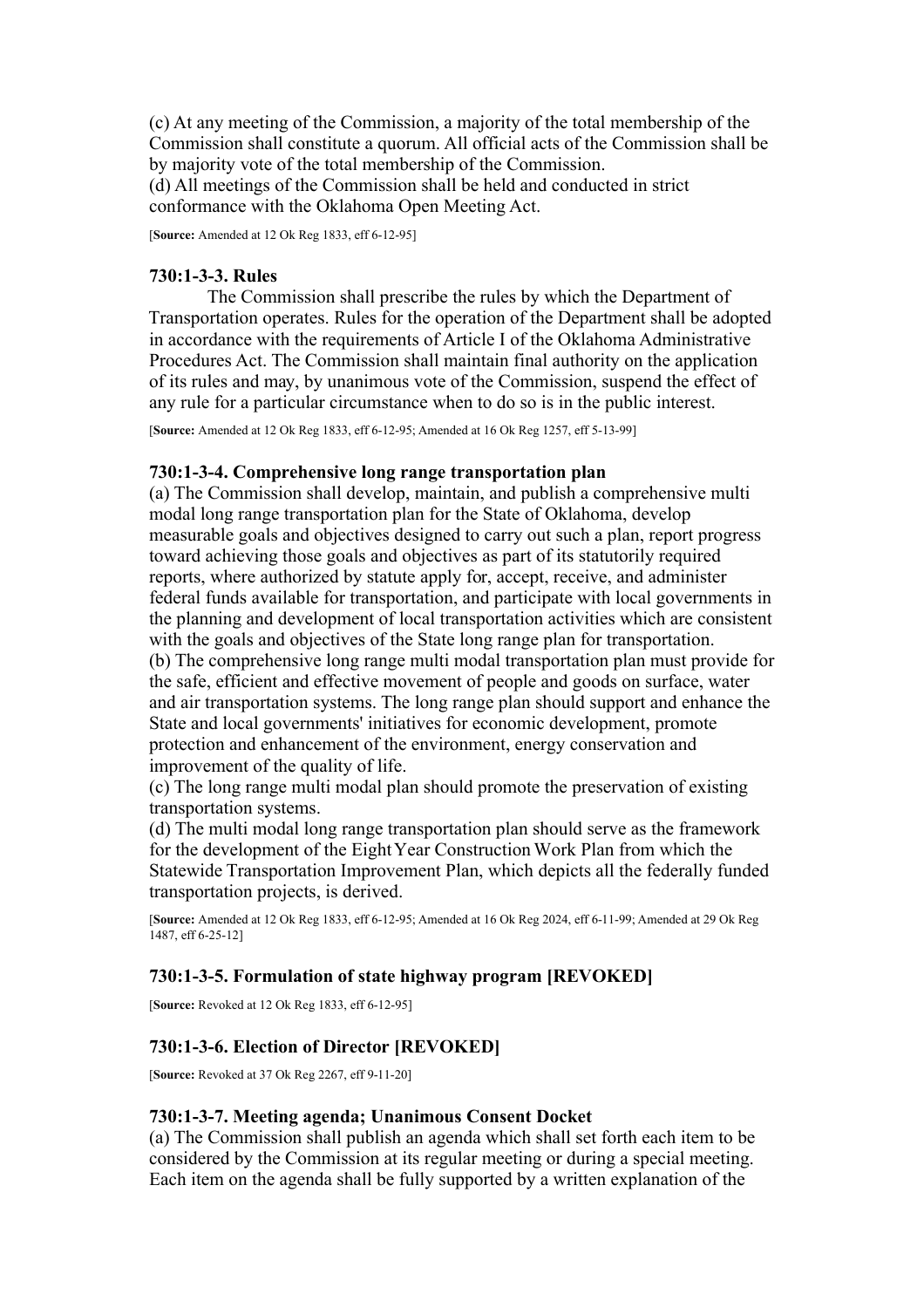(c) At any meeting of the Commission, a majority of the total membership of the Commission shall constitute a quorum. All official acts of the Commission shall be by majority vote of the total membership of the Commission.
(d) All meetings of the Commission shall be held and conducted in strict conformance with the Oklahoma Open Meeting Act.

[**Source:** Amended at 12 Ok Reg 1833, eff 6-12-95]

### 730:1-3-3. Rules

The Commission shall prescribe the rules by which the Department of Transportation operates. Rules for the operation of the Department shall be adopted in accordance with the requirements of Article I of the Oklahoma Administrative Procedures Act. The Commission shall maintain final authority on the application of its rules and may, by unanimous vote of the Commission, suspend the effect of any rule for a particular circumstance when to do so is in the public interest.

[**Source:** Amended at 12 Ok Reg 1833, eff 6-12-95; Amended at 16 Ok Reg 1257, eff 5-13-99]

### 730:1-3-4. Comprehensive long range transportation plan

(a) The Commission shall develop, maintain, and publish a comprehensive multi modal long range transportation plan for the State of Oklahoma, develop measurable goals and objectives designed to carry out such a plan, report progress toward achieving those goals and objectives as part of its statutorily required reports, where authorized by statute apply for, accept, receive, and administer federal funds available for transportation, and participate with local governments in the planning and development of local transportation activities which are consistent with the goals and objectives of the State long range plan for transportation.
(b) The comprehensive long range multi modal transportation plan must provide for the safe, efficient and effective movement of people and goods on surface, water and air transportation systems. The long range plan should support and enhance the State and local governments' initiatives for economic development, promote protection and enhancement of the environment, energy conservation and improvement of the quality of life.
(c) The long range multi modal plan should promote the preservation of existing transportation systems.
(d) The multi modal long range transportation plan should serve as the framework for the development of the Eight Year Construction Work Plan from which the Statewide Transportation Improvement Plan, which depicts all the federally funded transportation projects, is derived.

[**Source:** Amended at 12 Ok Reg 1833, eff 6-12-95; Amended at 16 Ok Reg 2024, eff 6-11-99; Amended at 29 Ok Reg 1487, eff 6-25-12]

### 730:1-3-5. Formulation of state highway program [REVOKED]

[**Source:** Revoked at 12 Ok Reg 1833, eff 6-12-95]

### 730:1-3-6. Election of Director [REVOKED]

[**Source:** Revoked at 37 Ok Reg 2267, eff 9-11-20]

### 730:1-3-7. Meeting agenda; Unanimous Consent Docket

(a) The Commission shall publish an agenda which shall set forth each item to be considered by the Commission at its regular meeting or during a special meeting. Each item on the agenda shall be fully supported by a written explanation of the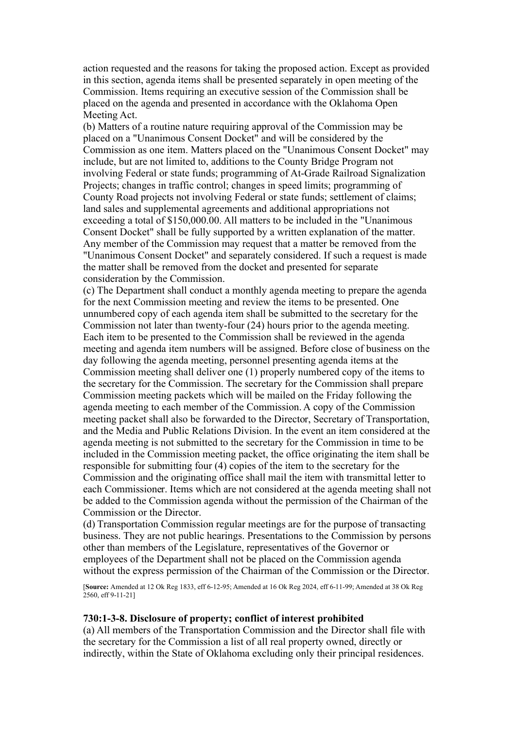action requested and the reasons for taking the proposed action. Except as provided in this section, agenda items shall be presented separately in open meeting of the Commission. Items requiring an executive session of the Commission shall be placed on the agenda and presented in accordance with the Oklahoma Open Meeting Act.

(b) Matters of a routine nature requiring approval of the Commission may be placed on a "Unanimous Consent Docket" and will be considered by the Commission as one item. Matters placed on the "Unanimous Consent Docket" may include, but are not limited to, additions to the County Bridge Program not involving Federal or state funds; programming of At-Grade Railroad Signalization Projects; changes in traffic control; changes in speed limits; programming of County Road projects not involving Federal or state funds; settlement of claims; land sales and supplemental agreements and additional appropriations not exceeding a total of $150,000.00. All matters to be included in the "Unanimous Consent Docket" shall be fully supported by a written explanation of the matter. Any member of the Commission may request that a matter be removed from the "Unanimous Consent Docket" and separately considered. If such a request is made the matter shall be removed from the docket and presented for separate consideration by the Commission.

(c) The Department shall conduct a monthly agenda meeting to prepare the agenda for the next Commission meeting and review the items to be presented. One unnumbered copy of each agenda item shall be submitted to the secretary for the Commission not later than twenty-four (24) hours prior to the agenda meeting. Each item to be presented to the Commission shall be reviewed in the agenda meeting and agenda item numbers will be assigned. Before close of business on the day following the agenda meeting, personnel presenting agenda items at the Commission meeting shall deliver one (1) properly numbered copy of the items to the secretary for the Commission. The secretary for the Commission shall prepare Commission meeting packets which will be mailed on the Friday following the agenda meeting to each member of the Commission. A copy of the Commission meeting packet shall also be forwarded to the Director, Secretary of Transportation, and the Media and Public Relations Division. In the event an item considered at the agenda meeting is not submitted to the secretary for the Commission in time to be included in the Commission meeting packet, the office originating the item shall be responsible for submitting four (4) copies of the item to the secretary for the Commission and the originating office shall mail the item with transmittal letter to each Commissioner. Items which are not considered at the agenda meeting shall not be added to the Commission agenda without the permission of the Chairman of the Commission or the Director.

(d) Transportation Commission regular meetings are for the purpose of transacting business. They are not public hearings. Presentations to the Commission by persons other than members of the Legislature, representatives of the Governor or employees of the Department shall not be placed on the Commission agenda without the express permission of the Chairman of the Commission or the Director.

[**Source:** Amended at 12 Ok Reg 1833, eff 6-12-95; Amended at 16 Ok Reg 2024, eff 6-11-99; Amended at 38 Ok Reg 2560, eff 9-11-21]

**730:1-3-8. Disclosure of property; conflict of interest prohibited**

(a) All members of the Transportation Commission and the Director shall file with the secretary for the Commission a list of all real property owned, directly or indirectly, within the State of Oklahoma excluding only their principal residences.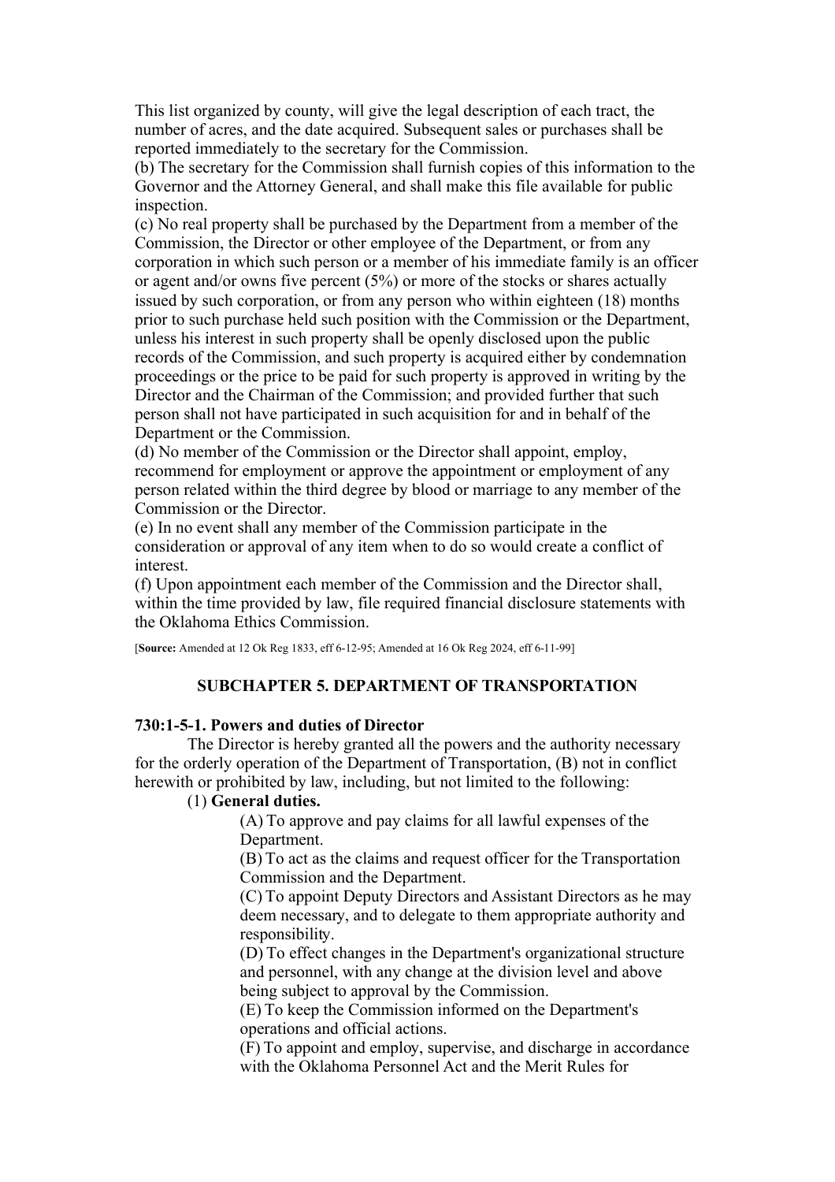This list organized by county, will give the legal description of each tract, the number of acres, and the date acquired. Subsequent sales or purchases shall be reported immediately to the secretary for the Commission.

(b) The secretary for the Commission shall furnish copies of this information to the Governor and the Attorney General, and shall make this file available for public inspection.

(c) No real property shall be purchased by the Department from a member of the Commission, the Director or other employee of the Department, or from any corporation in which such person or a member of his immediate family is an officer or agent and/or owns five percent (5%) or more of the stocks or shares actually issued by such corporation, or from any person who within eighteen (18) months prior to such purchase held such position with the Commission or the Department, unless his interest in such property shall be openly disclosed upon the public records of the Commission, and such property is acquired either by condemnation proceedings or the price to be paid for such property is approved in writing by the Director and the Chairman of the Commission; and provided further that such person shall not have participated in such acquisition for and in behalf of the Department or the Commission.

(d) No member of the Commission or the Director shall appoint, employ, recommend for employment or approve the appointment or employment of any person related within the third degree by blood or marriage to any member of the Commission or the Director.

(e) In no event shall any member of the Commission participate in the consideration or approval of any item when to do so would create a conflict of interest.

(f) Upon appointment each member of the Commission and the Director shall, within the time provided by law, file required financial disclosure statements with the Oklahoma Ethics Commission.

[**Source:** Amended at 12 Ok Reg 1833, eff 6-12-95; Amended at 16 Ok Reg 2024, eff 6-11-99]

## SUBCHAPTER 5. DEPARTMENT OF TRANSPORTATION

### 730:1-5-1. Powers and duties of Director

The Director is hereby granted all the powers and the authority necessary for the orderly operation of the Department of Transportation, (B) not in conflict herewith or prohibited by law, including, but not limited to the following:

(1) **General duties.**

(A) To approve and pay claims for all lawful expenses of the Department.

(B) To act as the claims and request officer for the Transportation Commission and the Department.

(C) To appoint Deputy Directors and Assistant Directors as he may deem necessary, and to delegate to them appropriate authority and responsibility.

(D) To effect changes in the Department's organizational structure and personnel, with any change at the division level and above being subject to approval by the Commission.

(E) To keep the Commission informed on the Department's operations and official actions.

(F) To appoint and employ, supervise, and discharge in accordance with the Oklahoma Personnel Act and the Merit Rules for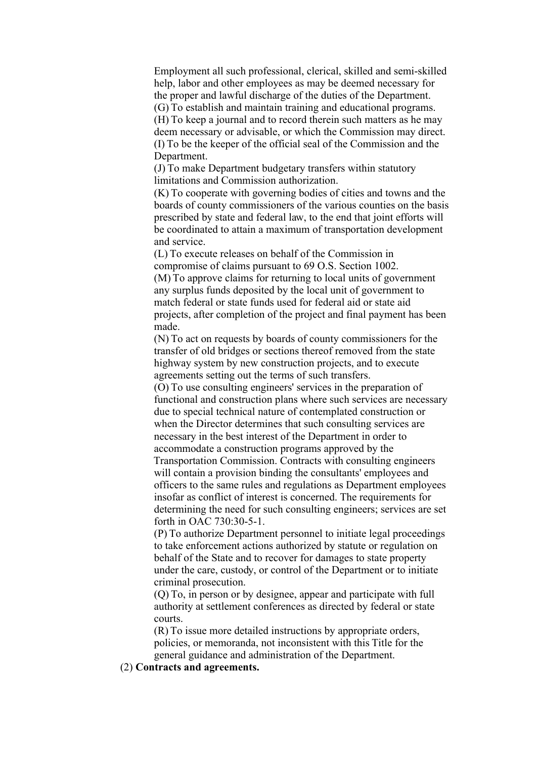Employment all such professional, clerical, skilled and semi-skilled help, labor and other employees as may be deemed necessary for the proper and lawful discharge of the duties of the Department.

(G) To establish and maintain training and educational programs.

(H) To keep a journal and to record therein such matters as he may deem necessary or advisable, or which the Commission may direct.

(I) To be the keeper of the official seal of the Commission and the Department.

(J) To make Department budgetary transfers within statutory limitations and Commission authorization.

(K) To cooperate with governing bodies of cities and towns and the boards of county commissioners of the various counties on the basis prescribed by state and federal law, to the end that joint efforts will be coordinated to attain a maximum of transportation development and service.

(L) To execute releases on behalf of the Commission in compromise of claims pursuant to 69 O.S. Section 1002.

(M) To approve claims for returning to local units of government any surplus funds deposited by the local unit of government to match federal or state funds used for federal aid or state aid projects, after completion of the project and final payment has been made.

(N) To act on requests by boards of county commissioners for the transfer of old bridges or sections thereof removed from the state highway system by new construction projects, and to execute agreements setting out the terms of such transfers.

(O) To use consulting engineers' services in the preparation of functional and construction plans where such services are necessary due to special technical nature of contemplated construction or when the Director determines that such consulting services are necessary in the best interest of the Department in order to accommodate a construction programs approved by the Transportation Commission. Contracts with consulting engineers will contain a provision binding the consultants' employees and officers to the same rules and regulations as Department employees insofar as conflict of interest is concerned. The requirements for determining the need for such consulting engineers; services are set forth in OAC 730:30-5-1.

(P) To authorize Department personnel to initiate legal proceedings to take enforcement actions authorized by statute or regulation on behalf of the State and to recover for damages to state property under the care, custody, or control of the Department or to initiate criminal prosecution.

(Q) To, in person or by designee, appear and participate with full authority at settlement conferences as directed by federal or state courts.

(R) To issue more detailed instructions by appropriate orders, policies, or memoranda, not inconsistent with this Title for the general guidance and administration of the Department.

(2) **Contracts and agreements.**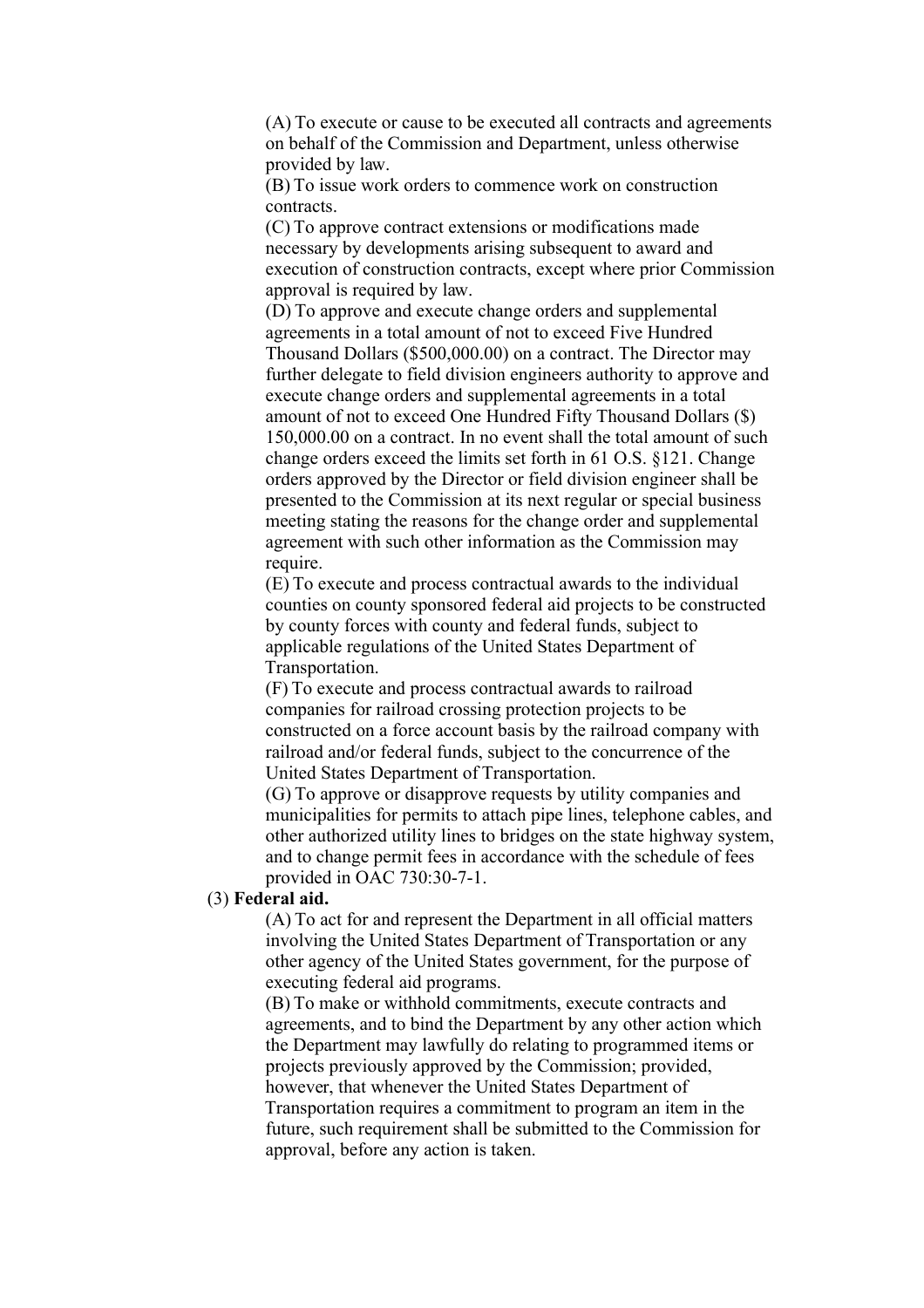(A) To execute or cause to be executed all contracts and agreements on behalf of the Commission and Department, unless otherwise provided by law.

(B) To issue work orders to commence work on construction contracts.

(C) To approve contract extensions or modifications made necessary by developments arising subsequent to award and execution of construction contracts, except where prior Commission approval is required by law.

(D) To approve and execute change orders and supplemental agreements in a total amount of not to exceed Five Hundred Thousand Dollars ($500,000.00) on a contract. The Director may further delegate to field division engineers authority to approve and execute change orders and supplemental agreements in a total amount of not to exceed One Hundred Fifty Thousand Dollars ($) 150,000.00 on a contract. In no event shall the total amount of such change orders exceed the limits set forth in 61 O.S. §121. Change orders approved by the Director or field division engineer shall be presented to the Commission at its next regular or special business meeting stating the reasons for the change order and supplemental agreement with such other information as the Commission may require.

(E) To execute and process contractual awards to the individual counties on county sponsored federal aid projects to be constructed by county forces with county and federal funds, subject to applicable regulations of the United States Department of Transportation.

(F) To execute and process contractual awards to railroad companies for railroad crossing protection projects to be constructed on a force account basis by the railroad company with railroad and/or federal funds, subject to the concurrence of the United States Department of Transportation.

(G) To approve or disapprove requests by utility companies and municipalities for permits to attach pipe lines, telephone cables, and other authorized utility lines to bridges on the state highway system, and to change permit fees in accordance with the schedule of fees provided in OAC 730:30-7-1.

(3) **Federal aid.**

(A) To act for and represent the Department in all official matters involving the United States Department of Transportation or any other agency of the United States government, for the purpose of executing federal aid programs.

(B) To make or withhold commitments, execute contracts and agreements, and to bind the Department by any other action which the Department may lawfully do relating to programmed items or projects previously approved by the Commission; provided, however, that whenever the United States Department of Transportation requires a commitment to program an item in the future, such requirement shall be submitted to the Commission for approval, before any action is taken.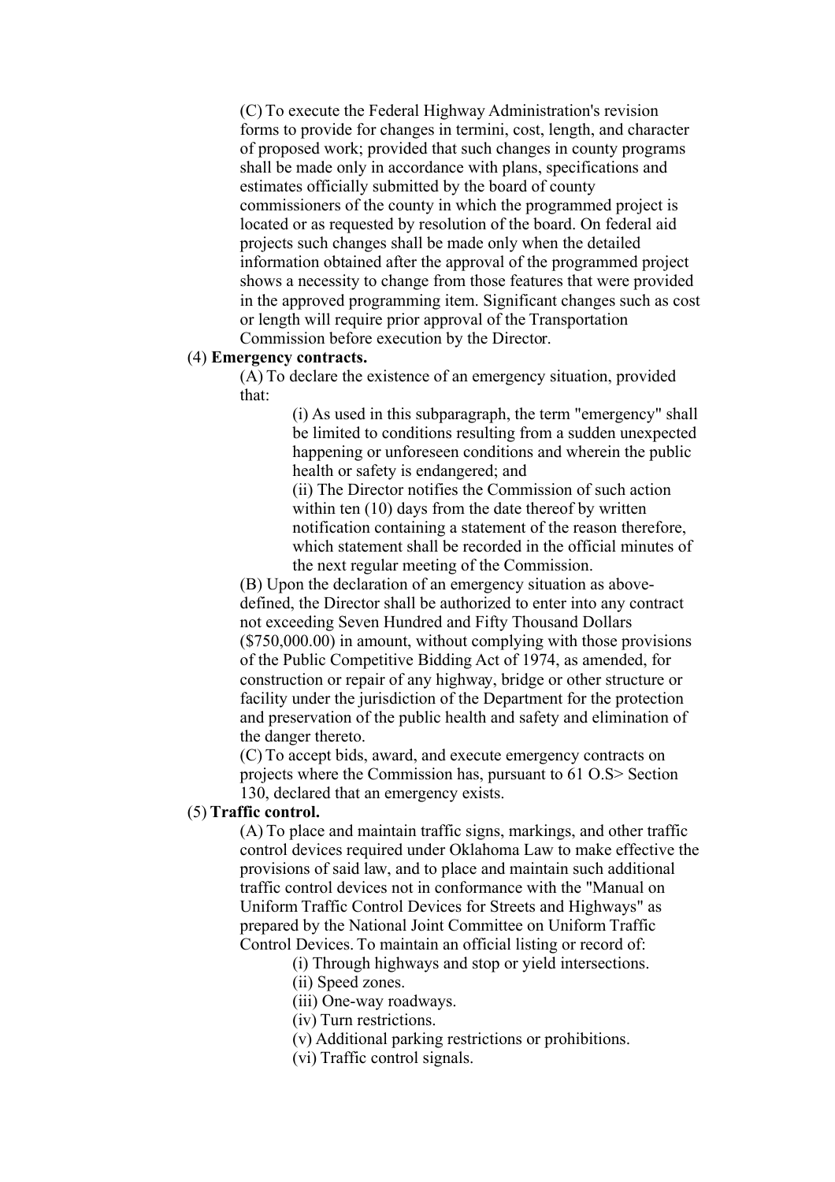(C) To execute the Federal Highway Administration's revision forms to provide for changes in termini, cost, length, and character of proposed work; provided that such changes in county programs shall be made only in accordance with plans, specifications and estimates officially submitted by the board of county commissioners of the county in which the programmed project is located or as requested by resolution of the board. On federal aid projects such changes shall be made only when the detailed information obtained after the approval of the programmed project shows a necessity to change from those features that were provided in the approved programming item. Significant changes such as cost or length will require prior approval of the Transportation Commission before execution by the Director.

(4) **Emergency contracts.**

(A) To declare the existence of an emergency situation, provided that:

(i) As used in this subparagraph, the term "emergency" shall be limited to conditions resulting from a sudden unexpected happening or unforeseen conditions and wherein the public health or safety is endangered; and

(ii) The Director notifies the Commission of such action within ten (10) days from the date thereof by written notification containing a statement of the reason therefore, which statement shall be recorded in the official minutes of the next regular meeting of the Commission.

(B) Upon the declaration of an emergency situation as above-defined, the Director shall be authorized to enter into any contract not exceeding Seven Hundred and Fifty Thousand Dollars ($750,000.00) in amount, without complying with those provisions of the Public Competitive Bidding Act of 1974, as amended, for construction or repair of any highway, bridge or other structure or facility under the jurisdiction of the Department for the protection and preservation of the public health and safety and elimination of the danger thereto.

(C) To accept bids, award, and execute emergency contracts on projects where the Commission has, pursuant to 61 O.S> Section 130, declared that an emergency exists.

(5) **Traffic control.**

(A) To place and maintain traffic signs, markings, and other traffic control devices required under Oklahoma Law to make effective the provisions of said law, and to place and maintain such additional traffic control devices not in conformance with the "Manual on Uniform Traffic Control Devices for Streets and Highways" as prepared by the National Joint Committee on Uniform Traffic Control Devices. To maintain an official listing or record of:

(i) Through highways and stop or yield intersections.

(ii) Speed zones.

(iii) One-way roadways.

(iv) Turn restrictions.

(v) Additional parking restrictions or prohibitions.

(vi) Traffic control signals.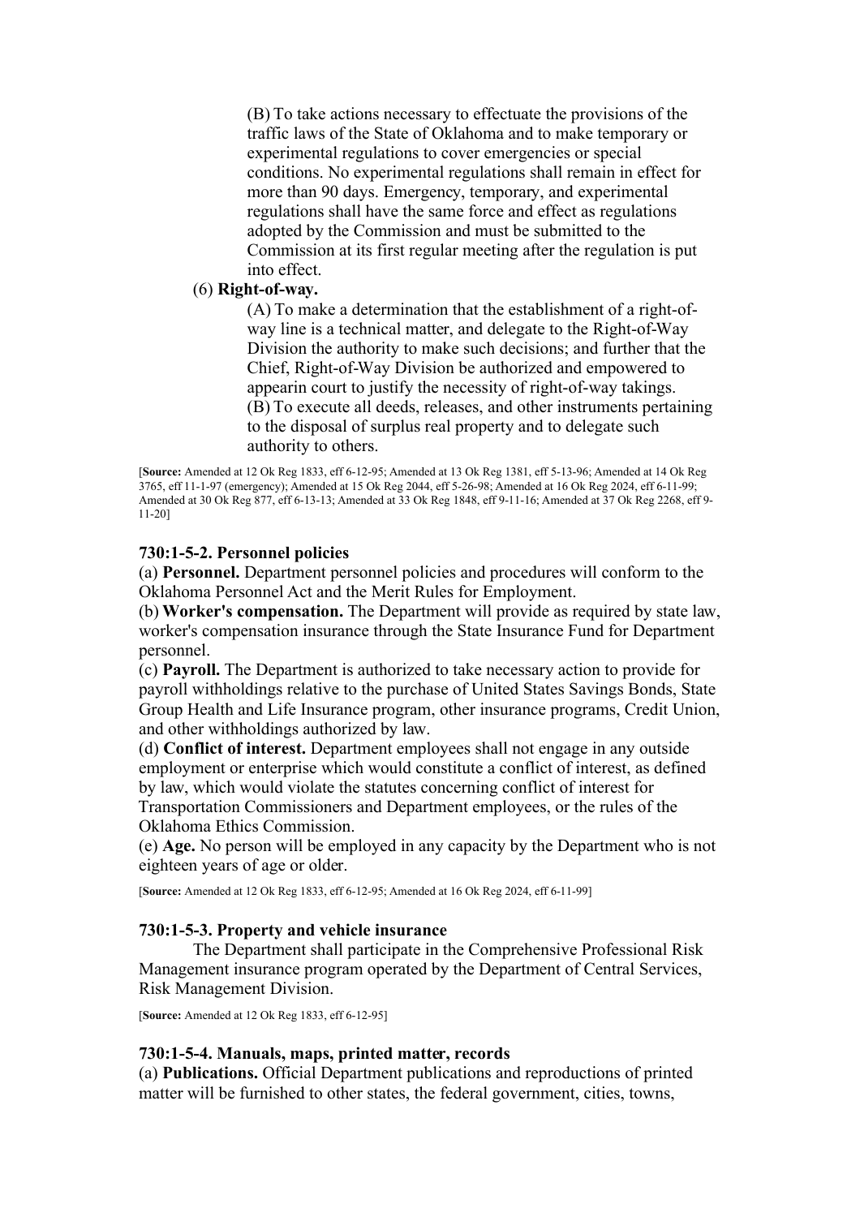(B) To take actions necessary to effectuate the provisions of the traffic laws of the State of Oklahoma and to make temporary or experimental regulations to cover emergencies or special conditions. No experimental regulations shall remain in effect for more than 90 days. Emergency, temporary, and experimental regulations shall have the same force and effect as regulations adopted by the Commission and must be submitted to the Commission at its first regular meeting after the regulation is put into effect.

(6) **Right-of-way.**

(A) To make a determination that the establishment of a right-of-way line is a technical matter, and delegate to the Right-of-Way Division the authority to make such decisions; and further that the Chief, Right-of-Way Division be authorized and empowered to appearin court to justify the necessity of right-of-way takings.

(B) To execute all deeds, releases, and other instruments pertaining to the disposal of surplus real property and to delegate such authority to others.

[**Source:** Amended at 12 Ok Reg 1833, eff 6-12-95; Amended at 13 Ok Reg 1381, eff 5-13-96; Amended at 14 Ok Reg 3765, eff 11-1-97 (emergency); Amended at 15 Ok Reg 2044, eff 5-26-98; Amended at 16 Ok Reg 2024, eff 6-11-99; Amended at 30 Ok Reg 877, eff 6-13-13; Amended at 33 Ok Reg 1848, eff 9-11-16; Amended at 37 Ok Reg 2268, eff 9-11-20]

### 730:1-5-2. Personnel policies

(a) **Personnel.** Department personnel policies and procedures will conform to the Oklahoma Personnel Act and the Merit Rules for Employment.

(b) **Worker's compensation.** The Department will provide as required by state law, worker's compensation insurance through the State Insurance Fund for Department personnel.

(c) **Payroll.** The Department is authorized to take necessary action to provide for payroll withholdings relative to the purchase of United States Savings Bonds, State Group Health and Life Insurance program, other insurance programs, Credit Union, and other withholdings authorized by law.

(d) **Conflict of interest.** Department employees shall not engage in any outside employment or enterprise which would constitute a conflict of interest, as defined by law, which would violate the statutes concerning conflict of interest for Transportation Commissioners and Department employees, or the rules of the Oklahoma Ethics Commission.

(e) **Age.** No person will be employed in any capacity by the Department who is not eighteen years of age or older.

[**Source:** Amended at 12 Ok Reg 1833, eff 6-12-95; Amended at 16 Ok Reg 2024, eff 6-11-99]

### 730:1-5-3. Property and vehicle insurance

The Department shall participate in the Comprehensive Professional Risk Management insurance program operated by the Department of Central Services, Risk Management Division.

[**Source:** Amended at 12 Ok Reg 1833, eff 6-12-95]

### 730:1-5-4. Manuals, maps, printed matter, records

(a) **Publications.** Official Department publications and reproductions of printed matter will be furnished to other states, the federal government, cities, towns,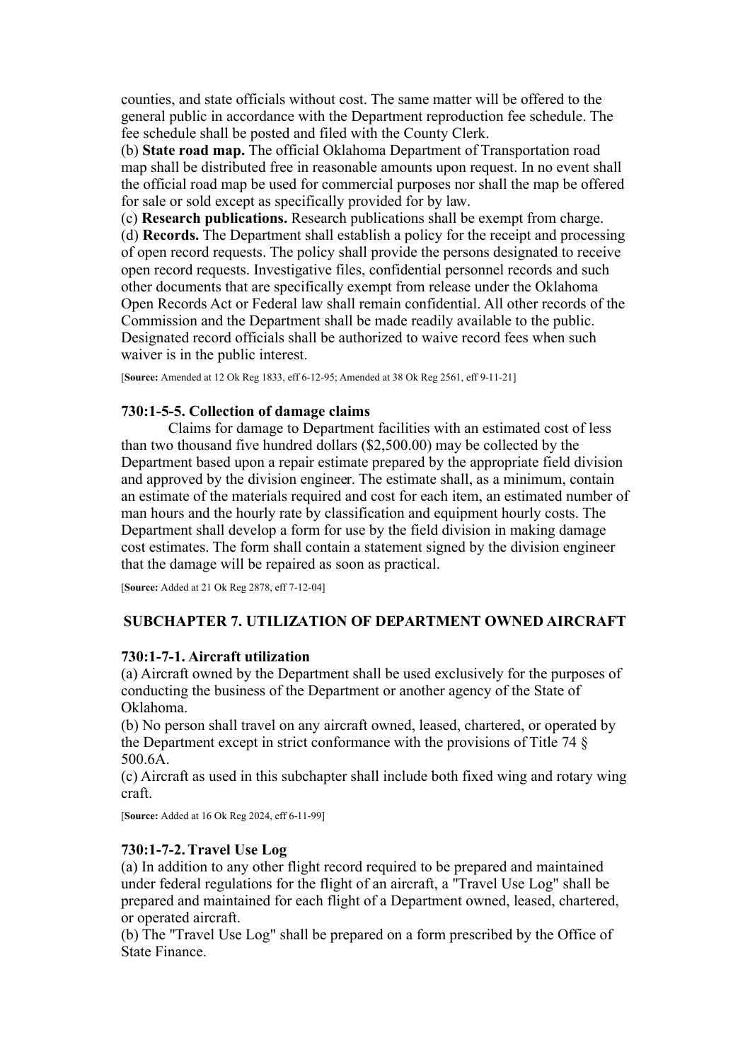counties, and state officials without cost. The same matter will be offered to the general public in accordance with the Department reproduction fee schedule. The fee schedule shall be posted and filed with the County Clerk.

(b) **State road map.** The official Oklahoma Department of Transportation road map shall be distributed free in reasonable amounts upon request. In no event shall the official road map be used for commercial purposes nor shall the map be offered for sale or sold except as specifically provided for by law.

(c) **Research publications.** Research publications shall be exempt from charge.

(d) **Records.** The Department shall establish a policy for the receipt and processing of open record requests. The policy shall provide the persons designated to receive open record requests. Investigative files, confidential personnel records and such other documents that are specifically exempt from release under the Oklahoma Open Records Act or Federal law shall remain confidential. All other records of the Commission and the Department shall be made readily available to the public. Designated record officials shall be authorized to waive record fees when such waiver is in the public interest.

[**Source:** Amended at 12 Ok Reg 1833, eff 6-12-95; Amended at 38 Ok Reg 2561, eff 9-11-21]

### 730:1-5-5. Collection of damage claims

Claims for damage to Department facilities with an estimated cost of less than two thousand five hundred dollars ($2,500.00) may be collected by the Department based upon a repair estimate prepared by the appropriate field division and approved by the division engineer. The estimate shall, as a minimum, contain an estimate of the materials required and cost for each item, an estimated number of man hours and the hourly rate by classification and equipment hourly costs. The Department shall develop a form for use by the field division in making damage cost estimates. The form shall contain a statement signed by the division engineer that the damage will be repaired as soon as practical.

[**Source:** Added at 21 Ok Reg 2878, eff 7-12-04]

## SUBCHAPTER 7. UTILIZATION OF DEPARTMENT OWNED AIRCRAFT

### 730:1-7-1. Aircraft utilization

(a) Aircraft owned by the Department shall be used exclusively for the purposes of conducting the business of the Department or another agency of the State of Oklahoma.

(b) No person shall travel on any aircraft owned, leased, chartered, or operated by the Department except in strict conformance with the provisions of Title 74 § 500.6A.

(c) Aircraft as used in this subchapter shall include both fixed wing and rotary wing craft.

[**Source:** Added at 16 Ok Reg 2024, eff 6-11-99]

### 730:1-7-2. Travel Use Log

(a) In addition to any other flight record required to be prepared and maintained under federal regulations for the flight of an aircraft, a "Travel Use Log" shall be prepared and maintained for each flight of a Department owned, leased, chartered, or operated aircraft.

(b) The "Travel Use Log" shall be prepared on a form prescribed by the Office of State Finance.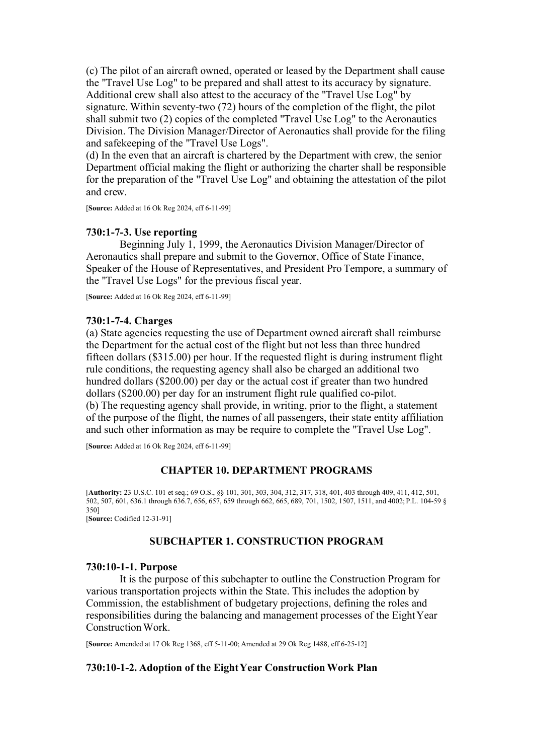(c) The pilot of an aircraft owned, operated or leased by the Department shall cause the "Travel Use Log" to be prepared and shall attest to its accuracy by signature. Additional crew shall also attest to the accuracy of the "Travel Use Log" by signature. Within seventy-two (72) hours of the completion of the flight, the pilot shall submit two (2) copies of the completed "Travel Use Log" to the Aeronautics Division. The Division Manager/Director of Aeronautics shall provide for the filing and safekeeping of the "Travel Use Logs".

(d) In the even that an aircraft is chartered by the Department with crew, the senior Department official making the flight or authorizing the charter shall be responsible for the preparation of the "Travel Use Log" and obtaining the attestation of the pilot and crew.

[**Source:** Added at 16 Ok Reg 2024, eff 6-11-99]

### 730:1-7-3. Use reporting

Beginning July 1, 1999, the Aeronautics Division Manager/Director of Aeronautics shall prepare and submit to the Governor, Office of State Finance, Speaker of the House of Representatives, and President Pro Tempore, a summary of the "Travel Use Logs" for the previous fiscal year.

[**Source:** Added at 16 Ok Reg 2024, eff 6-11-99]

### 730:1-7-4. Charges

(a) State agencies requesting the use of Department owned aircraft shall reimburse the Department for the actual cost of the flight but not less than three hundred fifteen dollars ($315.00) per hour. If the requested flight is during instrument flight rule conditions, the requesting agency shall also be charged an additional two hundred dollars ($200.00) per day or the actual cost if greater than two hundred dollars ($200.00) per day for an instrument flight rule qualified co-pilot.

(b) The requesting agency shall provide, in writing, prior to the flight, a statement of the purpose of the flight, the names of all passengers, their state entity affiliation and such other information as may be require to complete the "Travel Use Log".

[**Source:** Added at 16 Ok Reg 2024, eff 6-11-99]

## CHAPTER 10. DEPARTMENT PROGRAMS

[**Authority:** 23 U.S.C. 101 et seq.; 69 O.S., §§ 101, 301, 303, 304, 312, 317, 318, 401, 403 through 409, 411, 412, 501, 502, 507, 601, 636.1 through 636.7, 656, 657, 659 through 662, 665, 689, 701, 1502, 1507, 1511, and 4002; P.L. 104-59 § 350]
[**Source:** Codified 12-31-91]

## SUBCHAPTER 1. CONSTRUCTION PROGRAM

### 730:10-1-1. Purpose

It is the purpose of this subchapter to outline the Construction Program for various transportation projects within the State. This includes the adoption by Commission, the establishment of budgetary projections, defining the roles and responsibilities during the balancing and management processes of the Eight Year Construction Work.

[**Source:** Amended at 17 Ok Reg 1368, eff 5-11-00; Amended at 29 Ok Reg 1488, eff 6-25-12]

### 730:10-1-2. Adoption of the Eight Year Construction Work Plan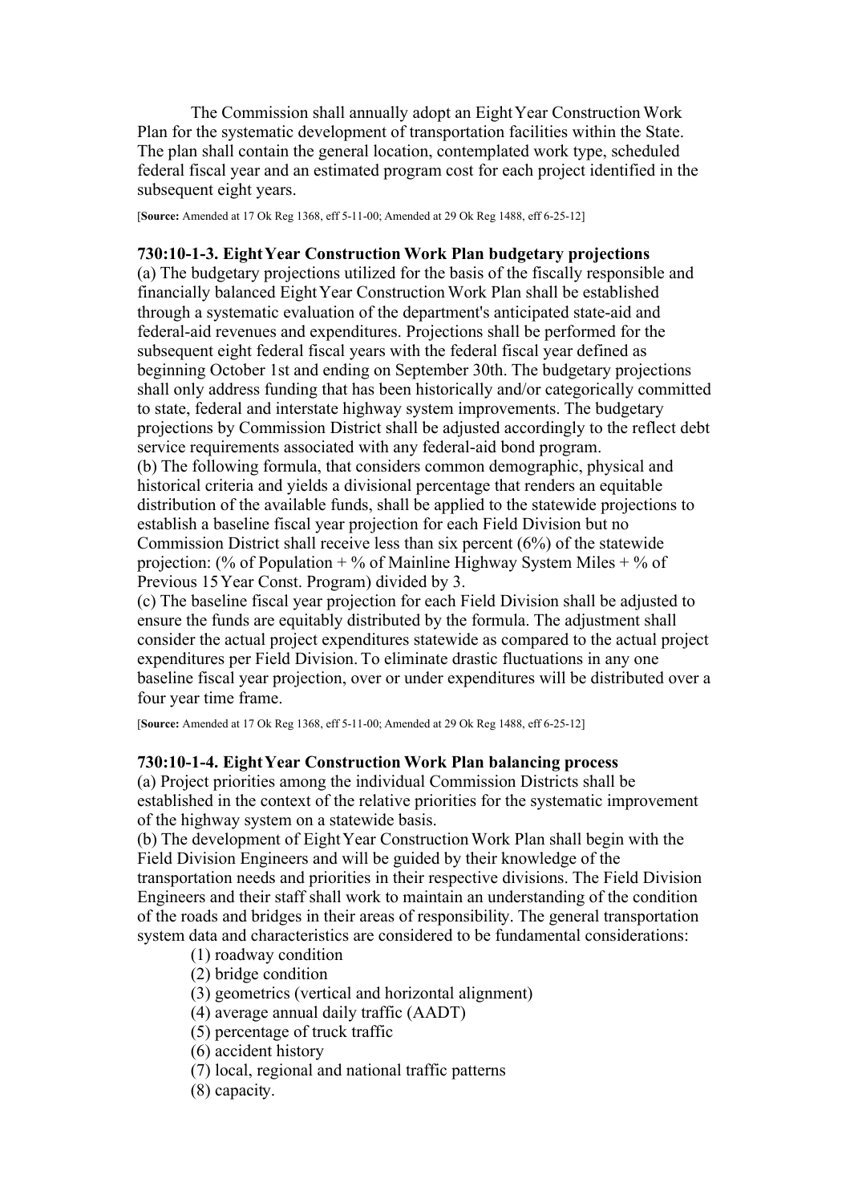The Commission shall annually adopt an Eight Year Construction Work Plan for the systematic development of transportation facilities within the State. The plan shall contain the general location, contemplated work type, scheduled federal fiscal year and an estimated program cost for each project identified in the subsequent eight years.

[**Source:** Amended at 17 Ok Reg 1368, eff 5-11-00; Amended at 29 Ok Reg 1488, eff 6-25-12]

### 730:10-1-3. Eight Year Construction Work Plan budgetary projections

(a) The budgetary projections utilized for the basis of the fiscally responsible and financially balanced Eight Year Construction Work Plan shall be established through a systematic evaluation of the department's anticipated state-aid and federal-aid revenues and expenditures. Projections shall be performed for the subsequent eight federal fiscal years with the federal fiscal year defined as beginning October 1st and ending on September 30th. The budgetary projections shall only address funding that has been historically and/or categorically committed to state, federal and interstate highway system improvements. The budgetary projections by Commission District shall be adjusted accordingly to the reflect debt service requirements associated with any federal-aid bond program.

(b) The following formula, that considers common demographic, physical and historical criteria and yields a divisional percentage that renders an equitable distribution of the available funds, shall be applied to the statewide projections to establish a baseline fiscal year projection for each Field Division but no Commission District shall receive less than six percent (6%) of the statewide projection: (% of Population + % of Mainline Highway System Miles + % of Previous 15 Year Const. Program) divided by 3.

(c) The baseline fiscal year projection for each Field Division shall be adjusted to ensure the funds are equitably distributed by the formula. The adjustment shall consider the actual project expenditures statewide as compared to the actual project expenditures per Field Division. To eliminate drastic fluctuations in any one baseline fiscal year projection, over or under expenditures will be distributed over a four year time frame.

[**Source:** Amended at 17 Ok Reg 1368, eff 5-11-00; Amended at 29 Ok Reg 1488, eff 6-25-12]

### 730:10-1-4. Eight Year Construction Work Plan balancing process

(a) Project priorities among the individual Commission Districts shall be established in the context of the relative priorities for the systematic improvement of the highway system on a statewide basis.

(b) The development of Eight Year Construction Work Plan shall begin with the Field Division Engineers and will be guided by their knowledge of the transportation needs and priorities in their respective divisions. The Field Division Engineers and their staff shall work to maintain an understanding of the condition of the roads and bridges in their areas of responsibility. The general transportation system data and characteristics are considered to be fundamental considerations:

(1) roadway condition
(2) bridge condition
(3) geometrics (vertical and horizontal alignment)
(4) average annual daily traffic (AADT)
(5) percentage of truck traffic
(6) accident history
(7) local, regional and national traffic patterns
(8) capacity.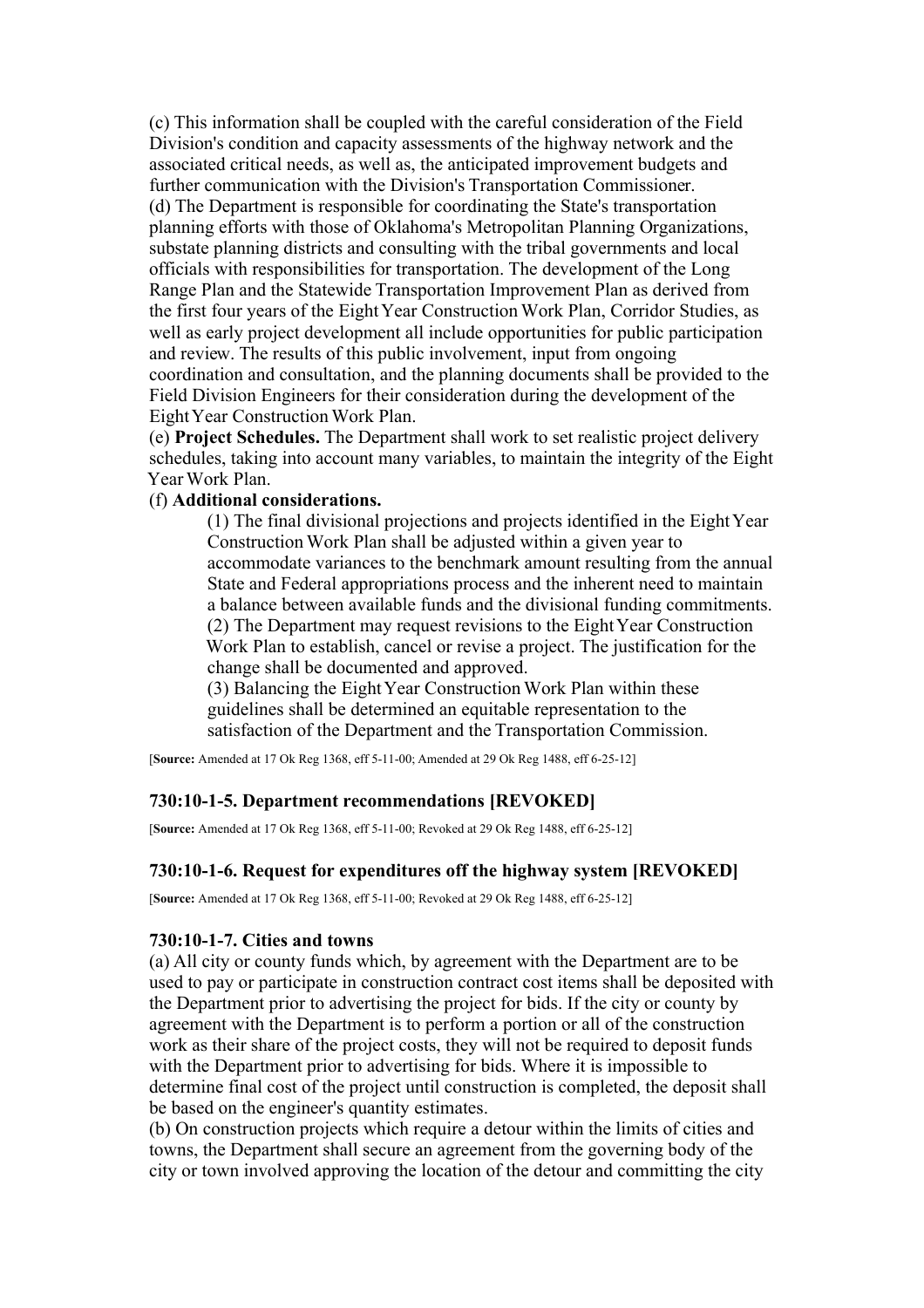(c) This information shall be coupled with the careful consideration of the Field Division's condition and capacity assessments of the highway network and the associated critical needs, as well as, the anticipated improvement budgets and further communication with the Division's Transportation Commissioner.

(d) The Department is responsible for coordinating the State's transportation planning efforts with those of Oklahoma's Metropolitan Planning Organizations, substate planning districts and consulting with the tribal governments and local officials with responsibilities for transportation. The development of the Long Range Plan and the Statewide Transportation Improvement Plan as derived from the first four years of the Eight Year Construction Work Plan, Corridor Studies, as well as early project development all include opportunities for public participation and review. The results of this public involvement, input from ongoing coordination and consultation, and the planning documents shall be provided to the Field Division Engineers for their consideration during the development of the Eight Year Construction Work Plan.

(e) **Project Schedules.** The Department shall work to set realistic project delivery schedules, taking into account many variables, to maintain the integrity of the Eight Year Work Plan.

(f) **Additional considerations.**

> (1) The final divisional projections and projects identified in the Eight Year Construction Work Plan shall be adjusted within a given year to accommodate variances to the benchmark amount resulting from the annual State and Federal appropriations process and the inherent need to maintain a balance between available funds and the divisional funding commitments.
>
> (2) The Department may request revisions to the Eight Year Construction Work Plan to establish, cancel or revise a project. The justification for the change shall be documented and approved.
>
> (3) Balancing the Eight Year Construction Work Plan within these guidelines shall be determined an equitable representation to the satisfaction of the Department and the Transportation Commission.

[**Source:** Amended at 17 Ok Reg 1368, eff 5-11-00; Amended at 29 Ok Reg 1488, eff 6-25-12]

### 730:10-1-5. Department recommendations [REVOKED]

[**Source:** Amended at 17 Ok Reg 1368, eff 5-11-00; Revoked at 29 Ok Reg 1488, eff 6-25-12]

### 730:10-1-6. Request for expenditures off the highway system [REVOKED]

[**Source:** Amended at 17 Ok Reg 1368, eff 5-11-00; Revoked at 29 Ok Reg 1488, eff 6-25-12]

### 730:10-1-7. Cities and towns

(a) All city or county funds which, by agreement with the Department are to be used to pay or participate in construction contract cost items shall be deposited with the Department prior to advertising the project for bids. If the city or county by agreement with the Department is to perform a portion or all of the construction work as their share of the project costs, they will not be required to deposit funds with the Department prior to advertising for bids. Where it is impossible to determine final cost of the project until construction is completed, the deposit shall be based on the engineer's quantity estimates.

(b) On construction projects which require a detour within the limits of cities and towns, the Department shall secure an agreement from the governing body of the city or town involved approving the location of the detour and committing the city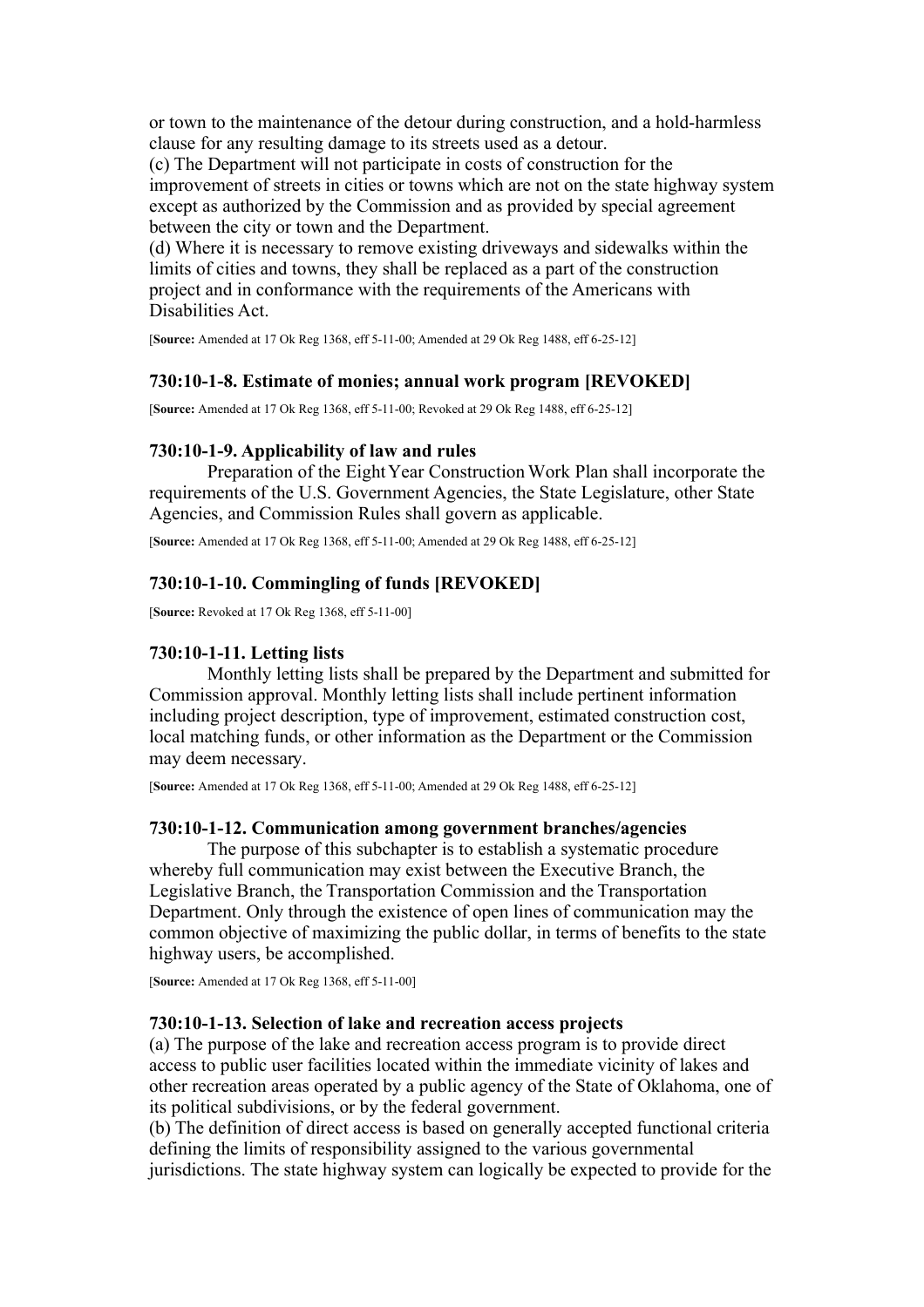or town to the maintenance of the detour during construction, and a hold-harmless clause for any resulting damage to its streets used as a detour.
(c) The Department will not participate in costs of construction for the improvement of streets in cities or towns which are not on the state highway system except as authorized by the Commission and as provided by special agreement between the city or town and the Department.
(d) Where it is necessary to remove existing driveways and sidewalks within the limits of cities and towns, they shall be replaced as a part of the construction project and in conformance with the requirements of the Americans with Disabilities Act.

[**Source:** Amended at 17 Ok Reg 1368, eff 5-11-00; Amended at 29 Ok Reg 1488, eff 6-25-12]

### 730:10-1-8. Estimate of monies; annual work program [REVOKED]

[**Source:** Amended at 17 Ok Reg 1368, eff 5-11-00; Revoked at 29 Ok Reg 1488, eff 6-25-12]

### 730:10-1-9. Applicability of law and rules

Preparation of the Eight Year Construction Work Plan shall incorporate the requirements of the U.S. Government Agencies, the State Legislature, other State Agencies, and Commission Rules shall govern as applicable.

[**Source:** Amended at 17 Ok Reg 1368, eff 5-11-00; Amended at 29 Ok Reg 1488, eff 6-25-12]

### 730:10-1-10. Commingling of funds [REVOKED]

[**Source:** Revoked at 17 Ok Reg 1368, eff 5-11-00]

### 730:10-1-11. Letting lists

Monthly letting lists shall be prepared by the Department and submitted for Commission approval. Monthly letting lists shall include pertinent information including project description, type of improvement, estimated construction cost, local matching funds, or other information as the Department or the Commission may deem necessary.

[**Source:** Amended at 17 Ok Reg 1368, eff 5-11-00; Amended at 29 Ok Reg 1488, eff 6-25-12]

### 730:10-1-12. Communication among government branches/agencies

The purpose of this subchapter is to establish a systematic procedure whereby full communication may exist between the Executive Branch, the Legislative Branch, the Transportation Commission and the Transportation Department. Only through the existence of open lines of communication may the common objective of maximizing the public dollar, in terms of benefits to the state highway users, be accomplished.

[**Source:** Amended at 17 Ok Reg 1368, eff 5-11-00]

### 730:10-1-13. Selection of lake and recreation access projects

(a) The purpose of the lake and recreation access program is to provide direct access to public user facilities located within the immediate vicinity of lakes and other recreation areas operated by a public agency of the State of Oklahoma, one of its political subdivisions, or by the federal government.
(b) The definition of direct access is based on generally accepted functional criteria defining the limits of responsibility assigned to the various governmental jurisdictions. The state highway system can logically be expected to provide for the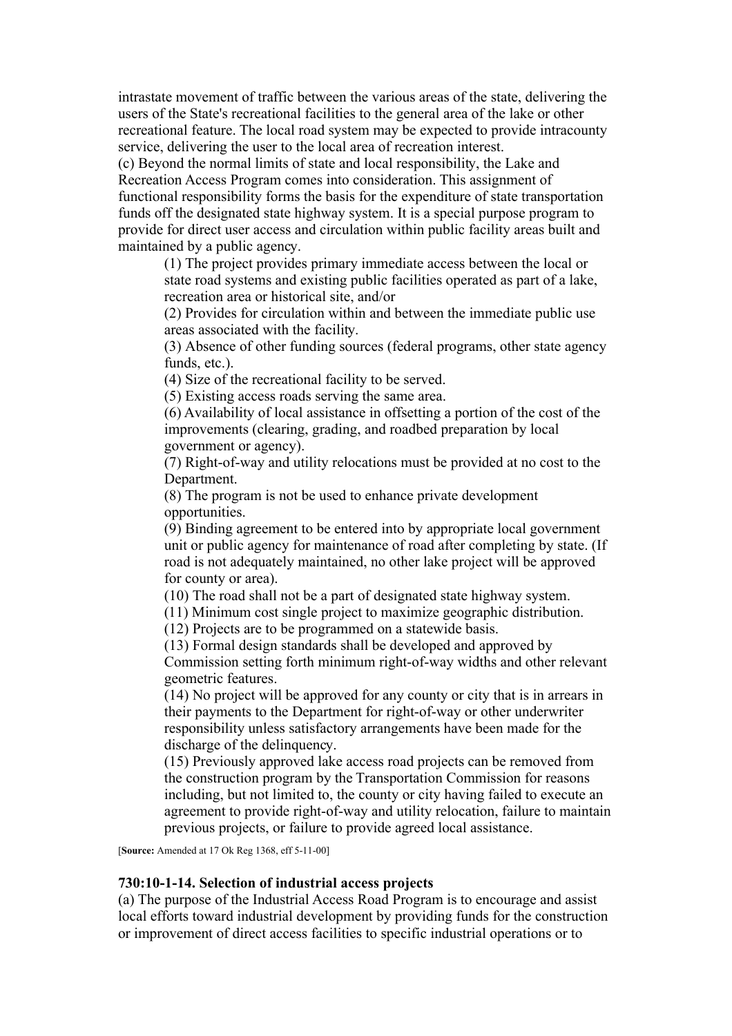intrastate movement of traffic between the various areas of the state, delivering the users of the State's recreational facilities to the general area of the lake or other recreational feature. The local road system may be expected to provide intracounty service, delivering the user to the local area of recreation interest.

(c) Beyond the normal limits of state and local responsibility, the Lake and Recreation Access Program comes into consideration. This assignment of functional responsibility forms the basis for the expenditure of state transportation funds off the designated state highway system. It is a special purpose program to provide for direct user access and circulation within public facility areas built and maintained by a public agency.

(1) The project provides primary immediate access between the local or state road systems and existing public facilities operated as part of a lake, recreation area or historical site, and/or

(2) Provides for circulation within and between the immediate public use areas associated with the facility.

(3) Absence of other funding sources (federal programs, other state agency funds, etc.).

(4) Size of the recreational facility to be served.

(5) Existing access roads serving the same area.

(6) Availability of local assistance in offsetting a portion of the cost of the improvements (clearing, grading, and roadbed preparation by local government or agency).

(7) Right-of-way and utility relocations must be provided at no cost to the Department.

(8) The program is not be used to enhance private development opportunities.

(9) Binding agreement to be entered into by appropriate local government unit or public agency for maintenance of road after completing by state. (If road is not adequately maintained, no other lake project will be approved for county or area).

(10) The road shall not be a part of designated state highway system.

(11) Minimum cost single project to maximize geographic distribution.

(12) Projects are to be programmed on a statewide basis.

(13) Formal design standards shall be developed and approved by Commission setting forth minimum right-of-way widths and other relevant geometric features.

(14) No project will be approved for any county or city that is in arrears in their payments to the Department for right-of-way or other underwriter responsibility unless satisfactory arrangements have been made for the discharge of the delinquency.

(15) Previously approved lake access road projects can be removed from the construction program by the Transportation Commission for reasons including, but not limited to, the county or city having failed to execute an agreement to provide right-of-way and utility relocation, failure to maintain previous projects, or failure to provide agreed local assistance.

[**Source:** Amended at 17 Ok Reg 1368, eff 5-11-00]

**730:10-1-14. Selection of industrial access projects**

(a) The purpose of the Industrial Access Road Program is to encourage and assist local efforts toward industrial development by providing funds for the construction or improvement of direct access facilities to specific industrial operations or to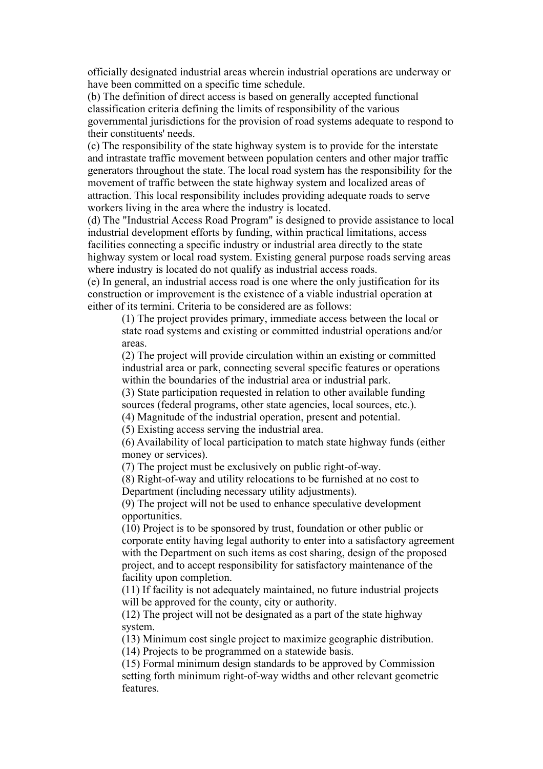officially designated industrial areas wherein industrial operations are underway or have been committed on a specific time schedule.

(b) The definition of direct access is based on generally accepted functional classification criteria defining the limits of responsibility of the various governmental jurisdictions for the provision of road systems adequate to respond to their constituents' needs.

(c) The responsibility of the state highway system is to provide for the interstate and intrastate traffic movement between population centers and other major traffic generators throughout the state. The local road system has the responsibility for the movement of traffic between the state highway system and localized areas of attraction. This local responsibility includes providing adequate roads to serve workers living in the area where the industry is located.

(d) The "Industrial Access Road Program" is designed to provide assistance to local industrial development efforts by funding, within practical limitations, access facilities connecting a specific industry or industrial area directly to the state highway system or local road system. Existing general purpose roads serving areas where industry is located do not qualify as industrial access roads.

(e) In general, an industrial access road is one where the only justification for its construction or improvement is the existence of a viable industrial operation at either of its termini. Criteria to be considered are as follows:

> (1) The project provides primary, immediate access between the local or state road systems and existing or committed industrial operations and/or areas.
>
> (2) The project will provide circulation within an existing or committed industrial area or park, connecting several specific features or operations within the boundaries of the industrial area or industrial park.
>
> (3) State participation requested in relation to other available funding sources (federal programs, other state agencies, local sources, etc.).
>
> (4) Magnitude of the industrial operation, present and potential.
>
> (5) Existing access serving the industrial area.
>
> (6) Availability of local participation to match state highway funds (either money or services).
>
> (7) The project must be exclusively on public right-of-way.
>
> (8) Right-of-way and utility relocations to be furnished at no cost to Department (including necessary utility adjustments).
>
> (9) The project will not be used to enhance speculative development opportunities.
>
> (10) Project is to be sponsored by trust, foundation or other public or corporate entity having legal authority to enter into a satisfactory agreement with the Department on such items as cost sharing, design of the proposed project, and to accept responsibility for satisfactory maintenance of the facility upon completion.
>
> (11) If facility is not adequately maintained, no future industrial projects will be approved for the county, city or authority.
>
> (12) The project will not be designated as a part of the state highway system.
>
> (13) Minimum cost single project to maximize geographic distribution.
>
> (14) Projects to be programmed on a statewide basis.
>
> (15) Formal minimum design standards to be approved by Commission setting forth minimum right-of-way widths and other relevant geometric features.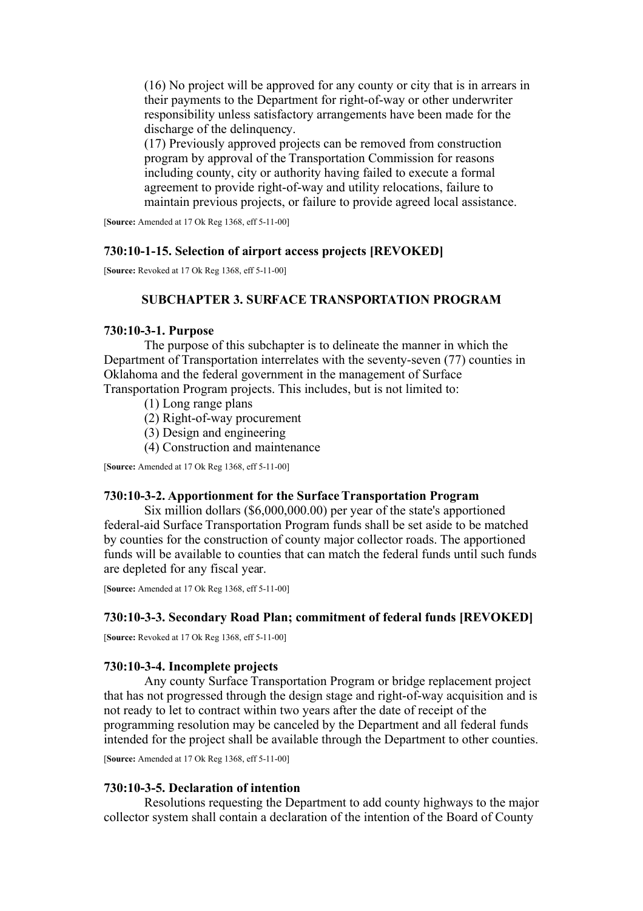(16) No project will be approved for any county or city that is in arrears in their payments to the Department for right-of-way or other underwriter responsibility unless satisfactory arrangements have been made for the discharge of the delinquency.

(17) Previously approved projects can be removed from construction program by approval of the Transportation Commission for reasons including county, city or authority having failed to execute a formal agreement to provide right-of-way and utility relocations, failure to maintain previous projects, or failure to provide agreed local assistance.

[**Source:** Amended at 17 Ok Reg 1368, eff 5-11-00]

### 730:10-1-15. Selection of airport access projects [REVOKED]

[**Source:** Revoked at 17 Ok Reg 1368, eff 5-11-00]

## SUBCHAPTER 3. SURFACE TRANSPORTATION PROGRAM

### 730:10-3-1. Purpose

The purpose of this subchapter is to delineate the manner in which the Department of Transportation interrelates with the seventy-seven (77) counties in Oklahoma and the federal government in the management of Surface Transportation Program projects. This includes, but is not limited to:

(1) Long range plans
(2) Right-of-way procurement
(3) Design and engineering
(4) Construction and maintenance

[**Source:** Amended at 17 Ok Reg 1368, eff 5-11-00]

### 730:10-3-2. Apportionment for the Surface Transportation Program

Six million dollars ($6,000,000.00) per year of the state's apportioned federal-aid Surface Transportation Program funds shall be set aside to be matched by counties for the construction of county major collector roads. The apportioned funds will be available to counties that can match the federal funds until such funds are depleted for any fiscal year.

[**Source:** Amended at 17 Ok Reg 1368, eff 5-11-00]

### 730:10-3-3. Secondary Road Plan; commitment of federal funds [REVOKED]

[**Source:** Revoked at 17 Ok Reg 1368, eff 5-11-00]

### 730:10-3-4. Incomplete projects

Any county Surface Transportation Program or bridge replacement project that has not progressed through the design stage and right-of-way acquisition and is not ready to let to contract within two years after the date of receipt of the programming resolution may be canceled by the Department and all federal funds intended for the project shall be available through the Department to other counties.

[**Source:** Amended at 17 Ok Reg 1368, eff 5-11-00]

### 730:10-3-5. Declaration of intention

Resolutions requesting the Department to add county highways to the major collector system shall contain a declaration of the intention of the Board of County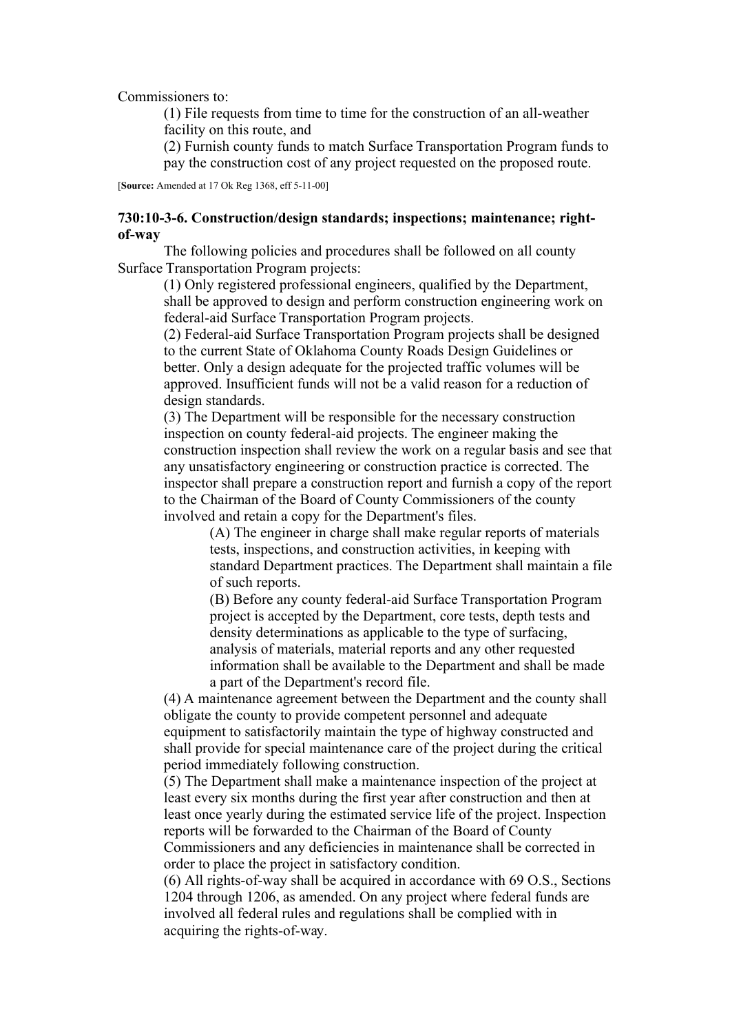Commissioners to:

(1) File requests from time to time for the construction of an all-weather facility on this route, and

(2) Furnish county funds to match Surface Transportation Program funds to pay the construction cost of any project requested on the proposed route.

[**Source:** Amended at 17 Ok Reg 1368, eff 5-11-00]

### 730:10-3-6. Construction/design standards; inspections; maintenance; right-of-way

The following policies and procedures shall be followed on all county Surface Transportation Program projects:

(1) Only registered professional engineers, qualified by the Department, shall be approved to design and perform construction engineering work on federal-aid Surface Transportation Program projects.

(2) Federal-aid Surface Transportation Program projects shall be designed to the current State of Oklahoma County Roads Design Guidelines or better. Only a design adequate for the projected traffic volumes will be approved. Insufficient funds will not be a valid reason for a reduction of design standards.

(3) The Department will be responsible for the necessary construction inspection on county federal-aid projects. The engineer making the construction inspection shall review the work on a regular basis and see that any unsatisfactory engineering or construction practice is corrected. The inspector shall prepare a construction report and furnish a copy of the report to the Chairman of the Board of County Commissioners of the county involved and retain a copy for the Department's files.

(A) The engineer in charge shall make regular reports of materials tests, inspections, and construction activities, in keeping with standard Department practices. The Department shall maintain a file of such reports.

(B) Before any county federal-aid Surface Transportation Program project is accepted by the Department, core tests, depth tests and density determinations as applicable to the type of surfacing, analysis of materials, material reports and any other requested information shall be available to the Department and shall be made a part of the Department's record file.

(4) A maintenance agreement between the Department and the county shall obligate the county to provide competent personnel and adequate equipment to satisfactorily maintain the type of highway constructed and shall provide for special maintenance care of the project during the critical period immediately following construction.

(5) The Department shall make a maintenance inspection of the project at least every six months during the first year after construction and then at least once yearly during the estimated service life of the project. Inspection reports will be forwarded to the Chairman of the Board of County Commissioners and any deficiencies in maintenance shall be corrected in order to place the project in satisfactory condition.

(6) All rights-of-way shall be acquired in accordance with 69 O.S., Sections 1204 through 1206, as amended. On any project where federal funds are involved all federal rules and regulations shall be complied with in acquiring the rights-of-way.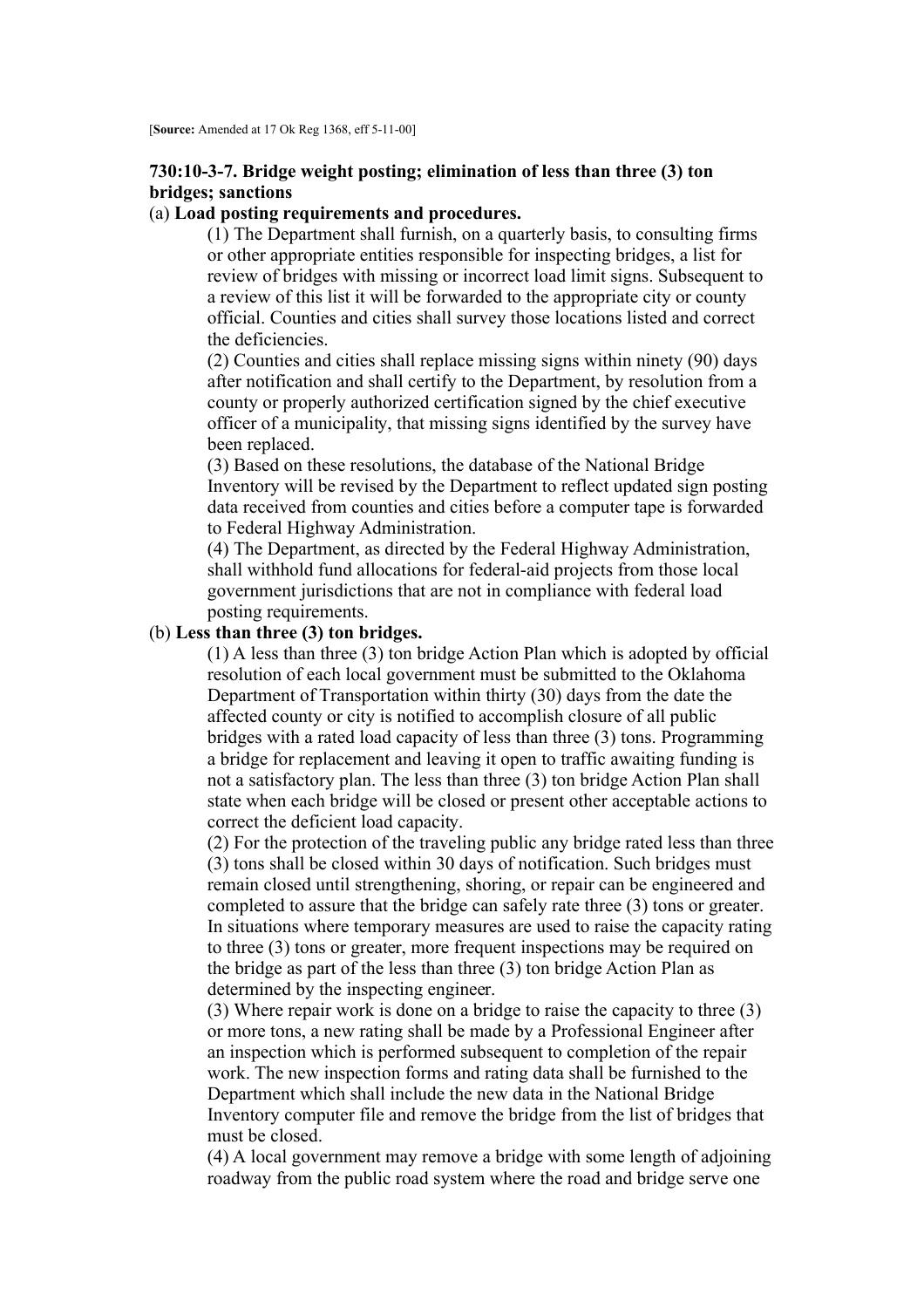[**Source:** Amended at 17 Ok Reg 1368, eff 5-11-00]

### 730:10-3-7. Bridge weight posting; elimination of less than three (3) ton bridges; sanctions

(a) **Load posting requirements and procedures.**

(1) The Department shall furnish, on a quarterly basis, to consulting firms or other appropriate entities responsible for inspecting bridges, a list for review of bridges with missing or incorrect load limit signs. Subsequent to a review of this list it will be forwarded to the appropriate city or county official. Counties and cities shall survey those locations listed and correct the deficiencies.

(2) Counties and cities shall replace missing signs within ninety (90) days after notification and shall certify to the Department, by resolution from a county or properly authorized certification signed by the chief executive officer of a municipality, that missing signs identified by the survey have been replaced.

(3) Based on these resolutions, the database of the National Bridge Inventory will be revised by the Department to reflect updated sign posting data received from counties and cities before a computer tape is forwarded to Federal Highway Administration.

(4) The Department, as directed by the Federal Highway Administration, shall withhold fund allocations for federal-aid projects from those local government jurisdictions that are not in compliance with federal load posting requirements.

(b) **Less than three (3) ton bridges.**

(1) A less than three (3) ton bridge Action Plan which is adopted by official resolution of each local government must be submitted to the Oklahoma Department of Transportation within thirty (30) days from the date the affected county or city is notified to accomplish closure of all public bridges with a rated load capacity of less than three (3) tons. Programming a bridge for replacement and leaving it open to traffic awaiting funding is not a satisfactory plan. The less than three (3) ton bridge Action Plan shall state when each bridge will be closed or present other acceptable actions to correct the deficient load capacity.

(2) For the protection of the traveling public any bridge rated less than three (3) tons shall be closed within 30 days of notification. Such bridges must remain closed until strengthening, shoring, or repair can be engineered and completed to assure that the bridge can safely rate three (3) tons or greater. In situations where temporary measures are used to raise the capacity rating to three (3) tons or greater, more frequent inspections may be required on the bridge as part of the less than three (3) ton bridge Action Plan as determined by the inspecting engineer.

(3) Where repair work is done on a bridge to raise the capacity to three (3) or more tons, a new rating shall be made by a Professional Engineer after an inspection which is performed subsequent to completion of the repair work. The new inspection forms and rating data shall be furnished to the Department which shall include the new data in the National Bridge Inventory computer file and remove the bridge from the list of bridges that must be closed.

(4) A local government may remove a bridge with some length of adjoining roadway from the public road system where the road and bridge serve one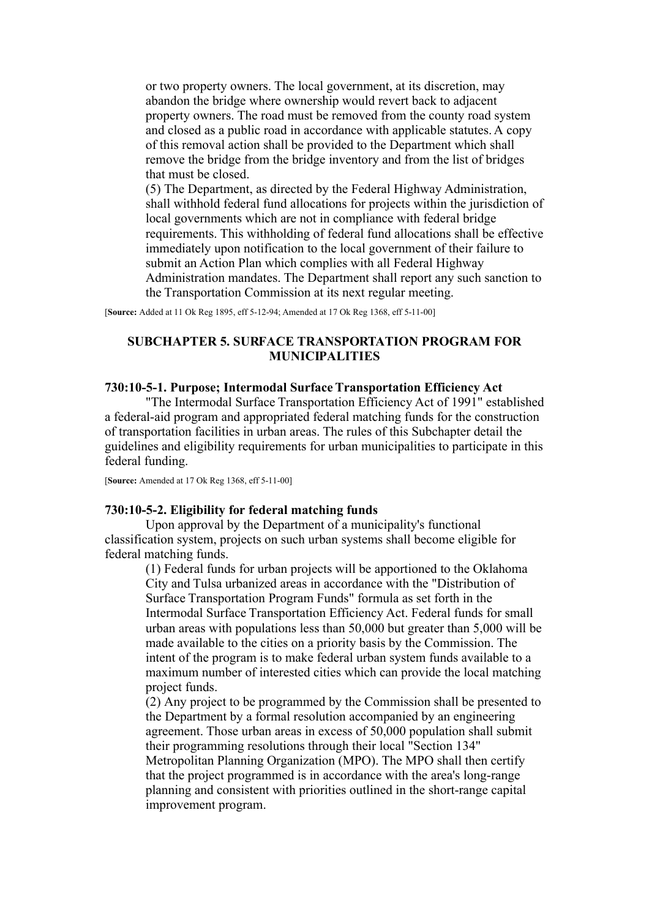or two property owners. The local government, at its discretion, may abandon the bridge where ownership would revert back to adjacent property owners. The road must be removed from the county road system and closed as a public road in accordance with applicable statutes. A copy of this removal action shall be provided to the Department which shall remove the bridge from the bridge inventory and from the list of bridges that must be closed.

(5) The Department, as directed by the Federal Highway Administration, shall withhold federal fund allocations for projects within the jurisdiction of local governments which are not in compliance with federal bridge requirements. This withholding of federal fund allocations shall be effective immediately upon notification to the local government of their failure to submit an Action Plan which complies with all Federal Highway Administration mandates. The Department shall report any such sanction to the Transportation Commission at its next regular meeting.

[**Source:** Added at 11 Ok Reg 1895, eff 5-12-94; Amended at 17 Ok Reg 1368, eff 5-11-00]

## SUBCHAPTER 5. SURFACE TRANSPORTATION PROGRAM FOR MUNICIPALITIES

### 730:10-5-1. Purpose; Intermodal Surface Transportation Efficiency Act

"The Intermodal Surface Transportation Efficiency Act of 1991" established a federal-aid program and appropriated federal matching funds for the construction of transportation facilities in urban areas. The rules of this Subchapter detail the guidelines and eligibility requirements for urban municipalities to participate in this federal funding.

[**Source:** Amended at 17 Ok Reg 1368, eff 5-11-00]

### 730:10-5-2. Eligibility for federal matching funds

Upon approval by the Department of a municipality's functional classification system, projects on such urban systems shall become eligible for federal matching funds.

(1) Federal funds for urban projects will be apportioned to the Oklahoma City and Tulsa urbanized areas in accordance with the "Distribution of Surface Transportation Program Funds" formula as set forth in the Intermodal Surface Transportation Efficiency Act. Federal funds for small urban areas with populations less than 50,000 but greater than 5,000 will be made available to the cities on a priority basis by the Commission. The intent of the program is to make federal urban system funds available to a maximum number of interested cities which can provide the local matching project funds.

(2) Any project to be programmed by the Commission shall be presented to the Department by a formal resolution accompanied by an engineering agreement. Those urban areas in excess of 50,000 population shall submit their programming resolutions through their local "Section 134" Metropolitan Planning Organization (MPO). The MPO shall then certify that the project programmed is in accordance with the area's long-range planning and consistent with priorities outlined in the short-range capital improvement program.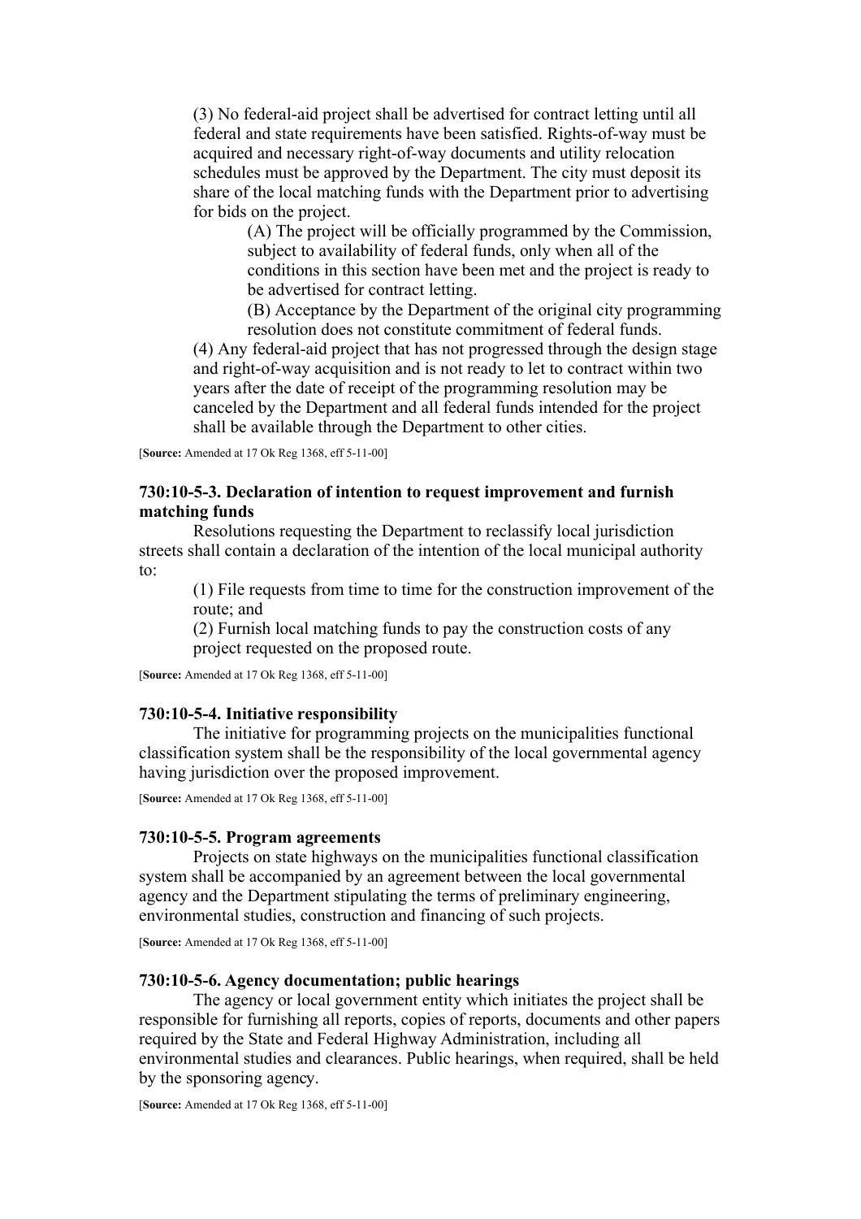(3) No federal-aid project shall be advertised for contract letting until all federal and state requirements have been satisfied. Rights-of-way must be acquired and necessary right-of-way documents and utility relocation schedules must be approved by the Department. The city must deposit its share of the local matching funds with the Department prior to advertising for bids on the project.

(A) The project will be officially programmed by the Commission, subject to availability of federal funds, only when all of the conditions in this section have been met and the project is ready to be advertised for contract letting.

(B) Acceptance by the Department of the original city programming resolution does not constitute commitment of federal funds.

(4) Any federal-aid project that has not progressed through the design stage and right-of-way acquisition and is not ready to let to contract within two years after the date of receipt of the programming resolution may be canceled by the Department and all federal funds intended for the project shall be available through the Department to other cities.

[**Source:** Amended at 17 Ok Reg 1368, eff 5-11-00]

### 730:10-5-3. Declaration of intention to request improvement and furnish matching funds

Resolutions requesting the Department to reclassify local jurisdiction streets shall contain a declaration of the intention of the local municipal authority to:

(1) File requests from time to time for the construction improvement of the route; and

(2) Furnish local matching funds to pay the construction costs of any project requested on the proposed route.

[**Source:** Amended at 17 Ok Reg 1368, eff 5-11-00]

### 730:10-5-4. Initiative responsibility

The initiative for programming projects on the municipalities functional classification system shall be the responsibility of the local governmental agency having jurisdiction over the proposed improvement.

[**Source:** Amended at 17 Ok Reg 1368, eff 5-11-00]

### 730:10-5-5. Program agreements

Projects on state highways on the municipalities functional classification system shall be accompanied by an agreement between the local governmental agency and the Department stipulating the terms of preliminary engineering, environmental studies, construction and financing of such projects.

[**Source:** Amended at 17 Ok Reg 1368, eff 5-11-00]

### 730:10-5-6. Agency documentation; public hearings

The agency or local government entity which initiates the project shall be responsible for furnishing all reports, copies of reports, documents and other papers required by the State and Federal Highway Administration, including all environmental studies and clearances. Public hearings, when required, shall be held by the sponsoring agency.

[**Source:** Amended at 17 Ok Reg 1368, eff 5-11-00]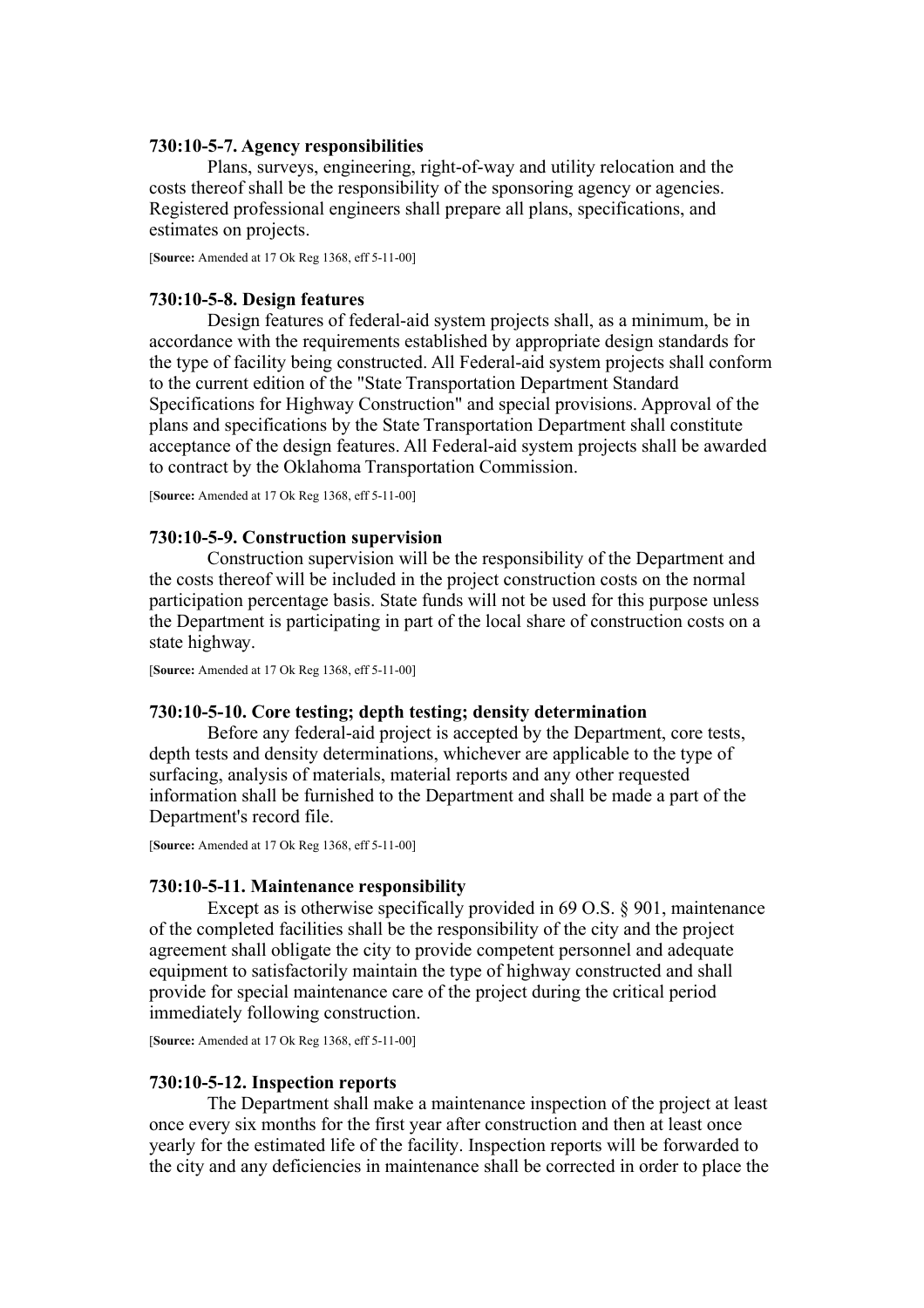### 730:10-5-7. Agency responsibilities

Plans, surveys, engineering, right-of-way and utility relocation and the costs thereof shall be the responsibility of the sponsoring agency or agencies. Registered professional engineers shall prepare all plans, specifications, and estimates on projects.

[**Source:** Amended at 17 Ok Reg 1368, eff 5-11-00]

### 730:10-5-8. Design features

Design features of federal-aid system projects shall, as a minimum, be in accordance with the requirements established by appropriate design standards for the type of facility being constructed. All Federal-aid system projects shall conform to the current edition of the "State Transportation Department Standard Specifications for Highway Construction" and special provisions. Approval of the plans and specifications by the State Transportation Department shall constitute acceptance of the design features. All Federal-aid system projects shall be awarded to contract by the Oklahoma Transportation Commission.

[**Source:** Amended at 17 Ok Reg 1368, eff 5-11-00]

### 730:10-5-9. Construction supervision

Construction supervision will be the responsibility of the Department and the costs thereof will be included in the project construction costs on the normal participation percentage basis. State funds will not be used for this purpose unless the Department is participating in part of the local share of construction costs on a state highway.

[**Source:** Amended at 17 Ok Reg 1368, eff 5-11-00]

### 730:10-5-10. Core testing; depth testing; density determination

Before any federal-aid project is accepted by the Department, core tests, depth tests and density determinations, whichever are applicable to the type of surfacing, analysis of materials, material reports and any other requested information shall be furnished to the Department and shall be made a part of the Department's record file.

[**Source:** Amended at 17 Ok Reg 1368, eff 5-11-00]

### 730:10-5-11. Maintenance responsibility

Except as is otherwise specifically provided in 69 O.S. § 901, maintenance of the completed facilities shall be the responsibility of the city and the project agreement shall obligate the city to provide competent personnel and adequate equipment to satisfactorily maintain the type of highway constructed and shall provide for special maintenance care of the project during the critical period immediately following construction.

[**Source:** Amended at 17 Ok Reg 1368, eff 5-11-00]

### 730:10-5-12. Inspection reports

The Department shall make a maintenance inspection of the project at least once every six months for the first year after construction and then at least once yearly for the estimated life of the facility. Inspection reports will be forwarded to the city and any deficiencies in maintenance shall be corrected in order to place the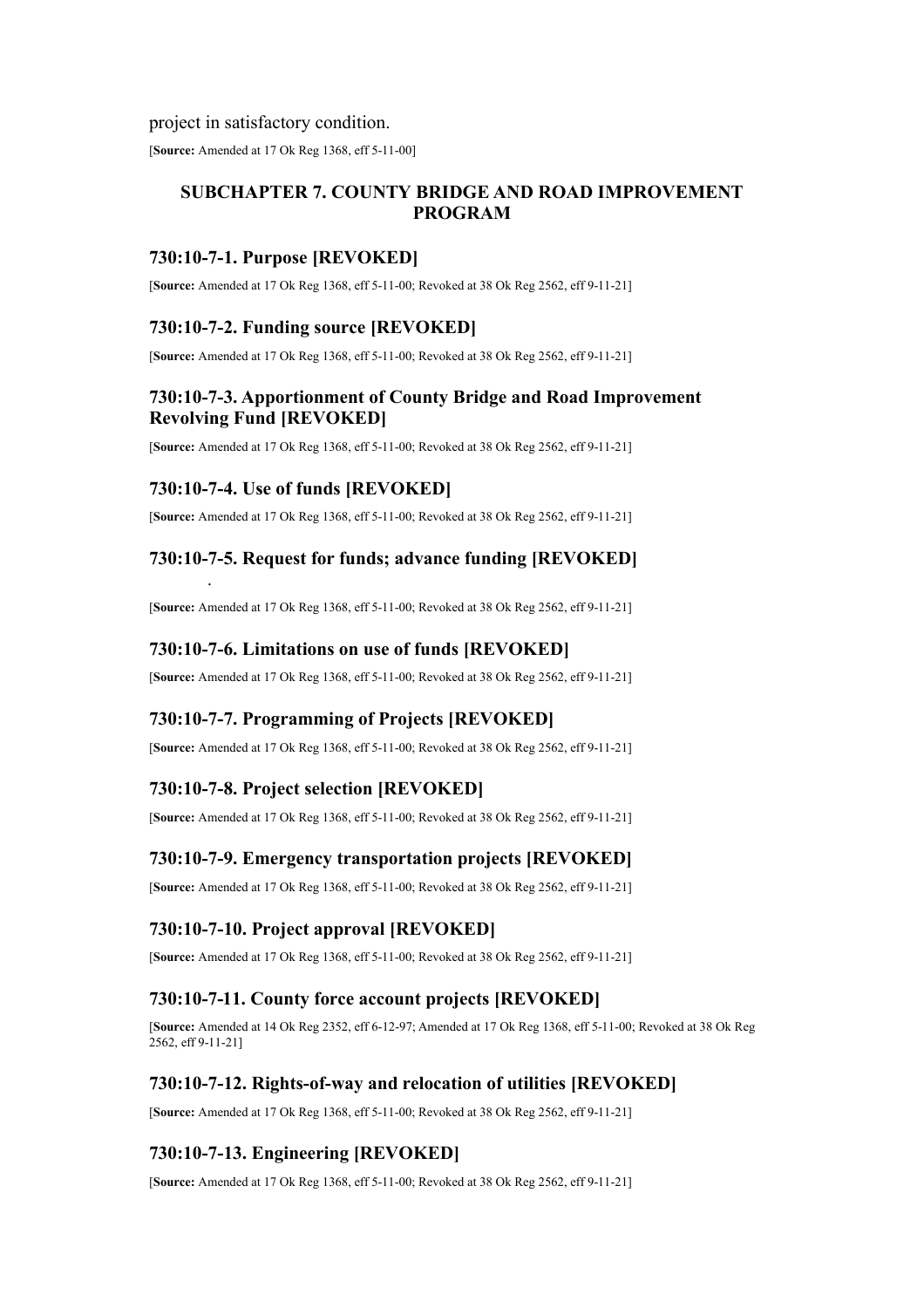project in satisfactory condition.

[**Source:** Amended at 17 Ok Reg 1368, eff 5-11-00]

## SUBCHAPTER 7. COUNTY BRIDGE AND ROAD IMPROVEMENT PROGRAM

### 730:10-7-1. Purpose [REVOKED]

[**Source:** Amended at 17 Ok Reg 1368, eff 5-11-00; Revoked at 38 Ok Reg 2562, eff 9-11-21]

### 730:10-7-2. Funding source [REVOKED]

[**Source:** Amended at 17 Ok Reg 1368, eff 5-11-00; Revoked at 38 Ok Reg 2562, eff 9-11-21]

### 730:10-7-3. Apportionment of County Bridge and Road Improvement Revolving Fund [REVOKED]

[**Source:** Amended at 17 Ok Reg 1368, eff 5-11-00; Revoked at 38 Ok Reg 2562, eff 9-11-21]

### 730:10-7-4. Use of funds [REVOKED]

[**Source:** Amended at 17 Ok Reg 1368, eff 5-11-00; Revoked at 38 Ok Reg 2562, eff 9-11-21]

### 730:10-7-5. Request for funds; advance funding [REVOKED]

[**Source:** Amended at 17 Ok Reg 1368, eff 5-11-00; Revoked at 38 Ok Reg 2562, eff 9-11-21]

### 730:10-7-6. Limitations on use of funds [REVOKED]

[**Source:** Amended at 17 Ok Reg 1368, eff 5-11-00; Revoked at 38 Ok Reg 2562, eff 9-11-21]

### 730:10-7-7. Programming of Projects [REVOKED]

[**Source:** Amended at 17 Ok Reg 1368, eff 5-11-00; Revoked at 38 Ok Reg 2562, eff 9-11-21]

### 730:10-7-8. Project selection [REVOKED]

[**Source:** Amended at 17 Ok Reg 1368, eff 5-11-00; Revoked at 38 Ok Reg 2562, eff 9-11-21]

### 730:10-7-9. Emergency transportation projects [REVOKED]

[**Source:** Amended at 17 Ok Reg 1368, eff 5-11-00; Revoked at 38 Ok Reg 2562, eff 9-11-21]

### 730:10-7-10. Project approval [REVOKED]

[**Source:** Amended at 17 Ok Reg 1368, eff 5-11-00; Revoked at 38 Ok Reg 2562, eff 9-11-21]

### 730:10-7-11. County force account projects [REVOKED]

[**Source:** Amended at 14 Ok Reg 2352, eff 6-12-97; Amended at 17 Ok Reg 1368, eff 5-11-00; Revoked at 38 Ok Reg 2562, eff 9-11-21]

### 730:10-7-12. Rights-of-way and relocation of utilities [REVOKED]

[**Source:** Amended at 17 Ok Reg 1368, eff 5-11-00; Revoked at 38 Ok Reg 2562, eff 9-11-21]

### 730:10-7-13. Engineering [REVOKED]

[**Source:** Amended at 17 Ok Reg 1368, eff 5-11-00; Revoked at 38 Ok Reg 2562, eff 9-11-21]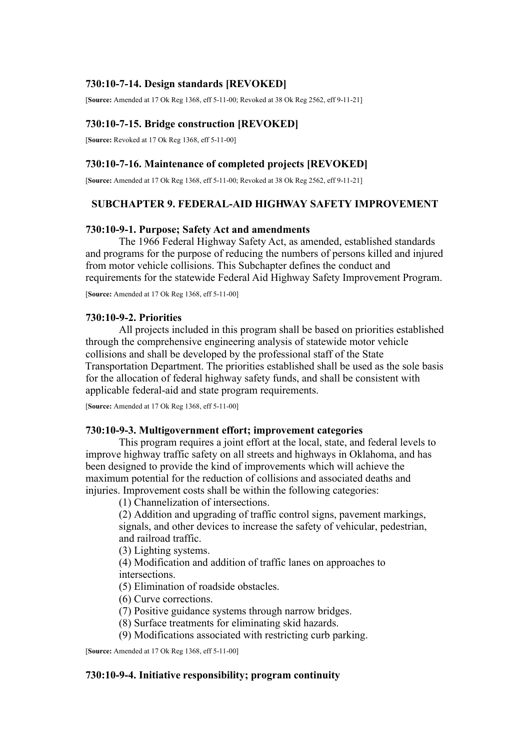### 730:10-7-14. Design standards [REVOKED]

[**Source:** Amended at 17 Ok Reg 1368, eff 5-11-00; Revoked at 38 Ok Reg 2562, eff 9-11-21]

### 730:10-7-15. Bridge construction [REVOKED]

[**Source:** Revoked at 17 Ok Reg 1368, eff 5-11-00]

### 730:10-7-16. Maintenance of completed projects [REVOKED]

[**Source:** Amended at 17 Ok Reg 1368, eff 5-11-00; Revoked at 38 Ok Reg 2562, eff 9-11-21]

## SUBCHAPTER 9. FEDERAL-AID HIGHWAY SAFETY IMPROVEMENT

### 730:10-9-1. Purpose; Safety Act and amendments

The 1966 Federal Highway Safety Act, as amended, established standards and programs for the purpose of reducing the numbers of persons killed and injured from motor vehicle collisions. This Subchapter defines the conduct and requirements for the statewide Federal Aid Highway Safety Improvement Program.

[**Source:** Amended at 17 Ok Reg 1368, eff 5-11-00]

### 730:10-9-2. Priorities

All projects included in this program shall be based on priorities established through the comprehensive engineering analysis of statewide motor vehicle collisions and shall be developed by the professional staff of the State Transportation Department. The priorities established shall be used as the sole basis for the allocation of federal highway safety funds, and shall be consistent with applicable federal-aid and state program requirements.

[**Source:** Amended at 17 Ok Reg 1368, eff 5-11-00]

### 730:10-9-3. Multigovernment effort; improvement categories

This program requires a joint effort at the local, state, and federal levels to improve highway traffic safety on all streets and highways in Oklahoma, and has been designed to provide the kind of improvements which will achieve the maximum potential for the reduction of collisions and associated deaths and injuries. Improvement costs shall be within the following categories:

(1) Channelization of intersections.

(2) Addition and upgrading of traffic control signs, pavement markings, signals, and other devices to increase the safety of vehicular, pedestrian, and railroad traffic.

(3) Lighting systems.

(4) Modification and addition of traffic lanes on approaches to intersections.

(5) Elimination of roadside obstacles.

(6) Curve corrections.

(7) Positive guidance systems through narrow bridges.

(8) Surface treatments for eliminating skid hazards.

(9) Modifications associated with restricting curb parking.

[**Source:** Amended at 17 Ok Reg 1368, eff 5-11-00]

### 730:10-9-4. Initiative responsibility; program continuity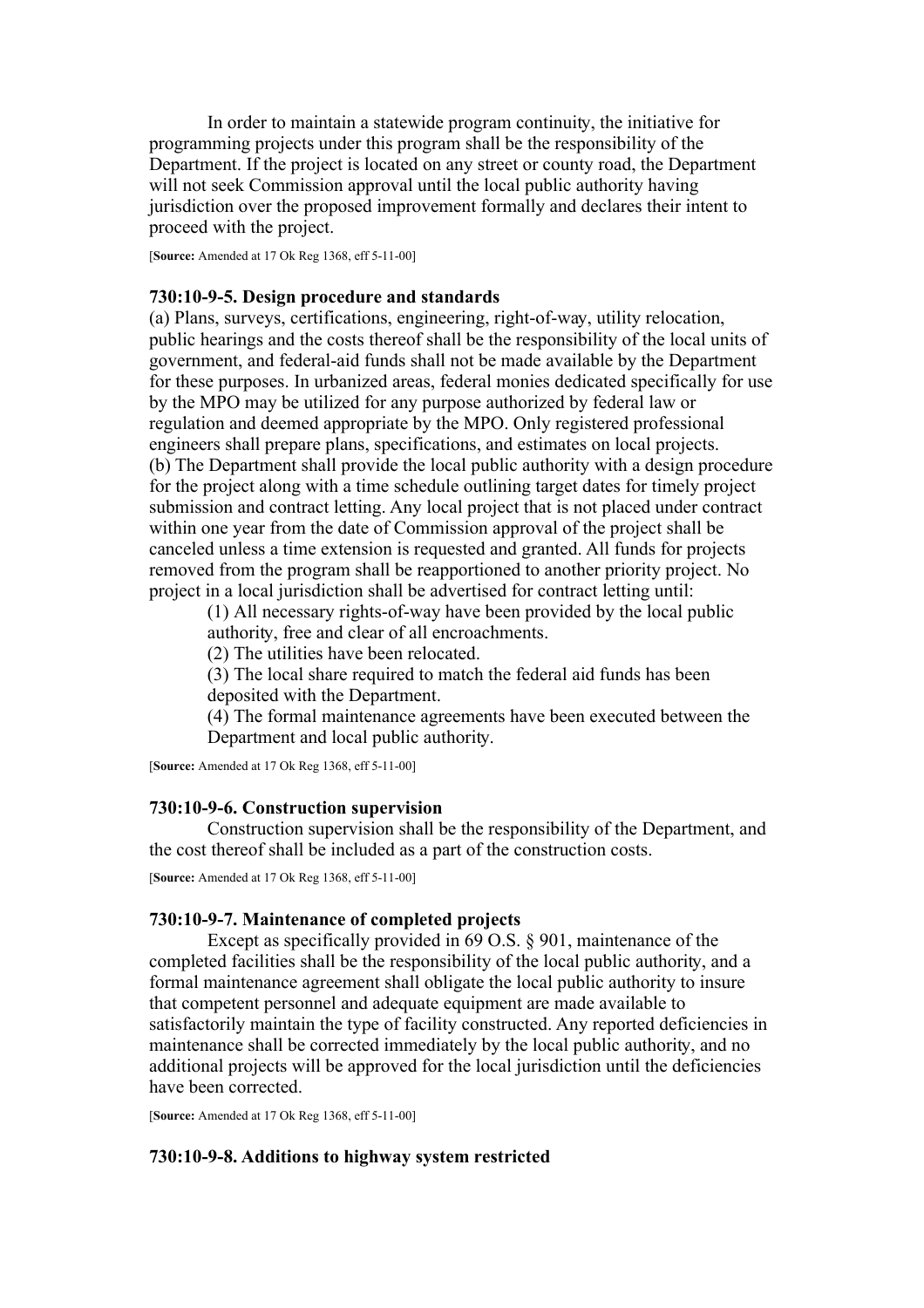In order to maintain a statewide program continuity, the initiative for programming projects under this program shall be the responsibility of the Department. If the project is located on any street or county road, the Department will not seek Commission approval until the local public authority having jurisdiction over the proposed improvement formally and declares their intent to proceed with the project.

[**Source:** Amended at 17 Ok Reg 1368, eff 5-11-00]

#### 730:10-9-5. Design procedure and standards

(a) Plans, surveys, certifications, engineering, right-of-way, utility relocation, public hearings and the costs thereof shall be the responsibility of the local units of government, and federal-aid funds shall not be made available by the Department for these purposes. In urbanized areas, federal monies dedicated specifically for use by the MPO may be utilized for any purpose authorized by federal law or regulation and deemed appropriate by the MPO. Only registered professional engineers shall prepare plans, specifications, and estimates on local projects.
(b) The Department shall provide the local public authority with a design procedure for the project along with a time schedule outlining target dates for timely project submission and contract letting. Any local project that is not placed under contract within one year from the date of Commission approval of the project shall be canceled unless a time extension is requested and granted. All funds for projects removed from the program shall be reapportioned to another priority project. No project in a local jurisdiction shall be advertised for contract letting until:

> (1) All necessary rights-of-way have been provided by the local public authority, free and clear of all encroachments.
> (2) The utilities have been relocated.
> (3) The local share required to match the federal aid funds has been deposited with the Department.
> (4) The formal maintenance agreements have been executed between the Department and local public authority.

[**Source:** Amended at 17 Ok Reg 1368, eff 5-11-00]

#### 730:10-9-6. Construction supervision

Construction supervision shall be the responsibility of the Department, and the cost thereof shall be included as a part of the construction costs.

[**Source:** Amended at 17 Ok Reg 1368, eff 5-11-00]

#### 730:10-9-7. Maintenance of completed projects

Except as specifically provided in 69 O.S. § 901, maintenance of the completed facilities shall be the responsibility of the local public authority, and a formal maintenance agreement shall obligate the local public authority to insure that competent personnel and adequate equipment are made available to satisfactorily maintain the type of facility constructed. Any reported deficiencies in maintenance shall be corrected immediately by the local public authority, and no additional projects will be approved for the local jurisdiction until the deficiencies have been corrected.

[**Source:** Amended at 17 Ok Reg 1368, eff 5-11-00]

#### 730:10-9-8. Additions to highway system restricted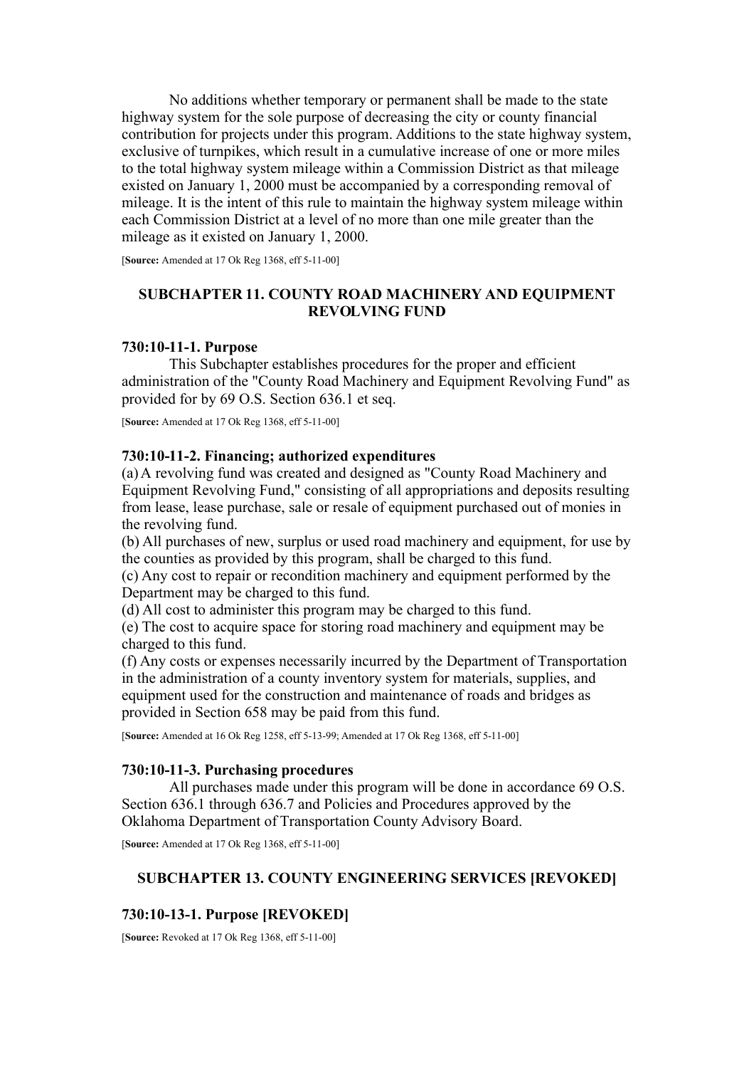No additions whether temporary or permanent shall be made to the state highway system for the sole purpose of decreasing the city or county financial contribution for projects under this program. Additions to the state highway system, exclusive of turnpikes, which result in a cumulative increase of one or more miles to the total highway system mileage within a Commission District as that mileage existed on January 1, 2000 must be accompanied by a corresponding removal of mileage. It is the intent of this rule to maintain the highway system mileage within each Commission District at a level of no more than one mile greater than the mileage as it existed on January 1, 2000.

[**Source:** Amended at 17 Ok Reg 1368, eff 5-11-00]

## SUBCHAPTER 11. COUNTY ROAD MACHINERY AND EQUIPMENT REVOLVING FUND

### 730:10-11-1. Purpose

This Subchapter establishes procedures for the proper and efficient administration of the "County Road Machinery and Equipment Revolving Fund" as provided for by 69 O.S. Section 636.1 et seq.

[**Source:** Amended at 17 Ok Reg 1368, eff 5-11-00]

### 730:10-11-2. Financing; authorized expenditures

(a) A revolving fund was created and designed as "County Road Machinery and Equipment Revolving Fund," consisting of all appropriations and deposits resulting from lease, lease purchase, sale or resale of equipment purchased out of monies in the revolving fund.

(b) All purchases of new, surplus or used road machinery and equipment, for use by the counties as provided by this program, shall be charged to this fund.

(c) Any cost to repair or recondition machinery and equipment performed by the Department may be charged to this fund.

(d) All cost to administer this program may be charged to this fund.

(e) The cost to acquire space for storing road machinery and equipment may be charged to this fund.

(f) Any costs or expenses necessarily incurred by the Department of Transportation in the administration of a county inventory system for materials, supplies, and equipment used for the construction and maintenance of roads and bridges as provided in Section 658 may be paid from this fund.

[**Source:** Amended at 16 Ok Reg 1258, eff 5-13-99; Amended at 17 Ok Reg 1368, eff 5-11-00]

### 730:10-11-3. Purchasing procedures

All purchases made under this program will be done in accordance 69 O.S. Section 636.1 through 636.7 and Policies and Procedures approved by the Oklahoma Department of Transportation County Advisory Board.

[**Source:** Amended at 17 Ok Reg 1368, eff 5-11-00]

## SUBCHAPTER 13. COUNTY ENGINEERING SERVICES [REVOKED]

### 730:10-13-1. Purpose [REVOKED]

[**Source:** Revoked at 17 Ok Reg 1368, eff 5-11-00]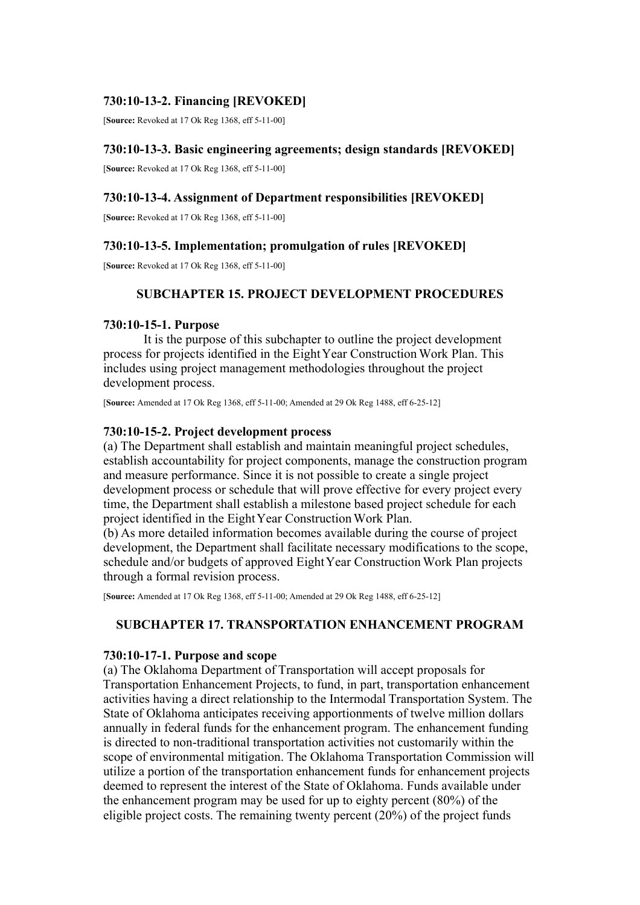### 730:10-13-2. Financing [REVOKED]

[**Source:** Revoked at 17 Ok Reg 1368, eff 5-11-00]

### 730:10-13-3. Basic engineering agreements; design standards [REVOKED]

[**Source:** Revoked at 17 Ok Reg 1368, eff 5-11-00]

### 730:10-13-4. Assignment of Department responsibilities [REVOKED]

[**Source:** Revoked at 17 Ok Reg 1368, eff 5-11-00]

### 730:10-13-5. Implementation; promulgation of rules [REVOKED]

[**Source:** Revoked at 17 Ok Reg 1368, eff 5-11-00]

## SUBCHAPTER 15. PROJECT DEVELOPMENT PROCEDURES

### 730:10-15-1. Purpose

It is the purpose of this subchapter to outline the project development process for projects identified in the Eight Year Construction Work Plan. This includes using project management methodologies throughout the project development process.

[**Source:** Amended at 17 Ok Reg 1368, eff 5-11-00; Amended at 29 Ok Reg 1488, eff 6-25-12]

### 730:10-15-2. Project development process

(a) The Department shall establish and maintain meaningful project schedules, establish accountability for project components, manage the construction program and measure performance. Since it is not possible to create a single project development process or schedule that will prove effective for every project every time, the Department shall establish a milestone based project schedule for each project identified in the Eight Year Construction Work Plan.
(b) As more detailed information becomes available during the course of project development, the Department shall facilitate necessary modifications to the scope, schedule and/or budgets of approved Eight Year Construction Work Plan projects through a formal revision process.

[**Source:** Amended at 17 Ok Reg 1368, eff 5-11-00; Amended at 29 Ok Reg 1488, eff 6-25-12]

## SUBCHAPTER 17. TRANSPORTATION ENHANCEMENT PROGRAM

### 730:10-17-1. Purpose and scope

(a) The Oklahoma Department of Transportation will accept proposals for Transportation Enhancement Projects, to fund, in part, transportation enhancement activities having a direct relationship to the Intermodal Transportation System. The State of Oklahoma anticipates receiving apportionments of twelve million dollars annually in federal funds for the enhancement program. The enhancement funding is directed to non-traditional transportation activities not customarily within the scope of environmental mitigation. The Oklahoma Transportation Commission will utilize a portion of the transportation enhancement funds for enhancement projects deemed to represent the interest of the State of Oklahoma. Funds available under the enhancement program may be used for up to eighty percent (80%) of the eligible project costs. The remaining twenty percent (20%) of the project funds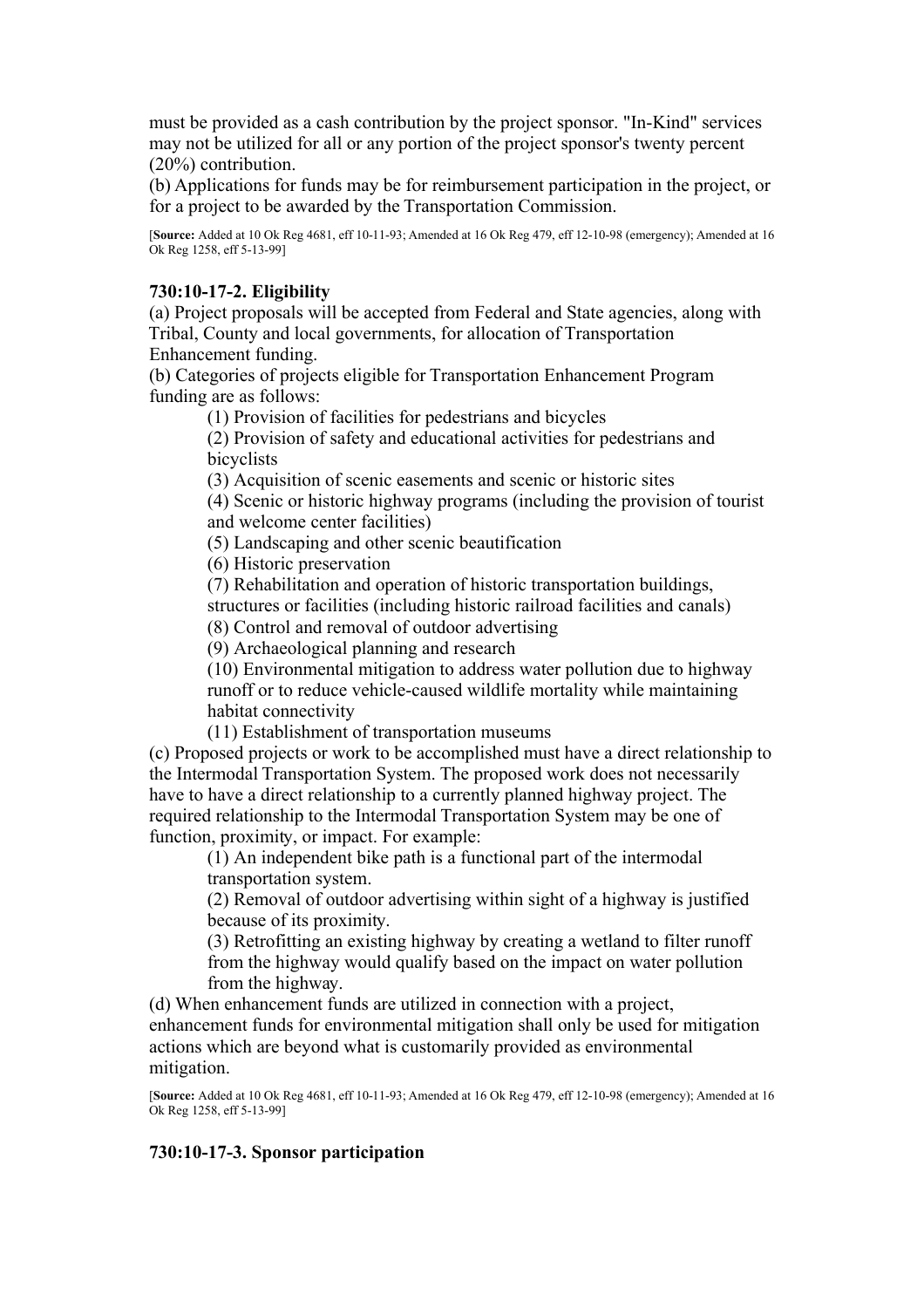must be provided as a cash contribution by the project sponsor. "In-Kind" services may not be utilized for all or any portion of the project sponsor's twenty percent (20%) contribution.

(b) Applications for funds may be for reimbursement participation in the project, or for a project to be awarded by the Transportation Commission.

[**Source:** Added at 10 Ok Reg 4681, eff 10-11-93; Amended at 16 Ok Reg 479, eff 12-10-98 (emergency); Amended at 16 Ok Reg 1258, eff 5-13-99]

### 730:10-17-2. Eligibility

(a) Project proposals will be accepted from Federal and State agencies, along with Tribal, County and local governments, for allocation of Transportation Enhancement funding.

(b) Categories of projects eligible for Transportation Enhancement Program funding are as follows:

(1) Provision of facilities for pedestrians and bicycles

(2) Provision of safety and educational activities for pedestrians and bicyclists

(3) Acquisition of scenic easements and scenic or historic sites

(4) Scenic or historic highway programs (including the provision of tourist and welcome center facilities)

(5) Landscaping and other scenic beautification

(6) Historic preservation

(7) Rehabilitation and operation of historic transportation buildings, structures or facilities (including historic railroad facilities and canals)

(8) Control and removal of outdoor advertising

(9) Archaeological planning and research

(10) Environmental mitigation to address water pollution due to highway runoff or to reduce vehicle-caused wildlife mortality while maintaining habitat connectivity

(11) Establishment of transportation museums

(c) Proposed projects or work to be accomplished must have a direct relationship to the Intermodal Transportation System. The proposed work does not necessarily have to have a direct relationship to a currently planned highway project. The required relationship to the Intermodal Transportation System may be one of function, proximity, or impact. For example:

(1) An independent bike path is a functional part of the intermodal transportation system.

(2) Removal of outdoor advertising within sight of a highway is justified because of its proximity.

(3) Retrofitting an existing highway by creating a wetland to filter runoff from the highway would qualify based on the impact on water pollution from the highway.

(d) When enhancement funds are utilized in connection with a project, enhancement funds for environmental mitigation shall only be used for mitigation actions which are beyond what is customarily provided as environmental mitigation.

[**Source:** Added at 10 Ok Reg 4681, eff 10-11-93; Amended at 16 Ok Reg 479, eff 12-10-98 (emergency); Amended at 16 Ok Reg 1258, eff 5-13-99]

### 730:10-17-3. Sponsor participation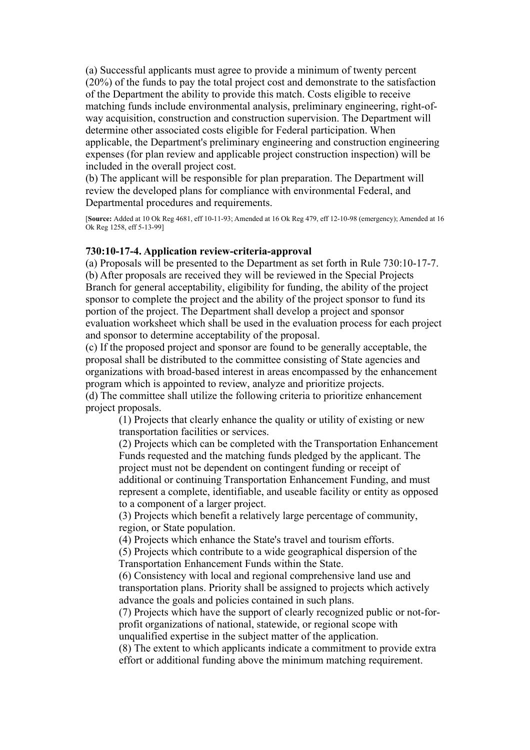(a) Successful applicants must agree to provide a minimum of twenty percent (20%) of the funds to pay the total project cost and demonstrate to the satisfaction of the Department the ability to provide this match. Costs eligible to receive matching funds include environmental analysis, preliminary engineering, right-of-way acquisition, construction and construction supervision. The Department will determine other associated costs eligible for Federal participation. When applicable, the Department's preliminary engineering and construction engineering expenses (for plan review and applicable project construction inspection) will be included in the overall project cost.
(b) The applicant will be responsible for plan preparation. The Department will review the developed plans for compliance with environmental Federal, and Departmental procedures and requirements.

[**Source:** Added at 10 Ok Reg 4681, eff 10-11-93; Amended at 16 Ok Reg 479, eff 12-10-98 (emergency); Amended at 16 Ok Reg 1258, eff 5-13-99]

### 730:10-17-4. Application review-criteria-approval

(a) Proposals will be presented to the Department as set forth in Rule 730:10-17-7.
(b) After proposals are received they will be reviewed in the Special Projects Branch for general acceptability, eligibility for funding, the ability of the project sponsor to complete the project and the ability of the project sponsor to fund its portion of the project. The Department shall develop a project and sponsor evaluation worksheet which shall be used in the evaluation process for each project and sponsor to determine acceptability of the proposal.
(c) If the proposed project and sponsor are found to be generally acceptable, the proposal shall be distributed to the committee consisting of State agencies and organizations with broad-based interest in areas encompassed by the enhancement program which is appointed to review, analyze and prioritize projects.
(d) The committee shall utilize the following criteria to prioritize enhancement project proposals.

> (1) Projects that clearly enhance the quality or utility of existing or new transportation facilities or services.
> (2) Projects which can be completed with the Transportation Enhancement Funds requested and the matching funds pledged by the applicant. The project must not be dependent on contingent funding or receipt of additional or continuing Transportation Enhancement Funding, and must represent a complete, identifiable, and useable facility or entity as opposed to a component of a larger project.
> (3) Projects which benefit a relatively large percentage of community, region, or State population.
> (4) Projects which enhance the State's travel and tourism efforts.
> (5) Projects which contribute to a wide geographical dispersion of the Transportation Enhancement Funds within the State.
> (6) Consistency with local and regional comprehensive land use and transportation plans. Priority shall be assigned to projects which actively advance the goals and policies contained in such plans.
> (7) Projects which have the support of clearly recognized public or not-for-profit organizations of national, statewide, or regional scope with unqualified expertise in the subject matter of the application.
> (8) The extent to which applicants indicate a commitment to provide extra effort or additional funding above the minimum matching requirement.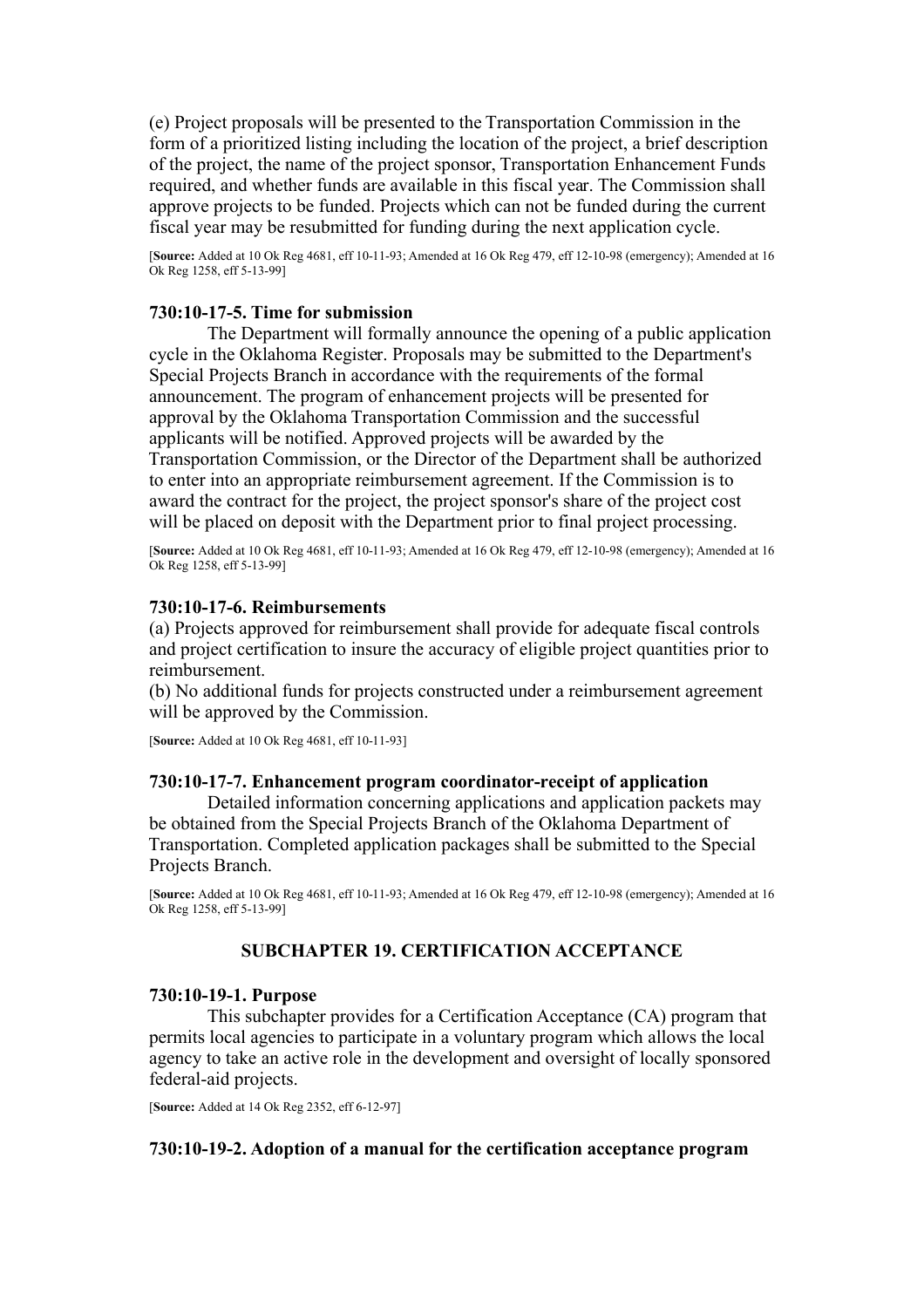(e) Project proposals will be presented to the Transportation Commission in the form of a prioritized listing including the location of the project, a brief description of the project, the name of the project sponsor, Transportation Enhancement Funds required, and whether funds are available in this fiscal year. The Commission shall approve projects to be funded. Projects which can not be funded during the current fiscal year may be resubmitted for funding during the next application cycle.

[**Source:** Added at 10 Ok Reg 4681, eff 10-11-93; Amended at 16 Ok Reg 479, eff 12-10-98 (emergency); Amended at 16 Ok Reg 1258, eff 5-13-99]

#### 730:10-17-5. Time for submission

The Department will formally announce the opening of a public application cycle in the Oklahoma Register. Proposals may be submitted to the Department's Special Projects Branch in accordance with the requirements of the formal announcement. The program of enhancement projects will be presented for approval by the Oklahoma Transportation Commission and the successful applicants will be notified. Approved projects will be awarded by the Transportation Commission, or the Director of the Department shall be authorized to enter into an appropriate reimbursement agreement. If the Commission is to award the contract for the project, the project sponsor's share of the project cost will be placed on deposit with the Department prior to final project processing.

[**Source:** Added at 10 Ok Reg 4681, eff 10-11-93; Amended at 16 Ok Reg 479, eff 12-10-98 (emergency); Amended at 16 Ok Reg 1258, eff 5-13-99]

#### 730:10-17-6. Reimbursements

(a) Projects approved for reimbursement shall provide for adequate fiscal controls and project certification to insure the accuracy of eligible project quantities prior to reimbursement.
(b) No additional funds for projects constructed under a reimbursement agreement will be approved by the Commission.

[**Source:** Added at 10 Ok Reg 4681, eff 10-11-93]

#### 730:10-17-7. Enhancement program coordinator-receipt of application

Detailed information concerning applications and application packets may be obtained from the Special Projects Branch of the Oklahoma Department of Transportation. Completed application packages shall be submitted to the Special Projects Branch.

[**Source:** Added at 10 Ok Reg 4681, eff 10-11-93; Amended at 16 Ok Reg 479, eff 12-10-98 (emergency); Amended at 16 Ok Reg 1258, eff 5-13-99]

### SUBCHAPTER 19. CERTIFICATION ACCEPTANCE

#### 730:10-19-1. Purpose

This subchapter provides for a Certification Acceptance (CA) program that permits local agencies to participate in a voluntary program which allows the local agency to take an active role in the development and oversight of locally sponsored federal-aid projects.

[**Source:** Added at 14 Ok Reg 2352, eff 6-12-97]

#### 730:10-19-2. Adoption of a manual for the certification acceptance program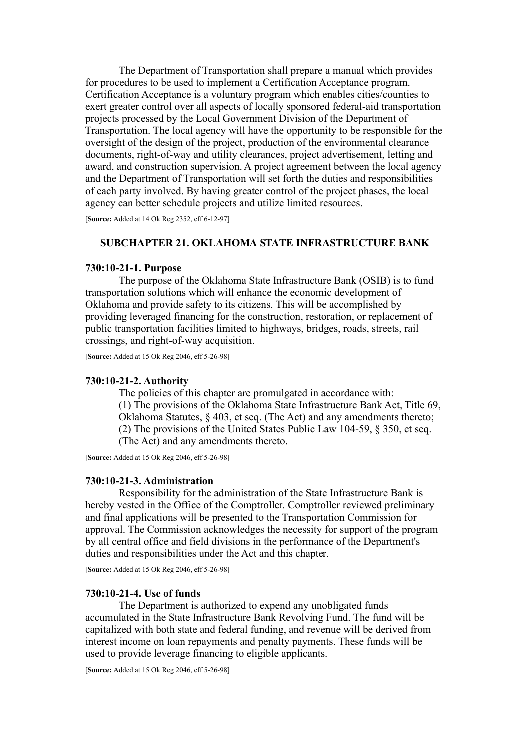The Department of Transportation shall prepare a manual which provides for procedures to be used to implement a Certification Acceptance program. Certification Acceptance is a voluntary program which enables cities/counties to exert greater control over all aspects of locally sponsored federal-aid transportation projects processed by the Local Government Division of the Department of Transportation. The local agency will have the opportunity to be responsible for the oversight of the design of the project, production of the environmental clearance documents, right-of-way and utility clearances, project advertisement, letting and award, and construction supervision. A project agreement between the local agency and the Department of Transportation will set forth the duties and responsibilities of each party involved. By having greater control of the project phases, the local agency can better schedule projects and utilize limited resources.

[**Source:** Added at 14 Ok Reg 2352, eff 6-12-97]

## SUBCHAPTER 21. OKLAHOMA STATE INFRASTRUCTURE BANK

### 730:10-21-1. Purpose

The purpose of the Oklahoma State Infrastructure Bank (OSIB) is to fund transportation solutions which will enhance the economic development of Oklahoma and provide safety to its citizens. This will be accomplished by providing leveraged financing for the construction, restoration, or replacement of public transportation facilities limited to highways, bridges, roads, streets, rail crossings, and right-of-way acquisition.

[**Source:** Added at 15 Ok Reg 2046, eff 5-26-98]

### 730:10-21-2. Authority

The policies of this chapter are promulgated in accordance with:

(1) The provisions of the Oklahoma State Infrastructure Bank Act, Title 69, Oklahoma Statutes, § 403, et seq. (The Act) and any amendments thereto;

(2) The provisions of the United States Public Law 104-59, § 350, et seq. (The Act) and any amendments thereto.

[**Source:** Added at 15 Ok Reg 2046, eff 5-26-98]

### 730:10-21-3. Administration

Responsibility for the administration of the State Infrastructure Bank is hereby vested in the Office of the Comptroller. Comptroller reviewed preliminary and final applications will be presented to the Transportation Commission for approval. The Commission acknowledges the necessity for support of the program by all central office and field divisions in the performance of the Department's duties and responsibilities under the Act and this chapter.

[**Source:** Added at 15 Ok Reg 2046, eff 5-26-98]

### 730:10-21-4. Use of funds

The Department is authorized to expend any unobligated funds accumulated in the State Infrastructure Bank Revolving Fund. The fund will be capitalized with both state and federal funding, and revenue will be derived from interest income on loan repayments and penalty payments. These funds will be used to provide leverage financing to eligible applicants.

[**Source:** Added at 15 Ok Reg 2046, eff 5-26-98]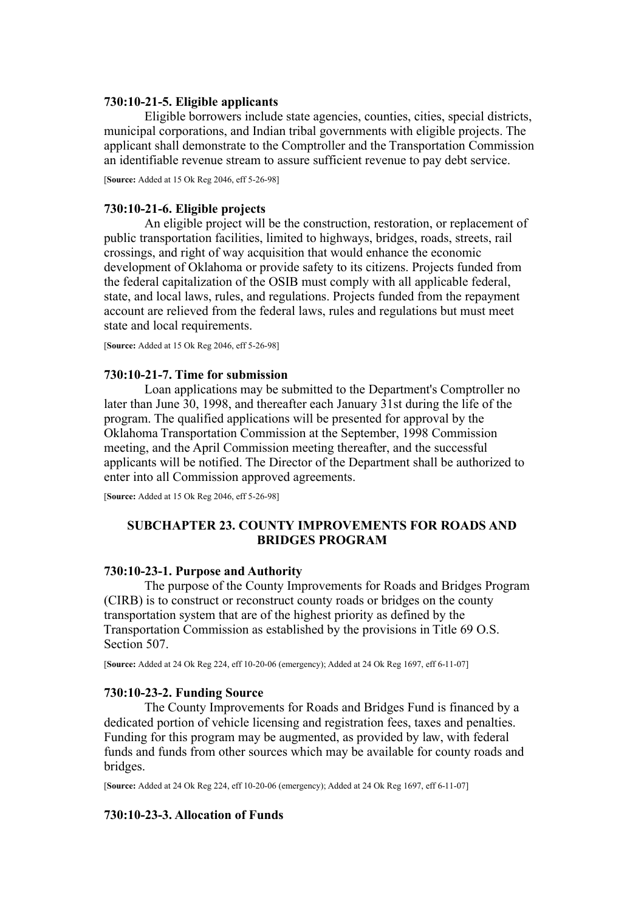#### 730:10-21-5. Eligible applicants

Eligible borrowers include state agencies, counties, cities, special districts, municipal corporations, and Indian tribal governments with eligible projects. The applicant shall demonstrate to the Comptroller and the Transportation Commission an identifiable revenue stream to assure sufficient revenue to pay debt service.

[**Source:** Added at 15 Ok Reg 2046, eff 5-26-98]

#### 730:10-21-6. Eligible projects

An eligible project will be the construction, restoration, or replacement of public transportation facilities, limited to highways, bridges, roads, streets, rail crossings, and right of way acquisition that would enhance the economic development of Oklahoma or provide safety to its citizens. Projects funded from the federal capitalization of the OSIB must comply with all applicable federal, state, and local laws, rules, and regulations. Projects funded from the repayment account are relieved from the federal laws, rules and regulations but must meet state and local requirements.

[**Source:** Added at 15 Ok Reg 2046, eff 5-26-98]

#### 730:10-21-7. Time for submission

Loan applications may be submitted to the Department's Comptroller no later than June 30, 1998, and thereafter each January 31st during the life of the program. The qualified applications will be presented for approval by the Oklahoma Transportation Commission at the September, 1998 Commission meeting, and the April Commission meeting thereafter, and the successful applicants will be notified. The Director of the Department shall be authorized to enter into all Commission approved agreements.

[**Source:** Added at 15 Ok Reg 2046, eff 5-26-98]

### SUBCHAPTER 23. COUNTY IMPROVEMENTS FOR ROADS AND BRIDGES PROGRAM

#### 730:10-23-1. Purpose and Authority

The purpose of the County Improvements for Roads and Bridges Program (CIRB) is to construct or reconstruct county roads or bridges on the county transportation system that are of the highest priority as defined by the Transportation Commission as established by the provisions in Title 69 O.S. Section 507.

[**Source:** Added at 24 Ok Reg 224, eff 10-20-06 (emergency); Added at 24 Ok Reg 1697, eff 6-11-07]

#### 730:10-23-2. Funding Source

The County Improvements for Roads and Bridges Fund is financed by a dedicated portion of vehicle licensing and registration fees, taxes and penalties. Funding for this program may be augmented, as provided by law, with federal funds and funds from other sources which may be available for county roads and bridges.

[**Source:** Added at 24 Ok Reg 224, eff 10-20-06 (emergency); Added at 24 Ok Reg 1697, eff 6-11-07]

#### 730:10-23-3. Allocation of Funds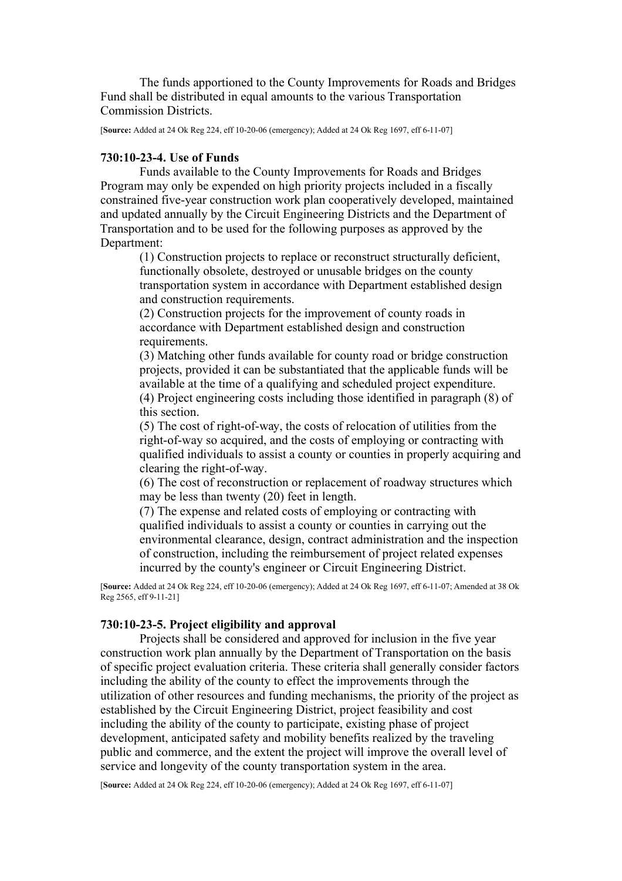The funds apportioned to the County Improvements for Roads and Bridges Fund shall be distributed in equal amounts to the various Transportation Commission Districts.

[**Source:** Added at 24 Ok Reg 224, eff 10-20-06 (emergency); Added at 24 Ok Reg 1697, eff 6-11-07]

### 730:10-23-4. Use of Funds

Funds available to the County Improvements for Roads and Bridges Program may only be expended on high priority projects included in a fiscally constrained five-year construction work plan cooperatively developed, maintained and updated annually by the Circuit Engineering Districts and the Department of Transportation and to be used for the following purposes as approved by the Department:

(1) Construction projects to replace or reconstruct structurally deficient, functionally obsolete, destroyed or unusable bridges on the county transportation system in accordance with Department established design and construction requirements.
(2) Construction projects for the improvement of county roads in accordance with Department established design and construction requirements.
(3) Matching other funds available for county road or bridge construction projects, provided it can be substantiated that the applicable funds will be available at the time of a qualifying and scheduled project expenditure.
(4) Project engineering costs including those identified in paragraph (8) of this section.
(5) The cost of right-of-way, the costs of relocation of utilities from the right-of-way so acquired, and the costs of employing or contracting with qualified individuals to assist a county or counties in properly acquiring and clearing the right-of-way.
(6) The cost of reconstruction or replacement of roadway structures which may be less than twenty (20) feet in length.
(7) The expense and related costs of employing or contracting with qualified individuals to assist a county or counties in carrying out the environmental clearance, design, contract administration and the inspection of construction, including the reimbursement of project related expenses incurred by the county's engineer or Circuit Engineering District.

[**Source:** Added at 24 Ok Reg 224, eff 10-20-06 (emergency); Added at 24 Ok Reg 1697, eff 6-11-07; Amended at 38 Ok Reg 2565, eff 9-11-21]

### 730:10-23-5. Project eligibility and approval

Projects shall be considered and approved for inclusion in the five year construction work plan annually by the Department of Transportation on the basis of specific project evaluation criteria. These criteria shall generally consider factors including the ability of the county to effect the improvements through the utilization of other resources and funding mechanisms, the priority of the project as established by the Circuit Engineering District, project feasibility and cost including the ability of the county to participate, existing phase of project development, anticipated safety and mobility benefits realized by the traveling public and commerce, and the extent the project will improve the overall level of service and longevity of the county transportation system in the area.

[**Source:** Added at 24 Ok Reg 224, eff 10-20-06 (emergency); Added at 24 Ok Reg 1697, eff 6-11-07]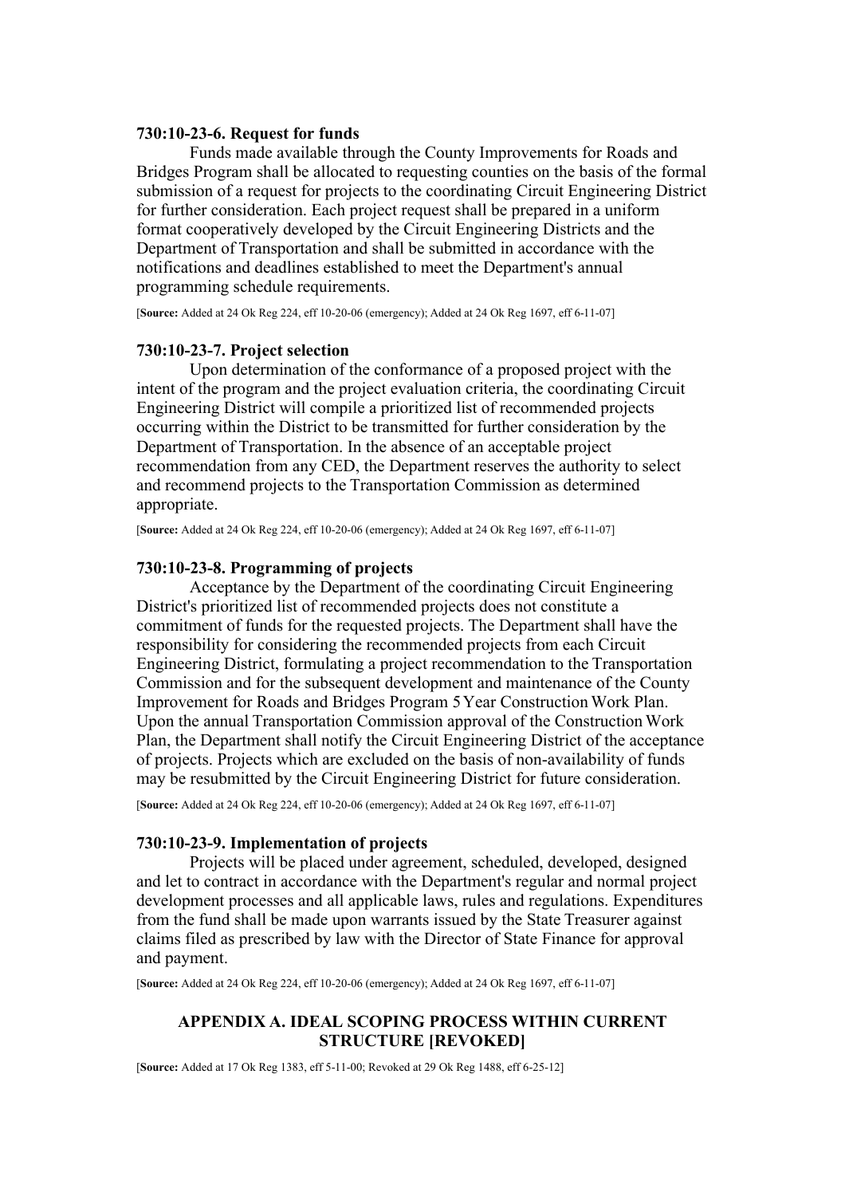#### 730:10-23-6. Request for funds

Funds made available through the County Improvements for Roads and Bridges Program shall be allocated to requesting counties on the basis of the formal submission of a request for projects to the coordinating Circuit Engineering District for further consideration. Each project request shall be prepared in a uniform format cooperatively developed by the Circuit Engineering Districts and the Department of Transportation and shall be submitted in accordance with the notifications and deadlines established to meet the Department's annual programming schedule requirements.

[**Source:** Added at 24 Ok Reg 224, eff 10-20-06 (emergency); Added at 24 Ok Reg 1697, eff 6-11-07]

#### 730:10-23-7. Project selection

Upon determination of the conformance of a proposed project with the intent of the program and the project evaluation criteria, the coordinating Circuit Engineering District will compile a prioritized list of recommended projects occurring within the District to be transmitted for further consideration by the Department of Transportation. In the absence of an acceptable project recommendation from any CED, the Department reserves the authority to select and recommend projects to the Transportation Commission as determined appropriate.

[**Source:** Added at 24 Ok Reg 224, eff 10-20-06 (emergency); Added at 24 Ok Reg 1697, eff 6-11-07]

#### 730:10-23-8. Programming of projects

Acceptance by the Department of the coordinating Circuit Engineering District's prioritized list of recommended projects does not constitute a commitment of funds for the requested projects. The Department shall have the responsibility for considering the recommended projects from each Circuit Engineering District, formulating a project recommendation to the Transportation Commission and for the subsequent development and maintenance of the County Improvement for Roads and Bridges Program 5 Year Construction Work Plan. Upon the annual Transportation Commission approval of the Construction Work Plan, the Department shall notify the Circuit Engineering District of the acceptance of projects. Projects which are excluded on the basis of non-availability of funds may be resubmitted by the Circuit Engineering District for future consideration.

[**Source:** Added at 24 Ok Reg 224, eff 10-20-06 (emergency); Added at 24 Ok Reg 1697, eff 6-11-07]

#### 730:10-23-9. Implementation of projects

Projects will be placed under agreement, scheduled, developed, designed and let to contract in accordance with the Department's regular and normal project development processes and all applicable laws, rules and regulations. Expenditures from the fund shall be made upon warrants issued by the State Treasurer against claims filed as prescribed by law with the Director of State Finance for approval and payment.

[**Source:** Added at 24 Ok Reg 224, eff 10-20-06 (emergency); Added at 24 Ok Reg 1697, eff 6-11-07]

### APPENDIX A. IDEAL SCOPING PROCESS WITHIN CURRENT STRUCTURE [REVOKED]

[**Source:** Added at 17 Ok Reg 1383, eff 5-11-00; Revoked at 29 Ok Reg 1488, eff 6-25-12]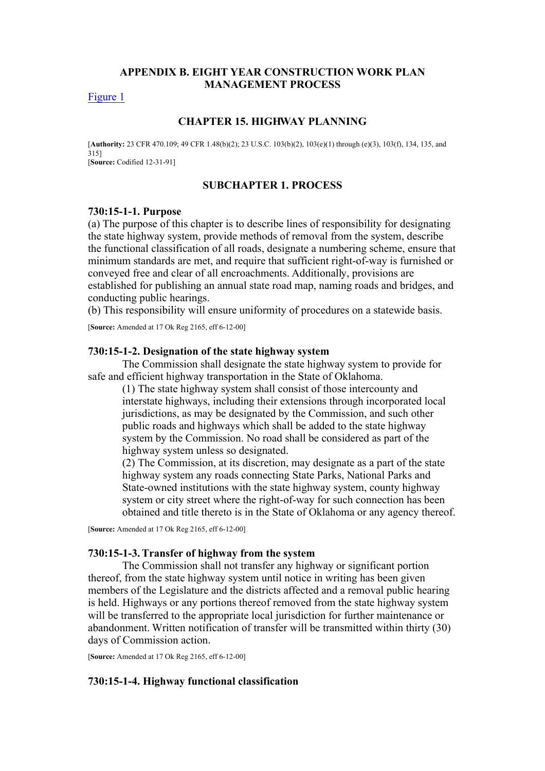## APPENDIX B. EIGHT YEAR CONSTRUCTION WORK PLAN MANAGEMENT PROCESS

Figure 1

## CHAPTER 15. HIGHWAY PLANNING

[**Authority:** 23 CFR 470.109; 49 CFR 1.48(b)(2); 23 U.S.C. 103(b)(2), 103(e)(1) through (e)(3), 103(f), 134, 135, and 315]
[**Source:** Codified 12-31-91]

### SUBCHAPTER 1. PROCESS

#### 730:15-1-1. Purpose

(a) The purpose of this chapter is to describe lines of responsibility for designating the state highway system, provide methods of removal from the system, describe the functional classification of all roads, designate a numbering scheme, ensure that minimum standards are met, and require that sufficient right-of-way is furnished or conveyed free and clear of all encroachments. Additionally, provisions are established for publishing an annual state road map, naming roads and bridges, and conducting public hearings.
(b) This responsibility will ensure uniformity of procedures on a statewide basis.

[**Source:** Amended at 17 Ok Reg 2165, eff 6-12-00]

#### 730:15-1-2. Designation of the state highway system

The Commission shall designate the state highway system to provide for safe and efficient highway transportation in the State of Oklahoma.

(1) The state highway system shall consist of those intercounty and interstate highways, including their extensions through incorporated local jurisdictions, as may be designated by the Commission, and such other public roads and highways which shall be added to the state highway system by the Commission. No road shall be considered as part of the highway system unless so designated.

(2) The Commission, at its discretion, may designate as a part of the state highway system any roads connecting State Parks, National Parks and State-owned institutions with the state highway system, county highway system or city street where the right-of-way for such connection has been obtained and title thereto is in the State of Oklahoma or any agency thereof.

[**Source:** Amended at 17 Ok Reg 2165, eff 6-12-00]

#### 730:15-1-3. Transfer of highway from the system

The Commission shall not transfer any highway or significant portion thereof, from the state highway system until notice in writing has been given members of the Legislature and the districts affected and a removal public hearing is held. Highways or any portions thereof removed from the state highway system will be transferred to the appropriate local jurisdiction for further maintenance or abandonment. Written notification of transfer will be transmitted within thirty (30) days of Commission action.

[**Source:** Amended at 17 Ok Reg 2165, eff 6-12-00]

#### 730:15-1-4. Highway functional classification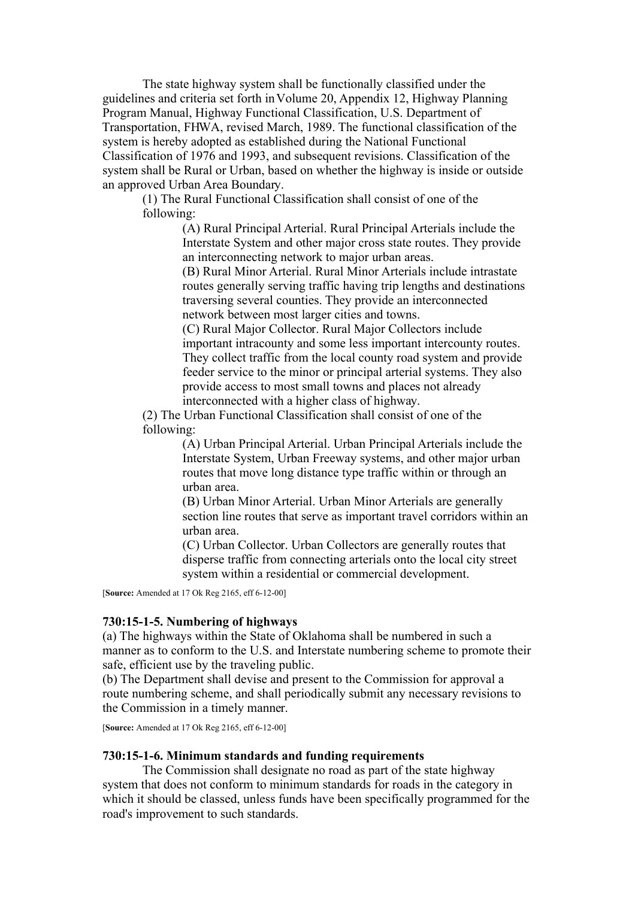The state highway system shall be functionally classified under the guidelines and criteria set forth in Volume 20, Appendix 12, Highway Planning Program Manual, Highway Functional Classification, U.S. Department of Transportation, FHWA, revised March, 1989. The functional classification of the system is hereby adopted as established during the National Functional Classification of 1976 and 1993, and subsequent revisions. Classification of the system shall be Rural or Urban, based on whether the highway is inside or outside an approved Urban Area Boundary.

(1) The Rural Functional Classification shall consist of one of the following:

(A) Rural Principal Arterial. Rural Principal Arterials include the Interstate System and other major cross state routes. They provide an interconnecting network to major urban areas.

(B) Rural Minor Arterial. Rural Minor Arterials include intrastate routes generally serving traffic having trip lengths and destinations traversing several counties. They provide an interconnected network between most larger cities and towns.

(C) Rural Major Collector. Rural Major Collectors include important intracounty and some less important intercounty routes. They collect traffic from the local county road system and provide feeder service to the minor or principal arterial systems. They also provide access to most small towns and places not already interconnected with a higher class of highway.

(2) The Urban Functional Classification shall consist of one of the following:

(A) Urban Principal Arterial. Urban Principal Arterials include the Interstate System, Urban Freeway systems, and other major urban routes that move long distance type traffic within or through an urban area.

(B) Urban Minor Arterial. Urban Minor Arterials are generally section line routes that serve as important travel corridors within an urban area.

(C) Urban Collector. Urban Collectors are generally routes that disperse traffic from connecting arterials onto the local city street system within a residential or commercial development.

[**Source:** Amended at 17 Ok Reg 2165, eff 6-12-00]

### 730:15-1-5. Numbering of highways

(a) The highways within the State of Oklahoma shall be numbered in such a manner as to conform to the U.S. and Interstate numbering scheme to promote their safe, efficient use by the traveling public.

(b) The Department shall devise and present to the Commission for approval a route numbering scheme, and shall periodically submit any necessary revisions to the Commission in a timely manner.

[**Source:** Amended at 17 Ok Reg 2165, eff 6-12-00]

### 730:15-1-6. Minimum standards and funding requirements

The Commission shall designate no road as part of the state highway system that does not conform to minimum standards for roads in the category in which it should be classed, unless funds have been specifically programmed for the road's improvement to such standards.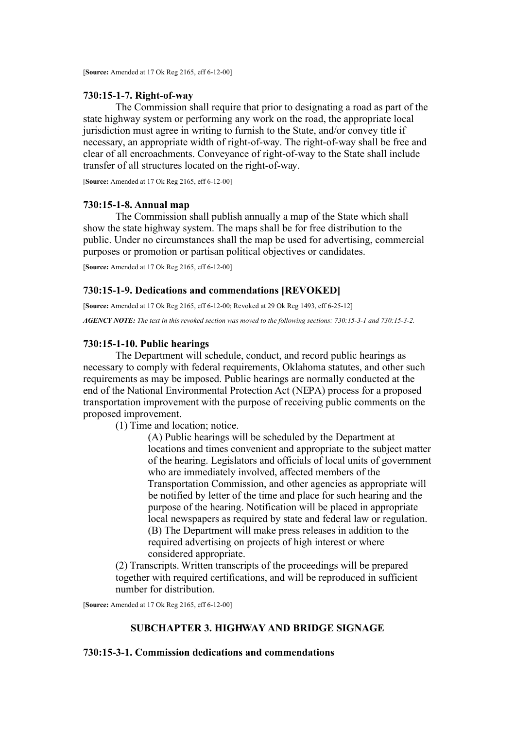[**Source:** Amended at 17 Ok Reg 2165, eff 6-12-00]

### 730:15-1-7. Right-of-way

The Commission shall require that prior to designating a road as part of the state highway system or performing any work on the road, the appropriate local jurisdiction must agree in writing to furnish to the State, and/or convey title if necessary, an appropriate width of right-of-way. The right-of-way shall be free and clear of all encroachments. Conveyance of right-of-way to the State shall include transfer of all structures located on the right-of-way.

[**Source:** Amended at 17 Ok Reg 2165, eff 6-12-00]

### 730:15-1-8. Annual map

The Commission shall publish annually a map of the State which shall show the state highway system. The maps shall be for free distribution to the public. Under no circumstances shall the map be used for advertising, commercial purposes or promotion or partisan political objectives or candidates.

[**Source:** Amended at 17 Ok Reg 2165, eff 6-12-00]

### 730:15-1-9. Dedications and commendations [REVOKED]

[**Source:** Amended at 17 Ok Reg 2165, eff 6-12-00; Revoked at 29 Ok Reg 1493, eff 6-25-12]

***AGENCY NOTE:*** *The text in this revoked section was moved to the following sections: 730:15-3-1 and 730:15-3-2.*

### 730:15-1-10. Public hearings

The Department will schedule, conduct, and record public hearings as necessary to comply with federal requirements, Oklahoma statutes, and other such requirements as may be imposed. Public hearings are normally conducted at the end of the National Environmental Protection Act (NEPA) process for a proposed transportation improvement with the purpose of receiving public comments on the proposed improvement.

(1) Time and location; notice.

(A) Public hearings will be scheduled by the Department at locations and times convenient and appropriate to the subject matter of the hearing. Legislators and officials of local units of government who are immediately involved, affected members of the Transportation Commission, and other agencies as appropriate will be notified by letter of the time and place for such hearing and the purpose of the hearing. Notification will be placed in appropriate local newspapers as required by state and federal law or regulation.

(B) The Department will make press releases in addition to the required advertising on projects of high interest or where considered appropriate.

(2) Transcripts. Written transcripts of the proceedings will be prepared together with required certifications, and will be reproduced in sufficient number for distribution.

[**Source:** Amended at 17 Ok Reg 2165, eff 6-12-00]

## SUBCHAPTER 3. HIGHWAY AND BRIDGE SIGNAGE

### 730:15-3-1. Commission dedications and commendations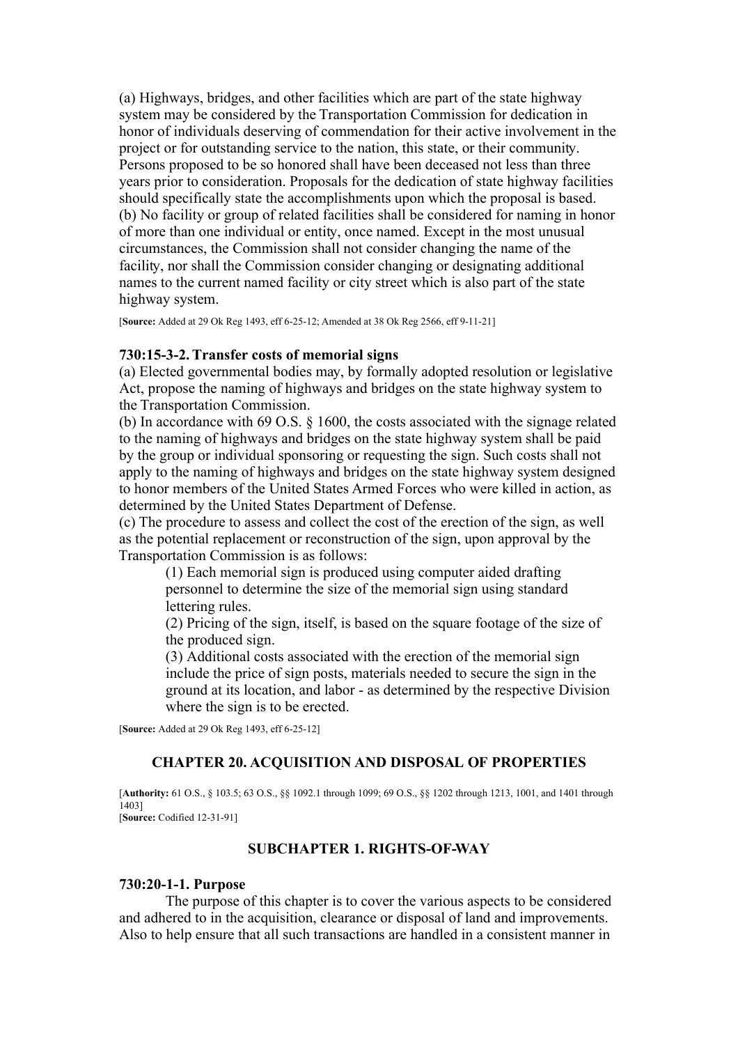(a) Highways, bridges, and other facilities which are part of the state highway system may be considered by the Transportation Commission for dedication in honor of individuals deserving of commendation for their active involvement in the project or for outstanding service to the nation, this state, or their community. Persons proposed to be so honored shall have been deceased not less than three years prior to consideration. Proposals for the dedication of state highway facilities should specifically state the accomplishments upon which the proposal is based.
(b) No facility or group of related facilities shall be considered for naming in honor of more than one individual or entity, once named. Except in the most unusual circumstances, the Commission shall not consider changing the name of the facility, nor shall the Commission consider changing or designating additional names to the current named facility or city street which is also part of the state highway system.

[**Source:** Added at 29 Ok Reg 1493, eff 6-25-12; Amended at 38 Ok Reg 2566, eff 9-11-21]

### 730:15-3-2. Transfer costs of memorial signs

(a) Elected governmental bodies may, by formally adopted resolution or legislative Act, propose the naming of highways and bridges on the state highway system to the Transportation Commission.
(b) In accordance with 69 O.S. § 1600, the costs associated with the signage related to the naming of highways and bridges on the state highway system shall be paid by the group or individual sponsoring or requesting the sign. Such costs shall not apply to the naming of highways and bridges on the state highway system designed to honor members of the United States Armed Forces who were killed in action, as determined by the United States Department of Defense.
(c) The procedure to assess and collect the cost of the erection of the sign, as well as the potential replacement or reconstruction of the sign, upon approval by the Transportation Commission is as follows:

(1) Each memorial sign is produced using computer aided drafting personnel to determine the size of the memorial sign using standard lettering rules.
(2) Pricing of the sign, itself, is based on the square footage of the size of the produced sign.
(3) Additional costs associated with the erection of the memorial sign include the price of sign posts, materials needed to secure the sign in the ground at its location, and labor - as determined by the respective Division where the sign is to be erected.

[**Source:** Added at 29 Ok Reg 1493, eff 6-25-12]

## CHAPTER 20. ACQUISITION AND DISPOSAL OF PROPERTIES

[**Authority:** 61 O.S., § 103.5; 63 O.S., §§ 1092.1 through 1099; 69 O.S., §§ 1202 through 1213, 1001, and 1401 through 1403]
[**Source:** Codified 12-31-91]

## SUBCHAPTER 1. RIGHTS-OF-WAY

### 730:20-1-1. Purpose

The purpose of this chapter is to cover the various aspects to be considered and adhered to in the acquisition, clearance or disposal of land and improvements. Also to help ensure that all such transactions are handled in a consistent manner in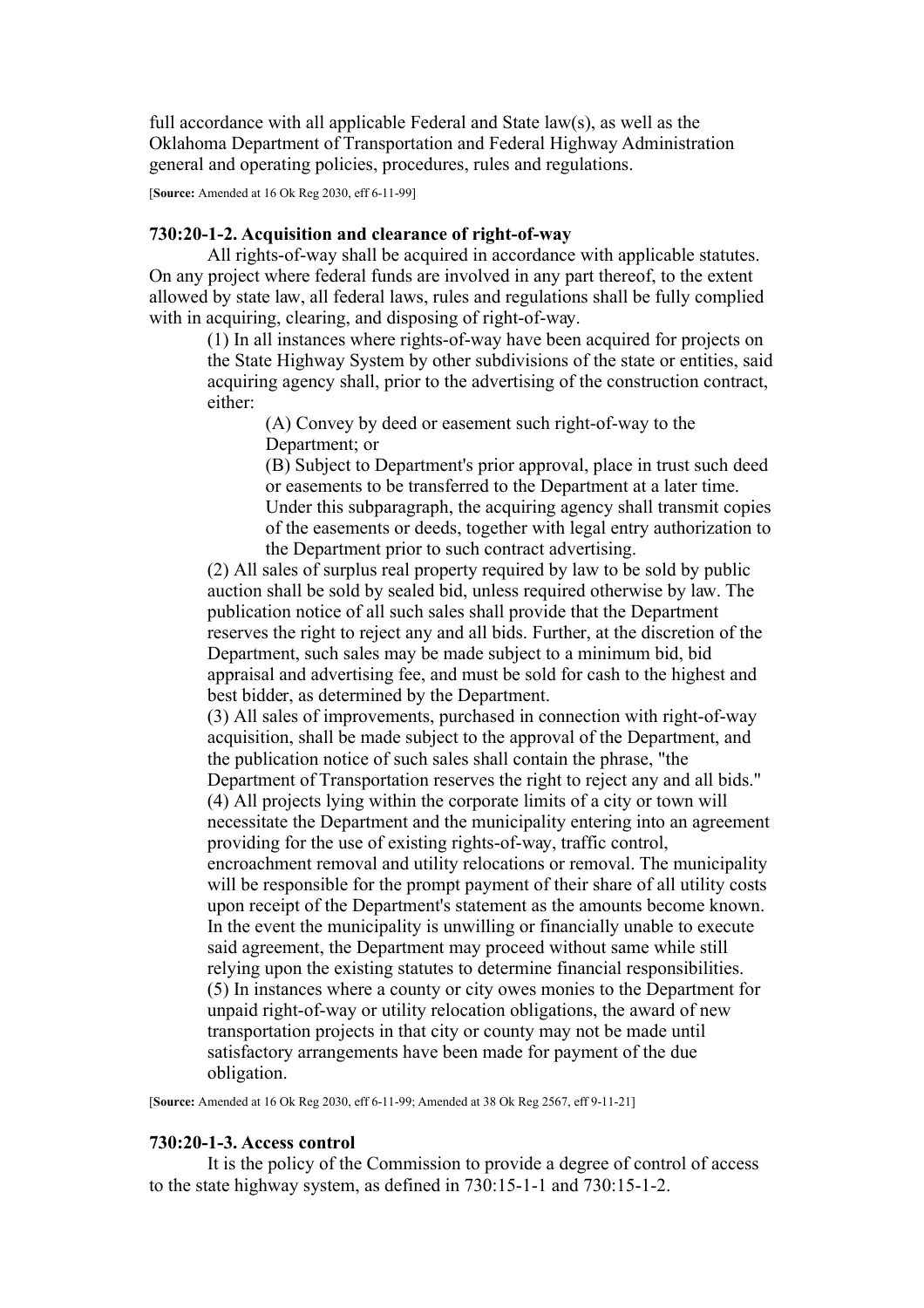full accordance with all applicable Federal and State law(s), as well as the Oklahoma Department of Transportation and Federal Highway Administration general and operating policies, procedures, rules and regulations.

[**Source:** Amended at 16 Ok Reg 2030, eff 6-11-99]

**730:20-1-2. Acquisition and clearance of right-of-way**

All rights-of-way shall be acquired in accordance with applicable statutes. On any project where federal funds are involved in any part thereof, to the extent allowed by state law, all federal laws, rules and regulations shall be fully complied with in acquiring, clearing, and disposing of right-of-way.

(1) In all instances where rights-of-way have been acquired for projects on the State Highway System by other subdivisions of the state or entities, said acquiring agency shall, prior to the advertising of the construction contract, either:

(A) Convey by deed or easement such right-of-way to the Department; or

(B) Subject to Department's prior approval, place in trust such deed or easements to be transferred to the Department at a later time. Under this subparagraph, the acquiring agency shall transmit copies of the easements or deeds, together with legal entry authorization to the Department prior to such contract advertising.

(2) All sales of surplus real property required by law to be sold by public auction shall be sold by sealed bid, unless required otherwise by law. The publication notice of all such sales shall provide that the Department reserves the right to reject any and all bids. Further, at the discretion of the Department, such sales may be made subject to a minimum bid, bid appraisal and advertising fee, and must be sold for cash to the highest and best bidder, as determined by the Department.

(3) All sales of improvements, purchased in connection with right-of-way acquisition, shall be made subject to the approval of the Department, and the publication notice of such sales shall contain the phrase, "the Department of Transportation reserves the right to reject any and all bids."

(4) All projects lying within the corporate limits of a city or town will necessitate the Department and the municipality entering into an agreement providing for the use of existing rights-of-way, traffic control, encroachment removal and utility relocations or removal. The municipality will be responsible for the prompt payment of their share of all utility costs upon receipt of the Department's statement as the amounts become known. In the event the municipality is unwilling or financially unable to execute said agreement, the Department may proceed without same while still relying upon the existing statutes to determine financial responsibilities.

(5) In instances where a county or city owes monies to the Department for unpaid right-of-way or utility relocation obligations, the award of new transportation projects in that city or county may not be made until satisfactory arrangements have been made for payment of the due obligation.

[**Source:** Amended at 16 Ok Reg 2030, eff 6-11-99; Amended at 38 Ok Reg 2567, eff 9-11-21]

**730:20-1-3. Access control**

It is the policy of the Commission to provide a degree of control of access to the state highway system, as defined in 730:15-1-1 and 730:15-1-2.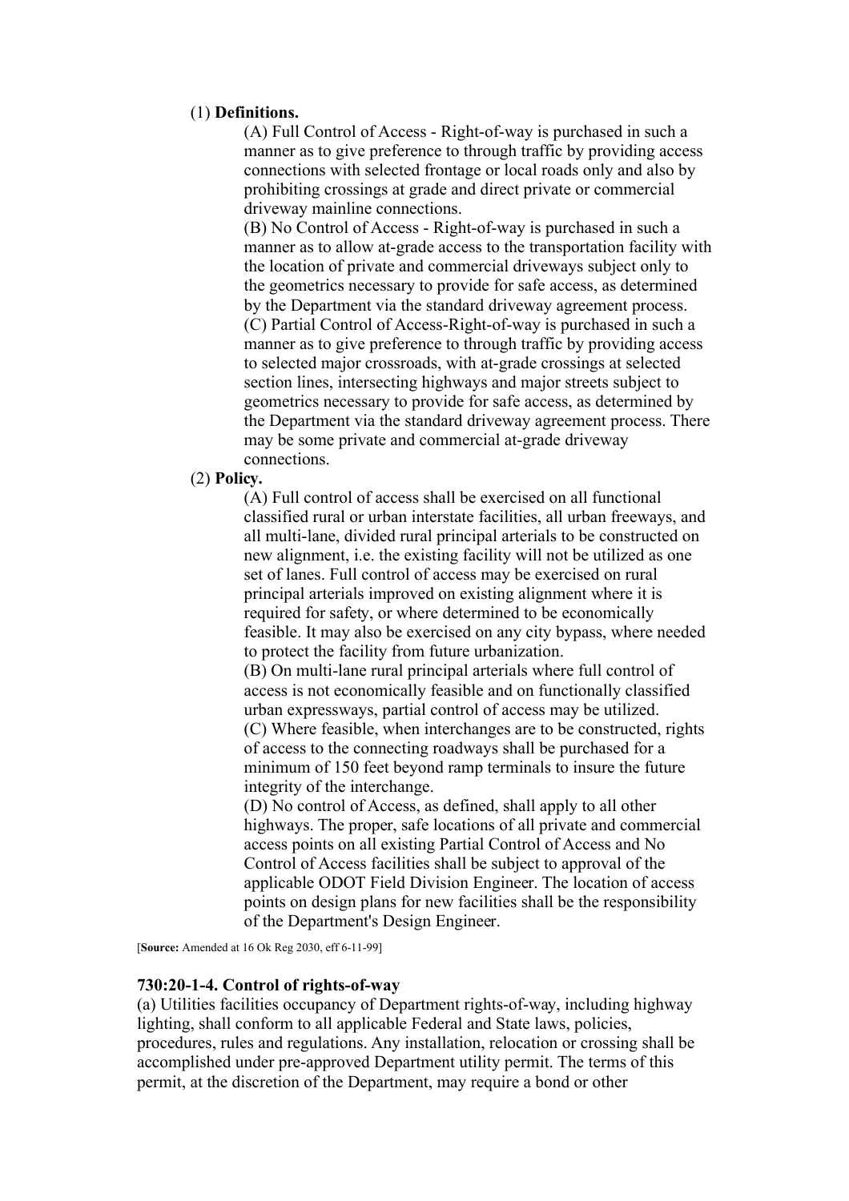(1) **Definitions.**

(A) Full Control of Access - Right-of-way is purchased in such a manner as to give preference to through traffic by providing access connections with selected frontage or local roads only and also by prohibiting crossings at grade and direct private or commercial driveway mainline connections.

(B) No Control of Access - Right-of-way is purchased in such a manner as to allow at-grade access to the transportation facility with the location of private and commercial driveways subject only to the geometrics necessary to provide for safe access, as determined by the Department via the standard driveway agreement process.

(C) Partial Control of Access-Right-of-way is purchased in such a manner as to give preference to through traffic by providing access to selected major crossroads, with at-grade crossings at selected section lines, intersecting highways and major streets subject to geometrics necessary to provide for safe access, as determined by the Department via the standard driveway agreement process. There may be some private and commercial at-grade driveway connections.

(2) **Policy.**

(A) Full control of access shall be exercised on all functional classified rural or urban interstate facilities, all urban freeways, and all multi-lane, divided rural principal arterials to be constructed on new alignment, i.e. the existing facility will not be utilized as one set of lanes. Full control of access may be exercised on rural principal arterials improved on existing alignment where it is required for safety, or where determined to be economically feasible. It may also be exercised on any city bypass, where needed to protect the facility from future urbanization.

(B) On multi-lane rural principal arterials where full control of access is not economically feasible and on functionally classified urban expressways, partial control of access may be utilized.

(C) Where feasible, when interchanges are to be constructed, rights of access to the connecting roadways shall be purchased for a minimum of 150 feet beyond ramp terminals to insure the future integrity of the interchange.

(D) No control of Access, as defined, shall apply to all other highways. The proper, safe locations of all private and commercial access points on all existing Partial Control of Access and No Control of Access facilities shall be subject to approval of the applicable ODOT Field Division Engineer. The location of access points on design plans for new facilities shall be the responsibility of the Department's Design Engineer.

[**Source:** Amended at 16 Ok Reg 2030, eff 6-11-99]

### 730:20-1-4. Control of rights-of-way

(a) Utilities facilities occupancy of Department rights-of-way, including highway lighting, shall conform to all applicable Federal and State laws, policies, procedures, rules and regulations. Any installation, relocation or crossing shall be accomplished under pre-approved Department utility permit. The terms of this permit, at the discretion of the Department, may require a bond or other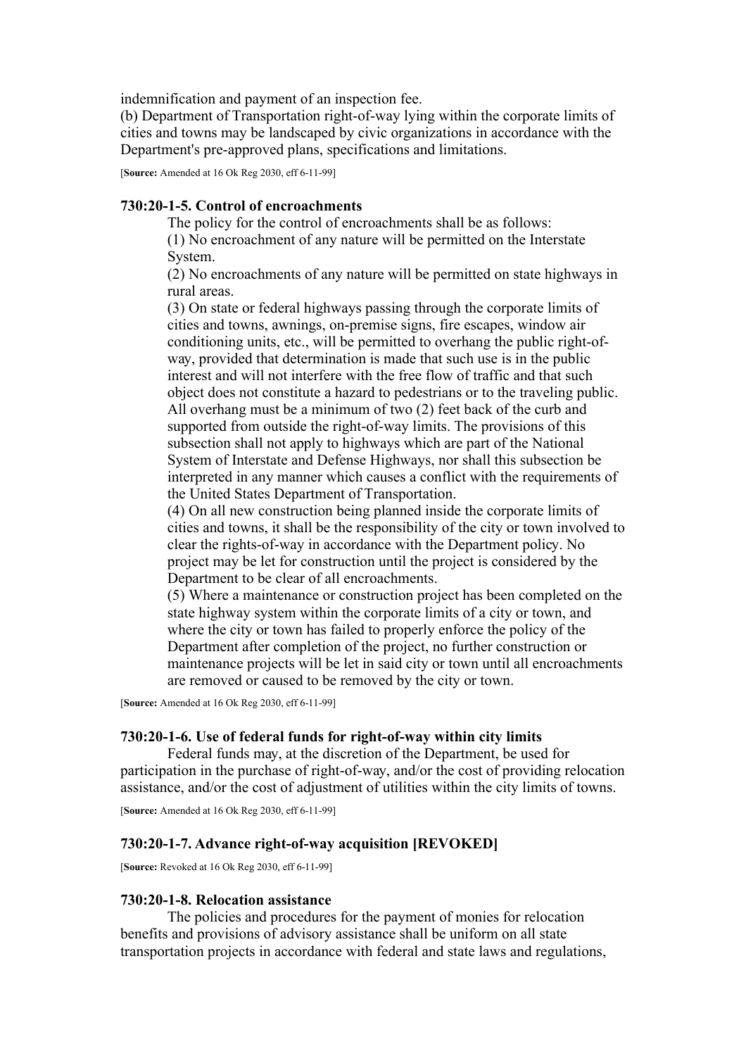indemnification and payment of an inspection fee.

(b) Department of Transportation right-of-way lying within the corporate limits of cities and towns may be landscaped by civic organizations in accordance with the Department's pre-approved plans, specifications and limitations.

[**Source:** Amended at 16 Ok Reg 2030, eff 6-11-99]

### 730:20-1-5. Control of encroachments

The policy for the control of encroachments shall be as follows:

(1) No encroachment of any nature will be permitted on the Interstate System.

(2) No encroachments of any nature will be permitted on state highways in rural areas.

(3) On state or federal highways passing through the corporate limits of cities and towns, awnings, on-premise signs, fire escapes, window air conditioning units, etc., will be permitted to overhang the public right-of-way, provided that determination is made that such use is in the public interest and will not interfere with the free flow of traffic and that such object does not constitute a hazard to pedestrians or to the traveling public. All overhang must be a minimum of two (2) feet back of the curb and supported from outside the right-of-way limits. The provisions of this subsection shall not apply to highways which are part of the National System of Interstate and Defense Highways, nor shall this subsection be interpreted in any manner which causes a conflict with the requirements of the United States Department of Transportation.

(4) On all new construction being planned inside the corporate limits of cities and towns, it shall be the responsibility of the city or town involved to clear the rights-of-way in accordance with the Department policy. No project may be let for construction until the project is considered by the Department to be clear of all encroachments.

(5) Where a maintenance or construction project has been completed on the state highway system within the corporate limits of a city or town, and where the city or town has failed to properly enforce the policy of the Department after completion of the project, no further construction or maintenance projects will be let in said city or town until all encroachments are removed or caused to be removed by the city or town.

[**Source:** Amended at 16 Ok Reg 2030, eff 6-11-99]

### 730:20-1-6. Use of federal funds for right-of-way within city limits

Federal funds may, at the discretion of the Department, be used for participation in the purchase of right-of-way, and/or the cost of providing relocation assistance, and/or the cost of adjustment of utilities within the city limits of towns.

[**Source:** Amended at 16 Ok Reg 2030, eff 6-11-99]

### 730:20-1-7. Advance right-of-way acquisition [REVOKED]

[**Source:** Revoked at 16 Ok Reg 2030, eff 6-11-99]

### 730:20-1-8. Relocation assistance

The policies and procedures for the payment of monies for relocation benefits and provisions of advisory assistance shall be uniform on all state transportation projects in accordance with federal and state laws and regulations,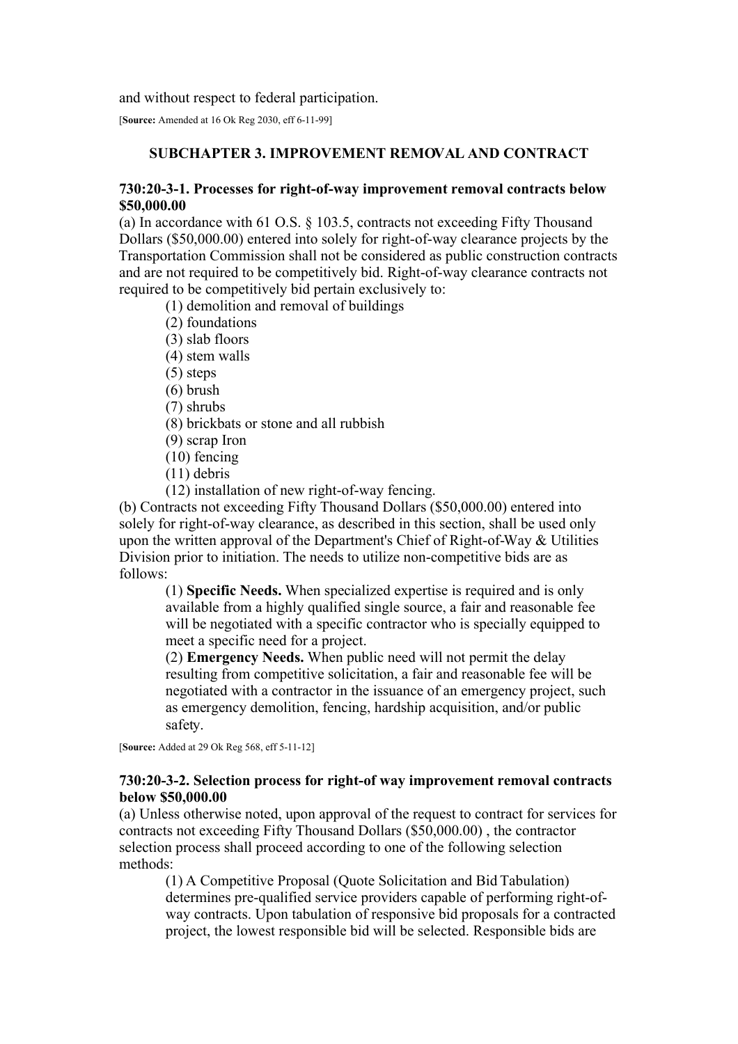and without respect to federal participation.

[**Source:** Amended at 16 Ok Reg 2030, eff 6-11-99]

## SUBCHAPTER 3. IMPROVEMENT REMOVAL AND CONTRACT

### 730:20-3-1. Processes for right-of-way improvement removal contracts below $50,000.00

(a) In accordance with 61 O.S. § 103.5, contracts not exceeding Fifty Thousand Dollars ($50,000.00) entered into solely for right-of-way clearance projects by the Transportation Commission shall not be considered as public construction contracts and are not required to be competitively bid. Right-of-way clearance contracts not required to be competitively bid pertain exclusively to:

(1) demolition and removal of buildings
(2) foundations
(3) slab floors
(4) stem walls
(5) steps
(6) brush
(7) shrubs
(8) brickbats or stone and all rubbish
(9) scrap Iron
(10) fencing
(11) debris
(12) installation of new right-of-way fencing.

(b) Contracts not exceeding Fifty Thousand Dollars ($50,000.00) entered into solely for right-of-way clearance, as described in this section, shall be used only upon the written approval of the Department's Chief of Right-of-Way & Utilities Division prior to initiation. The needs to utilize non-competitive bids are as follows:

(1) **Specific Needs.** When specialized expertise is required and is only available from a highly qualified single source, a fair and reasonable fee will be negotiated with a specific contractor who is specially equipped to meet a specific need for a project.

(2) **Emergency Needs.** When public need will not permit the delay resulting from competitive solicitation, a fair and reasonable fee will be negotiated with a contractor in the issuance of an emergency project, such as emergency demolition, fencing, hardship acquisition, and/or public safety.

[**Source:** Added at 29 Ok Reg 568, eff 5-11-12]

### 730:20-3-2. Selection process for right-of way improvement removal contracts below $50,000.00

(a) Unless otherwise noted, upon approval of the request to contract for services for contracts not exceeding Fifty Thousand Dollars ($50,000.00) , the contractor selection process shall proceed according to one of the following selection methods:

(1) A Competitive Proposal (Quote Solicitation and Bid Tabulation) determines pre-qualified service providers capable of performing right-of-way contracts. Upon tabulation of responsive bid proposals for a contracted project, the lowest responsible bid will be selected. Responsible bids are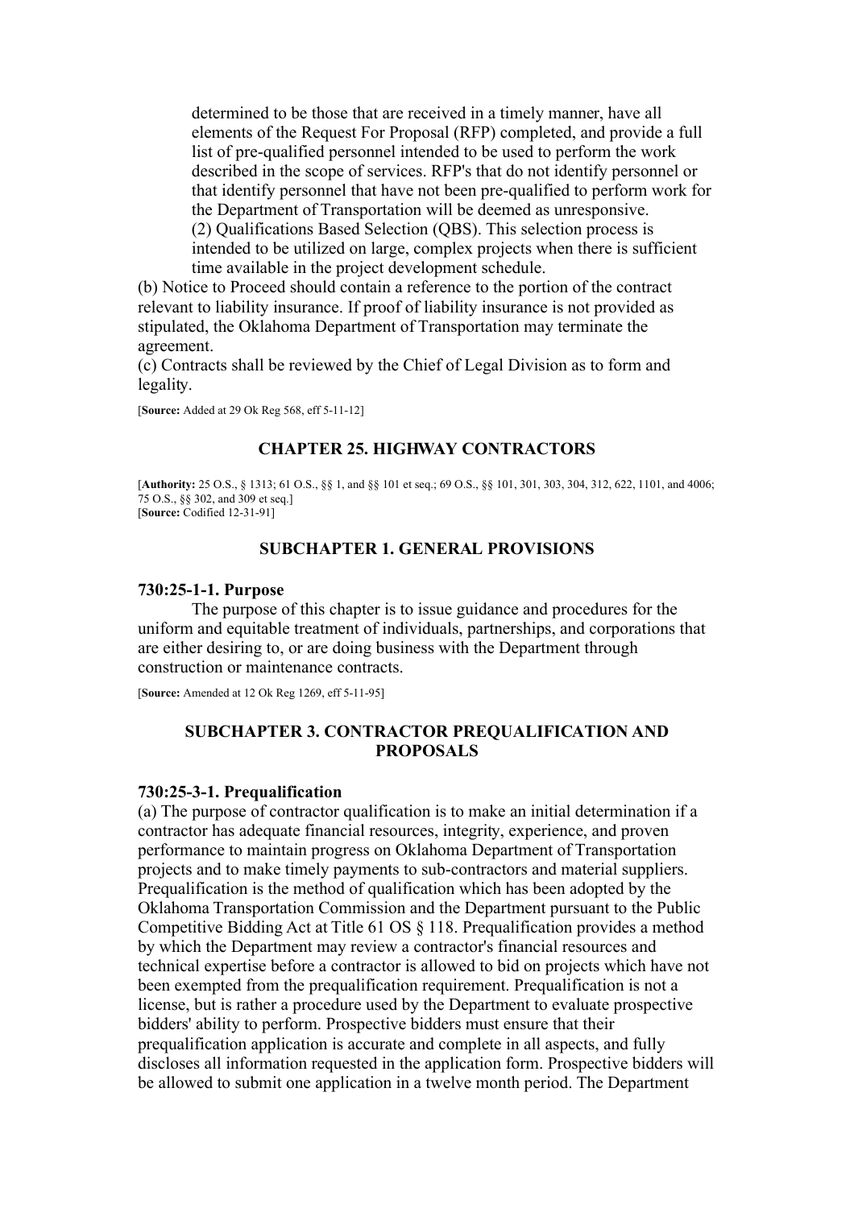determined to be those that are received in a timely manner, have all elements of the Request For Proposal (RFP) completed, and provide a full list of pre-qualified personnel intended to be used to perform the work described in the scope of services. RFP's that do not identify personnel or that identify personnel that have not been pre-qualified to perform work for the Department of Transportation will be deemed as unresponsive.

(2) Qualifications Based Selection (QBS). This selection process is intended to be utilized on large, complex projects when there is sufficient time available in the project development schedule.

(b) Notice to Proceed should contain a reference to the portion of the contract relevant to liability insurance. If proof of liability insurance is not provided as stipulated, the Oklahoma Department of Transportation may terminate the agreement.

(c) Contracts shall be reviewed by the Chief of Legal Division as to form and legality.

[**Source:** Added at 29 Ok Reg 568, eff 5-11-12]

## CHAPTER 25. HIGHWAY CONTRACTORS

[**Authority:** 25 O.S., § 1313; 61 O.S., §§ 1, and §§ 101 et seq.; 69 O.S., §§ 101, 301, 303, 304, 312, 622, 1101, and 4006; 75 O.S., §§ 302, and 309 et seq.]
[**Source:** Codified 12-31-91]

### SUBCHAPTER 1. GENERAL PROVISIONS

#### 730:25-1-1. Purpose

The purpose of this chapter is to issue guidance and procedures for the uniform and equitable treatment of individuals, partnerships, and corporations that are either desiring to, or are doing business with the Department through construction or maintenance contracts.

[**Source:** Amended at 12 Ok Reg 1269, eff 5-11-95]

### SUBCHAPTER 3. CONTRACTOR PREQUALIFICATION AND PROPOSALS

#### 730:25-3-1. Prequalification

(a) The purpose of contractor qualification is to make an initial determination if a contractor has adequate financial resources, integrity, experience, and proven performance to maintain progress on Oklahoma Department of Transportation projects and to make timely payments to sub-contractors and material suppliers. Prequalification is the method of qualification which has been adopted by the Oklahoma Transportation Commission and the Department pursuant to the Public Competitive Bidding Act at Title 61 OS § 118. Prequalification provides a method by which the Department may review a contractor's financial resources and technical expertise before a contractor is allowed to bid on projects which have not been exempted from the prequalification requirement. Prequalification is not a license, but is rather a procedure used by the Department to evaluate prospective bidders' ability to perform. Prospective bidders must ensure that their prequalification application is accurate and complete in all aspects, and fully discloses all information requested in the application form. Prospective bidders will be allowed to submit one application in a twelve month period. The Department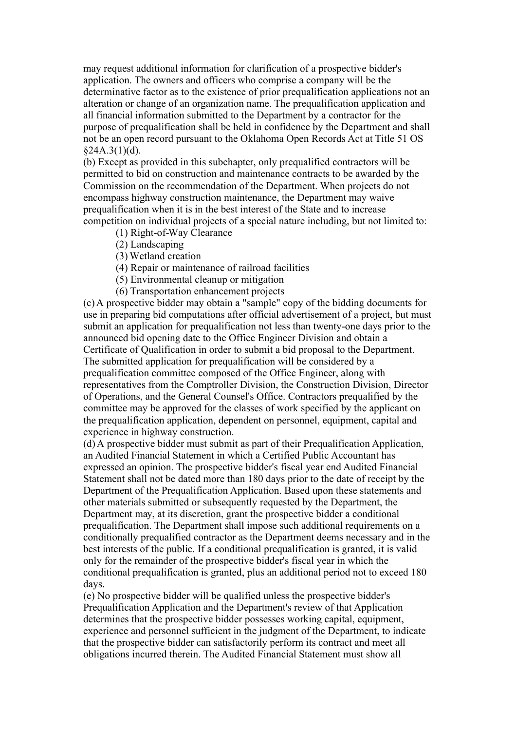may request additional information for clarification of a prospective bidder's application. The owners and officers who comprise a company will be the determinative factor as to the existence of prior prequalification applications not an alteration or change of an organization name. The prequalification application and all financial information submitted to the Department by a contractor for the purpose of prequalification shall be held in confidence by the Department and shall not be an open record pursuant to the Oklahoma Open Records Act at Title 51 OS §24A.3(1)(d).

(b) Except as provided in this subchapter, only prequalified contractors will be permitted to bid on construction and maintenance contracts to be awarded by the Commission on the recommendation of the Department. When projects do not encompass highway construction maintenance, the Department may waive prequalification when it is in the best interest of the State and to increase competition on individual projects of a special nature including, but not limited to:

> (1) Right-of-Way Clearance
> (2) Landscaping
> (3) Wetland creation
> (4) Repair or maintenance of railroad facilities
> (5) Environmental cleanup or mitigation
> (6) Transportation enhancement projects

(c) A prospective bidder may obtain a "sample" copy of the bidding documents for use in preparing bid computations after official advertisement of a project, but must submit an application for prequalification not less than twenty-one days prior to the announced bid opening date to the Office Engineer Division and obtain a Certificate of Qualification in order to submit a bid proposal to the Department. The submitted application for prequalification will be considered by a prequalification committee composed of the Office Engineer, along with representatives from the Comptroller Division, the Construction Division, Director of Operations, and the General Counsel's Office. Contractors prequalified by the committee may be approved for the classes of work specified by the applicant on the prequalification application, dependent on personnel, equipment, capital and experience in highway construction.

(d) A prospective bidder must submit as part of their Prequalification Application, an Audited Financial Statement in which a Certified Public Accountant has expressed an opinion. The prospective bidder's fiscal year end Audited Financial Statement shall not be dated more than 180 days prior to the date of receipt by the Department of the Prequalification Application. Based upon these statements and other materials submitted or subsequently requested by the Department, the Department may, at its discretion, grant the prospective bidder a conditional prequalification. The Department shall impose such additional requirements on a conditionally prequalified contractor as the Department deems necessary and in the best interests of the public. If a conditional prequalification is granted, it is valid only for the remainder of the prospective bidder's fiscal year in which the conditional prequalification is granted, plus an additional period not to exceed 180 days.

(e) No prospective bidder will be qualified unless the prospective bidder's Prequalification Application and the Department's review of that Application determines that the prospective bidder possesses working capital, equipment, experience and personnel sufficient in the judgment of the Department, to indicate that the prospective bidder can satisfactorily perform its contract and meet all obligations incurred therein. The Audited Financial Statement must show all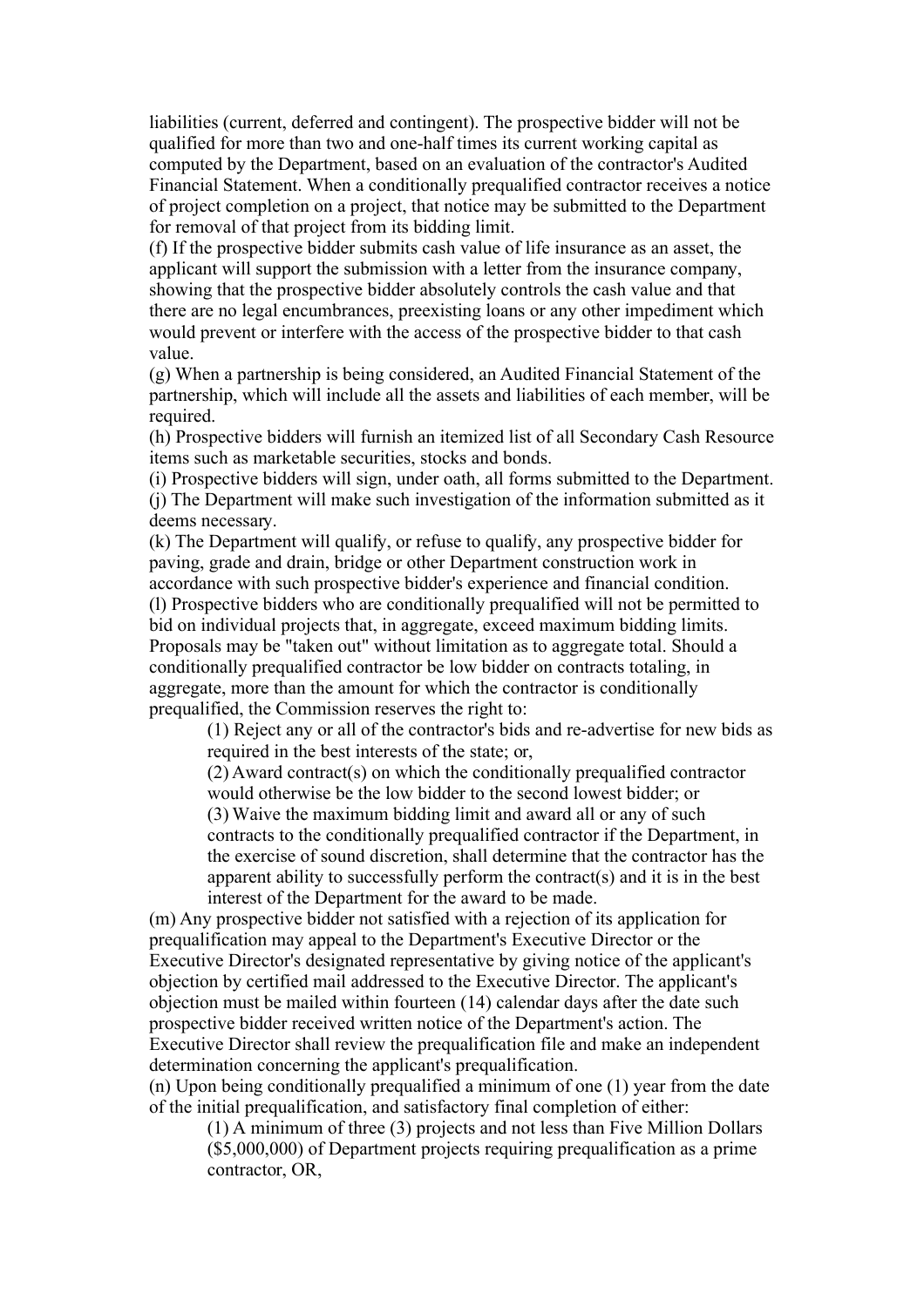liabilities (current, deferred and contingent). The prospective bidder will not be qualified for more than two and one-half times its current working capital as computed by the Department, based on an evaluation of the contractor's Audited Financial Statement. When a conditionally prequalified contractor receives a notice of project completion on a project, that notice may be submitted to the Department for removal of that project from its bidding limit.

(f) If the prospective bidder submits cash value of life insurance as an asset, the applicant will support the submission with a letter from the insurance company, showing that the prospective bidder absolutely controls the cash value and that there are no legal encumbrances, preexisting loans or any other impediment which would prevent or interfere with the access of the prospective bidder to that cash value.

(g) When a partnership is being considered, an Audited Financial Statement of the partnership, which will include all the assets and liabilities of each member, will be required.

(h) Prospective bidders will furnish an itemized list of all Secondary Cash Resource items such as marketable securities, stocks and bonds.

(i) Prospective bidders will sign, under oath, all forms submitted to the Department.

(j) The Department will make such investigation of the information submitted as it deems necessary.

(k) The Department will qualify, or refuse to qualify, any prospective bidder for paving, grade and drain, bridge or other Department construction work in accordance with such prospective bidder's experience and financial condition.

(l) Prospective bidders who are conditionally prequalified will not be permitted to bid on individual projects that, in aggregate, exceed maximum bidding limits. Proposals may be "taken out" without limitation as to aggregate total. Should a conditionally prequalified contractor be low bidder on contracts totaling, in aggregate, more than the amount for which the contractor is conditionally prequalified, the Commission reserves the right to:

> (1) Reject any or all of the contractor's bids and re-advertise for new bids as required in the best interests of the state; or,
>
> (2) Award contract(s) on which the conditionally prequalified contractor would otherwise be the low bidder to the second lowest bidder; or
>
> (3) Waive the maximum bidding limit and award all or any of such contracts to the conditionally prequalified contractor if the Department, in the exercise of sound discretion, shall determine that the contractor has the apparent ability to successfully perform the contract(s) and it is in the best interest of the Department for the award to be made.

(m) Any prospective bidder not satisfied with a rejection of its application for prequalification may appeal to the Department's Executive Director or the Executive Director's designated representative by giving notice of the applicant's objection by certified mail addressed to the Executive Director. The applicant's objection must be mailed within fourteen (14) calendar days after the date such prospective bidder received written notice of the Department's action. The Executive Director shall review the prequalification file and make an independent determination concerning the applicant's prequalification.

(n) Upon being conditionally prequalified a minimum of one (1) year from the date of the initial prequalification, and satisfactory final completion of either:

> (1) A minimum of three (3) projects and not less than Five Million Dollars ($5,000,000) of Department projects requiring prequalification as a prime contractor, OR,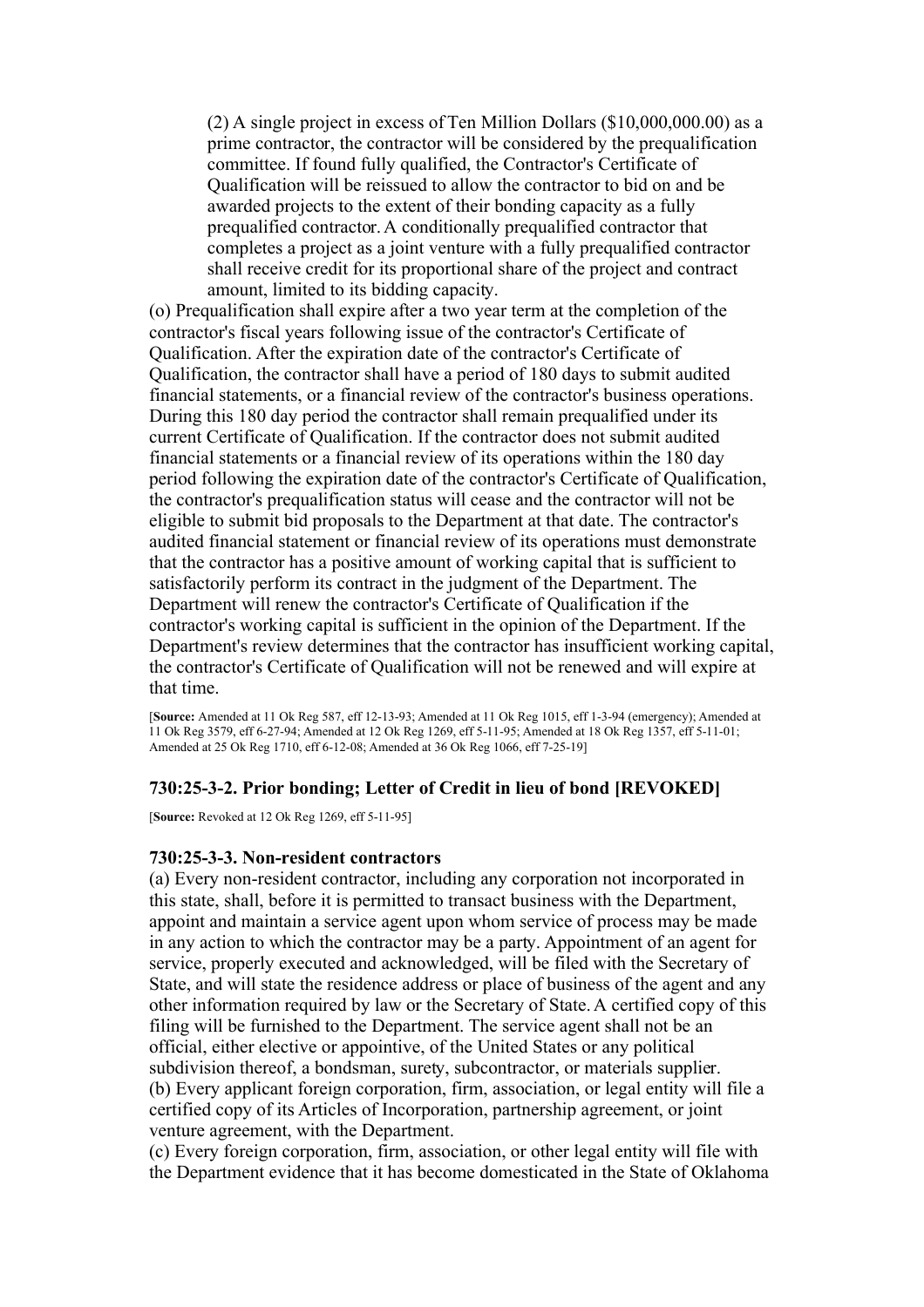(2) A single project in excess of Ten Million Dollars ($10,000,000.00) as a prime contractor, the contractor will be considered by the prequalification committee. If found fully qualified, the Contractor's Certificate of Qualification will be reissued to allow the contractor to bid on and be awarded projects to the extent of their bonding capacity as a fully prequalified contractor. A conditionally prequalified contractor that completes a project as a joint venture with a fully prequalified contractor shall receive credit for its proportional share of the project and contract amount, limited to its bidding capacity.

(o) Prequalification shall expire after a two year term at the completion of the contractor's fiscal years following issue of the contractor's Certificate of Qualification. After the expiration date of the contractor's Certificate of Qualification, the contractor shall have a period of 180 days to submit audited financial statements, or a financial review of the contractor's business operations. During this 180 day period the contractor shall remain prequalified under its current Certificate of Qualification. If the contractor does not submit audited financial statements or a financial review of its operations within the 180 day period following the expiration date of the contractor's Certificate of Qualification, the contractor's prequalification status will cease and the contractor will not be eligible to submit bid proposals to the Department at that date. The contractor's audited financial statement or financial review of its operations must demonstrate that the contractor has a positive amount of working capital that is sufficient to satisfactorily perform its contract in the judgment of the Department. The Department will renew the contractor's Certificate of Qualification if the contractor's working capital is sufficient in the opinion of the Department. If the Department's review determines that the contractor has insufficient working capital, the contractor's Certificate of Qualification will not be renewed and will expire at that time.

[**Source:** Amended at 11 Ok Reg 587, eff 12-13-93; Amended at 11 Ok Reg 1015, eff 1-3-94 (emergency); Amended at 11 Ok Reg 3579, eff 6-27-94; Amended at 12 Ok Reg 1269, eff 5-11-95; Amended at 18 Ok Reg 1357, eff 5-11-01; Amended at 25 Ok Reg 1710, eff 6-12-08; Amended at 36 Ok Reg 1066, eff 7-25-19]

### 730:25-3-2. Prior bonding; Letter of Credit in lieu of bond [REVOKED]

[**Source:** Revoked at 12 Ok Reg 1269, eff 5-11-95]

### 730:25-3-3. Non-resident contractors

(a) Every non-resident contractor, including any corporation not incorporated in this state, shall, before it is permitted to transact business with the Department, appoint and maintain a service agent upon whom service of process may be made in any action to which the contractor may be a party. Appointment of an agent for service, properly executed and acknowledged, will be filed with the Secretary of State, and will state the residence address or place of business of the agent and any other information required by law or the Secretary of State. A certified copy of this filing will be furnished to the Department. The service agent shall not be an official, either elective or appointive, of the United States or any political subdivision thereof, a bondsman, surety, subcontractor, or materials supplier.

(b) Every applicant foreign corporation, firm, association, or legal entity will file a certified copy of its Articles of Incorporation, partnership agreement, or joint venture agreement, with the Department.

(c) Every foreign corporation, firm, association, or other legal entity will file with the Department evidence that it has become domesticated in the State of Oklahoma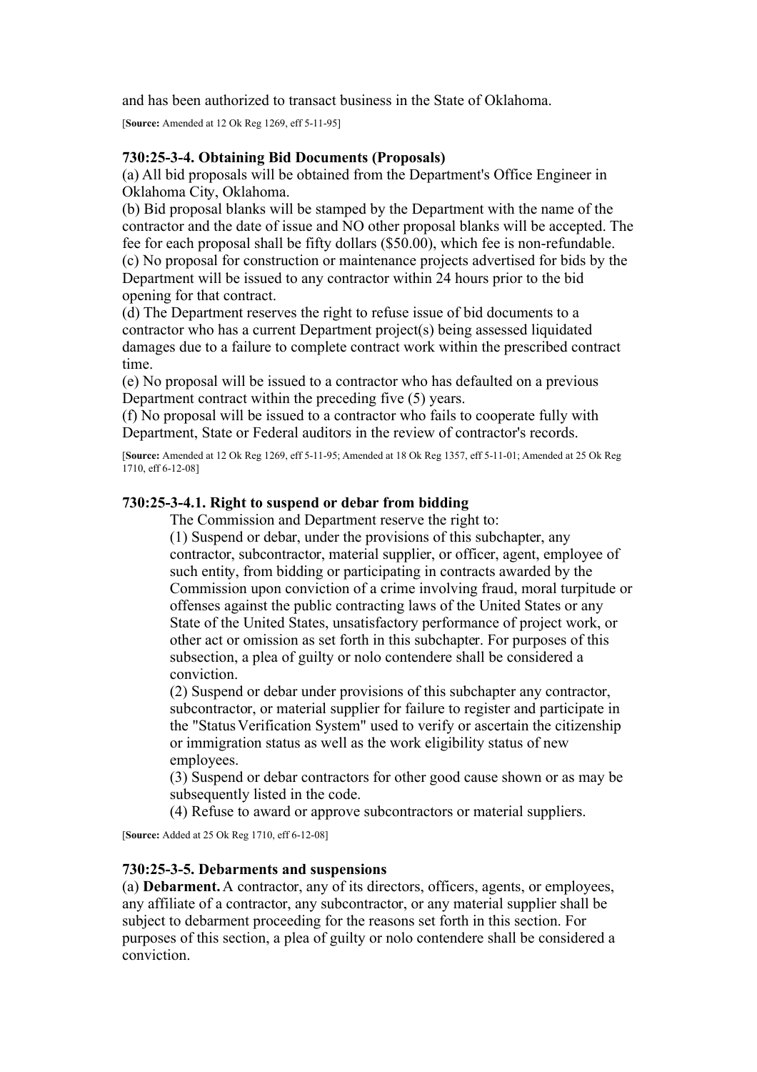and has been authorized to transact business in the State of Oklahoma.

[**Source:** Amended at 12 Ok Reg 1269, eff 5-11-95]

### 730:25-3-4. Obtaining Bid Documents (Proposals)

(a) All bid proposals will be obtained from the Department's Office Engineer in Oklahoma City, Oklahoma.
(b) Bid proposal blanks will be stamped by the Department with the name of the contractor and the date of issue and NO other proposal blanks will be accepted. The fee for each proposal shall be fifty dollars ($50.00), which fee is non-refundable.
(c) No proposal for construction or maintenance projects advertised for bids by the Department will be issued to any contractor within 24 hours prior to the bid opening for that contract.
(d) The Department reserves the right to refuse issue of bid documents to a contractor who has a current Department project(s) being assessed liquidated damages due to a failure to complete contract work within the prescribed contract time.
(e) No proposal will be issued to a contractor who has defaulted on a previous Department contract within the preceding five (5) years.
(f) No proposal will be issued to a contractor who fails to cooperate fully with Department, State or Federal auditors in the review of contractor's records.

[**Source:** Amended at 12 Ok Reg 1269, eff 5-11-95; Amended at 18 Ok Reg 1357, eff 5-11-01; Amended at 25 Ok Reg 1710, eff 6-12-08]

### 730:25-3-4.1. Right to suspend or debar from bidding

The Commission and Department reserve the right to:

(1) Suspend or debar, under the provisions of this subchapter, any contractor, subcontractor, material supplier, or officer, agent, employee of such entity, from bidding or participating in contracts awarded by the Commission upon conviction of a crime involving fraud, moral turpitude or offenses against the public contracting laws of the United States or any State of the United States, unsatisfactory performance of project work, or other act or omission as set forth in this subchapter. For purposes of this subsection, a plea of guilty or nolo contendere shall be considered a conviction.

(2) Suspend or debar under provisions of this subchapter any contractor, subcontractor, or material supplier for failure to register and participate in the "Status Verification System" used to verify or ascertain the citizenship or immigration status as well as the work eligibility status of new employees.

(3) Suspend or debar contractors for other good cause shown or as may be subsequently listed in the code.

(4) Refuse to award or approve subcontractors or material suppliers.

[**Source:** Added at 25 Ok Reg 1710, eff 6-12-08]

### 730:25-3-5. Debarments and suspensions

(a) **Debarment.** A contractor, any of its directors, officers, agents, or employees, any affiliate of a contractor, any subcontractor, or any material supplier shall be subject to debarment proceeding for the reasons set forth in this section. For purposes of this section, a plea of guilty or nolo contendere shall be considered a conviction.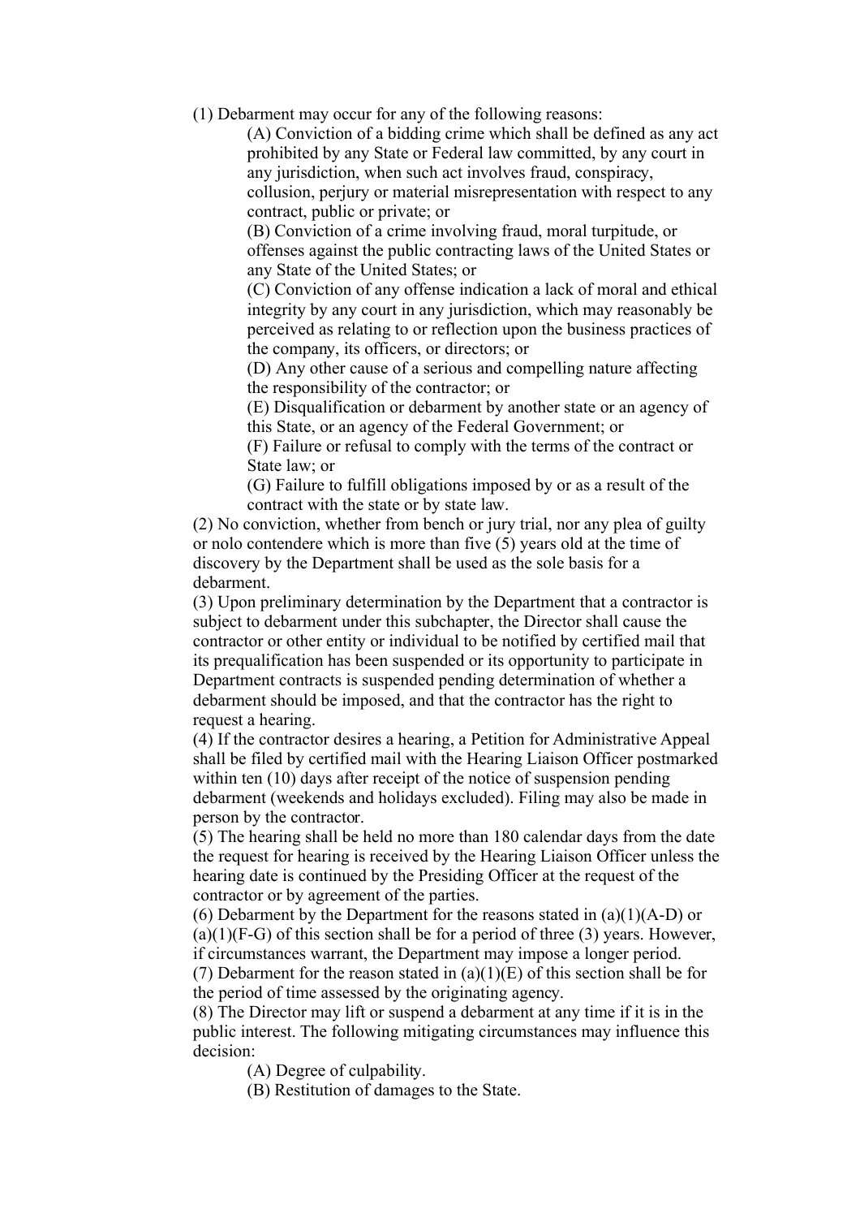(1) Debarment may occur for any of the following reasons:

(A) Conviction of a bidding crime which shall be defined as any act prohibited by any State or Federal law committed, by any court in any jurisdiction, when such act involves fraud, conspiracy, collusion, perjury or material misrepresentation with respect to any contract, public or private; or

(B) Conviction of a crime involving fraud, moral turpitude, or offenses against the public contracting laws of the United States or any State of the United States; or

(C) Conviction of any offense indication a lack of moral and ethical integrity by any court in any jurisdiction, which may reasonably be perceived as relating to or reflection upon the business practices of the company, its officers, or directors; or

(D) Any other cause of a serious and compelling nature affecting the responsibility of the contractor; or

(E) Disqualification or debarment by another state or an agency of this State, or an agency of the Federal Government; or

(F) Failure or refusal to comply with the terms of the contract or State law; or

(G) Failure to fulfill obligations imposed by or as a result of the contract with the state or by state law.

(2) No conviction, whether from bench or jury trial, nor any plea of guilty or nolo contendere which is more than five (5) years old at the time of discovery by the Department shall be used as the sole basis for a debarment.

(3) Upon preliminary determination by the Department that a contractor is subject to debarment under this subchapter, the Director shall cause the contractor or other entity or individual to be notified by certified mail that its prequalification has been suspended or its opportunity to participate in Department contracts is suspended pending determination of whether a debarment should be imposed, and that the contractor has the right to request a hearing.

(4) If the contractor desires a hearing, a Petition for Administrative Appeal shall be filed by certified mail with the Hearing Liaison Officer postmarked within ten (10) days after receipt of the notice of suspension pending debarment (weekends and holidays excluded). Filing may also be made in person by the contractor.

(5) The hearing shall be held no more than 180 calendar days from the date the request for hearing is received by the Hearing Liaison Officer unless the hearing date is continued by the Presiding Officer at the request of the contractor or by agreement of the parties.

(6) Debarment by the Department for the reasons stated in (a)(1)(A-D) or (a)(1)(F-G) of this section shall be for a period of three (3) years. However, if circumstances warrant, the Department may impose a longer period.

(7) Debarment for the reason stated in (a)(1)(E) of this section shall be for the period of time assessed by the originating agency.

(8) The Director may lift or suspend a debarment at any time if it is in the public interest. The following mitigating circumstances may influence this decision:

(A) Degree of culpability.

(B) Restitution of damages to the State.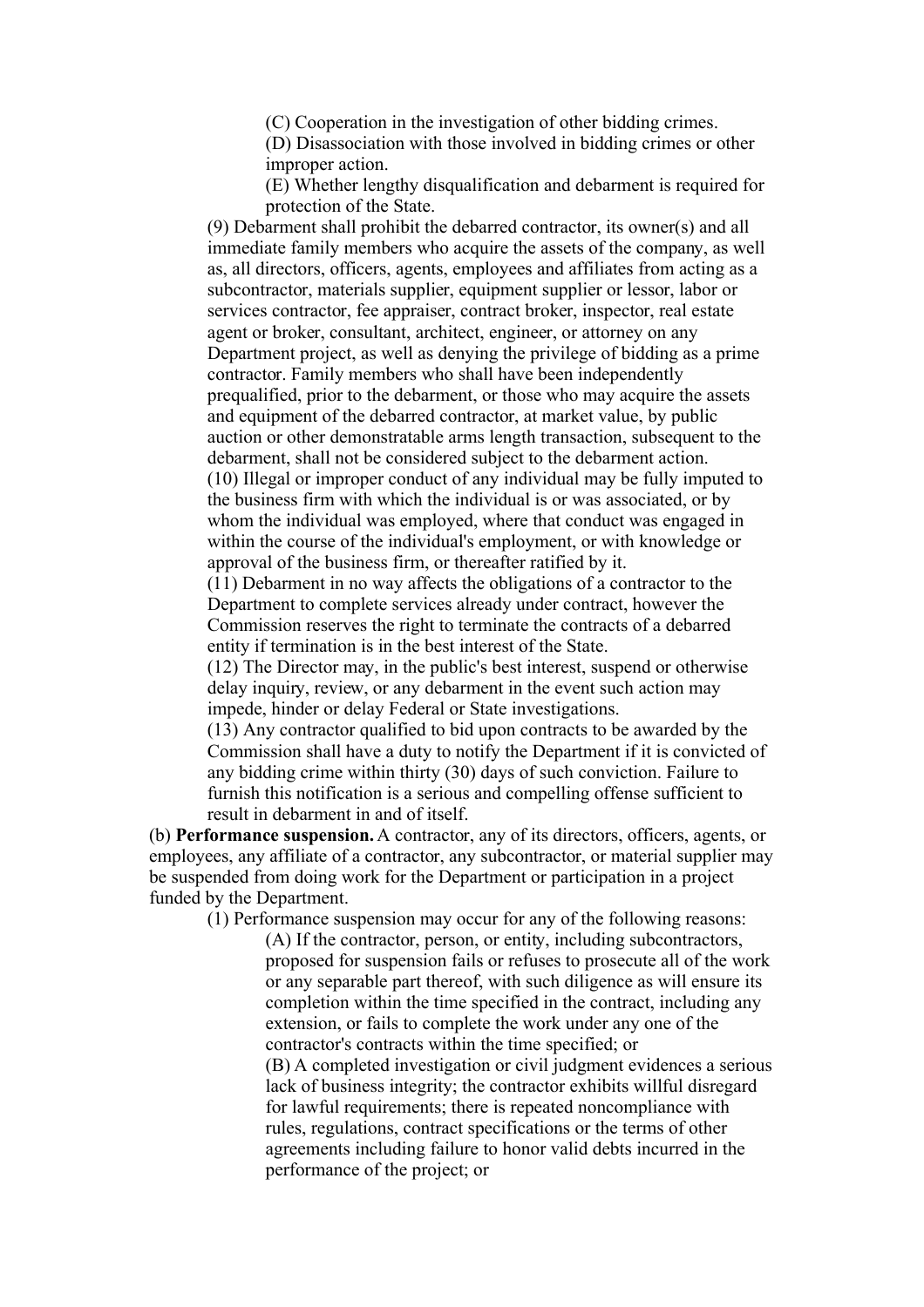(C) Cooperation in the investigation of other bidding crimes.

(D) Disassociation with those involved in bidding crimes or other improper action.

(E) Whether lengthy disqualification and debarment is required for protection of the State.

(9) Debarment shall prohibit the debarred contractor, its owner(s) and all immediate family members who acquire the assets of the company, as well as, all directors, officers, agents, employees and affiliates from acting as a subcontractor, materials supplier, equipment supplier or lessor, labor or services contractor, fee appraiser, contract broker, inspector, real estate agent or broker, consultant, architect, engineer, or attorney on any Department project, as well as denying the privilege of bidding as a prime contractor. Family members who shall have been independently prequalified, prior to the debarment, or those who may acquire the assets and equipment of the debarred contractor, at market value, by public auction or other demonstratable arms length transaction, subsequent to the debarment, shall not be considered subject to the debarment action.

(10) Illegal or improper conduct of any individual may be fully imputed to the business firm with which the individual is or was associated, or by whom the individual was employed, where that conduct was engaged in within the course of the individual's employment, or with knowledge or approval of the business firm, or thereafter ratified by it.

(11) Debarment in no way affects the obligations of a contractor to the Department to complete services already under contract, however the Commission reserves the right to terminate the contracts of a debarred entity if termination is in the best interest of the State.

(12) The Director may, in the public's best interest, suspend or otherwise delay inquiry, review, or any debarment in the event such action may impede, hinder or delay Federal or State investigations.

(13) Any contractor qualified to bid upon contracts to be awarded by the Commission shall have a duty to notify the Department if it is convicted of any bidding crime within thirty (30) days of such conviction. Failure to furnish this notification is a serious and compelling offense sufficient to result in debarment in and of itself.

(b) **Performance suspension.** A contractor, any of its directors, officers, agents, or employees, any affiliate of a contractor, any subcontractor, or material supplier may be suspended from doing work for the Department or participation in a project funded by the Department.

(1) Performance suspension may occur for any of the following reasons:

(A) If the contractor, person, or entity, including subcontractors, proposed for suspension fails or refuses to prosecute all of the work or any separable part thereof, with such diligence as will ensure its completion within the time specified in the contract, including any extension, or fails to complete the work under any one of the contractor's contracts within the time specified; or

(B) A completed investigation or civil judgment evidences a serious lack of business integrity; the contractor exhibits willful disregard for lawful requirements; there is repeated noncompliance with rules, regulations, contract specifications or the terms of other agreements including failure to honor valid debts incurred in the performance of the project; or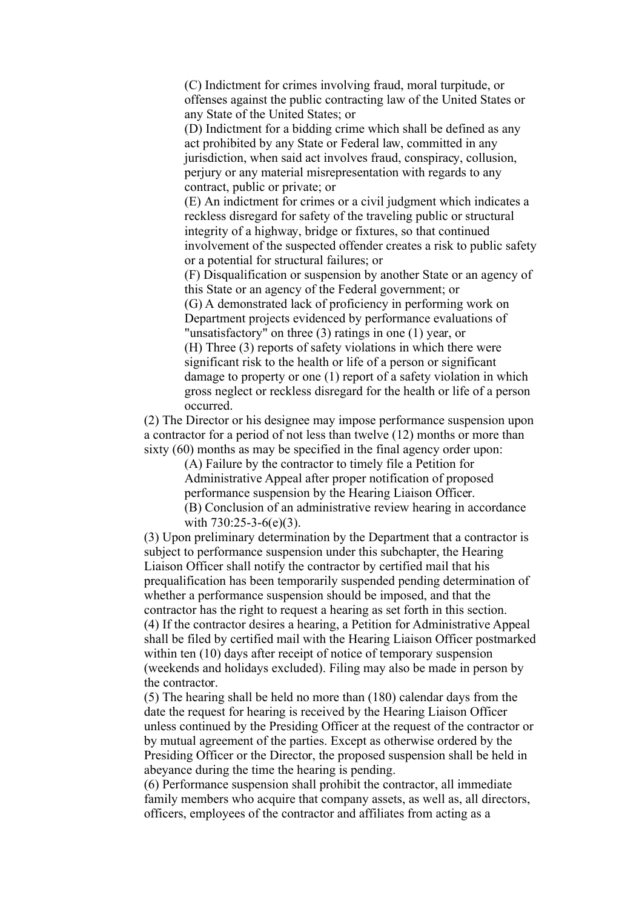(C) Indictment for crimes involving fraud, moral turpitude, or offenses against the public contracting law of the United States or any State of the United States; or

(D) Indictment for a bidding crime which shall be defined as any act prohibited by any State or Federal law, committed in any jurisdiction, when said act involves fraud, conspiracy, collusion, perjury or any material misrepresentation with regards to any contract, public or private; or

(E) An indictment for crimes or a civil judgment which indicates a reckless disregard for safety of the traveling public or structural integrity of a highway, bridge or fixtures, so that continued involvement of the suspected offender creates a risk to public safety or a potential for structural failures; or

(F) Disqualification or suspension by another State or an agency of this State or an agency of the Federal government; or

(G) A demonstrated lack of proficiency in performing work on Department projects evidenced by performance evaluations of "unsatisfactory" on three (3) ratings in one (1) year, or

(H) Three (3) reports of safety violations in which there were significant risk to the health or life of a person or significant damage to property or one (1) report of a safety violation in which gross neglect or reckless disregard for the health or life of a person occurred.

(2) The Director or his designee may impose performance suspension upon a contractor for a period of not less than twelve (12) months or more than sixty (60) months as may be specified in the final agency order upon:

(A) Failure by the contractor to timely file a Petition for Administrative Appeal after proper notification of proposed performance suspension by the Hearing Liaison Officer.

(B) Conclusion of an administrative review hearing in accordance with 730:25-3-6(e)(3).

(3) Upon preliminary determination by the Department that a contractor is subject to performance suspension under this subchapter, the Hearing Liaison Officer shall notify the contractor by certified mail that his prequalification has been temporarily suspended pending determination of whether a performance suspension should be imposed, and that the contractor has the right to request a hearing as set forth in this section.

(4) If the contractor desires a hearing, a Petition for Administrative Appeal shall be filed by certified mail with the Hearing Liaison Officer postmarked within ten (10) days after receipt of notice of temporary suspension (weekends and holidays excluded). Filing may also be made in person by the contractor.

(5) The hearing shall be held no more than (180) calendar days from the date the request for hearing is received by the Hearing Liaison Officer unless continued by the Presiding Officer at the request of the contractor or by mutual agreement of the parties. Except as otherwise ordered by the Presiding Officer or the Director, the proposed suspension shall be held in abeyance during the time the hearing is pending.

(6) Performance suspension shall prohibit the contractor, all immediate family members who acquire that company assets, as well as, all directors, officers, employees of the contractor and affiliates from acting as a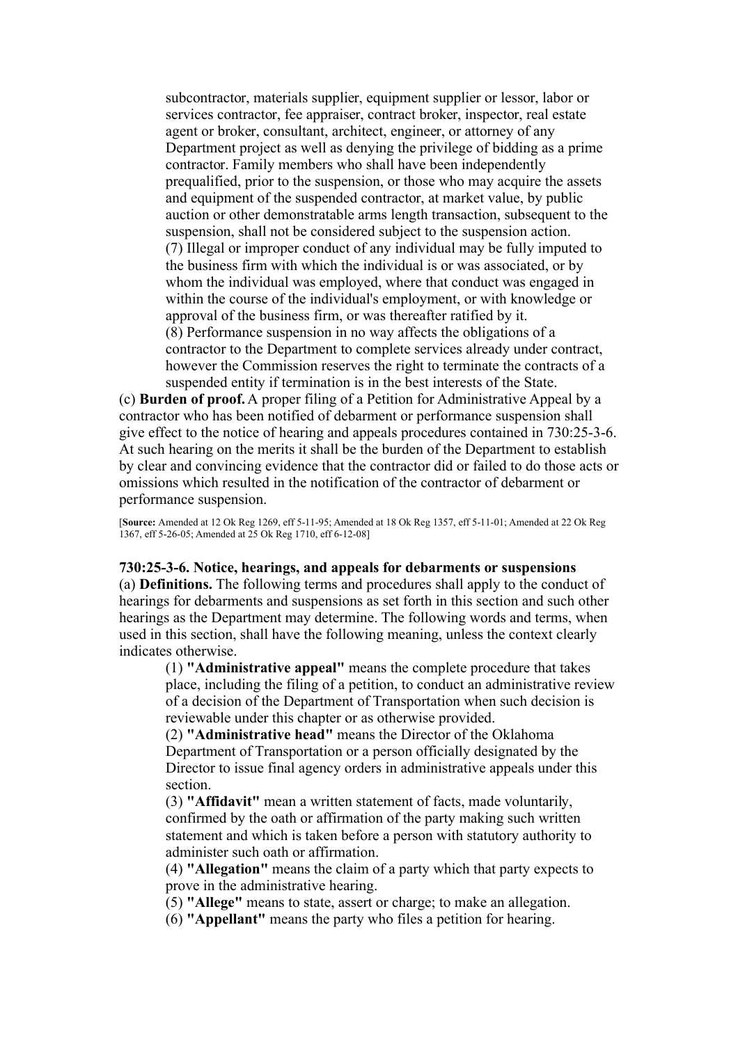subcontractor, materials supplier, equipment supplier or lessor, labor or services contractor, fee appraiser, contract broker, inspector, real estate agent or broker, consultant, architect, engineer, or attorney of any Department project as well as denying the privilege of bidding as a prime contractor. Family members who shall have been independently prequalified, prior to the suspension, or those who may acquire the assets and equipment of the suspended contractor, at market value, by public auction or other demonstratable arms length transaction, subsequent to the suspension, shall not be considered subject to the suspension action.

(7) Illegal or improper conduct of any individual may be fully imputed to the business firm with which the individual is or was associated, or by whom the individual was employed, where that conduct was engaged in within the course of the individual's employment, or with knowledge or approval of the business firm, or was thereafter ratified by it.

(8) Performance suspension in no way affects the obligations of a contractor to the Department to complete services already under contract, however the Commission reserves the right to terminate the contracts of a suspended entity if termination is in the best interests of the State.

(c) **Burden of proof.** A proper filing of a Petition for Administrative Appeal by a contractor who has been notified of debarment or performance suspension shall give effect to the notice of hearing and appeals procedures contained in 730:25-3-6. At such hearing on the merits it shall be the burden of the Department to establish by clear and convincing evidence that the contractor did or failed to do those acts or omissions which resulted in the notification of the contractor of debarment or performance suspension.

[**Source:** Amended at 12 Ok Reg 1269, eff 5-11-95; Amended at 18 Ok Reg 1357, eff 5-11-01; Amended at 22 Ok Reg 1367, eff 5-26-05; Amended at 25 Ok Reg 1710, eff 6-12-08]

**730:25-3-6. Notice, hearings, and appeals for debarments or suspensions**

(a) **Definitions.** The following terms and procedures shall apply to the conduct of hearings for debarments and suspensions as set forth in this section and such other hearings as the Department may determine. The following words and terms, when used in this section, shall have the following meaning, unless the context clearly indicates otherwise.

(1) **"Administrative appeal"** means the complete procedure that takes place, including the filing of a petition, to conduct an administrative review of a decision of the Department of Transportation when such decision is reviewable under this chapter or as otherwise provided.

(2) **"Administrative head"** means the Director of the Oklahoma Department of Transportation or a person officially designated by the Director to issue final agency orders in administrative appeals under this section.

(3) **"Affidavit"** mean a written statement of facts, made voluntarily, confirmed by the oath or affirmation of the party making such written statement and which is taken before a person with statutory authority to administer such oath or affirmation.

(4) **"Allegation"** means the claim of a party which that party expects to prove in the administrative hearing.

(5) **"Allege"** means to state, assert or charge; to make an allegation.

(6) **"Appellant"** means the party who files a petition for hearing.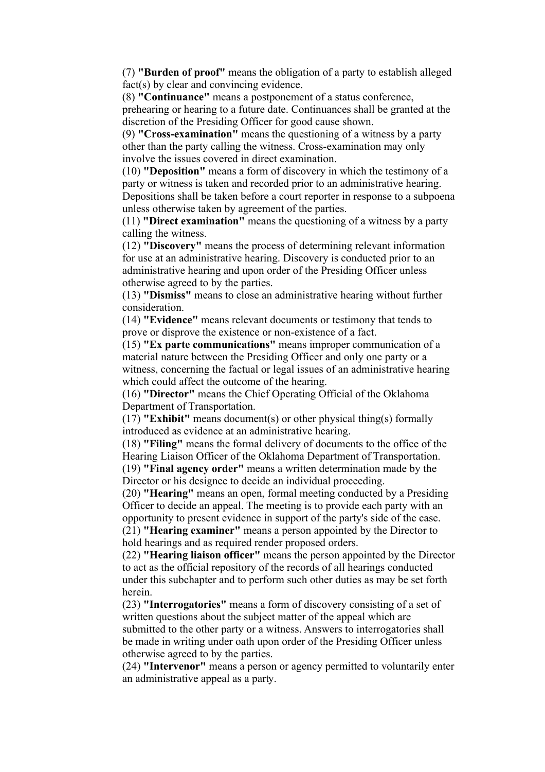(7) **"Burden of proof"** means the obligation of a party to establish alleged fact(s) by clear and convincing evidence.

(8) **"Continuance"** means a postponement of a status conference, prehearing or hearing to a future date. Continuances shall be granted at the discretion of the Presiding Officer for good cause shown.

(9) **"Cross-examination"** means the questioning of a witness by a party other than the party calling the witness. Cross-examination may only involve the issues covered in direct examination.

(10) **"Deposition"** means a form of discovery in which the testimony of a party or witness is taken and recorded prior to an administrative hearing. Depositions shall be taken before a court reporter in response to a subpoena unless otherwise taken by agreement of the parties.

(11) **"Direct examination"** means the questioning of a witness by a party calling the witness.

(12) **"Discovery"** means the process of determining relevant information for use at an administrative hearing. Discovery is conducted prior to an administrative hearing and upon order of the Presiding Officer unless otherwise agreed to by the parties.

(13) **"Dismiss"** means to close an administrative hearing without further consideration.

(14) **"Evidence"** means relevant documents or testimony that tends to prove or disprove the existence or non-existence of a fact.

(15) **"Ex parte communications"** means improper communication of a material nature between the Presiding Officer and only one party or a witness, concerning the factual or legal issues of an administrative hearing which could affect the outcome of the hearing.

(16) **"Director"** means the Chief Operating Official of the Oklahoma Department of Transportation.

(17) **"Exhibit"** means document(s) or other physical thing(s) formally introduced as evidence at an administrative hearing.

(18) **"Filing"** means the formal delivery of documents to the office of the Hearing Liaison Officer of the Oklahoma Department of Transportation.

(19) **"Final agency order"** means a written determination made by the Director or his designee to decide an individual proceeding.

(20) **"Hearing"** means an open, formal meeting conducted by a Presiding Officer to decide an appeal. The meeting is to provide each party with an opportunity to present evidence in support of the party's side of the case.

(21) **"Hearing examiner"** means a person appointed by the Director to hold hearings and as required render proposed orders.

(22) **"Hearing liaison officer"** means the person appointed by the Director to act as the official repository of the records of all hearings conducted under this subchapter and to perform such other duties as may be set forth herein.

(23) **"Interrogatories"** means a form of discovery consisting of a set of written questions about the subject matter of the appeal which are submitted to the other party or a witness. Answers to interrogatories shall be made in writing under oath upon order of the Presiding Officer unless otherwise agreed to by the parties.

(24) **"Intervenor"** means a person or agency permitted to voluntarily enter an administrative appeal as a party.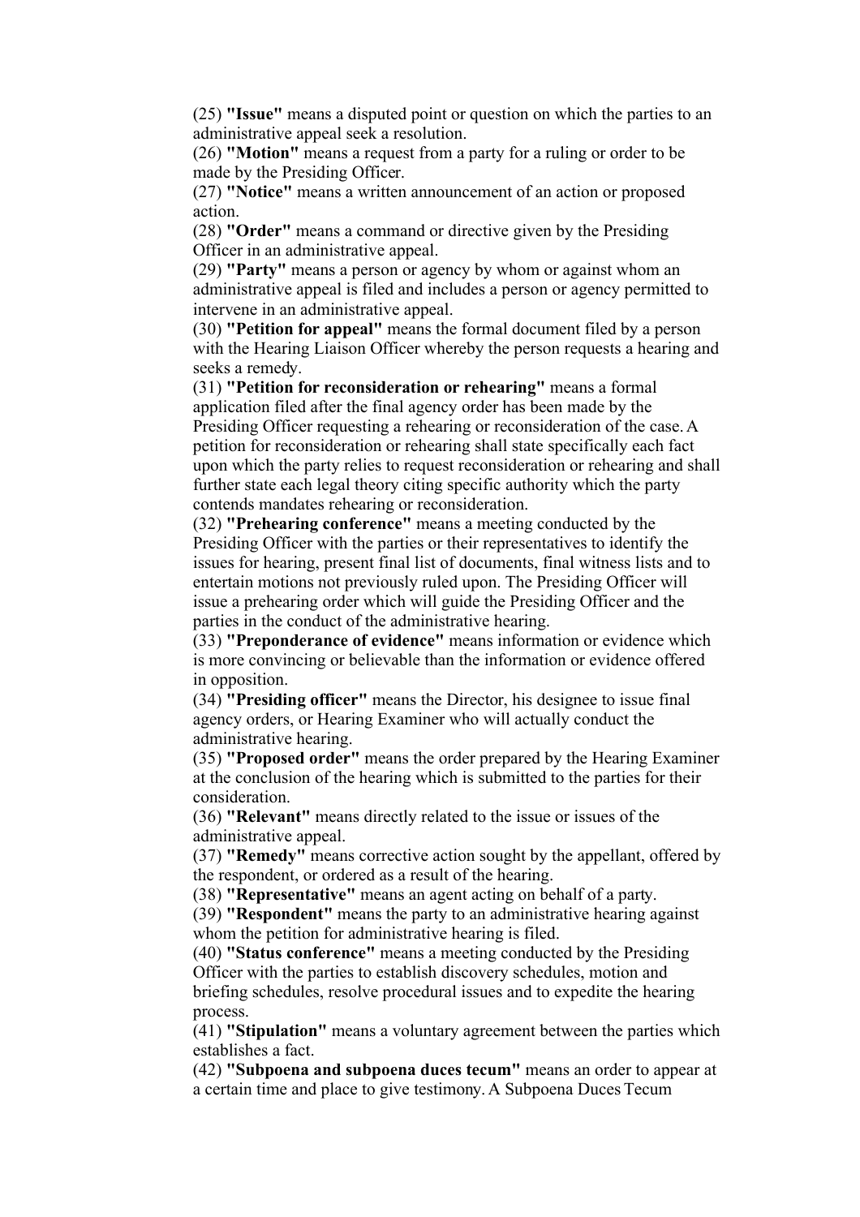(25) **"Issue"** means a disputed point or question on which the parties to an administrative appeal seek a resolution.

(26) **"Motion"** means a request from a party for a ruling or order to be made by the Presiding Officer.

(27) **"Notice"** means a written announcement of an action or proposed action.

(28) **"Order"** means a command or directive given by the Presiding Officer in an administrative appeal.

(29) **"Party"** means a person or agency by whom or against whom an administrative appeal is filed and includes a person or agency permitted to intervene in an administrative appeal.

(30) **"Petition for appeal"** means the formal document filed by a person with the Hearing Liaison Officer whereby the person requests a hearing and seeks a remedy.

(31) **"Petition for reconsideration or rehearing"** means a formal application filed after the final agency order has been made by the Presiding Officer requesting a rehearing or reconsideration of the case. A petition for reconsideration or rehearing shall state specifically each fact upon which the party relies to request reconsideration or rehearing and shall further state each legal theory citing specific authority which the party contends mandates rehearing or reconsideration.

(32) **"Prehearing conference"** means a meeting conducted by the Presiding Officer with the parties or their representatives to identify the issues for hearing, present final list of documents, final witness lists and to entertain motions not previously ruled upon. The Presiding Officer will issue a prehearing order which will guide the Presiding Officer and the parties in the conduct of the administrative hearing.

(33) **"Preponderance of evidence"** means information or evidence which is more convincing or believable than the information or evidence offered in opposition.

(34) **"Presiding officer"** means the Director, his designee to issue final agency orders, or Hearing Examiner who will actually conduct the administrative hearing.

(35) **"Proposed order"** means the order prepared by the Hearing Examiner at the conclusion of the hearing which is submitted to the parties for their consideration.

(36) **"Relevant"** means directly related to the issue or issues of the administrative appeal.

(37) **"Remedy"** means corrective action sought by the appellant, offered by the respondent, or ordered as a result of the hearing.

(38) **"Representative"** means an agent acting on behalf of a party.

(39) **"Respondent"** means the party to an administrative hearing against whom the petition for administrative hearing is filed.

(40) **"Status conference"** means a meeting conducted by the Presiding Officer with the parties to establish discovery schedules, motion and briefing schedules, resolve procedural issues and to expedite the hearing process.

(41) **"Stipulation"** means a voluntary agreement between the parties which establishes a fact.

(42) **"Subpoena and subpoena duces tecum"** means an order to appear at a certain time and place to give testimony. A Subpoena Duces Tecum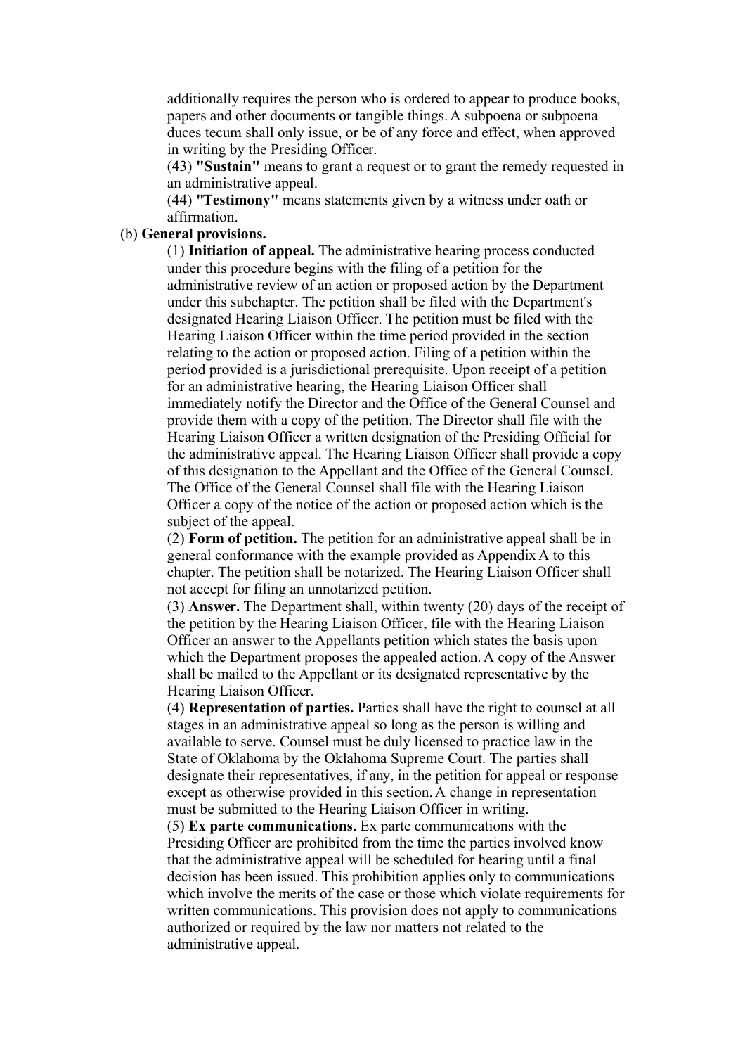additionally requires the person who is ordered to appear to produce books, papers and other documents or tangible things. A subpoena or subpoena duces tecum shall only issue, or be of any force and effect, when approved in writing by the Presiding Officer.

(43) **"Sustain"** means to grant a request or to grant the remedy requested in an administrative appeal.

(44) **"Testimony"** means statements given by a witness under oath or affirmation.

(b) **General provisions.**

(1) **Initiation of appeal.** The administrative hearing process conducted under this procedure begins with the filing of a petition for the administrative review of an action or proposed action by the Department under this subchapter. The petition shall be filed with the Department's designated Hearing Liaison Officer. The petition must be filed with the Hearing Liaison Officer within the time period provided in the section relating to the action or proposed action. Filing of a petition within the period provided is a jurisdictional prerequisite. Upon receipt of a petition for an administrative hearing, the Hearing Liaison Officer shall immediately notify the Director and the Office of the General Counsel and provide them with a copy of the petition. The Director shall file with the Hearing Liaison Officer a written designation of the Presiding Official for the administrative appeal. The Hearing Liaison Officer shall provide a copy of this designation to the Appellant and the Office of the General Counsel. The Office of the General Counsel shall file with the Hearing Liaison Officer a copy of the notice of the action or proposed action which is the subject of the appeal.

(2) **Form of petition.** The petition for an administrative appeal shall be in general conformance with the example provided as Appendix A to this chapter. The petition shall be notarized. The Hearing Liaison Officer shall not accept for filing an unnotarized petition.

(3) **Answer.** The Department shall, within twenty (20) days of the receipt of the petition by the Hearing Liaison Officer, file with the Hearing Liaison Officer an answer to the Appellants petition which states the basis upon which the Department proposes the appealed action. A copy of the Answer shall be mailed to the Appellant or its designated representative by the Hearing Liaison Officer.

(4) **Representation of parties.** Parties shall have the right to counsel at all stages in an administrative appeal so long as the person is willing and available to serve. Counsel must be duly licensed to practice law in the State of Oklahoma by the Oklahoma Supreme Court. The parties shall designate their representatives, if any, in the petition for appeal or response except as otherwise provided in this section. A change in representation must be submitted to the Hearing Liaison Officer in writing.

(5) **Ex parte communications.** Ex parte communications with the Presiding Officer are prohibited from the time the parties involved know that the administrative appeal will be scheduled for hearing until a final decision has been issued. This prohibition applies only to communications which involve the merits of the case or those which violate requirements for written communications. This provision does not apply to communications authorized or required by the law nor matters not related to the administrative appeal.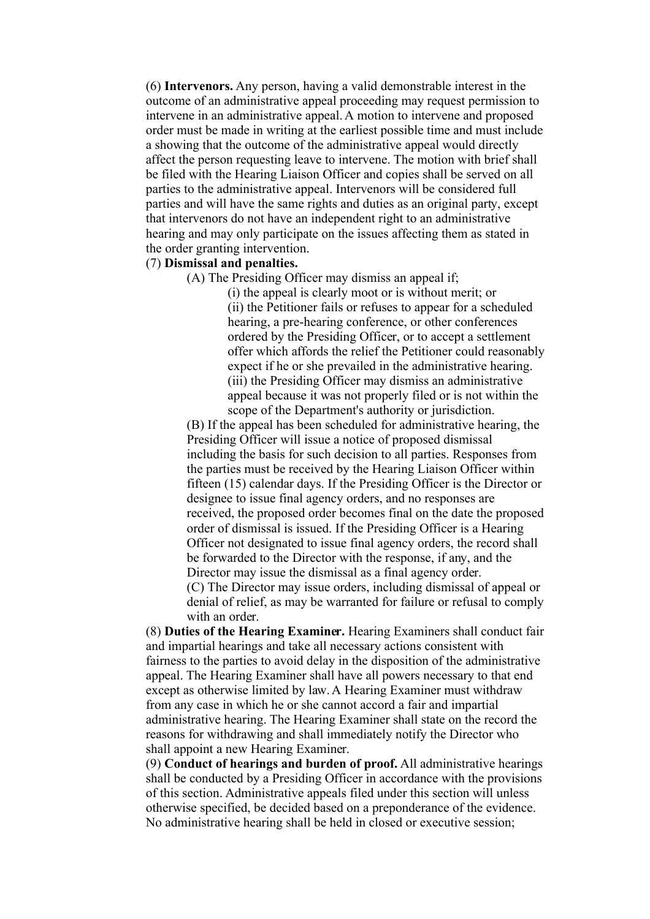(6) **Intervenors.** Any person, having a valid demonstrable interest in the outcome of an administrative appeal proceeding may request permission to intervene in an administrative appeal. A motion to intervene and proposed order must be made in writing at the earliest possible time and must include a showing that the outcome of the administrative appeal would directly affect the person requesting leave to intervene. The motion with brief shall be filed with the Hearing Liaison Officer and copies shall be served on all parties to the administrative appeal. Intervenors will be considered full parties and will have the same rights and duties as an original party, except that intervenors do not have an independent right to an administrative hearing and may only participate on the issues affecting them as stated in the order granting intervention.

(7) **Dismissal and penalties.**

(A) The Presiding Officer may dismiss an appeal if;

(i) the appeal is clearly moot or is without merit; or

(ii) the Petitioner fails or refuses to appear for a scheduled hearing, a pre-hearing conference, or other conferences ordered by the Presiding Officer, or to accept a settlement offer which affords the relief the Petitioner could reasonably expect if he or she prevailed in the administrative hearing.

(iii) the Presiding Officer may dismiss an administrative appeal because it was not properly filed or is not within the scope of the Department's authority or jurisdiction.

(B) If the appeal has been scheduled for administrative hearing, the Presiding Officer will issue a notice of proposed dismissal including the basis for such decision to all parties. Responses from the parties must be received by the Hearing Liaison Officer within fifteen (15) calendar days. If the Presiding Officer is the Director or designee to issue final agency orders, and no responses are received, the proposed order becomes final on the date the proposed order of dismissal is issued. If the Presiding Officer is a Hearing Officer not designated to issue final agency orders, the record shall be forwarded to the Director with the response, if any, and the Director may issue the dismissal as a final agency order.

(C) The Director may issue orders, including dismissal of appeal or denial of relief, as may be warranted for failure or refusal to comply with an order.

(8) **Duties of the Hearing Examiner.** Hearing Examiners shall conduct fair and impartial hearings and take all necessary actions consistent with fairness to the parties to avoid delay in the disposition of the administrative appeal. The Hearing Examiner shall have all powers necessary to that end except as otherwise limited by law. A Hearing Examiner must withdraw from any case in which he or she cannot accord a fair and impartial administrative hearing. The Hearing Examiner shall state on the record the reasons for withdrawing and shall immediately notify the Director who shall appoint a new Hearing Examiner.

(9) **Conduct of hearings and burden of proof.** All administrative hearings shall be conducted by a Presiding Officer in accordance with the provisions of this section. Administrative appeals filed under this section will unless otherwise specified, be decided based on a preponderance of the evidence. No administrative hearing shall be held in closed or executive session;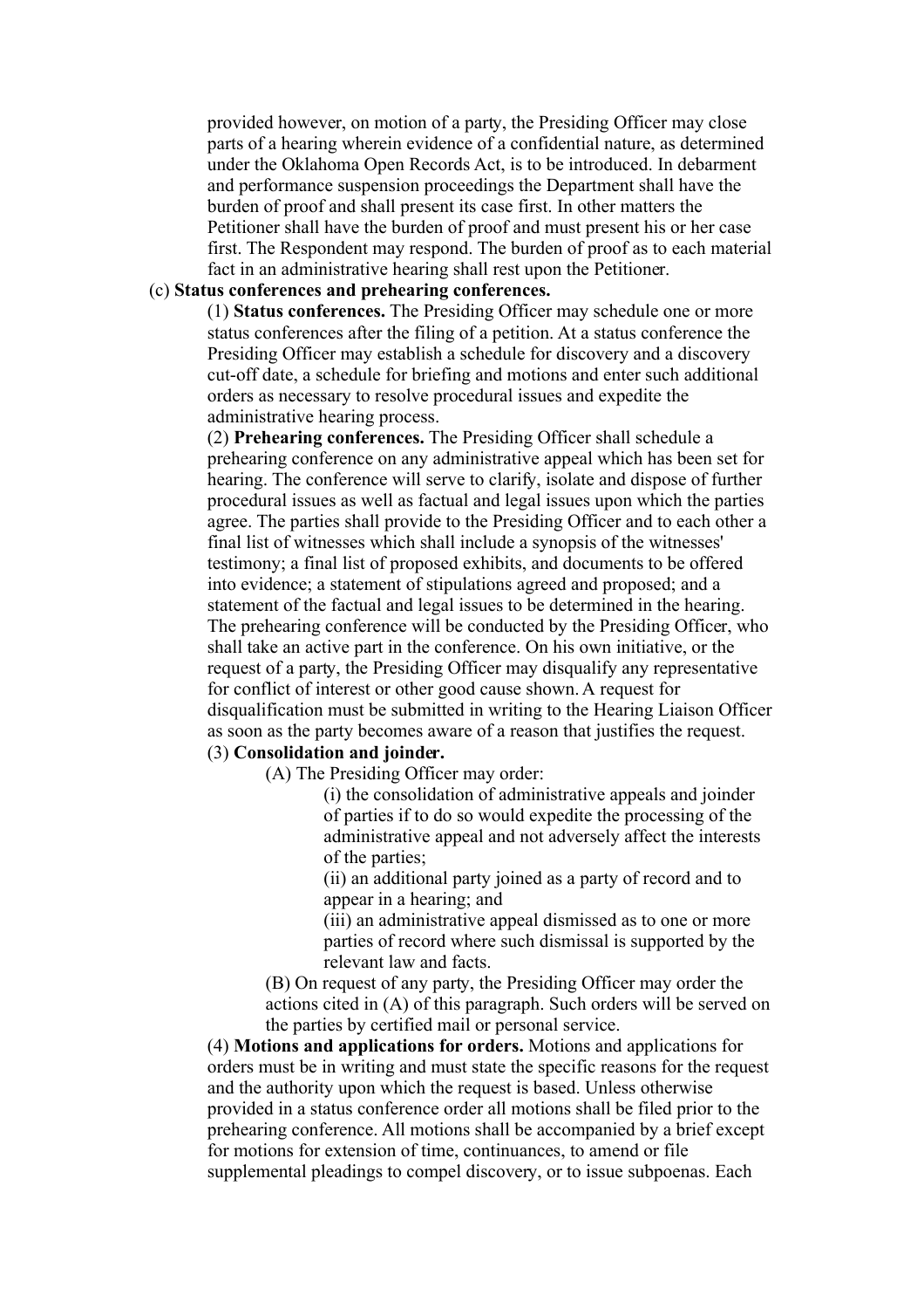provided however, on motion of a party, the Presiding Officer may close parts of a hearing wherein evidence of a confidential nature, as determined under the Oklahoma Open Records Act, is to be introduced. In debarment and performance suspension proceedings the Department shall have the burden of proof and shall present its case first. In other matters the Petitioner shall have the burden of proof and must present his or her case first. The Respondent may respond. The burden of proof as to each material fact in an administrative hearing shall rest upon the Petitioner.

(c) **Status conferences and prehearing conferences.**

(1) **Status conferences.** The Presiding Officer may schedule one or more status conferences after the filing of a petition. At a status conference the Presiding Officer may establish a schedule for discovery and a discovery cut-off date, a schedule for briefing and motions and enter such additional orders as necessary to resolve procedural issues and expedite the administrative hearing process.

(2) **Prehearing conferences.** The Presiding Officer shall schedule a prehearing conference on any administrative appeal which has been set for hearing. The conference will serve to clarify, isolate and dispose of further procedural issues as well as factual and legal issues upon which the parties agree. The parties shall provide to the Presiding Officer and to each other a final list of witnesses which shall include a synopsis of the witnesses' testimony; a final list of proposed exhibits, and documents to be offered into evidence; a statement of stipulations agreed and proposed; and a statement of the factual and legal issues to be determined in the hearing. The prehearing conference will be conducted by the Presiding Officer, who shall take an active part in the conference. On his own initiative, or the request of a party, the Presiding Officer may disqualify any representative for conflict of interest or other good cause shown. A request for disqualification must be submitted in writing to the Hearing Liaison Officer as soon as the party becomes aware of a reason that justifies the request.

(3) **Consolidation and joinder.**

(A) The Presiding Officer may order:

(i) the consolidation of administrative appeals and joinder of parties if to do so would expedite the processing of the administrative appeal and not adversely affect the interests of the parties;

(ii) an additional party joined as a party of record and to appear in a hearing; and

(iii) an administrative appeal dismissed as to one or more parties of record where such dismissal is supported by the relevant law and facts.

(B) On request of any party, the Presiding Officer may order the actions cited in (A) of this paragraph. Such orders will be served on the parties by certified mail or personal service.

(4) **Motions and applications for orders.** Motions and applications for orders must be in writing and must state the specific reasons for the request and the authority upon which the request is based. Unless otherwise provided in a status conference order all motions shall be filed prior to the prehearing conference. All motions shall be accompanied by a brief except for motions for extension of time, continuances, to amend or file supplemental pleadings to compel discovery, or to issue subpoenas. Each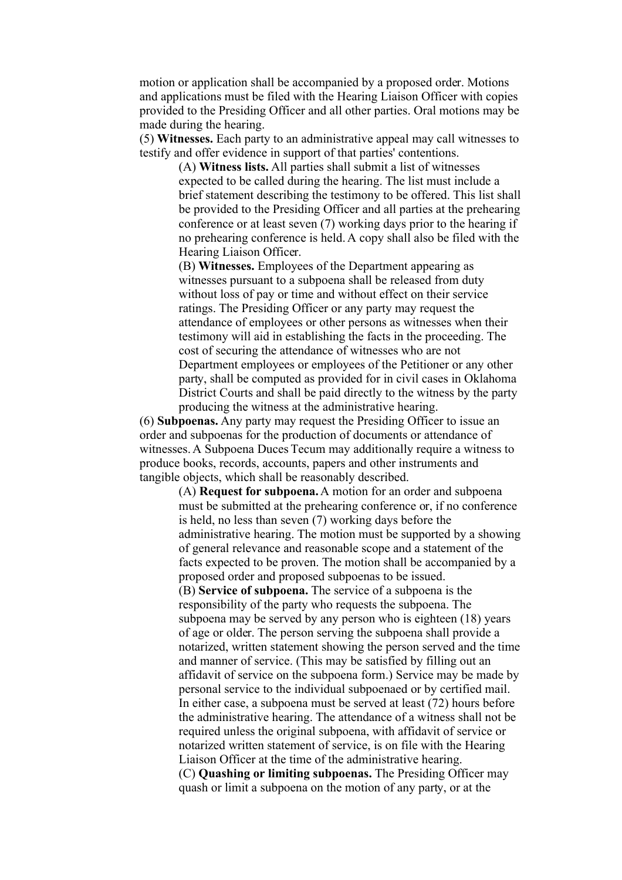motion or application shall be accompanied by a proposed order. Motions and applications must be filed with the Hearing Liaison Officer with copies provided to the Presiding Officer and all other parties. Oral motions may be made during the hearing.

(5) **Witnesses.** Each party to an administrative appeal may call witnesses to testify and offer evidence in support of that parties' contentions.

> (A) **Witness lists.** All parties shall submit a list of witnesses expected to be called during the hearing. The list must include a brief statement describing the testimony to be offered. This list shall be provided to the Presiding Officer and all parties at the prehearing conference or at least seven (7) working days prior to the hearing if no prehearing conference is held. A copy shall also be filed with the Hearing Liaison Officer.
>
> (B) **Witnesses.** Employees of the Department appearing as witnesses pursuant to a subpoena shall be released from duty without loss of pay or time and without effect on their service ratings. The Presiding Officer or any party may request the attendance of employees or other persons as witnesses when their testimony will aid in establishing the facts in the proceeding. The cost of securing the attendance of witnesses who are not Department employees or employees of the Petitioner or any other party, shall be computed as provided for in civil cases in Oklahoma District Courts and shall be paid directly to the witness by the party producing the witness at the administrative hearing.

(6) **Subpoenas.** Any party may request the Presiding Officer to issue an order and subpoenas for the production of documents or attendance of witnesses. A Subpoena Duces Tecum may additionally require a witness to produce books, records, accounts, papers and other instruments and tangible objects, which shall be reasonably described.

> (A) **Request for subpoena.** A motion for an order and subpoena must be submitted at the prehearing conference or, if no conference is held, no less than seven (7) working days before the administrative hearing. The motion must be supported by a showing of general relevance and reasonable scope and a statement of the facts expected to be proven. The motion shall be accompanied by a proposed order and proposed subpoenas to be issued.
>
> (B) **Service of subpoena.** The service of a subpoena is the responsibility of the party who requests the subpoena. The subpoena may be served by any person who is eighteen (18) years of age or older. The person serving the subpoena shall provide a notarized, written statement showing the person served and the time and manner of service. (This may be satisfied by filling out an affidavit of service on the subpoena form.) Service may be made by personal service to the individual subpoenaed or by certified mail. In either case, a subpoena must be served at least (72) hours before the administrative hearing. The attendance of a witness shall not be required unless the original subpoena, with affidavit of service or notarized written statement of service, is on file with the Hearing Liaison Officer at the time of the administrative hearing.
>
> (C) **Quashing or limiting subpoenas.** The Presiding Officer may quash or limit a subpoena on the motion of any party, or at the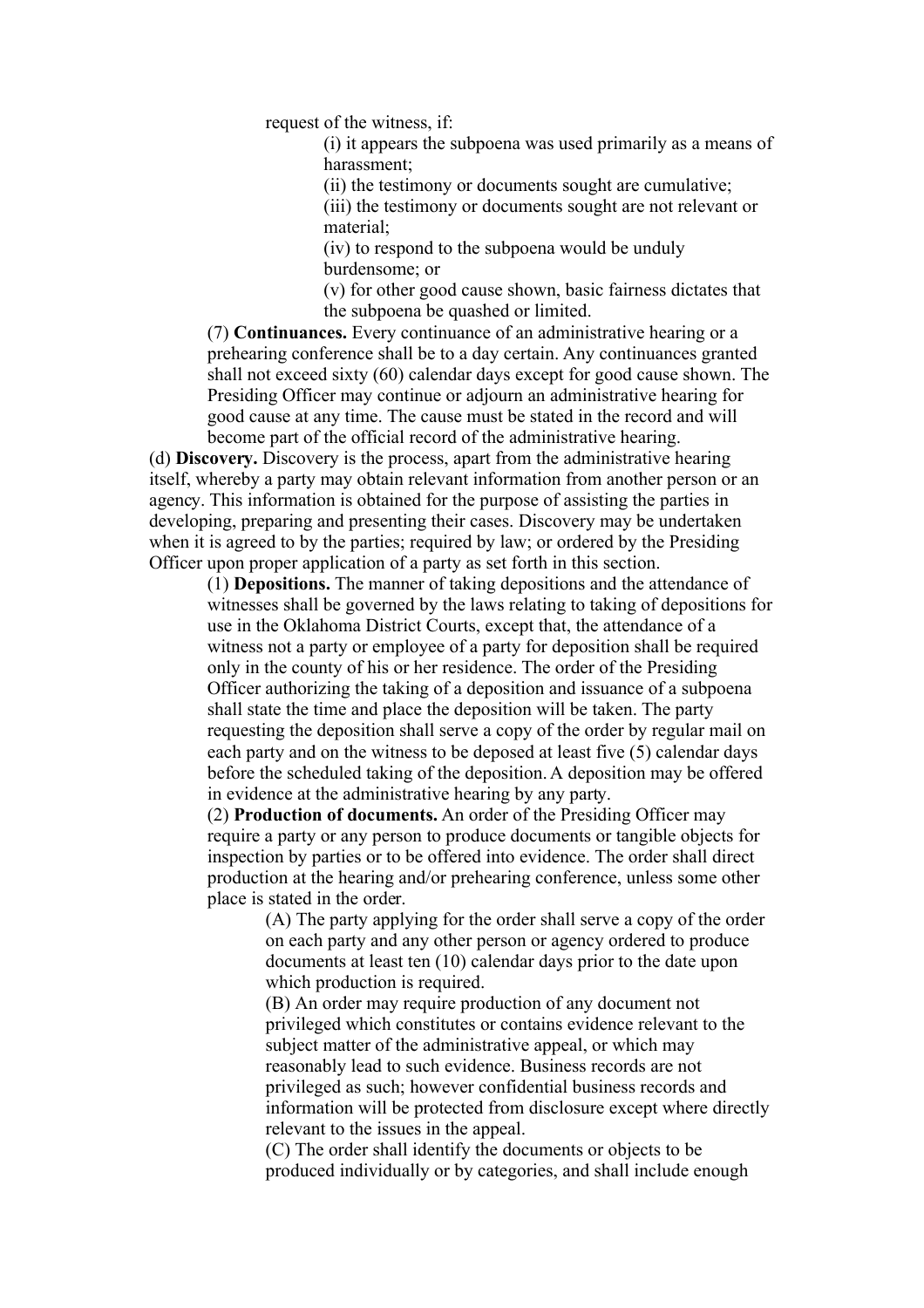request of the witness, if:

(i) it appears the subpoena was used primarily as a means of harassment;

(ii) the testimony or documents sought are cumulative;

(iii) the testimony or documents sought are not relevant or material;

(iv) to respond to the subpoena would be unduly burdensome; or

(v) for other good cause shown, basic fairness dictates that the subpoena be quashed or limited.

(7) **Continuances.** Every continuance of an administrative hearing or a prehearing conference shall be to a day certain. Any continuances granted shall not exceed sixty (60) calendar days except for good cause shown. The Presiding Officer may continue or adjourn an administrative hearing for good cause at any time. The cause must be stated in the record and will become part of the official record of the administrative hearing.

(d) **Discovery.** Discovery is the process, apart from the administrative hearing itself, whereby a party may obtain relevant information from another person or an agency. This information is obtained for the purpose of assisting the parties in developing, preparing and presenting their cases. Discovery may be undertaken when it is agreed to by the parties; required by law; or ordered by the Presiding Officer upon proper application of a party as set forth in this section.

(1) **Depositions.** The manner of taking depositions and the attendance of witnesses shall be governed by the laws relating to taking of depositions for use in the Oklahoma District Courts, except that, the attendance of a witness not a party or employee of a party for deposition shall be required only in the county of his or her residence. The order of the Presiding Officer authorizing the taking of a deposition and issuance of a subpoena shall state the time and place the deposition will be taken. The party requesting the deposition shall serve a copy of the order by regular mail on each party and on the witness to be deposed at least five (5) calendar days before the scheduled taking of the deposition. A deposition may be offered in evidence at the administrative hearing by any party.

(2) **Production of documents.** An order of the Presiding Officer may require a party or any person to produce documents or tangible objects for inspection by parties or to be offered into evidence. The order shall direct production at the hearing and/or prehearing conference, unless some other place is stated in the order.

(A) The party applying for the order shall serve a copy of the order on each party and any other person or agency ordered to produce documents at least ten (10) calendar days prior to the date upon which production is required.

(B) An order may require production of any document not privileged which constitutes or contains evidence relevant to the subject matter of the administrative appeal, or which may reasonably lead to such evidence. Business records are not privileged as such; however confidential business records and information will be protected from disclosure except where directly relevant to the issues in the appeal.

(C) The order shall identify the documents or objects to be produced individually or by categories, and shall include enough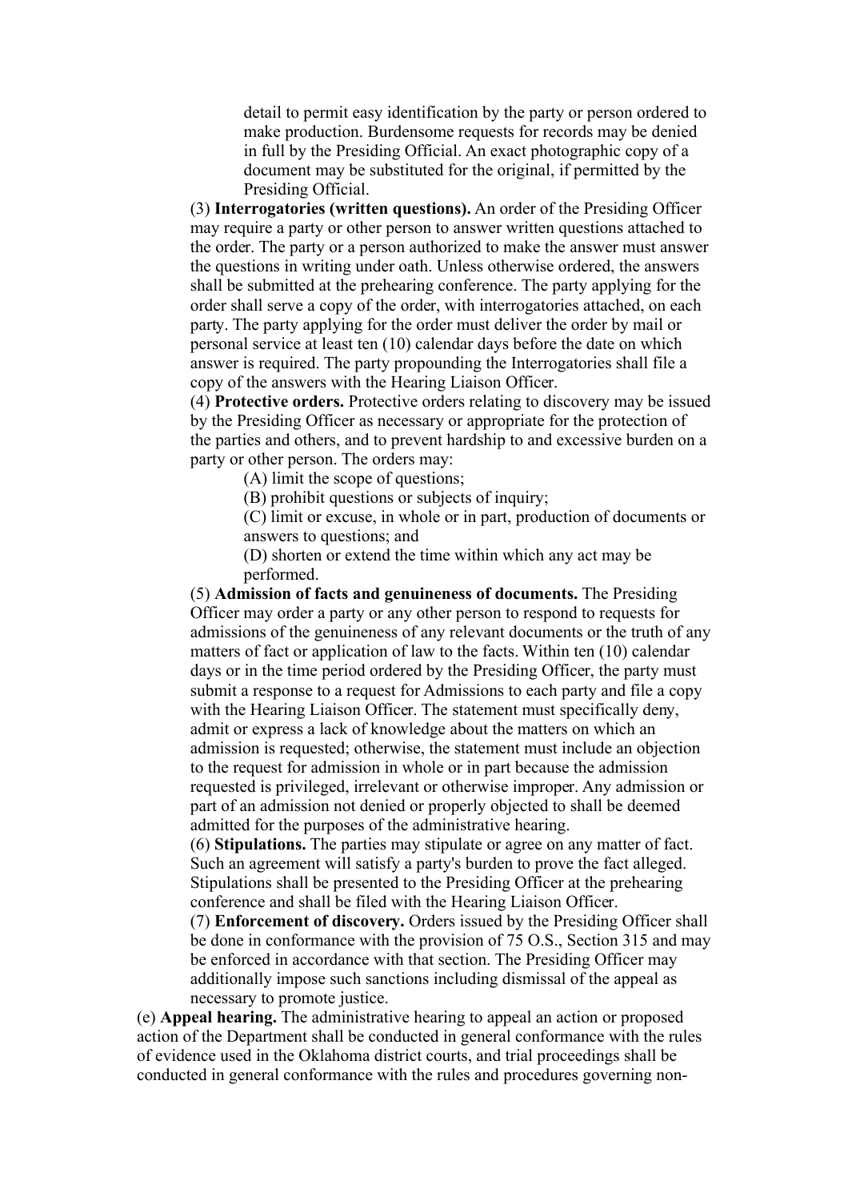detail to permit easy identification by the party or person ordered to make production. Burdensome requests for records may be denied in full by the Presiding Official. An exact photographic copy of a document may be substituted for the original, if permitted by the Presiding Official.

(3) **Interrogatories (written questions).** An order of the Presiding Officer may require a party or other person to answer written questions attached to the order. The party or a person authorized to make the answer must answer the questions in writing under oath. Unless otherwise ordered, the answers shall be submitted at the prehearing conference. The party applying for the order shall serve a copy of the order, with interrogatories attached, on each party. The party applying for the order must deliver the order by mail or personal service at least ten (10) calendar days before the date on which answer is required. The party propounding the Interrogatories shall file a copy of the answers with the Hearing Liaison Officer.

(4) **Protective orders.** Protective orders relating to discovery may be issued by the Presiding Officer as necessary or appropriate for the protection of the parties and others, and to prevent hardship to and excessive burden on a party or other person. The orders may:

(A) limit the scope of questions;

(B) prohibit questions or subjects of inquiry;

(C) limit or excuse, in whole or in part, production of documents or answers to questions; and

(D) shorten or extend the time within which any act may be performed.

(5) **Admission of facts and genuineness of documents.** The Presiding Officer may order a party or any other person to respond to requests for admissions of the genuineness of any relevant documents or the truth of any matters of fact or application of law to the facts. Within ten (10) calendar days or in the time period ordered by the Presiding Officer, the party must submit a response to a request for Admissions to each party and file a copy with the Hearing Liaison Officer. The statement must specifically deny, admit or express a lack of knowledge about the matters on which an admission is requested; otherwise, the statement must include an objection to the request for admission in whole or in part because the admission requested is privileged, irrelevant or otherwise improper. Any admission or part of an admission not denied or properly objected to shall be deemed admitted for the purposes of the administrative hearing.

(6) **Stipulations.** The parties may stipulate or agree on any matter of fact. Such an agreement will satisfy a party's burden to prove the fact alleged. Stipulations shall be presented to the Presiding Officer at the prehearing conference and shall be filed with the Hearing Liaison Officer.

(7) **Enforcement of discovery.** Orders issued by the Presiding Officer shall be done in conformance with the provision of 75 O.S., Section 315 and may be enforced in accordance with that section. The Presiding Officer may additionally impose such sanctions including dismissal of the appeal as necessary to promote justice.

(e) **Appeal hearing.** The administrative hearing to appeal an action or proposed action of the Department shall be conducted in general conformance with the rules of evidence used in the Oklahoma district courts, and trial proceedings shall be conducted in general conformance with the rules and procedures governing non-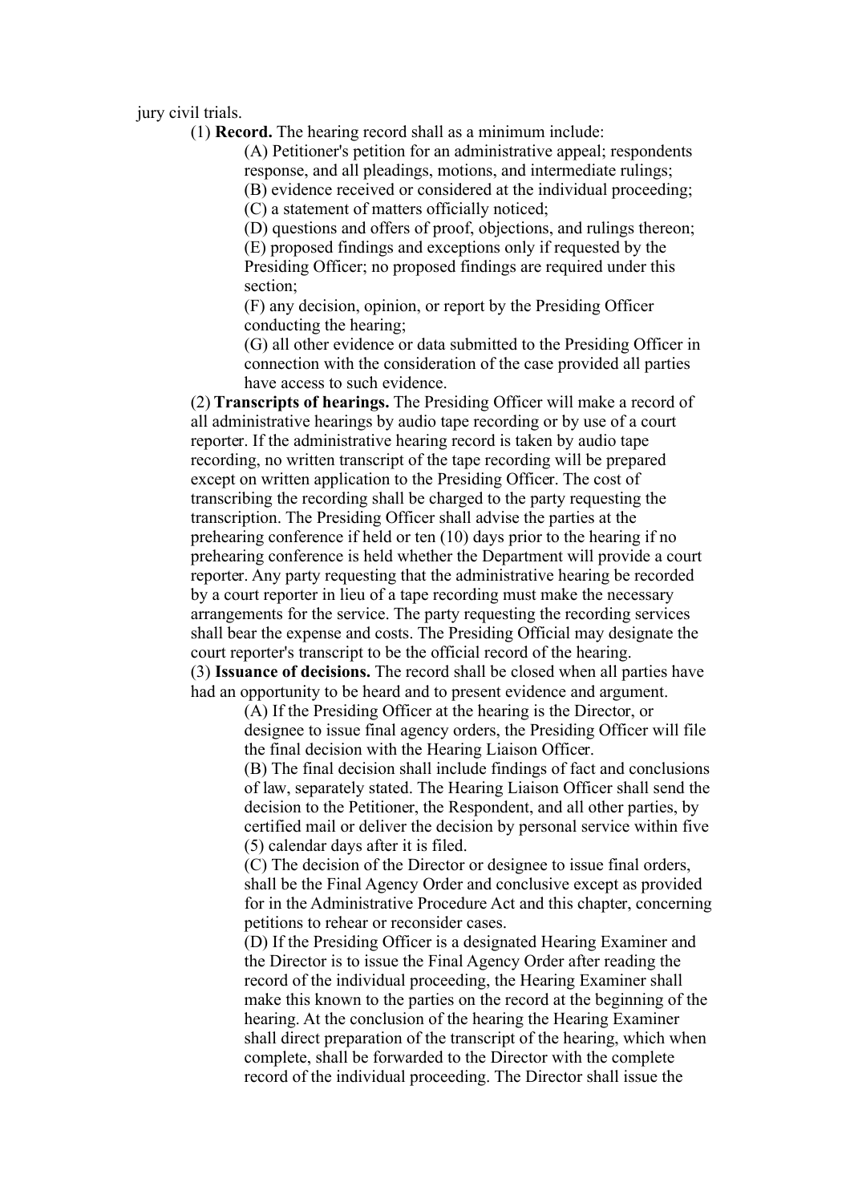jury civil trials.

(1) **Record.** The hearing record shall as a minimum include:

(A) Petitioner's petition for an administrative appeal; respondents response, and all pleadings, motions, and intermediate rulings;

(B) evidence received or considered at the individual proceeding;

(C) a statement of matters officially noticed;

(D) questions and offers of proof, objections, and rulings thereon;

(E) proposed findings and exceptions only if requested by the Presiding Officer; no proposed findings are required under this section;

(F) any decision, opinion, or report by the Presiding Officer conducting the hearing;

(G) all other evidence or data submitted to the Presiding Officer in connection with the consideration of the case provided all parties have access to such evidence.

(2) **Transcripts of hearings.** The Presiding Officer will make a record of all administrative hearings by audio tape recording or by use of a court reporter. If the administrative hearing record is taken by audio tape recording, no written transcript of the tape recording will be prepared except on written application to the Presiding Officer. The cost of transcribing the recording shall be charged to the party requesting the transcription. The Presiding Officer shall advise the parties at the prehearing conference if held or ten (10) days prior to the hearing if no prehearing conference is held whether the Department will provide a court reporter. Any party requesting that the administrative hearing be recorded by a court reporter in lieu of a tape recording must make the necessary arrangements for the service. The party requesting the recording services shall bear the expense and costs. The Presiding Official may designate the court reporter's transcript to be the official record of the hearing.

(3) **Issuance of decisions.** The record shall be closed when all parties have had an opportunity to be heard and to present evidence and argument.

(A) If the Presiding Officer at the hearing is the Director, or designee to issue final agency orders, the Presiding Officer will file the final decision with the Hearing Liaison Officer.

(B) The final decision shall include findings of fact and conclusions of law, separately stated. The Hearing Liaison Officer shall send the decision to the Petitioner, the Respondent, and all other parties, by certified mail or deliver the decision by personal service within five (5) calendar days after it is filed.

(C) The decision of the Director or designee to issue final orders, shall be the Final Agency Order and conclusive except as provided for in the Administrative Procedure Act and this chapter, concerning petitions to rehear or reconsider cases.

(D) If the Presiding Officer is a designated Hearing Examiner and the Director is to issue the Final Agency Order after reading the record of the individual proceeding, the Hearing Examiner shall make this known to the parties on the record at the beginning of the hearing. At the conclusion of the hearing the Hearing Examiner shall direct preparation of the transcript of the hearing, which when complete, shall be forwarded to the Director with the complete record of the individual proceeding. The Director shall issue the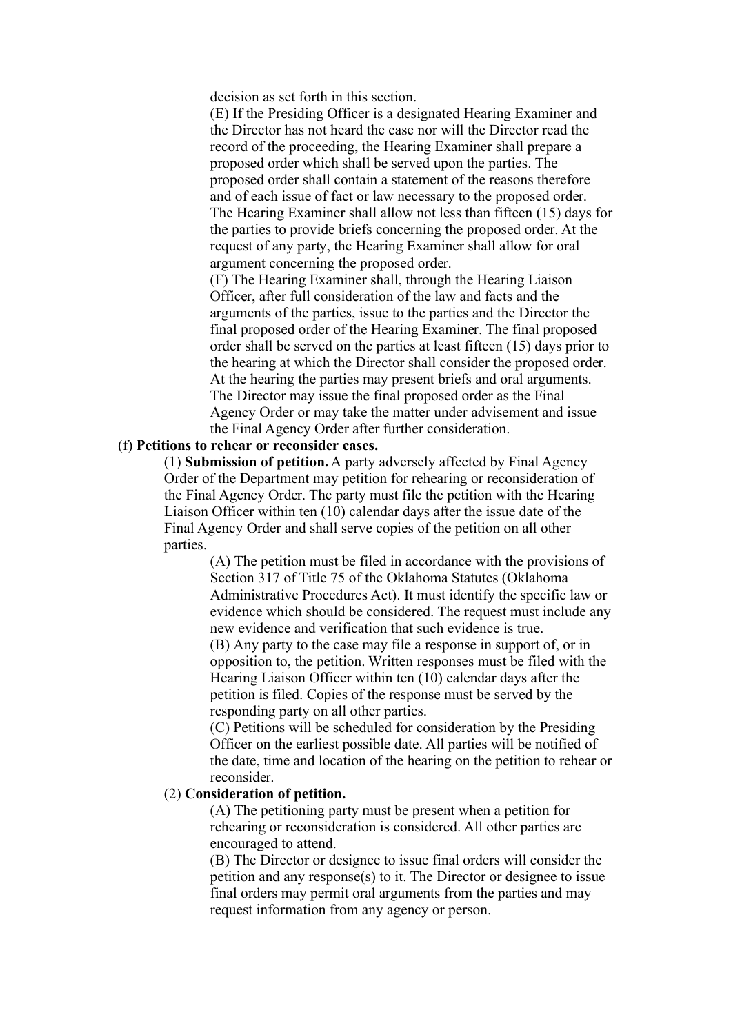decision as set forth in this section.

(E) If the Presiding Officer is a designated Hearing Examiner and the Director has not heard the case nor will the Director read the record of the proceeding, the Hearing Examiner shall prepare a proposed order which shall be served upon the parties. The proposed order shall contain a statement of the reasons therefore and of each issue of fact or law necessary to the proposed order. The Hearing Examiner shall allow not less than fifteen (15) days for the parties to provide briefs concerning the proposed order. At the request of any party, the Hearing Examiner shall allow for oral argument concerning the proposed order.

(F) The Hearing Examiner shall, through the Hearing Liaison Officer, after full consideration of the law and facts and the arguments of the parties, issue to the parties and the Director the final proposed order of the Hearing Examiner. The final proposed order shall be served on the parties at least fifteen (15) days prior to the hearing at which the Director shall consider the proposed order. At the hearing the parties may present briefs and oral arguments. The Director may issue the final proposed order as the Final Agency Order or may take the matter under advisement and issue the Final Agency Order after further consideration.

(f) **Petitions to rehear or reconsider cases.**

(1) **Submission of petition.** A party adversely affected by Final Agency Order of the Department may petition for rehearing or reconsideration of the Final Agency Order. The party must file the petition with the Hearing Liaison Officer within ten (10) calendar days after the issue date of the Final Agency Order and shall serve copies of the petition on all other parties.

(A) The petition must be filed in accordance with the provisions of Section 317 of Title 75 of the Oklahoma Statutes (Oklahoma Administrative Procedures Act). It must identify the specific law or evidence which should be considered. The request must include any new evidence and verification that such evidence is true.

(B) Any party to the case may file a response in support of, or in opposition to, the petition. Written responses must be filed with the Hearing Liaison Officer within ten (10) calendar days after the petition is filed. Copies of the response must be served by the responding party on all other parties.

(C) Petitions will be scheduled for consideration by the Presiding Officer on the earliest possible date. All parties will be notified of the date, time and location of the hearing on the petition to rehear or reconsider.

(2) **Consideration of petition.**

(A) The petitioning party must be present when a petition for rehearing or reconsideration is considered. All other parties are encouraged to attend.

(B) The Director or designee to issue final orders will consider the petition and any response(s) to it. The Director or designee to issue final orders may permit oral arguments from the parties and may request information from any agency or person.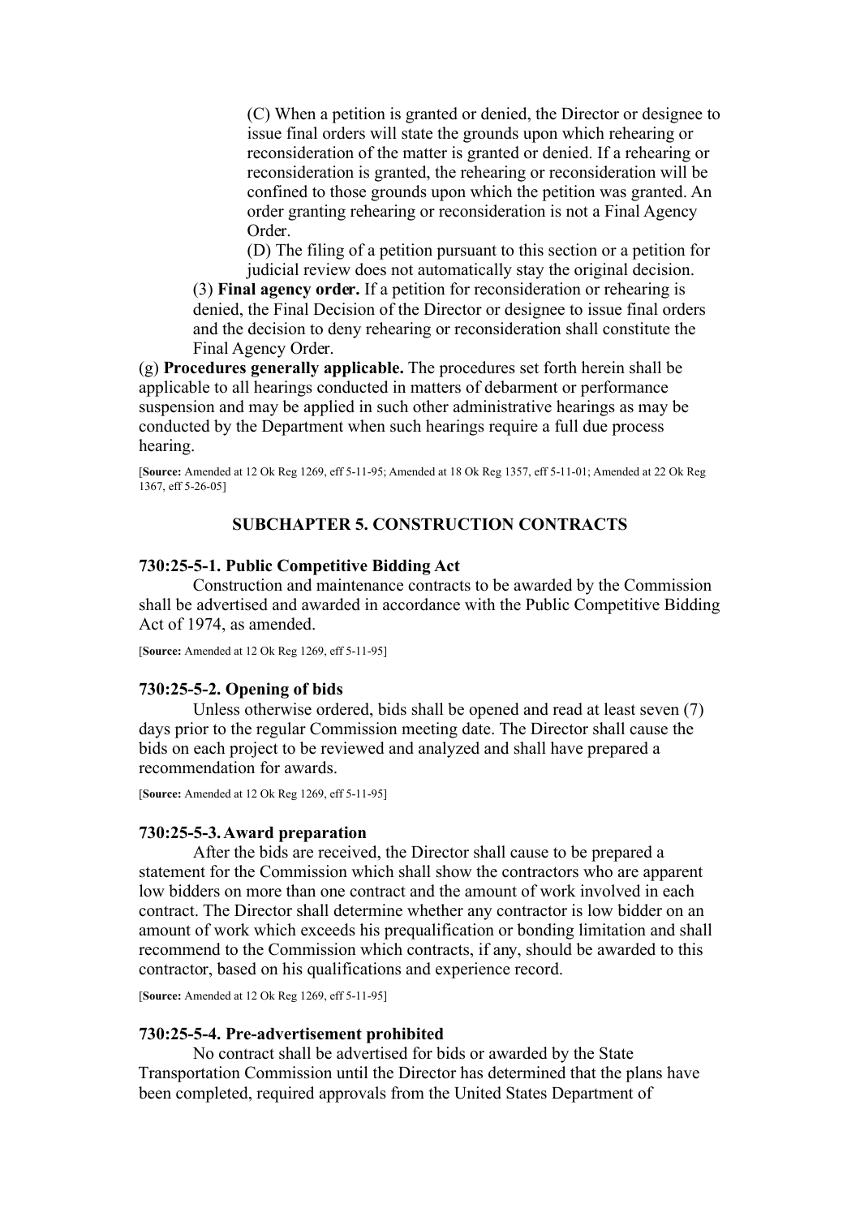(C) When a petition is granted or denied, the Director or designee to issue final orders will state the grounds upon which rehearing or reconsideration of the matter is granted or denied. If a rehearing or reconsideration is granted, the rehearing or reconsideration will be confined to those grounds upon which the petition was granted. An order granting rehearing or reconsideration is not a Final Agency Order.

(D) The filing of a petition pursuant to this section or a petition for judicial review does not automatically stay the original decision.

(3) **Final agency order.** If a petition for reconsideration or rehearing is denied, the Final Decision of the Director or designee to issue final orders and the decision to deny rehearing or reconsideration shall constitute the Final Agency Order.

(g) **Procedures generally applicable.** The procedures set forth herein shall be applicable to all hearings conducted in matters of debarment or performance suspension and may be applied in such other administrative hearings as may be conducted by the Department when such hearings require a full due process hearing.

[**Source:** Amended at 12 Ok Reg 1269, eff 5-11-95; Amended at 18 Ok Reg 1357, eff 5-11-01; Amended at 22 Ok Reg 1367, eff 5-26-05]

## SUBCHAPTER 5. CONSTRUCTION CONTRACTS

### 730:25-5-1. Public Competitive Bidding Act

Construction and maintenance contracts to be awarded by the Commission shall be advertised and awarded in accordance with the Public Competitive Bidding Act of 1974, as amended.

[**Source:** Amended at 12 Ok Reg 1269, eff 5-11-95]

### 730:25-5-2. Opening of bids

Unless otherwise ordered, bids shall be opened and read at least seven (7) days prior to the regular Commission meeting date. The Director shall cause the bids on each project to be reviewed and analyzed and shall have prepared a recommendation for awards.

[**Source:** Amended at 12 Ok Reg 1269, eff 5-11-95]

### 730:25-5-3. Award preparation

After the bids are received, the Director shall cause to be prepared a statement for the Commission which shall show the contractors who are apparent low bidders on more than one contract and the amount of work involved in each contract. The Director shall determine whether any contractor is low bidder on an amount of work which exceeds his prequalification or bonding limitation and shall recommend to the Commission which contracts, if any, should be awarded to this contractor, based on his qualifications and experience record.

[**Source:** Amended at 12 Ok Reg 1269, eff 5-11-95]

### 730:25-5-4. Pre-advertisement prohibited

No contract shall be advertised for bids or awarded by the State Transportation Commission until the Director has determined that the plans have been completed, required approvals from the United States Department of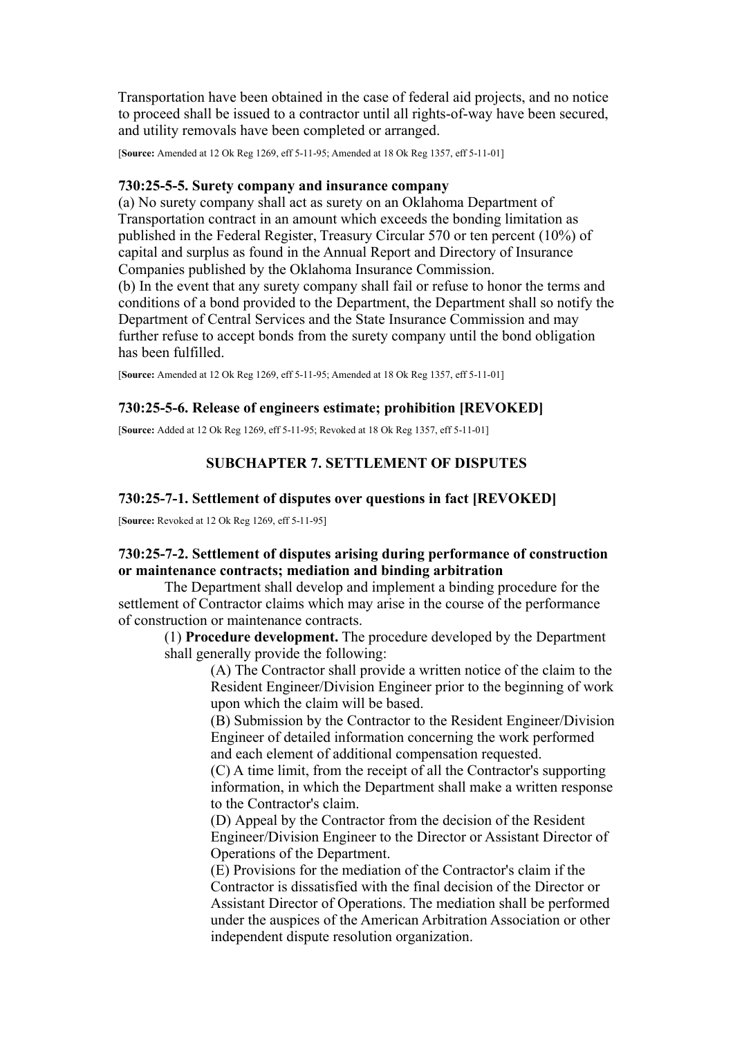Transportation have been obtained in the case of federal aid projects, and no notice to proceed shall be issued to a contractor until all rights-of-way have been secured, and utility removals have been completed or arranged.

[**Source:** Amended at 12 Ok Reg 1269, eff 5-11-95; Amended at 18 Ok Reg 1357, eff 5-11-01]

### 730:25-5-5. Surety company and insurance company

(a) No surety company shall act as surety on an Oklahoma Department of Transportation contract in an amount which exceeds the bonding limitation as published in the Federal Register, Treasury Circular 570 or ten percent (10%) of capital and surplus as found in the Annual Report and Directory of Insurance Companies published by the Oklahoma Insurance Commission.
(b) In the event that any surety company shall fail or refuse to honor the terms and conditions of a bond provided to the Department, the Department shall so notify the Department of Central Services and the State Insurance Commission and may further refuse to accept bonds from the surety company until the bond obligation has been fulfilled.

[**Source:** Amended at 12 Ok Reg 1269, eff 5-11-95; Amended at 18 Ok Reg 1357, eff 5-11-01]

### 730:25-5-6. Release of engineers estimate; prohibition [REVOKED]

[**Source:** Added at 12 Ok Reg 1269, eff 5-11-95; Revoked at 18 Ok Reg 1357, eff 5-11-01]

## SUBCHAPTER 7. SETTLEMENT OF DISPUTES

### 730:25-7-1. Settlement of disputes over questions in fact [REVOKED]

[**Source:** Revoked at 12 Ok Reg 1269, eff 5-11-95]

### 730:25-7-2. Settlement of disputes arising during performance of construction or maintenance contracts; mediation and binding arbitration

The Department shall develop and implement a binding procedure for the settlement of Contractor claims which may arise in the course of the performance of construction or maintenance contracts.

(1) **Procedure development.** The procedure developed by the Department shall generally provide the following:

(A) The Contractor shall provide a written notice of the claim to the Resident Engineer/Division Engineer prior to the beginning of work upon which the claim will be based.

(B) Submission by the Contractor to the Resident Engineer/Division Engineer of detailed information concerning the work performed and each element of additional compensation requested.

(C) A time limit, from the receipt of all the Contractor's supporting information, in which the Department shall make a written response to the Contractor's claim.

(D) Appeal by the Contractor from the decision of the Resident Engineer/Division Engineer to the Director or Assistant Director of Operations of the Department.

(E) Provisions for the mediation of the Contractor's claim if the Contractor is dissatisfied with the final decision of the Director or Assistant Director of Operations. The mediation shall be performed under the auspices of the American Arbitration Association or other independent dispute resolution organization.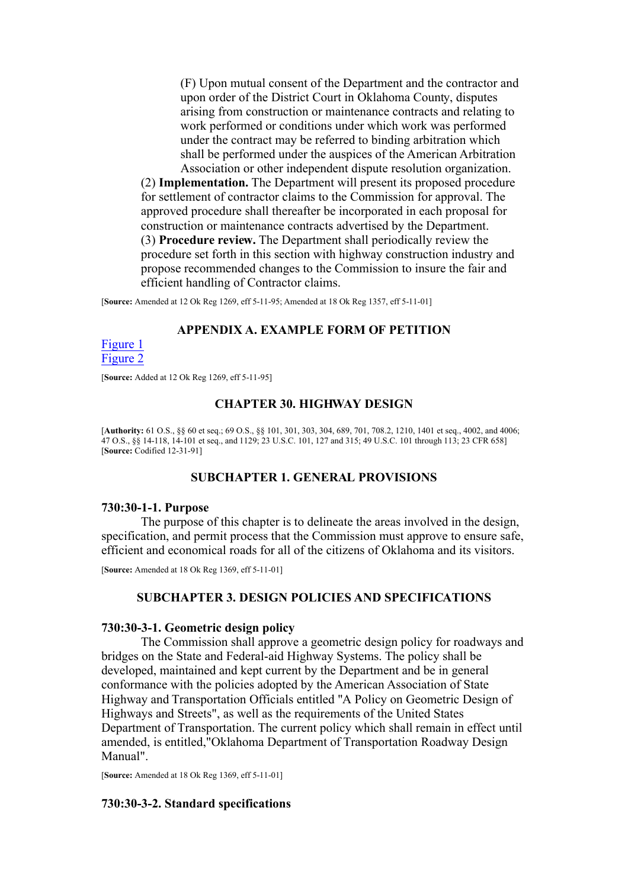(F) Upon mutual consent of the Department and the contractor and upon order of the District Court in Oklahoma County, disputes arising from construction or maintenance contracts and relating to work performed or conditions under which work was performed under the contract may be referred to binding arbitration which shall be performed under the auspices of the American Arbitration Association or other independent dispute resolution organization.

(2) **Implementation.** The Department will present its proposed procedure for settlement of contractor claims to the Commission for approval. The approved procedure shall thereafter be incorporated in each proposal for construction or maintenance contracts advertised by the Department.

(3) **Procedure review.** The Department shall periodically review the procedure set forth in this section with highway construction industry and propose recommended changes to the Commission to insure the fair and efficient handling of Contractor claims.

[**Source:** Amended at 12 Ok Reg 1269, eff 5-11-95; Amended at 18 Ok Reg 1357, eff 5-11-01]

## APPENDIX A. EXAMPLE FORM OF PETITION

Figure 1
Figure 2

[**Source:** Added at 12 Ok Reg 1269, eff 5-11-95]

# CHAPTER 30. HIGHWAY DESIGN

[**Authority:** 61 O.S., §§ 60 et seq.; 69 O.S., §§ 101, 301, 303, 304, 689, 701, 708.2, 1210, 1401 et seq., 4002, and 4006; 47 O.S., §§ 14-118, 14-101 et seq., and 1129; 23 U.S.C. 101, 127 and 315; 49 U.S.C. 101 through 113; 23 CFR 658]
[**Source:** Codified 12-31-91]

## SUBCHAPTER 1. GENERAL PROVISIONS

### 730:30-1-1. Purpose

The purpose of this chapter is to delineate the areas involved in the design, specification, and permit process that the Commission must approve to ensure safe, efficient and economical roads for all of the citizens of Oklahoma and its visitors.

[**Source:** Amended at 18 Ok Reg 1369, eff 5-11-01]

## SUBCHAPTER 3. DESIGN POLICIES AND SPECIFICATIONS

### 730:30-3-1. Geometric design policy

The Commission shall approve a geometric design policy for roadways and bridges on the State and Federal-aid Highway Systems. The policy shall be developed, maintained and kept current by the Department and be in general conformance with the policies adopted by the American Association of State Highway and Transportation Officials entitled "A Policy on Geometric Design of Highways and Streets", as well as the requirements of the United States Department of Transportation. The current policy which shall remain in effect until amended, is entitled,"Oklahoma Department of Transportation Roadway Design Manual".

[**Source:** Amended at 18 Ok Reg 1369, eff 5-11-01]

### 730:30-3-2. Standard specifications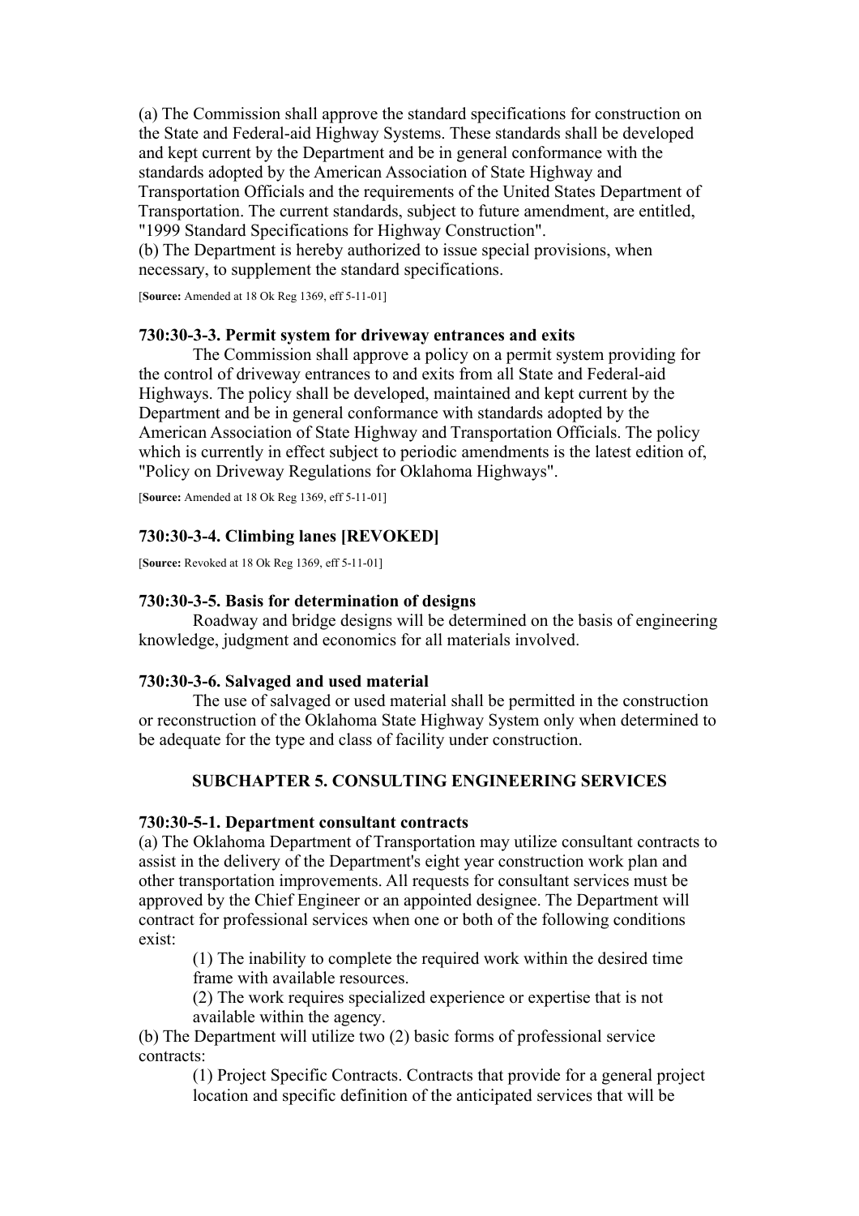(a) The Commission shall approve the standard specifications for construction on the State and Federal-aid Highway Systems. These standards shall be developed and kept current by the Department and be in general conformance with the standards adopted by the American Association of State Highway and Transportation Officials and the requirements of the United States Department of Transportation. The current standards, subject to future amendment, are entitled, "1999 Standard Specifications for Highway Construction".

(b) The Department is hereby authorized to issue special provisions, when necessary, to supplement the standard specifications.

[**Source:** Amended at 18 Ok Reg 1369, eff 5-11-01]

#### 730:30-3-3. Permit system for driveway entrances and exits

The Commission shall approve a policy on a permit system providing for the control of driveway entrances to and exits from all State and Federal-aid Highways. The policy shall be developed, maintained and kept current by the Department and be in general conformance with standards adopted by the American Association of State Highway and Transportation Officials. The policy which is currently in effect subject to periodic amendments is the latest edition of, "Policy on Driveway Regulations for Oklahoma Highways".

[**Source:** Amended at 18 Ok Reg 1369, eff 5-11-01]

#### 730:30-3-4. Climbing lanes [REVOKED]

[**Source:** Revoked at 18 Ok Reg 1369, eff 5-11-01]

#### 730:30-3-5. Basis for determination of designs

Roadway and bridge designs will be determined on the basis of engineering knowledge, judgment and economics for all materials involved.

#### 730:30-3-6. Salvaged and used material

The use of salvaged or used material shall be permitted in the construction or reconstruction of the Oklahoma State Highway System only when determined to be adequate for the type and class of facility under construction.

### SUBCHAPTER 5. CONSULTING ENGINEERING SERVICES

#### 730:30-5-1. Department consultant contracts

(a) The Oklahoma Department of Transportation may utilize consultant contracts to assist in the delivery of the Department's eight year construction work plan and other transportation improvements. All requests for consultant services must be approved by the Chief Engineer or an appointed designee. The Department will contract for professional services when one or both of the following conditions exist:

(1) The inability to complete the required work within the desired time frame with available resources.

(2) The work requires specialized experience or expertise that is not available within the agency.

(b) The Department will utilize two (2) basic forms of professional service contracts:

(1) Project Specific Contracts. Contracts that provide for a general project location and specific definition of the anticipated services that will be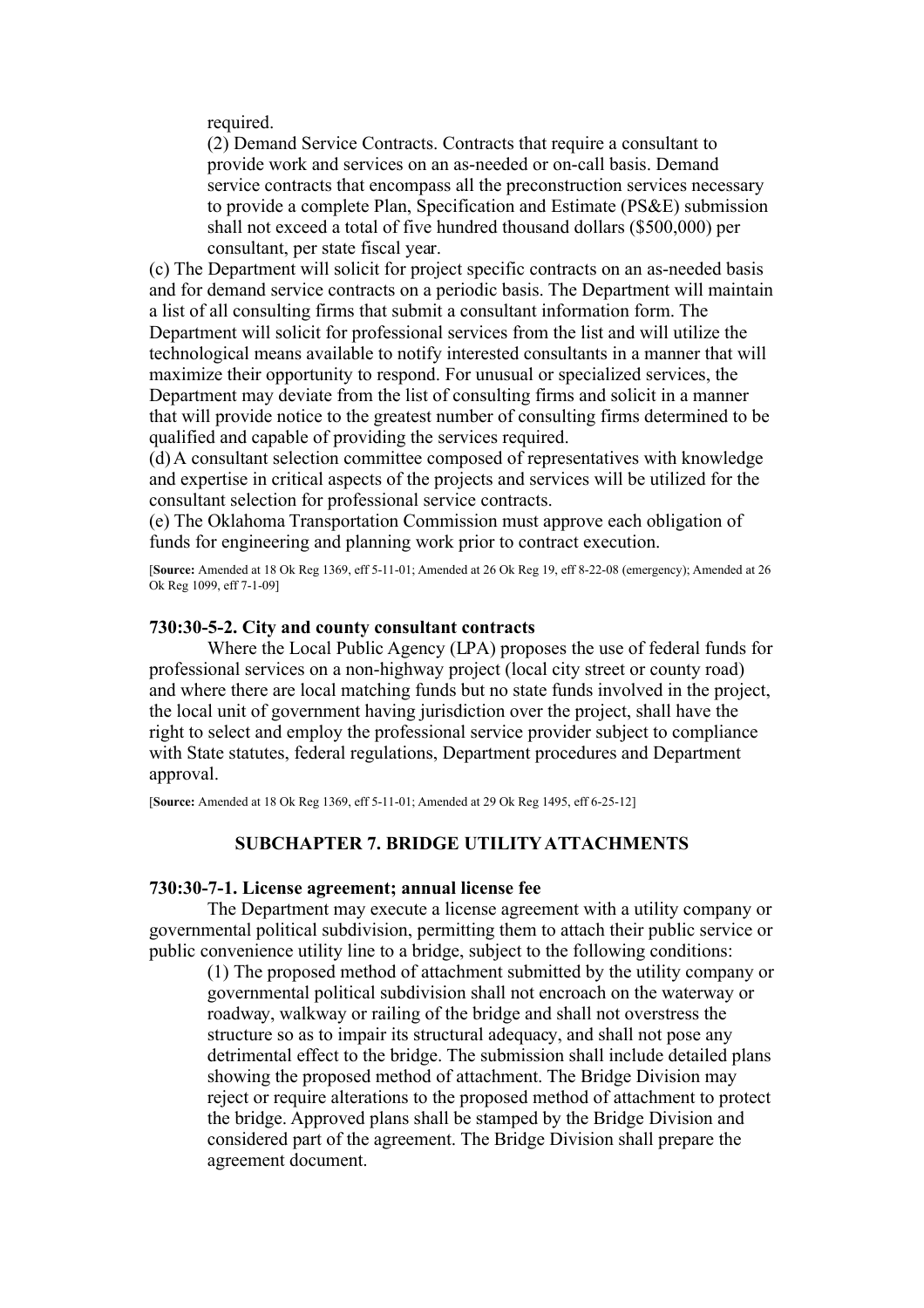required.

(2) Demand Service Contracts. Contracts that require a consultant to provide work and services on an as-needed or on-call basis. Demand service contracts that encompass all the preconstruction services necessary to provide a complete Plan, Specification and Estimate (PS&E) submission shall not exceed a total of five hundred thousand dollars ($500,000) per consultant, per state fiscal year.

(c) The Department will solicit for project specific contracts on an as-needed basis and for demand service contracts on a periodic basis. The Department will maintain a list of all consulting firms that submit a consultant information form. The Department will solicit for professional services from the list and will utilize the technological means available to notify interested consultants in a manner that will maximize their opportunity to respond. For unusual or specialized services, the Department may deviate from the list of consulting firms and solicit in a manner that will provide notice to the greatest number of consulting firms determined to be qualified and capable of providing the services required.

(d) A consultant selection committee composed of representatives with knowledge and expertise in critical aspects of the projects and services will be utilized for the consultant selection for professional service contracts.

(e) The Oklahoma Transportation Commission must approve each obligation of funds for engineering and planning work prior to contract execution.

[**Source:** Amended at 18 Ok Reg 1369, eff 5-11-01; Amended at 26 Ok Reg 19, eff 8-22-08 (emergency); Amended at 26 Ok Reg 1099, eff 7-1-09]

### 730:30-5-2. City and county consultant contracts

Where the Local Public Agency (LPA) proposes the use of federal funds for professional services on a non-highway project (local city street or county road) and where there are local matching funds but no state funds involved in the project, the local unit of government having jurisdiction over the project, shall have the right to select and employ the professional service provider subject to compliance with State statutes, federal regulations, Department procedures and Department approval.

[**Source:** Amended at 18 Ok Reg 1369, eff 5-11-01; Amended at 29 Ok Reg 1495, eff 6-25-12]

## SUBCHAPTER 7. BRIDGE UTILITY ATTACHMENTS

### 730:30-7-1. License agreement; annual license fee

The Department may execute a license agreement with a utility company or governmental political subdivision, permitting them to attach their public service or public convenience utility line to a bridge, subject to the following conditions:

(1) The proposed method of attachment submitted by the utility company or governmental political subdivision shall not encroach on the waterway or roadway, walkway or railing of the bridge and shall not overstress the structure so as to impair its structural adequacy, and shall not pose any detrimental effect to the bridge. The submission shall include detailed plans showing the proposed method of attachment. The Bridge Division may reject or require alterations to the proposed method of attachment to protect the bridge. Approved plans shall be stamped by the Bridge Division and considered part of the agreement. The Bridge Division shall prepare the agreement document.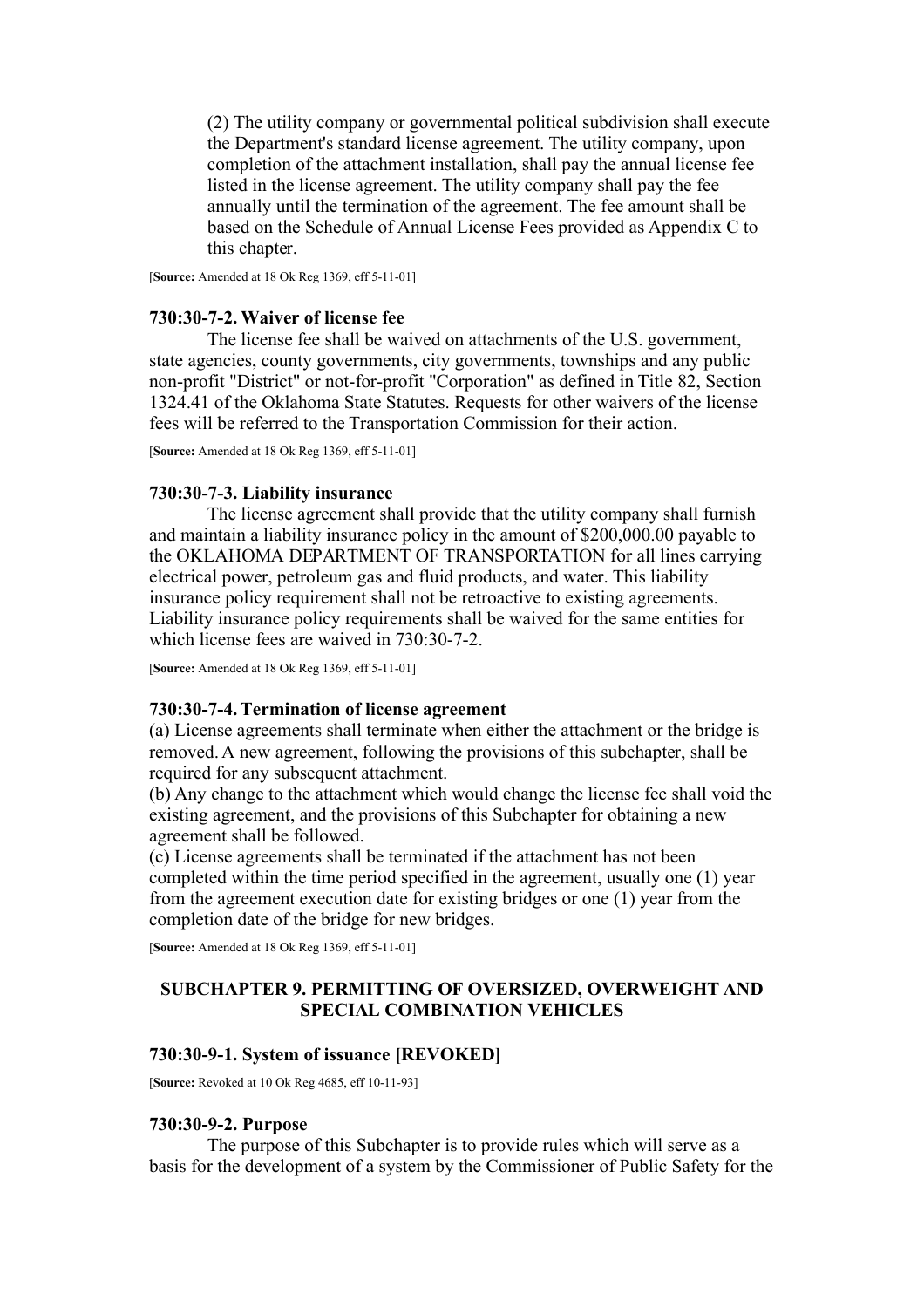(2) The utility company or governmental political subdivision shall execute the Department's standard license agreement. The utility company, upon completion of the attachment installation, shall pay the annual license fee listed in the license agreement. The utility company shall pay the fee annually until the termination of the agreement. The fee amount shall be based on the Schedule of Annual License Fees provided as Appendix C to this chapter.

[**Source:** Amended at 18 Ok Reg 1369, eff 5-11-01]

### 730:30-7-2. Waiver of license fee

The license fee shall be waived on attachments of the U.S. government, state agencies, county governments, city governments, townships and any public non-profit "District" or not-for-profit "Corporation" as defined in Title 82, Section 1324.41 of the Oklahoma State Statutes. Requests for other waivers of the license fees will be referred to the Transportation Commission for their action.

[**Source:** Amended at 18 Ok Reg 1369, eff 5-11-01]

### 730:30-7-3. Liability insurance

The license agreement shall provide that the utility company shall furnish and maintain a liability insurance policy in the amount of $200,000.00 payable to the OKLAHOMA DEPARTMENT OF TRANSPORTATION for all lines carrying electrical power, petroleum gas and fluid products, and water. This liability insurance policy requirement shall not be retroactive to existing agreements. Liability insurance policy requirements shall be waived for the same entities for which license fees are waived in 730:30-7-2.

[**Source:** Amended at 18 Ok Reg 1369, eff 5-11-01]

### 730:30-7-4. Termination of license agreement

(a) License agreements shall terminate when either the attachment or the bridge is removed. A new agreement, following the provisions of this subchapter, shall be required for any subsequent attachment.
(b) Any change to the attachment which would change the license fee shall void the existing agreement, and the provisions of this Subchapter for obtaining a new agreement shall be followed.
(c) License agreements shall be terminated if the attachment has not been completed within the time period specified in the agreement, usually one (1) year from the agreement execution date for existing bridges or one (1) year from the completion date of the bridge for new bridges.

[**Source:** Amended at 18 Ok Reg 1369, eff 5-11-01]

## SUBCHAPTER 9. PERMITTING OF OVERSIZED, OVERWEIGHT AND SPECIAL COMBINATION VEHICLES

### 730:30-9-1. System of issuance [REVOKED]

[**Source:** Revoked at 10 Ok Reg 4685, eff 10-11-93]

### 730:30-9-2. Purpose

The purpose of this Subchapter is to provide rules which will serve as a basis for the development of a system by the Commissioner of Public Safety for the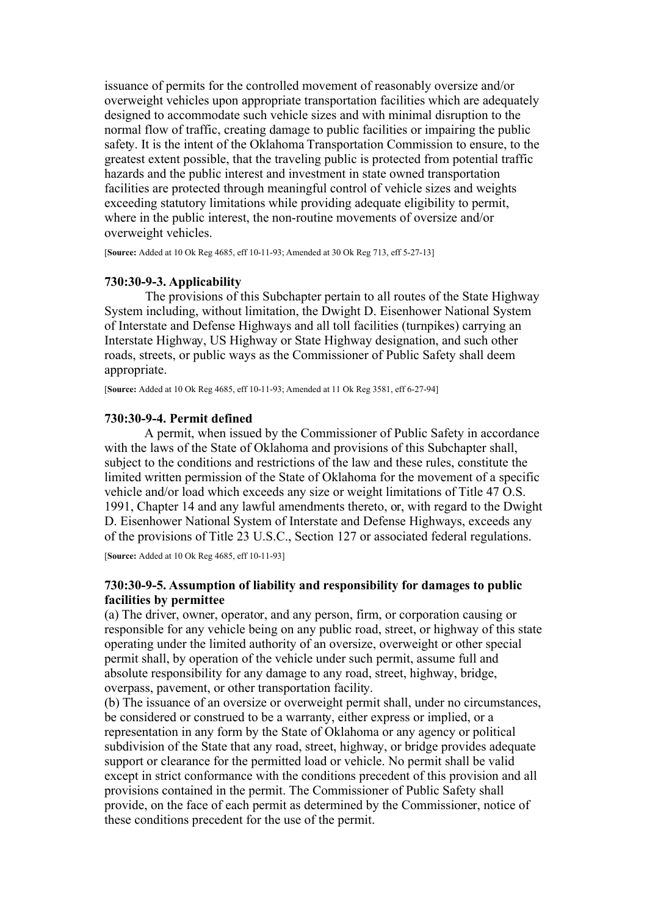issuance of permits for the controlled movement of reasonably oversize and/or overweight vehicles upon appropriate transportation facilities which are adequately designed to accommodate such vehicle sizes and with minimal disruption to the normal flow of traffic, creating damage to public facilities or impairing the public safety. It is the intent of the Oklahoma Transportation Commission to ensure, to the greatest extent possible, that the traveling public is protected from potential traffic hazards and the public interest and investment in state owned transportation facilities are protected through meaningful control of vehicle sizes and weights exceeding statutory limitations while providing adequate eligibility to permit, where in the public interest, the non-routine movements of oversize and/or overweight vehicles.

[**Source:** Added at 10 Ok Reg 4685, eff 10-11-93; Amended at 30 Ok Reg 713, eff 5-27-13]

#### 730:30-9-3. Applicability

The provisions of this Subchapter pertain to all routes of the State Highway System including, without limitation, the Dwight D. Eisenhower National System of Interstate and Defense Highways and all toll facilities (turnpikes) carrying an Interstate Highway, US Highway or State Highway designation, and such other roads, streets, or public ways as the Commissioner of Public Safety shall deem appropriate.

[**Source:** Added at 10 Ok Reg 4685, eff 10-11-93; Amended at 11 Ok Reg 3581, eff 6-27-94]

#### 730:30-9-4. Permit defined

A permit, when issued by the Commissioner of Public Safety in accordance with the laws of the State of Oklahoma and provisions of this Subchapter shall, subject to the conditions and restrictions of the law and these rules, constitute the limited written permission of the State of Oklahoma for the movement of a specific vehicle and/or load which exceeds any size or weight limitations of Title 47 O.S. 1991, Chapter 14 and any lawful amendments thereto, or, with regard to the Dwight D. Eisenhower National System of Interstate and Defense Highways, exceeds any of the provisions of Title 23 U.S.C., Section 127 or associated federal regulations.

[**Source:** Added at 10 Ok Reg 4685, eff 10-11-93]

#### 730:30-9-5. Assumption of liability and responsibility for damages to public facilities by permittee

(a) The driver, owner, operator, and any person, firm, or corporation causing or responsible for any vehicle being on any public road, street, or highway of this state operating under the limited authority of an oversize, overweight or other special permit shall, by operation of the vehicle under such permit, assume full and absolute responsibility for any damage to any road, street, highway, bridge, overpass, pavement, or other transportation facility.

(b) The issuance of an oversize or overweight permit shall, under no circumstances, be considered or construed to be a warranty, either express or implied, or a representation in any form by the State of Oklahoma or any agency or political subdivision of the State that any road, street, highway, or bridge provides adequate support or clearance for the permitted load or vehicle. No permit shall be valid except in strict conformance with the conditions precedent of this provision and all provisions contained in the permit. The Commissioner of Public Safety shall provide, on the face of each permit as determined by the Commissioner, notice of these conditions precedent for the use of the permit.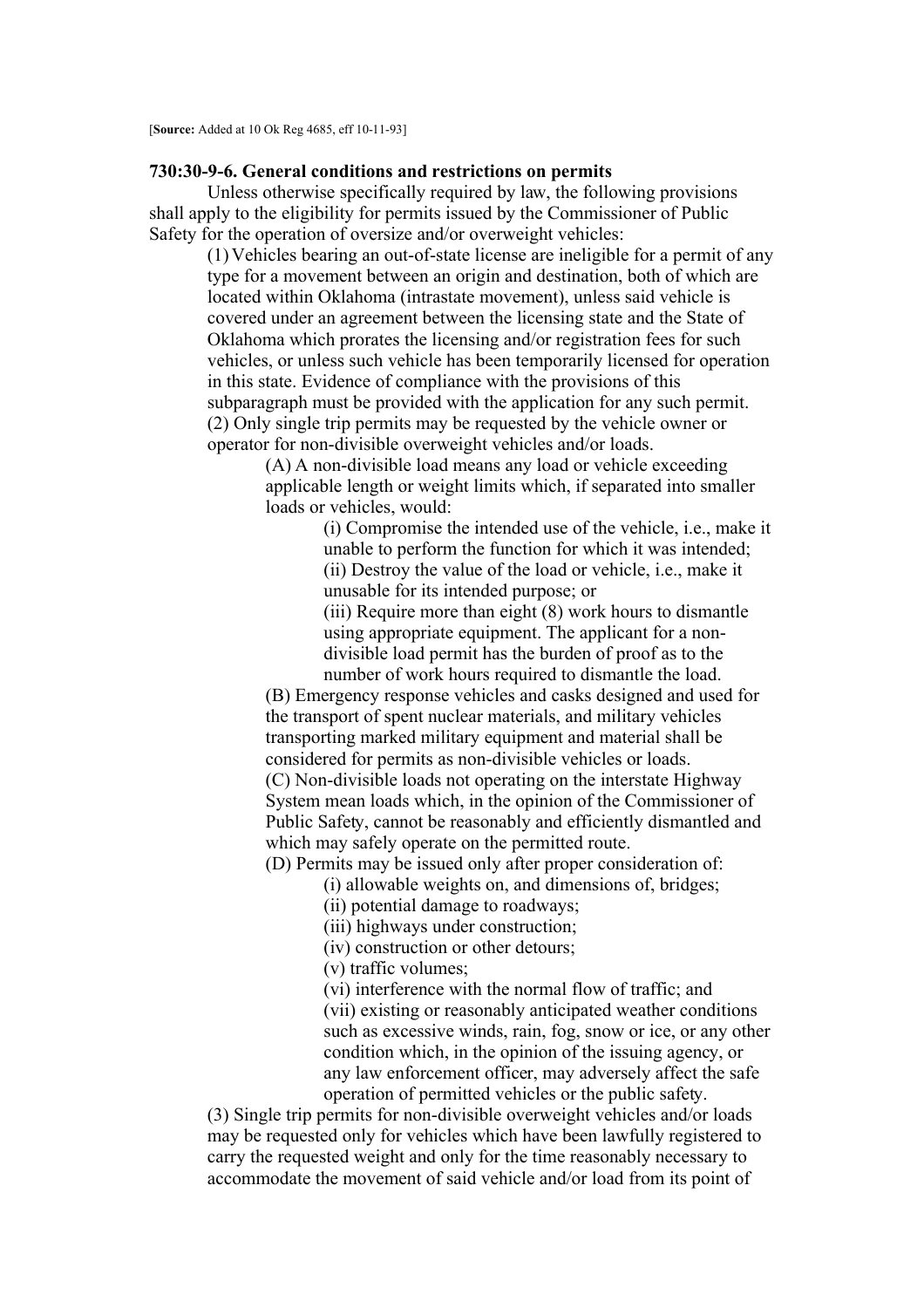[**Source:** Added at 10 Ok Reg 4685, eff 10-11-93]

**730:30-9-6. General conditions and restrictions on permits**

Unless otherwise specifically required by law, the following provisions shall apply to the eligibility for permits issued by the Commissioner of Public Safety for the operation of oversize and/or overweight vehicles:

(1) Vehicles bearing an out-of-state license are ineligible for a permit of any type for a movement between an origin and destination, both of which are located within Oklahoma (intrastate movement), unless said vehicle is covered under an agreement between the licensing state and the State of Oklahoma which prorates the licensing and/or registration fees for such vehicles, or unless such vehicle has been temporarily licensed for operation in this state. Evidence of compliance with the provisions of this subparagraph must be provided with the application for any such permit.

(2) Only single trip permits may be requested by the vehicle owner or operator for non-divisible overweight vehicles and/or loads.

(A) A non-divisible load means any load or vehicle exceeding applicable length or weight limits which, if separated into smaller loads or vehicles, would:

(i) Compromise the intended use of the vehicle, i.e., make it unable to perform the function for which it was intended;

(ii) Destroy the value of the load or vehicle, i.e., make it unusable for its intended purpose; or

(iii) Require more than eight (8) work hours to dismantle using appropriate equipment. The applicant for a non-divisible load permit has the burden of proof as to the number of work hours required to dismantle the load.

(B) Emergency response vehicles and casks designed and used for the transport of spent nuclear materials, and military vehicles transporting marked military equipment and material shall be considered for permits as non-divisible vehicles or loads.

(C) Non-divisible loads not operating on the interstate Highway System mean loads which, in the opinion of the Commissioner of Public Safety, cannot be reasonably and efficiently dismantled and which may safely operate on the permitted route.

(D) Permits may be issued only after proper consideration of:

(i) allowable weights on, and dimensions of, bridges;

(ii) potential damage to roadways;

(iii) highways under construction;

(iv) construction or other detours;

(v) traffic volumes;

(vi) interference with the normal flow of traffic; and

(vii) existing or reasonably anticipated weather conditions such as excessive winds, rain, fog, snow or ice, or any other condition which, in the opinion of the issuing agency, or any law enforcement officer, may adversely affect the safe operation of permitted vehicles or the public safety.

(3) Single trip permits for non-divisible overweight vehicles and/or loads may be requested only for vehicles which have been lawfully registered to carry the requested weight and only for the time reasonably necessary to accommodate the movement of said vehicle and/or load from its point of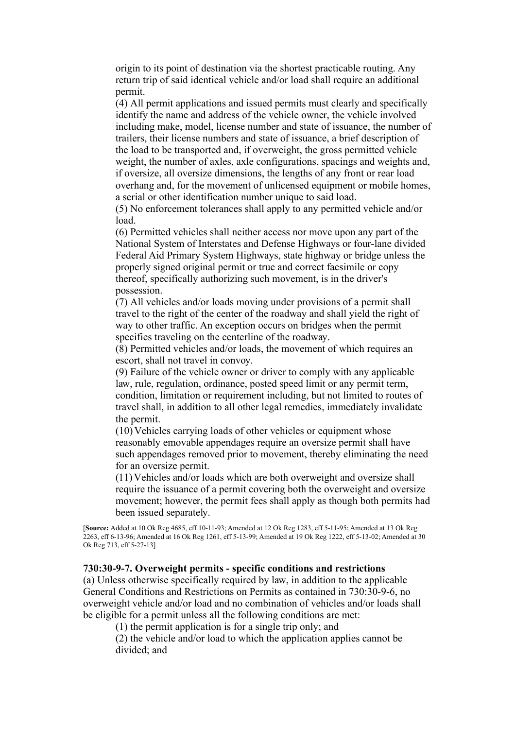origin to its point of destination via the shortest practicable routing. Any return trip of said identical vehicle and/or load shall require an additional permit.

(4) All permit applications and issued permits must clearly and specifically identify the name and address of the vehicle owner, the vehicle involved including make, model, license number and state of issuance, the number of trailers, their license numbers and state of issuance, a brief description of the load to be transported and, if overweight, the gross permitted vehicle weight, the number of axles, axle configurations, spacings and weights and, if oversize, all oversize dimensions, the lengths of any front or rear load overhang and, for the movement of unlicensed equipment or mobile homes, a serial or other identification number unique to said load.

(5) No enforcement tolerances shall apply to any permitted vehicle and/or load.

(6) Permitted vehicles shall neither access nor move upon any part of the National System of Interstates and Defense Highways or four-lane divided Federal Aid Primary System Highways, state highway or bridge unless the properly signed original permit or true and correct facsimile or copy thereof, specifically authorizing such movement, is in the driver's possession.

(7) All vehicles and/or loads moving under provisions of a permit shall travel to the right of the center of the roadway and shall yield the right of way to other traffic. An exception occurs on bridges when the permit specifies traveling on the centerline of the roadway.

(8) Permitted vehicles and/or loads, the movement of which requires an escort, shall not travel in convoy.

(9) Failure of the vehicle owner or driver to comply with any applicable law, rule, regulation, ordinance, posted speed limit or any permit term, condition, limitation or requirement including, but not limited to routes of travel shall, in addition to all other legal remedies, immediately invalidate the permit.

(10) Vehicles carrying loads of other vehicles or equipment whose reasonably emovable appendages require an oversize permit shall have such appendages removed prior to movement, thereby eliminating the need for an oversize permit.

(11) Vehicles and/or loads which are both overweight and oversize shall require the issuance of a permit covering both the overweight and oversize movement; however, the permit fees shall apply as though both permits had been issued separately.

[**Source:** Added at 10 Ok Reg 4685, eff 10-11-93; Amended at 12 Ok Reg 1283, eff 5-11-95; Amended at 13 Ok Reg 2263, eff 6-13-96; Amended at 16 Ok Reg 1261, eff 5-13-99; Amended at 19 Ok Reg 1222, eff 5-13-02; Amended at 30 Ok Reg 713, eff 5-27-13]

### 730:30-9-7. Overweight permits - specific conditions and restrictions

(a) Unless otherwise specifically required by law, in addition to the applicable General Conditions and Restrictions on Permits as contained in 730:30-9-6, no overweight vehicle and/or load and no combination of vehicles and/or loads shall be eligible for a permit unless all the following conditions are met:

(1) the permit application is for a single trip only; and

(2) the vehicle and/or load to which the application applies cannot be divided; and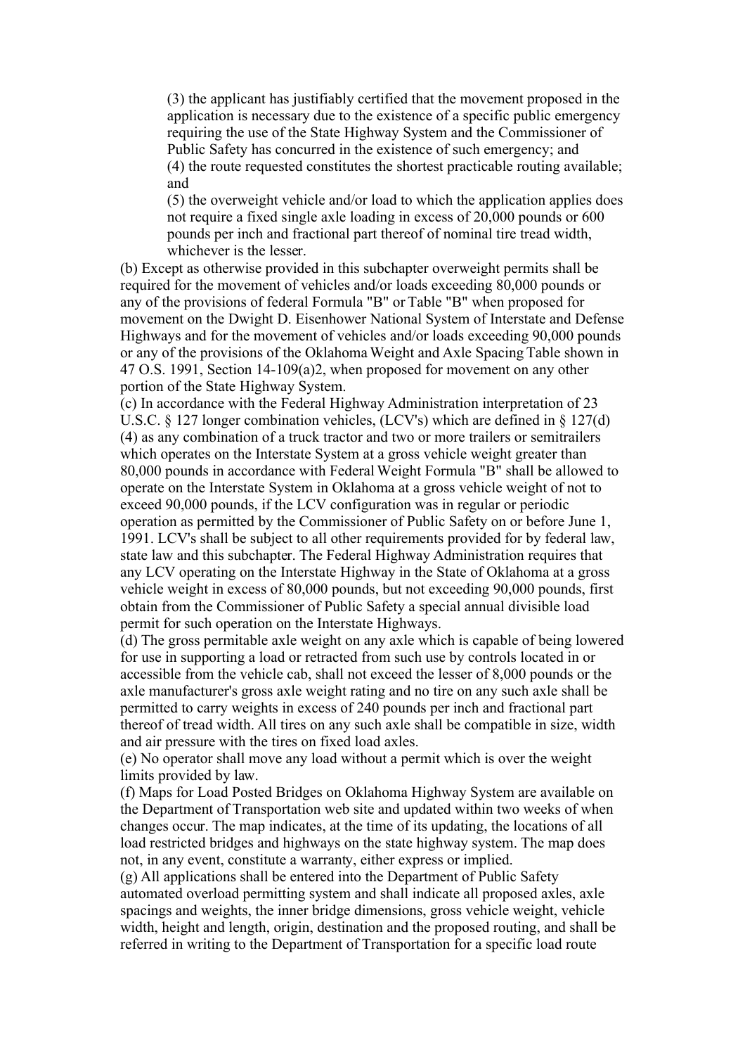(3) the applicant has justifiably certified that the movement proposed in the application is necessary due to the existence of a specific public emergency requiring the use of the State Highway System and the Commissioner of Public Safety has concurred in the existence of such emergency; and

(4) the route requested constitutes the shortest practicable routing available; and

(5) the overweight vehicle and/or load to which the application applies does not require a fixed single axle loading in excess of 20,000 pounds or 600 pounds per inch and fractional part thereof of nominal tire tread width, whichever is the lesser.

(b) Except as otherwise provided in this subchapter overweight permits shall be required for the movement of vehicles and/or loads exceeding 80,000 pounds or any of the provisions of federal Formula "B" or Table "B" when proposed for movement on the Dwight D. Eisenhower National System of Interstate and Defense Highways and for the movement of vehicles and/or loads exceeding 90,000 pounds or any of the provisions of the Oklahoma Weight and Axle Spacing Table shown in 47 O.S. 1991, Section 14-109(a)2, when proposed for movement on any other portion of the State Highway System.

(c) In accordance with the Federal Highway Administration interpretation of 23 U.S.C. § 127 longer combination vehicles, (LCV's) which are defined in § 127(d)(4) as any combination of a truck tractor and two or more trailers or semitrailers which operates on the Interstate System at a gross vehicle weight greater than 80,000 pounds in accordance with Federal Weight Formula "B" shall be allowed to operate on the Interstate System in Oklahoma at a gross vehicle weight of not to exceed 90,000 pounds, if the LCV configuration was in regular or periodic operation as permitted by the Commissioner of Public Safety on or before June 1, 1991. LCV's shall be subject to all other requirements provided for by federal law, state law and this subchapter. The Federal Highway Administration requires that any LCV operating on the Interstate Highway in the State of Oklahoma at a gross vehicle weight in excess of 80,000 pounds, but not exceeding 90,000 pounds, first obtain from the Commissioner of Public Safety a special annual divisible load permit for such operation on the Interstate Highways.

(d) The gross permitable axle weight on any axle which is capable of being lowered for use in supporting a load or retracted from such use by controls located in or accessible from the vehicle cab, shall not exceed the lesser of 8,000 pounds or the axle manufacturer's gross axle weight rating and no tire on any such axle shall be permitted to carry weights in excess of 240 pounds per inch and fractional part thereof of tread width. All tires on any such axle shall be compatible in size, width and air pressure with the tires on fixed load axles.

(e) No operator shall move any load without a permit which is over the weight limits provided by law.

(f) Maps for Load Posted Bridges on Oklahoma Highway System are available on the Department of Transportation web site and updated within two weeks of when changes occur. The map indicates, at the time of its updating, the locations of all load restricted bridges and highways on the state highway system. The map does not, in any event, constitute a warranty, either express or implied.

(g) All applications shall be entered into the Department of Public Safety automated overload permitting system and shall indicate all proposed axles, axle spacings and weights, the inner bridge dimensions, gross vehicle weight, vehicle width, height and length, origin, destination and the proposed routing, and shall be referred in writing to the Department of Transportation for a specific load route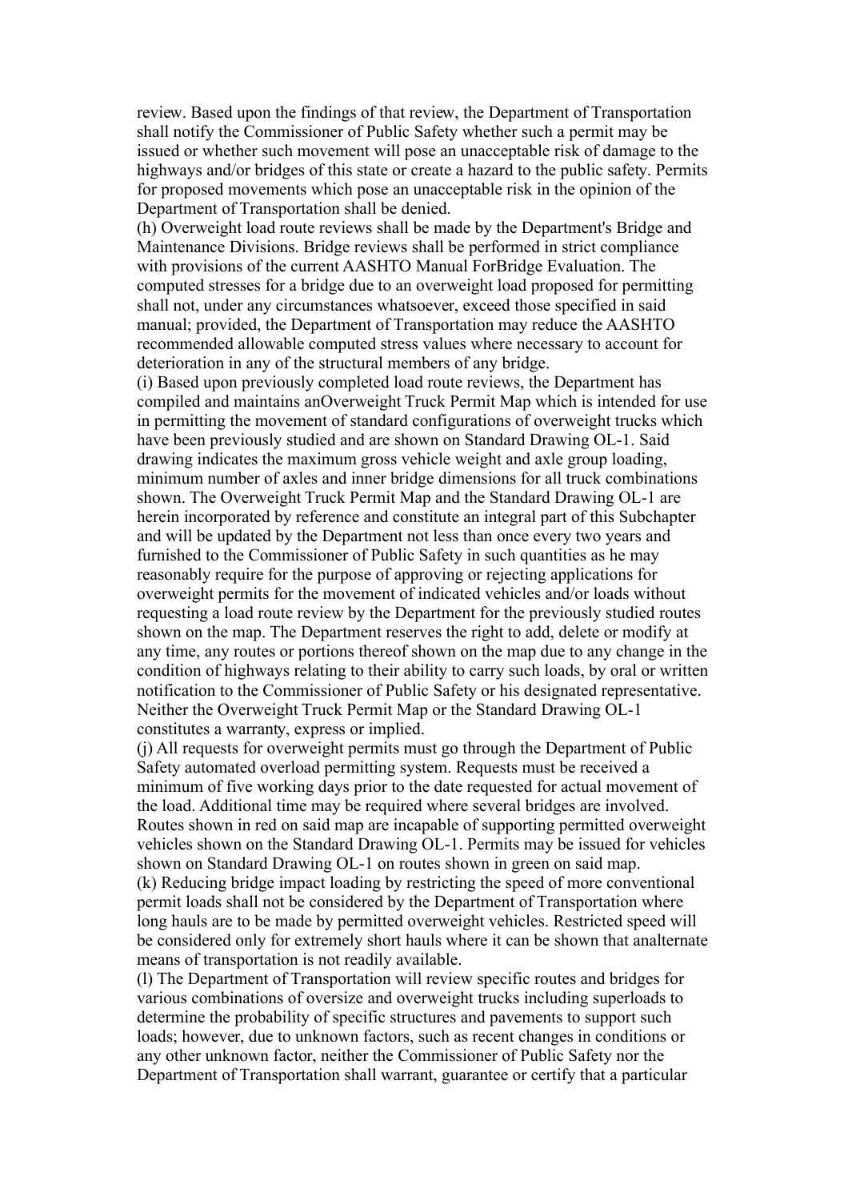review. Based upon the findings of that review, the Department of Transportation shall notify the Commissioner of Public Safety whether such a permit may be issued or whether such movement will pose an unacceptable risk of damage to the highways and/or bridges of this state or create a hazard to the public safety. Permits for proposed movements which pose an unacceptable risk in the opinion of the Department of Transportation shall be denied.

(h) Overweight load route reviews shall be made by the Department's Bridge and Maintenance Divisions. Bridge reviews shall be performed in strict compliance with provisions of the current AASHTO Manual ForBridge Evaluation. The computed stresses for a bridge due to an overweight load proposed for permitting shall not, under any circumstances whatsoever, exceed those specified in said manual; provided, the Department of Transportation may reduce the AASHTO recommended allowable computed stress values where necessary to account for deterioration in any of the structural members of any bridge.

(i) Based upon previously completed load route reviews, the Department has compiled and maintains anOverweight Truck Permit Map which is intended for use in permitting the movement of standard configurations of overweight trucks which have been previously studied and are shown on Standard Drawing OL-1. Said drawing indicates the maximum gross vehicle weight and axle group loading, minimum number of axles and inner bridge dimensions for all truck combinations shown. The Overweight Truck Permit Map and the Standard Drawing OL-1 are herein incorporated by reference and constitute an integral part of this Subchapter and will be updated by the Department not less than once every two years and furnished to the Commissioner of Public Safety in such quantities as he may reasonably require for the purpose of approving or rejecting applications for overweight permits for the movement of indicated vehicles and/or loads without requesting a load route review by the Department for the previously studied routes shown on the map. The Department reserves the right to add, delete or modify at any time, any routes or portions thereof shown on the map due to any change in the condition of highways relating to their ability to carry such loads, by oral or written notification to the Commissioner of Public Safety or his designated representative. Neither the Overweight Truck Permit Map or the Standard Drawing OL-1 constitutes a warranty, express or implied.

(j) All requests for overweight permits must go through the Department of Public Safety automated overload permitting system. Requests must be received a minimum of five working days prior to the date requested for actual movement of the load. Additional time may be required where several bridges are involved. Routes shown in red on said map are incapable of supporting permitted overweight vehicles shown on the Standard Drawing OL-1. Permits may be issued for vehicles shown on Standard Drawing OL-1 on routes shown in green on said map.

(k) Reducing bridge impact loading by restricting the speed of more conventional permit loads shall not be considered by the Department of Transportation where long hauls are to be made by permitted overweight vehicles. Restricted speed will be considered only for extremely short hauls where it can be shown that analternate means of transportation is not readily available.

(l) The Department of Transportation will review specific routes and bridges for various combinations of oversize and overweight trucks including superloads to determine the probability of specific structures and pavements to support such loads; however, due to unknown factors, such as recent changes in conditions or any other unknown factor, neither the Commissioner of Public Safety nor the Department of Transportation shall warrant, guarantee or certify that a particular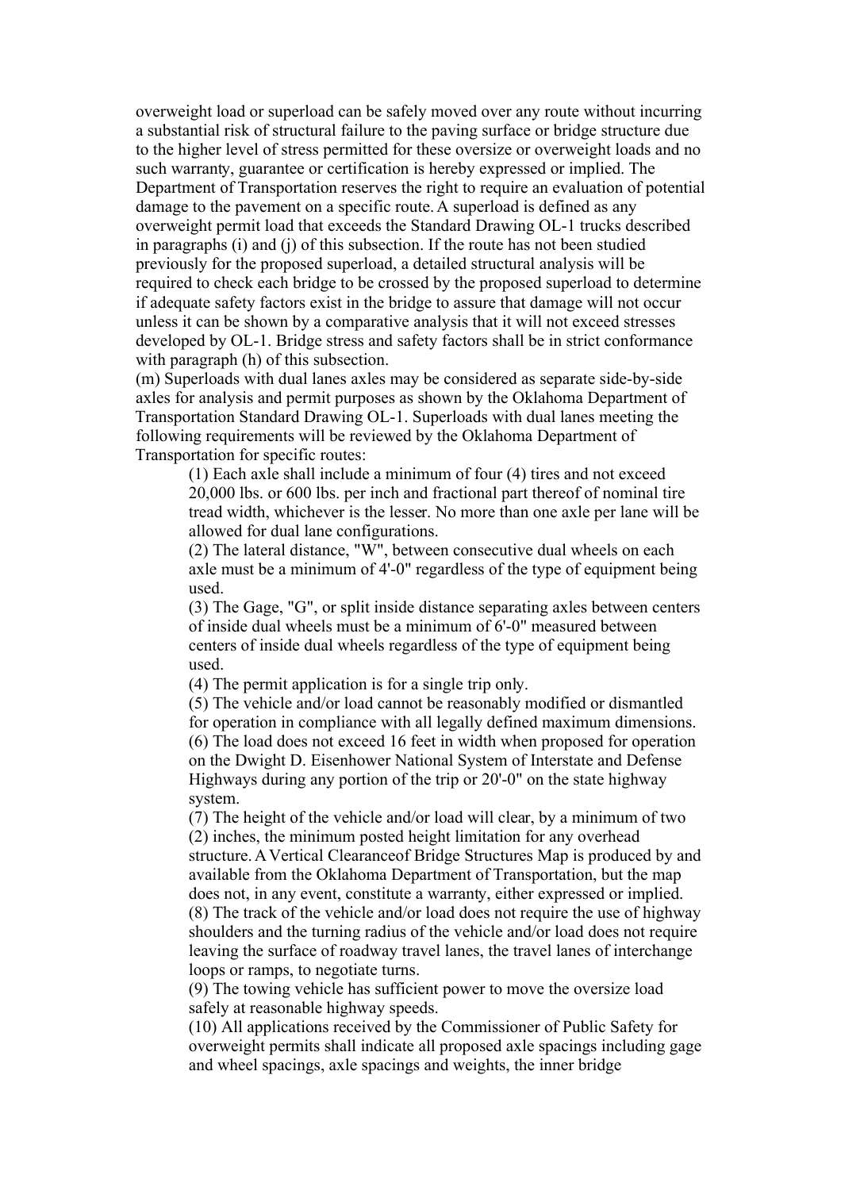overweight load or superload can be safely moved over any route without incurring a substantial risk of structural failure to the paving surface or bridge structure due to the higher level of stress permitted for these oversize or overweight loads and no such warranty, guarantee or certification is hereby expressed or implied. The Department of Transportation reserves the right to require an evaluation of potential damage to the pavement on a specific route. A superload is defined as any overweight permit load that exceeds the Standard Drawing OL-1 trucks described in paragraphs (i) and (j) of this subsection. If the route has not been studied previously for the proposed superload, a detailed structural analysis will be required to check each bridge to be crossed by the proposed superload to determine if adequate safety factors exist in the bridge to assure that damage will not occur unless it can be shown by a comparative analysis that it will not exceed stresses developed by OL-1. Bridge stress and safety factors shall be in strict conformance with paragraph (h) of this subsection.

(m) Superloads with dual lanes axles may be considered as separate side-by-side axles for analysis and permit purposes as shown by the Oklahoma Department of Transportation Standard Drawing OL-1. Superloads with dual lanes meeting the following requirements will be reviewed by the Oklahoma Department of Transportation for specific routes:

(1) Each axle shall include a minimum of four (4) tires and not exceed 20,000 lbs. or 600 lbs. per inch and fractional part thereof of nominal tire tread width, whichever is the lesser. No more than one axle per lane will be allowed for dual lane configurations.

(2) The lateral distance, "W", between consecutive dual wheels on each axle must be a minimum of 4'-0" regardless of the type of equipment being used.

(3) The Gage, "G", or split inside distance separating axles between centers of inside dual wheels must be a minimum of 6'-0" measured between centers of inside dual wheels regardless of the type of equipment being used.

(4) The permit application is for a single trip only.

(5) The vehicle and/or load cannot be reasonably modified or dismantled for operation in compliance with all legally defined maximum dimensions.

(6) The load does not exceed 16 feet in width when proposed for operation on the Dwight D. Eisenhower National System of Interstate and Defense Highways during any portion of the trip or 20'-0" on the state highway system.

(7) The height of the vehicle and/or load will clear, by a minimum of two (2) inches, the minimum posted height limitation for any overhead structure. A Vertical Clearanceof Bridge Structures Map is produced by and available from the Oklahoma Department of Transportation, but the map does not, in any event, constitute a warranty, either expressed or implied.

(8) The track of the vehicle and/or load does not require the use of highway shoulders and the turning radius of the vehicle and/or load does not require leaving the surface of roadway travel lanes, the travel lanes of interchange loops or ramps, to negotiate turns.

(9) The towing vehicle has sufficient power to move the oversize load safely at reasonable highway speeds.

(10) All applications received by the Commissioner of Public Safety for overweight permits shall indicate all proposed axle spacings including gage and wheel spacings, axle spacings and weights, the inner bridge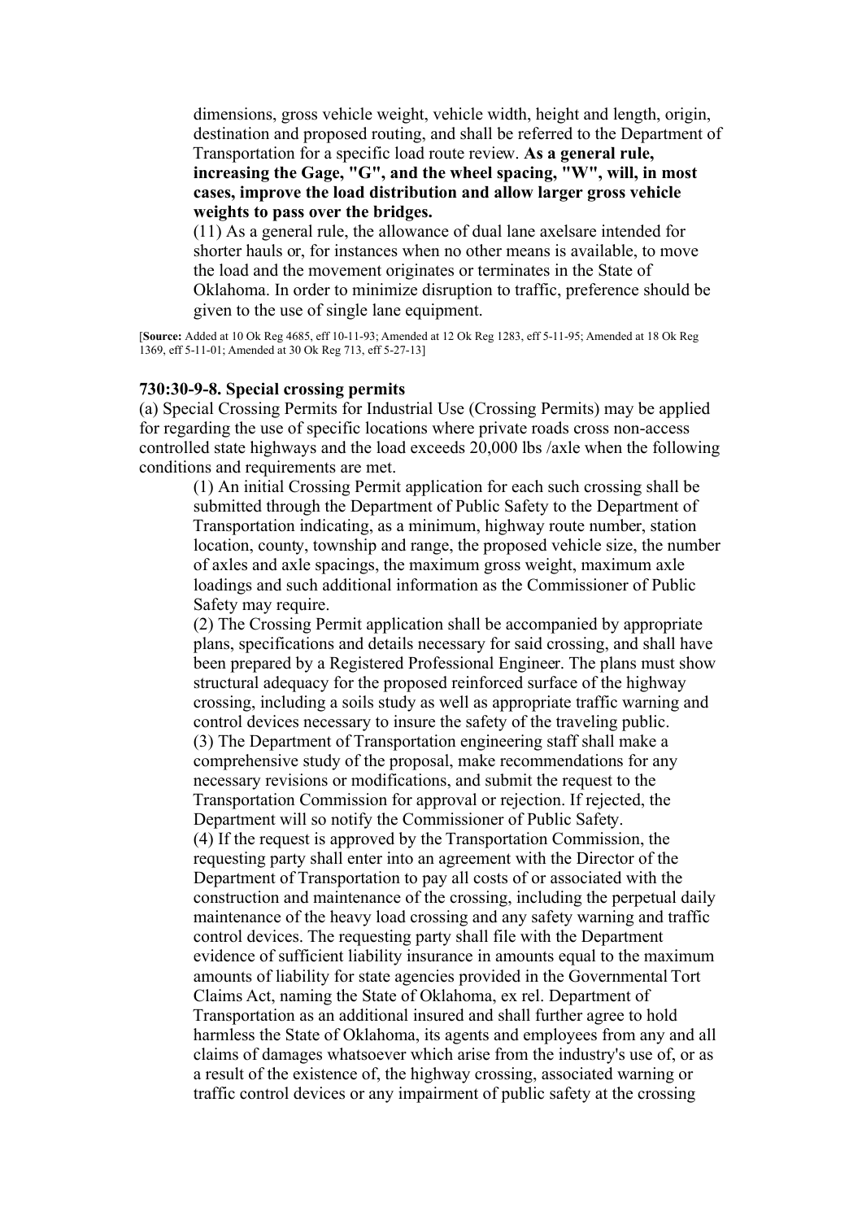dimensions, gross vehicle weight, vehicle width, height and length, origin, destination and proposed routing, and shall be referred to the Department of Transportation for a specific load route review. **As a general rule, increasing the Gage, "G", and the wheel spacing, "W", will, in most cases, improve the load distribution and allow larger gross vehicle weights to pass over the bridges.**

(11) As a general rule, the allowance of dual lane axelsare intended for shorter hauls or, for instances when no other means is available, to move the load and the movement originates or terminates in the State of Oklahoma. In order to minimize disruption to traffic, preference should be given to the use of single lane equipment.

[**Source:** Added at 10 Ok Reg 4685, eff 10-11-93; Amended at 12 Ok Reg 1283, eff 5-11-95; Amended at 18 Ok Reg 1369, eff 5-11-01; Amended at 30 Ok Reg 713, eff 5-27-13]

**730:30-9-8. Special crossing permits**

(a) Special Crossing Permits for Industrial Use (Crossing Permits) may be applied for regarding the use of specific locations where private roads cross non-access controlled state highways and the load exceeds 20,000 lbs /axle when the following conditions and requirements are met.

(1) An initial Crossing Permit application for each such crossing shall be submitted through the Department of Public Safety to the Department of Transportation indicating, as a minimum, highway route number, station location, county, township and range, the proposed vehicle size, the number of axles and axle spacings, the maximum gross weight, maximum axle loadings and such additional information as the Commissioner of Public Safety may require.

(2) The Crossing Permit application shall be accompanied by appropriate plans, specifications and details necessary for said crossing, and shall have been prepared by a Registered Professional Engineer. The plans must show structural adequacy for the proposed reinforced surface of the highway crossing, including a soils study as well as appropriate traffic warning and control devices necessary to insure the safety of the traveling public.

(3) The Department of Transportation engineering staff shall make a comprehensive study of the proposal, make recommendations for any necessary revisions or modifications, and submit the request to the Transportation Commission for approval or rejection. If rejected, the Department will so notify the Commissioner of Public Safety.

(4) If the request is approved by the Transportation Commission, the requesting party shall enter into an agreement with the Director of the Department of Transportation to pay all costs of or associated with the construction and maintenance of the crossing, including the perpetual daily maintenance of the heavy load crossing and any safety warning and traffic control devices. The requesting party shall file with the Department evidence of sufficient liability insurance in amounts equal to the maximum amounts of liability for state agencies provided in the Governmental Tort Claims Act, naming the State of Oklahoma, ex rel. Department of Transportation as an additional insured and shall further agree to hold harmless the State of Oklahoma, its agents and employees from any and all claims of damages whatsoever which arise from the industry's use of, or as a result of the existence of, the highway crossing, associated warning or traffic control devices or any impairment of public safety at the crossing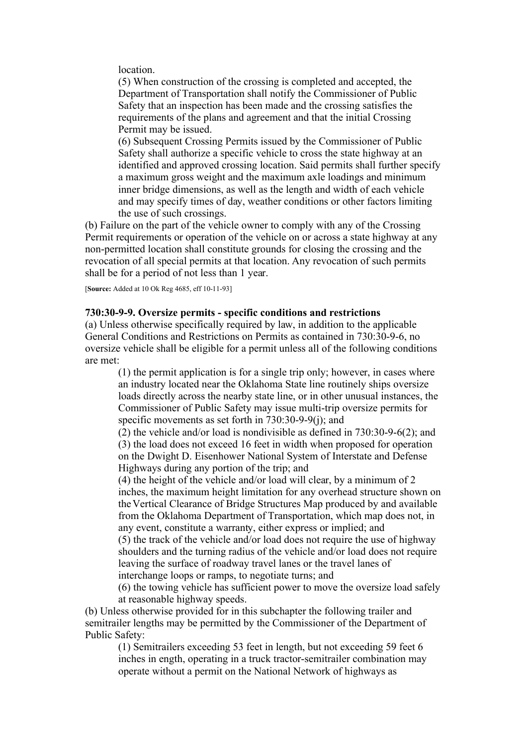location.

(5) When construction of the crossing is completed and accepted, the Department of Transportation shall notify the Commissioner of Public Safety that an inspection has been made and the crossing satisfies the requirements of the plans and agreement and that the initial Crossing Permit may be issued.

(6) Subsequent Crossing Permits issued by the Commissioner of Public Safety shall authorize a specific vehicle to cross the state highway at an identified and approved crossing location. Said permits shall further specify a maximum gross weight and the maximum axle loadings and minimum inner bridge dimensions, as well as the length and width of each vehicle and may specify times of day, weather conditions or other factors limiting the use of such crossings.

(b) Failure on the part of the vehicle owner to comply with any of the Crossing Permit requirements or operation of the vehicle on or across a state highway at any non-permitted location shall constitute grounds for closing the crossing and the revocation of all special permits at that location. Any revocation of such permits shall be for a period of not less than 1 year.

[**Source:** Added at 10 Ok Reg 4685, eff 10-11-93]

**730:30-9-9. Oversize permits - specific conditions and restrictions**

(a) Unless otherwise specifically required by law, in addition to the applicable General Conditions and Restrictions on Permits as contained in 730:30-9-6, no oversize vehicle shall be eligible for a permit unless all of the following conditions are met:

(1) the permit application is for a single trip only; however, in cases where an industry located near the Oklahoma State line routinely ships oversize loads directly across the nearby state line, or in other unusual instances, the Commissioner of Public Safety may issue multi-trip oversize permits for specific movements as set forth in 730:30-9-9(j); and

(2) the vehicle and/or load is nondivisible as defined in 730:30-9-6(2); and

(3) the load does not exceed 16 feet in width when proposed for operation on the Dwight D. Eisenhower National System of Interstate and Defense Highways during any portion of the trip; and

(4) the height of the vehicle and/or load will clear, by a minimum of 2 inches, the maximum height limitation for any overhead structure shown on the Vertical Clearance of Bridge Structures Map produced by and available from the Oklahoma Department of Transportation, which map does not, in any event, constitute a warranty, either express or implied; and

(5) the track of the vehicle and/or load does not require the use of highway shoulders and the turning radius of the vehicle and/or load does not require leaving the surface of roadway travel lanes or the travel lanes of interchange loops or ramps, to negotiate turns; and

(6) the towing vehicle has sufficient power to move the oversize load safely at reasonable highway speeds.

(b) Unless otherwise provided for in this subchapter the following trailer and semitrailer lengths may be permitted by the Commissioner of the Department of Public Safety:

(1) Semitrailers exceeding 53 feet in length, but not exceeding 59 feet 6 inches in ength, operating in a truck tractor-semitrailer combination may operate without a permit on the National Network of highways as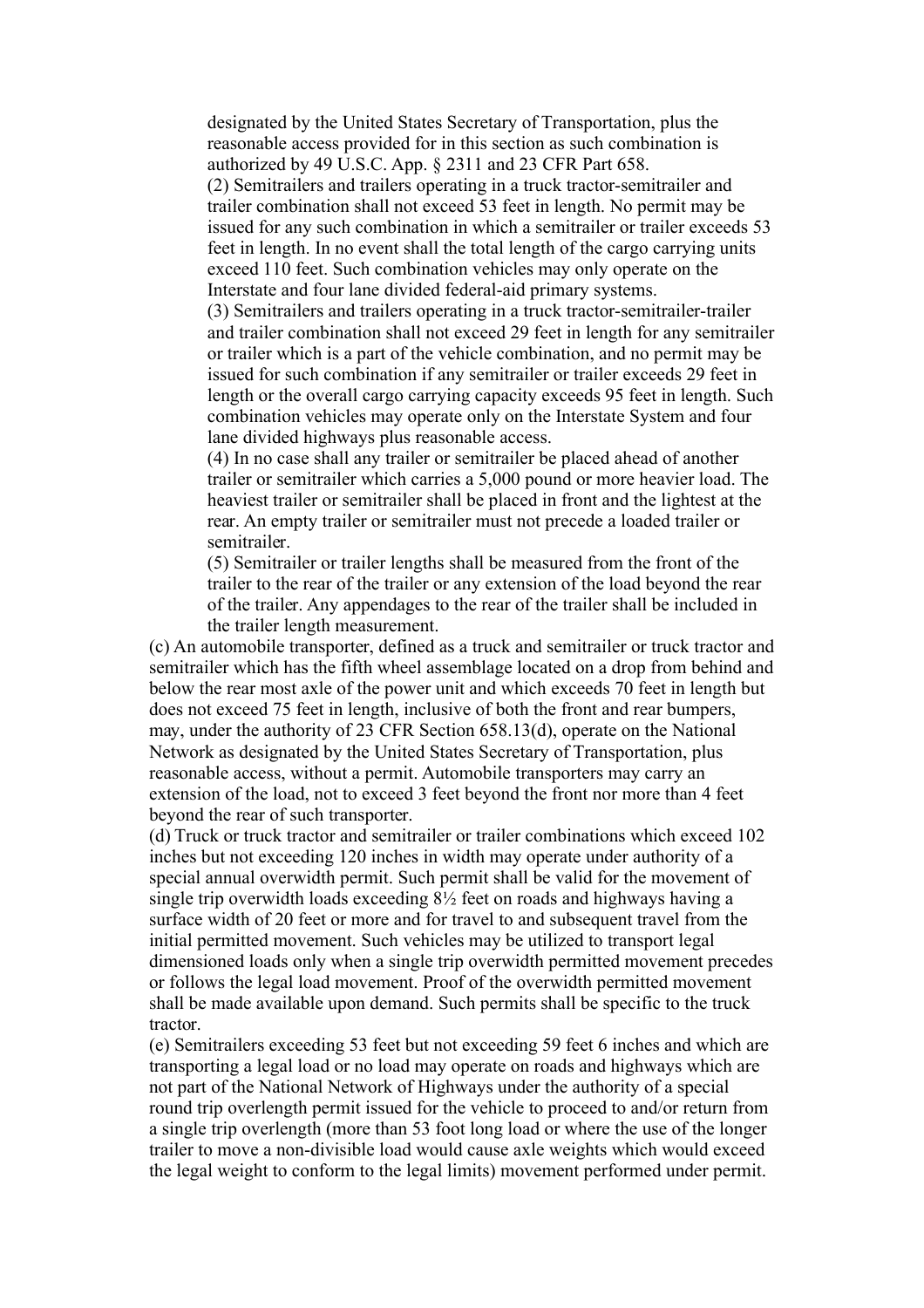designated by the United States Secretary of Transportation, plus the reasonable access provided for in this section as such combination is authorized by 49 U.S.C. App. § 2311 and 23 CFR Part 658.

(2) Semitrailers and trailers operating in a truck tractor-semitrailer and trailer combination shall not exceed 53 feet in length. No permit may be issued for any such combination in which a semitrailer or trailer exceeds 53 feet in length. In no event shall the total length of the cargo carrying units exceed 110 feet. Such combination vehicles may only operate on the Interstate and four lane divided federal-aid primary systems.

(3) Semitrailers and trailers operating in a truck tractor-semitrailer-trailer and trailer combination shall not exceed 29 feet in length for any semitrailer or trailer which is a part of the vehicle combination, and no permit may be issued for such combination if any semitrailer or trailer exceeds 29 feet in length or the overall cargo carrying capacity exceeds 95 feet in length. Such combination vehicles may operate only on the Interstate System and four lane divided highways plus reasonable access.

(4) In no case shall any trailer or semitrailer be placed ahead of another trailer or semitrailer which carries a 5,000 pound or more heavier load. The heaviest trailer or semitrailer shall be placed in front and the lightest at the rear. An empty trailer or semitrailer must not precede a loaded trailer or semitrailer.

(5) Semitrailer or trailer lengths shall be measured from the front of the trailer to the rear of the trailer or any extension of the load beyond the rear of the trailer. Any appendages to the rear of the trailer shall be included in the trailer length measurement.

(c) An automobile transporter, defined as a truck and semitrailer or truck tractor and semitrailer which has the fifth wheel assemblage located on a drop from behind and below the rear most axle of the power unit and which exceeds 70 feet in length but does not exceed 75 feet in length, inclusive of both the front and rear bumpers, may, under the authority of 23 CFR Section 658.13(d), operate on the National Network as designated by the United States Secretary of Transportation, plus reasonable access, without a permit. Automobile transporters may carry an extension of the load, not to exceed 3 feet beyond the front nor more than 4 feet beyond the rear of such transporter.

(d) Truck or truck tractor and semitrailer or trailer combinations which exceed 102 inches but not exceeding 120 inches in width may operate under authority of a special annual overwidth permit. Such permit shall be valid for the movement of single trip overwidth loads exceeding 8½ feet on roads and highways having a surface width of 20 feet or more and for travel to and subsequent travel from the initial permitted movement. Such vehicles may be utilized to transport legal dimensioned loads only when a single trip overwidth permitted movement precedes or follows the legal load movement. Proof of the overwidth permitted movement shall be made available upon demand. Such permits shall be specific to the truck tractor.

(e) Semitrailers exceeding 53 feet but not exceeding 59 feet 6 inches and which are transporting a legal load or no load may operate on roads and highways which are not part of the National Network of Highways under the authority of a special round trip overlength permit issued for the vehicle to proceed to and/or return from a single trip overlength (more than 53 foot long load or where the use of the longer trailer to move a non-divisible load would cause axle weights which would exceed the legal weight to conform to the legal limits) movement performed under permit.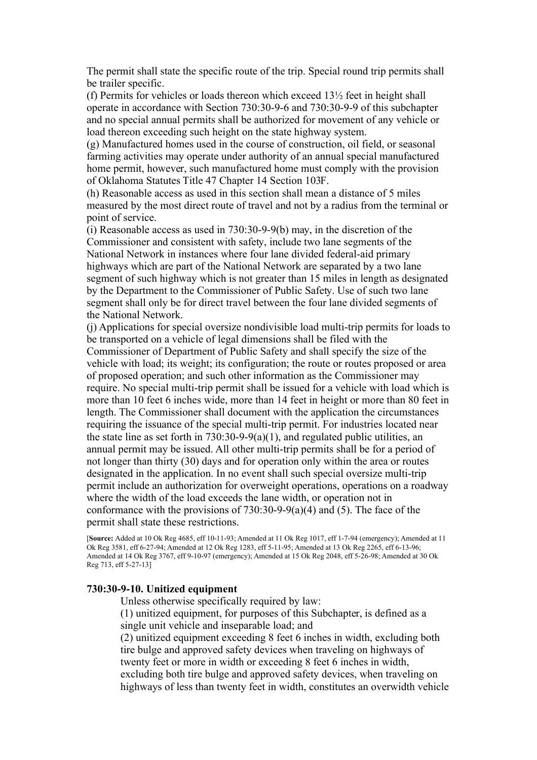The permit shall state the specific route of the trip. Special round trip permits shall be trailer specific.

(f) Permits for vehicles or loads thereon which exceed 13½ feet in height shall operate in accordance with Section 730:30-9-6 and 730:30-9-9 of this subchapter and no special annual permits shall be authorized for movement of any vehicle or load thereon exceeding such height on the state highway system.

(g) Manufactured homes used in the course of construction, oil field, or seasonal farming activities may operate under authority of an annual special manufactured home permit, however, such manufactured home must comply with the provision of Oklahoma Statutes Title 47 Chapter 14 Section 103F.

(h) Reasonable access as used in this section shall mean a distance of 5 miles measured by the most direct route of travel and not by a radius from the terminal or point of service.

(i) Reasonable access as used in 730:30-9-9(b) may, in the discretion of the Commissioner and consistent with safety, include two lane segments of the National Network in instances where four lane divided federal-aid primary highways which are part of the National Network are separated by a two lane segment of such highway which is not greater than 15 miles in length as designated by the Department to the Commissioner of Public Safety. Use of such two lane segment shall only be for direct travel between the four lane divided segments of the National Network.

(j) Applications for special oversize nondivisible load multi-trip permits for loads to be transported on a vehicle of legal dimensions shall be filed with the Commissioner of Department of Public Safety and shall specify the size of the vehicle with load; its weight; its configuration; the route or routes proposed or area of proposed operation; and such other information as the Commissioner may require. No special multi-trip permit shall be issued for a vehicle with load which is more than 10 feet 6 inches wide, more than 14 feet in height or more than 80 feet in length. The Commissioner shall document with the application the circumstances requiring the issuance of the special multi-trip permit. For industries located near the state line as set forth in 730:30-9-9(a)(1), and regulated public utilities, an annual permit may be issued. All other multi-trip permits shall be for a period of not longer than thirty (30) days and for operation only within the area or routes designated in the application. In no event shall such special oversize multi-trip permit include an authorization for overweight operations, operations on a roadway where the width of the load exceeds the lane width, or operation not in conformance with the provisions of 730:30-9-9(a)(4) and (5). The face of the permit shall state these restrictions.

[**Source:** Added at 10 Ok Reg 4685, eff 10-11-93; Amended at 11 Ok Reg 1017, eff 1-7-94 (emergency); Amended at 11 Ok Reg 3581, eff 6-27-94; Amended at 12 Ok Reg 1283, eff 5-11-95; Amended at 13 Ok Reg 2265, eff 6-13-96; Amended at 14 Ok Reg 3767, eff 9-10-97 (emergency); Amended at 15 Ok Reg 2048, eff 5-26-98; Amended at 30 Ok Reg 713, eff 5-27-13]

**730:30-9-10. Unitized equipment**

Unless otherwise specifically required by law:

(1) unitized equipment, for purposes of this Subchapter, is defined as a single unit vehicle and inseparable load; and

(2) unitized equipment exceeding 8 feet 6 inches in width, excluding both tire bulge and approved safety devices when traveling on highways of twenty feet or more in width or exceeding 8 feet 6 inches in width, excluding both tire bulge and approved safety devices, when traveling on highways of less than twenty feet in width, constitutes an overwidth vehicle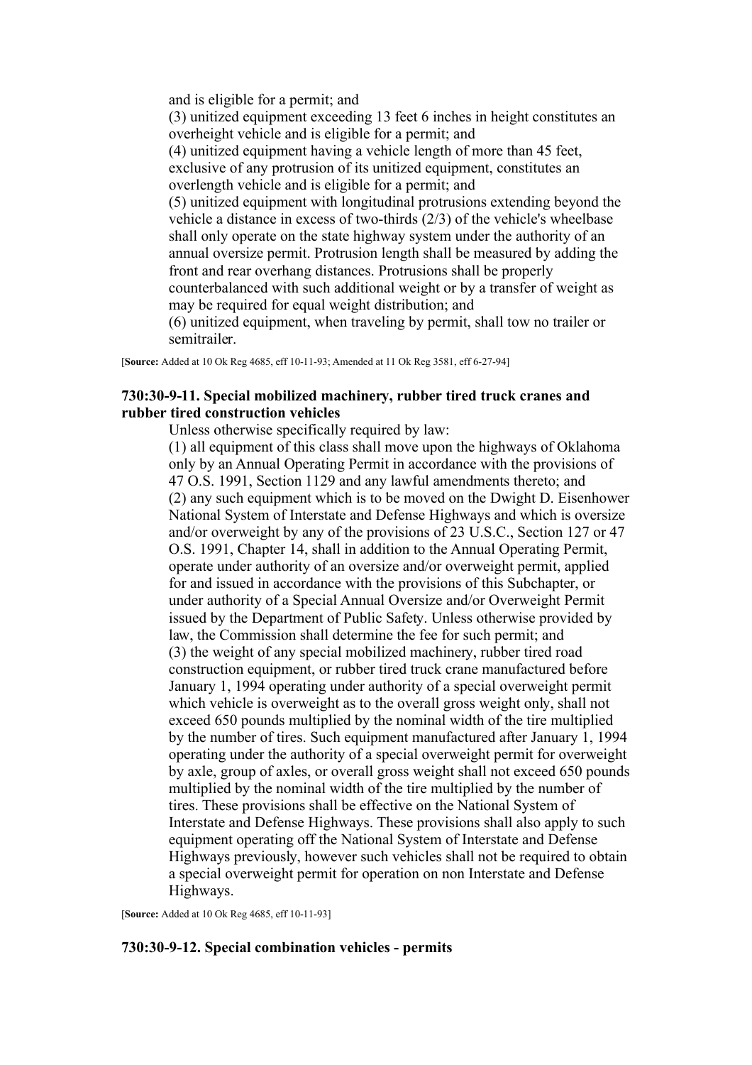and is eligible for a permit; and

(3) unitized equipment exceeding 13 feet 6 inches in height constitutes an overheight vehicle and is eligible for a permit; and

(4) unitized equipment having a vehicle length of more than 45 feet, exclusive of any protrusion of its unitized equipment, constitutes an overlength vehicle and is eligible for a permit; and

(5) unitized equipment with longitudinal protrusions extending beyond the vehicle a distance in excess of two-thirds (2/3) of the vehicle's wheelbase shall only operate on the state highway system under the authority of an annual oversize permit. Protrusion length shall be measured by adding the front and rear overhang distances. Protrusions shall be properly counterbalanced with such additional weight or by a transfer of weight as may be required for equal weight distribution; and

(6) unitized equipment, when traveling by permit, shall tow no trailer or semitrailer.

[**Source:** Added at 10 Ok Reg 4685, eff 10-11-93; Amended at 11 Ok Reg 3581, eff 6-27-94]

### 730:30-9-11. Special mobilized machinery, rubber tired truck cranes and rubber tired construction vehicles

Unless otherwise specifically required by law:

(1) all equipment of this class shall move upon the highways of Oklahoma only by an Annual Operating Permit in accordance with the provisions of 47 O.S. 1991, Section 1129 and any lawful amendments thereto; and

(2) any such equipment which is to be moved on the Dwight D. Eisenhower National System of Interstate and Defense Highways and which is oversize and/or overweight by any of the provisions of 23 U.S.C., Section 127 or 47 O.S. 1991, Chapter 14, shall in addition to the Annual Operating Permit, operate under authority of an oversize and/or overweight permit, applied for and issued in accordance with the provisions of this Subchapter, or under authority of a Special Annual Oversize and/or Overweight Permit issued by the Department of Public Safety. Unless otherwise provided by law, the Commission shall determine the fee for such permit; and

(3) the weight of any special mobilized machinery, rubber tired road construction equipment, or rubber tired truck crane manufactured before January 1, 1994 operating under authority of a special overweight permit which vehicle is overweight as to the overall gross weight only, shall not exceed 650 pounds multiplied by the nominal width of the tire multiplied by the number of tires. Such equipment manufactured after January 1, 1994 operating under the authority of a special overweight permit for overweight by axle, group of axles, or overall gross weight shall not exceed 650 pounds multiplied by the nominal width of the tire multiplied by the number of tires. These provisions shall be effective on the National System of Interstate and Defense Highways. These provisions shall also apply to such equipment operating off the National System of Interstate and Defense Highways previously, however such vehicles shall not be required to obtain a special overweight permit for operation on non Interstate and Defense Highways.

[**Source:** Added at 10 Ok Reg 4685, eff 10-11-93]

### 730:30-9-12. Special combination vehicles - permits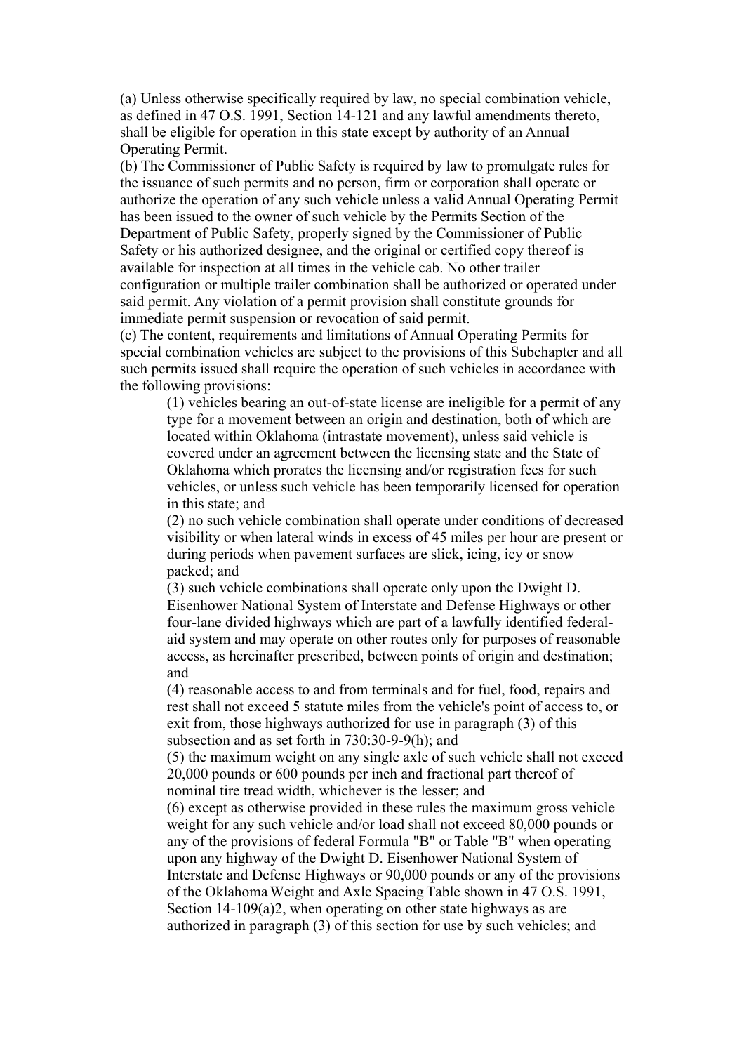(a) Unless otherwise specifically required by law, no special combination vehicle, as defined in 47 O.S. 1991, Section 14-121 and any lawful amendments thereto, shall be eligible for operation in this state except by authority of an Annual Operating Permit.

(b) The Commissioner of Public Safety is required by law to promulgate rules for the issuance of such permits and no person, firm or corporation shall operate or authorize the operation of any such vehicle unless a valid Annual Operating Permit has been issued to the owner of such vehicle by the Permits Section of the Department of Public Safety, properly signed by the Commissioner of Public Safety or his authorized designee, and the original or certified copy thereof is available for inspection at all times in the vehicle cab. No other trailer configuration or multiple trailer combination shall be authorized or operated under said permit. Any violation of a permit provision shall constitute grounds for immediate permit suspension or revocation of said permit.

(c) The content, requirements and limitations of Annual Operating Permits for special combination vehicles are subject to the provisions of this Subchapter and all such permits issued shall require the operation of such vehicles in accordance with the following provisions:

> (1) vehicles bearing an out-of-state license are ineligible for a permit of any type for a movement between an origin and destination, both of which are located within Oklahoma (intrastate movement), unless said vehicle is covered under an agreement between the licensing state and the State of Oklahoma which prorates the licensing and/or registration fees for such vehicles, or unless such vehicle has been temporarily licensed for operation in this state; and
>
> (2) no such vehicle combination shall operate under conditions of decreased visibility or when lateral winds in excess of 45 miles per hour are present or during periods when pavement surfaces are slick, icing, icy or snow packed; and
>
> (3) such vehicle combinations shall operate only upon the Dwight D. Eisenhower National System of Interstate and Defense Highways or other four-lane divided highways which are part of a lawfully identified federal-aid system and may operate on other routes only for purposes of reasonable access, as hereinafter prescribed, between points of origin and destination; and
>
> (4) reasonable access to and from terminals and for fuel, food, repairs and rest shall not exceed 5 statute miles from the vehicle's point of access to, or exit from, those highways authorized for use in paragraph (3) of this subsection and as set forth in 730:30-9-9(h); and
>
> (5) the maximum weight on any single axle of such vehicle shall not exceed 20,000 pounds or 600 pounds per inch and fractional part thereof of nominal tire tread width, whichever is the lesser; and
>
> (6) except as otherwise provided in these rules the maximum gross vehicle weight for any such vehicle and/or load shall not exceed 80,000 pounds or any of the provisions of federal Formula "B" or Table "B" when operating upon any highway of the Dwight D. Eisenhower National System of Interstate and Defense Highways or 90,000 pounds or any of the provisions of the Oklahoma Weight and Axle Spacing Table shown in 47 O.S. 1991, Section 14-109(a)2, when operating on other state highways as are authorized in paragraph (3) of this section for use by such vehicles; and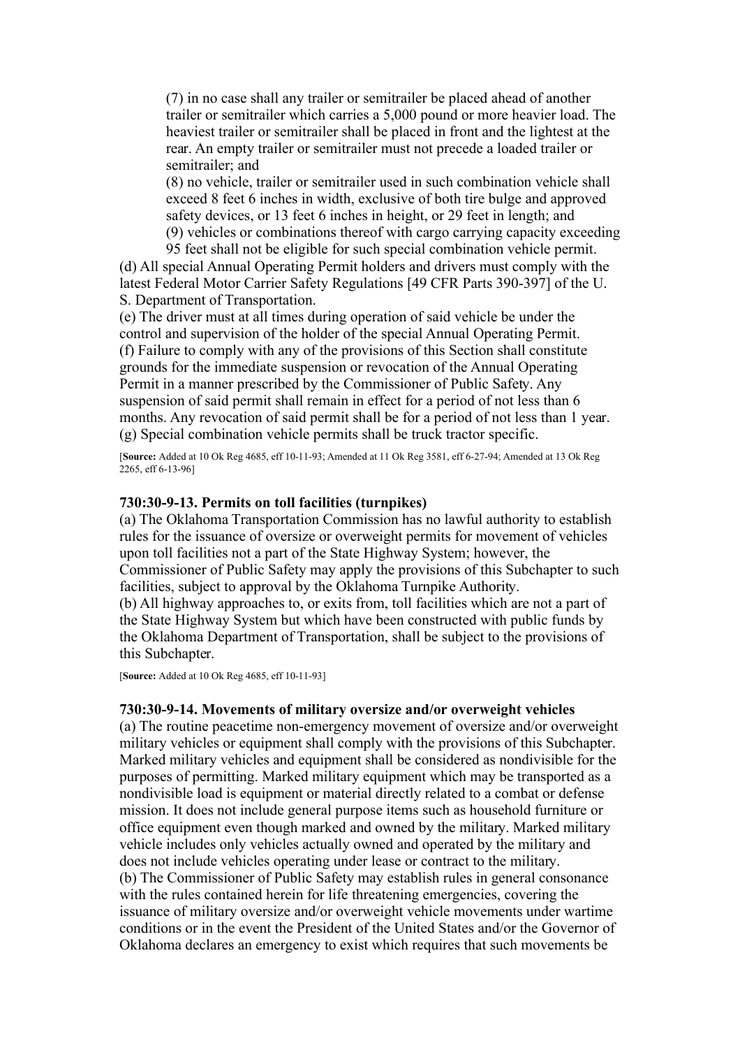(7) in no case shall any trailer or semitrailer be placed ahead of another trailer or semitrailer which carries a 5,000 pound or more heavier load. The heaviest trailer or semitrailer shall be placed in front and the lightest at the rear. An empty trailer or semitrailer must not precede a loaded trailer or semitrailer; and

(8) no vehicle, trailer or semitrailer used in such combination vehicle shall exceed 8 feet 6 inches in width, exclusive of both tire bulge and approved safety devices, or 13 feet 6 inches in height, or 29 feet in length; and

(9) vehicles or combinations thereof with cargo carrying capacity exceeding 95 feet shall not be eligible for such special combination vehicle permit.

(d) All special Annual Operating Permit holders and drivers must comply with the latest Federal Motor Carrier Safety Regulations [49 CFR Parts 390-397] of the U. S. Department of Transportation.

(e) The driver must at all times during operation of said vehicle be under the control and supervision of the holder of the special Annual Operating Permit.

(f) Failure to comply with any of the provisions of this Section shall constitute grounds for the immediate suspension or revocation of the Annual Operating Permit in a manner prescribed by the Commissioner of Public Safety. Any suspension of said permit shall remain in effect for a period of not less than 6 months. Any revocation of said permit shall be for a period of not less than 1 year.

(g) Special combination vehicle permits shall be truck tractor specific.

[**Source:** Added at 10 Ok Reg 4685, eff 10-11-93; Amended at 11 Ok Reg 3581, eff 6-27-94; Amended at 13 Ok Reg 2265, eff 6-13-96]

### 730:30-9-13. Permits on toll facilities (turnpikes)

(a) The Oklahoma Transportation Commission has no lawful authority to establish rules for the issuance of oversize or overweight permits for movement of vehicles upon toll facilities not a part of the State Highway System; however, the Commissioner of Public Safety may apply the provisions of this Subchapter to such facilities, subject to approval by the Oklahoma Turnpike Authority.

(b) All highway approaches to, or exits from, toll facilities which are not a part of the State Highway System but which have been constructed with public funds by the Oklahoma Department of Transportation, shall be subject to the provisions of this Subchapter.

[**Source:** Added at 10 Ok Reg 4685, eff 10-11-93]

### 730:30-9-14. Movements of military oversize and/or overweight vehicles

(a) The routine peacetime non-emergency movement of oversize and/or overweight military vehicles or equipment shall comply with the provisions of this Subchapter. Marked military vehicles and equipment shall be considered as nondivisible for the purposes of permitting. Marked military equipment which may be transported as a nondivisible load is equipment or material directly related to a combat or defense mission. It does not include general purpose items such as household furniture or office equipment even though marked and owned by the military. Marked military vehicle includes only vehicles actually owned and operated by the military and does not include vehicles operating under lease or contract to the military.

(b) The Commissioner of Public Safety may establish rules in general consonance with the rules contained herein for life threatening emergencies, covering the issuance of military oversize and/or overweight vehicle movements under wartime conditions or in the event the President of the United States and/or the Governor of Oklahoma declares an emergency to exist which requires that such movements be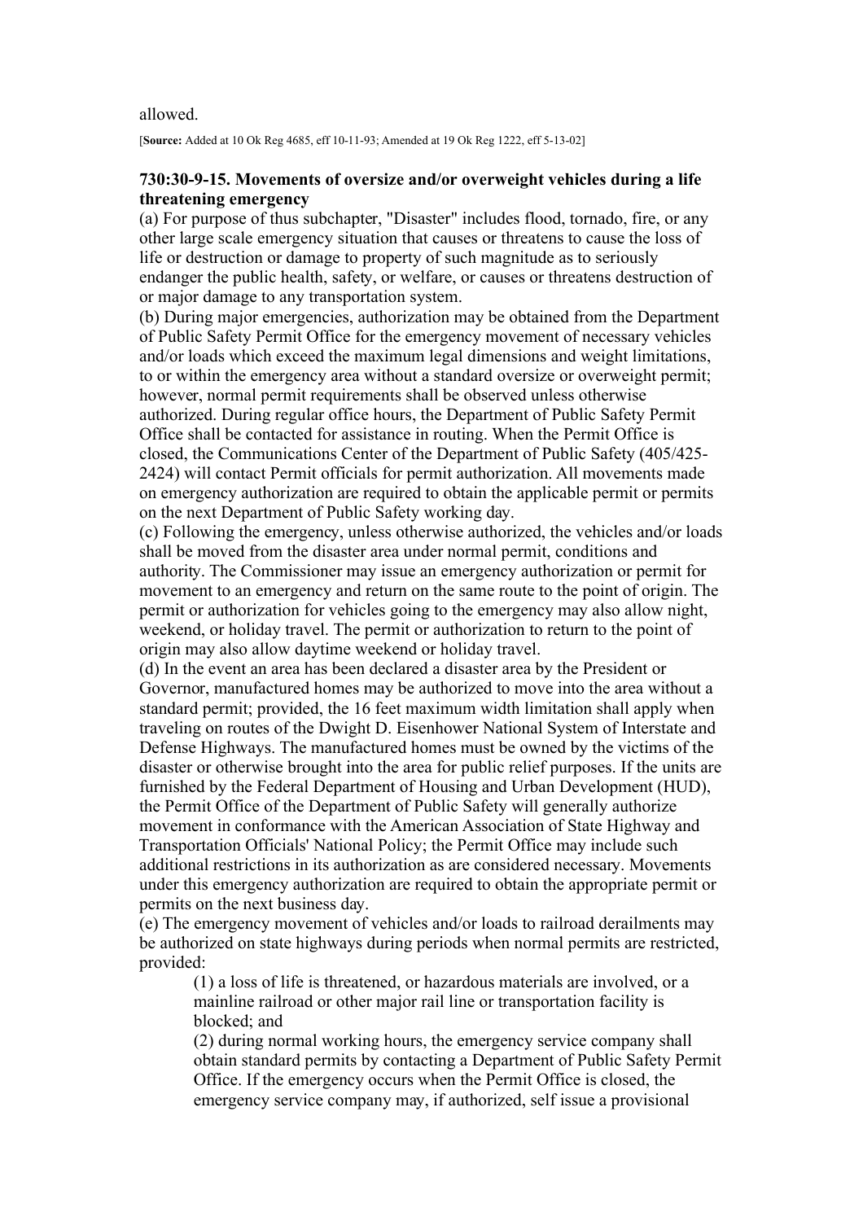allowed.

[**Source:** Added at 10 Ok Reg 4685, eff 10-11-93; Amended at 19 Ok Reg 1222, eff 5-13-02]

### 730:30-9-15. Movements of oversize and/or overweight vehicles during a life threatening emergency

(a) For purpose of thus subchapter, "Disaster" includes flood, tornado, fire, or any other large scale emergency situation that causes or threatens to cause the loss of life or destruction or damage to property of such magnitude as to seriously endanger the public health, safety, or welfare, or causes or threatens destruction of or major damage to any transportation system.

(b) During major emergencies, authorization may be obtained from the Department of Public Safety Permit Office for the emergency movement of necessary vehicles and/or loads which exceed the maximum legal dimensions and weight limitations, to or within the emergency area without a standard oversize or overweight permit; however, normal permit requirements shall be observed unless otherwise authorized. During regular office hours, the Department of Public Safety Permit Office shall be contacted for assistance in routing. When the Permit Office is closed, the Communications Center of the Department of Public Safety (405/425-2424) will contact Permit officials for permit authorization. All movements made on emergency authorization are required to obtain the applicable permit or permits on the next Department of Public Safety working day.

(c) Following the emergency, unless otherwise authorized, the vehicles and/or loads shall be moved from the disaster area under normal permit, conditions and authority. The Commissioner may issue an emergency authorization or permit for movement to an emergency and return on the same route to the point of origin. The permit or authorization for vehicles going to the emergency may also allow night, weekend, or holiday travel. The permit or authorization to return to the point of origin may also allow daytime weekend or holiday travel.

(d) In the event an area has been declared a disaster area by the President or Governor, manufactured homes may be authorized to move into the area without a standard permit; provided, the 16 feet maximum width limitation shall apply when traveling on routes of the Dwight D. Eisenhower National System of Interstate and Defense Highways. The manufactured homes must be owned by the victims of the disaster or otherwise brought into the area for public relief purposes. If the units are furnished by the Federal Department of Housing and Urban Development (HUD), the Permit Office of the Department of Public Safety will generally authorize movement in conformance with the American Association of State Highway and Transportation Officials' National Policy; the Permit Office may include such additional restrictions in its authorization as are considered necessary. Movements under this emergency authorization are required to obtain the appropriate permit or permits on the next business day.

(e) The emergency movement of vehicles and/or loads to railroad derailments may be authorized on state highways during periods when normal permits are restricted, provided:

(1) a loss of life is threatened, or hazardous materials are involved, or a mainline railroad or other major rail line or transportation facility is blocked; and

(2) during normal working hours, the emergency service company shall obtain standard permits by contacting a Department of Public Safety Permit Office. If the emergency occurs when the Permit Office is closed, the emergency service company may, if authorized, self issue a provisional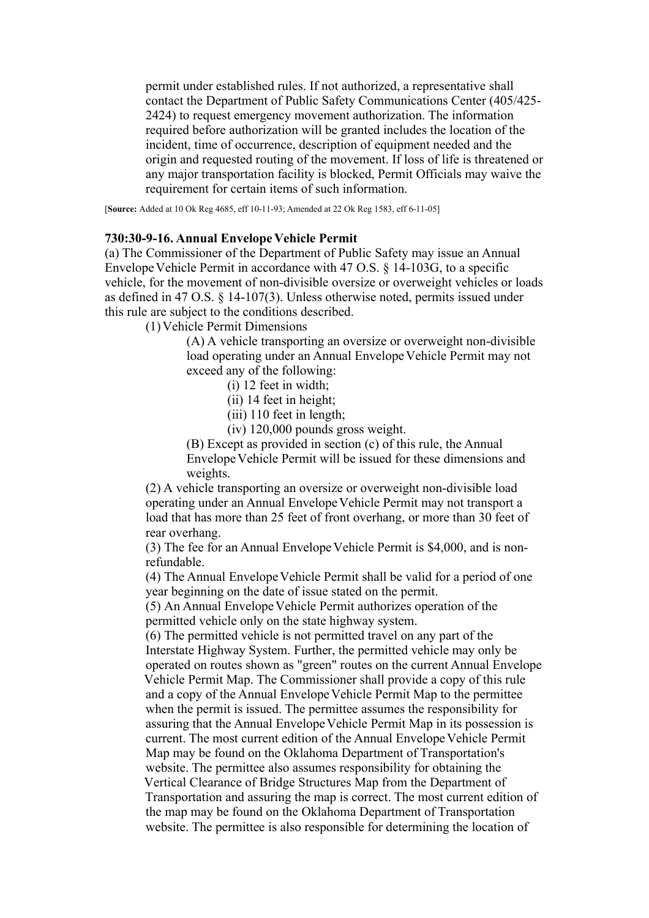permit under established rules. If not authorized, a representative shall contact the Department of Public Safety Communications Center (405/425-2424) to request emergency movement authorization. The information required before authorization will be granted includes the location of the incident, time of occurrence, description of equipment needed and the origin and requested routing of the movement. If loss of life is threatened or any major transportation facility is blocked, Permit Officials may waive the requirement for certain items of such information.

[**Source:** Added at 10 Ok Reg 4685, eff 10-11-93; Amended at 22 Ok Reg 1583, eff 6-11-05]

**730:30-9-16. Annual Envelope Vehicle Permit**

(a) The Commissioner of the Department of Public Safety may issue an Annual Envelope Vehicle Permit in accordance with 47 O.S. § 14-103G, to a specific vehicle, for the movement of non-divisible oversize or overweight vehicles or loads as defined in 47 O.S. § 14-107(3). Unless otherwise noted, permits issued under this rule are subject to the conditions described.

(1) Vehicle Permit Dimensions

(A) A vehicle transporting an oversize or overweight non-divisible load operating under an Annual Envelope Vehicle Permit may not exceed any of the following:

(i) 12 feet in width;

(ii) 14 feet in height;

(iii) 110 feet in length;

(iv) 120,000 pounds gross weight.

(B) Except as provided in section (c) of this rule, the Annual Envelope Vehicle Permit will be issued for these dimensions and weights.

(2) A vehicle transporting an oversize or overweight non-divisible load operating under an Annual Envelope Vehicle Permit may not transport a load that has more than 25 feet of front overhang, or more than 30 feet of rear overhang.

(3) The fee for an Annual Envelope Vehicle Permit is $4,000, and is non-refundable.

(4) The Annual Envelope Vehicle Permit shall be valid for a period of one year beginning on the date of issue stated on the permit.

(5) An Annual Envelope Vehicle Permit authorizes operation of the permitted vehicle only on the state highway system.

(6) The permitted vehicle is not permitted travel on any part of the Interstate Highway System. Further, the permitted vehicle may only be operated on routes shown as "green" routes on the current Annual Envelope Vehicle Permit Map. The Commissioner shall provide a copy of this rule and a copy of the Annual Envelope Vehicle Permit Map to the permittee when the permit is issued. The permittee assumes the responsibility for assuring that the Annual Envelope Vehicle Permit Map in its possession is current. The most current edition of the Annual Envelope Vehicle Permit Map may be found on the Oklahoma Department of Transportation's website. The permittee also assumes responsibility for obtaining the Vertical Clearance of Bridge Structures Map from the Department of Transportation and assuring the map is correct. The most current edition of the map may be found on the Oklahoma Department of Transportation website. The permittee is also responsible for determining the location of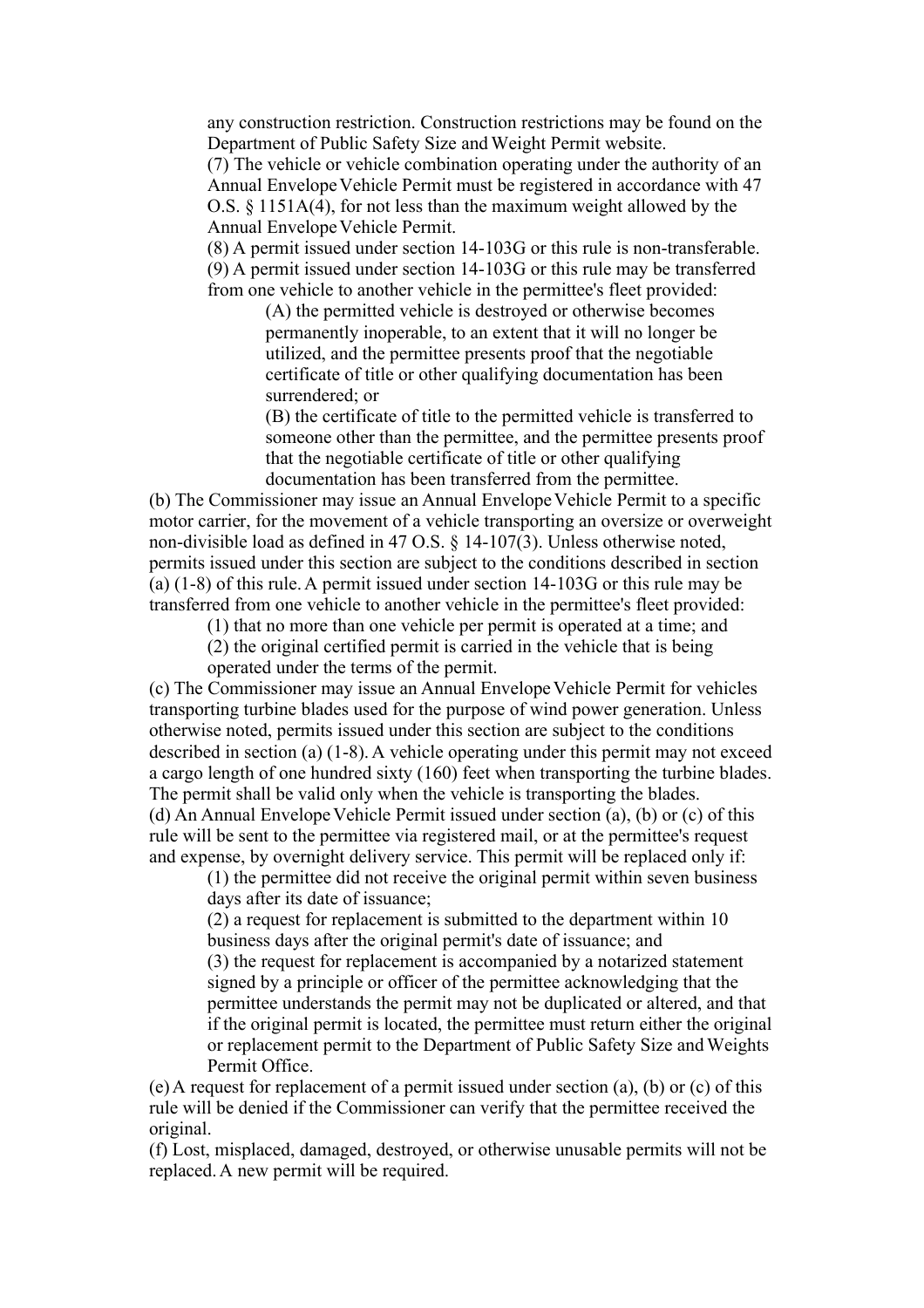any construction restriction. Construction restrictions may be found on the Department of Public Safety Size and Weight Permit website.

(7) The vehicle or vehicle combination operating under the authority of an Annual Envelope Vehicle Permit must be registered in accordance with 47 O.S. § 1151A(4), for not less than the maximum weight allowed by the Annual Envelope Vehicle Permit.

(8) A permit issued under section 14-103G or this rule is non-transferable.

(9) A permit issued under section 14-103G or this rule may be transferred from one vehicle to another vehicle in the permittee's fleet provided:

(A) the permitted vehicle is destroyed or otherwise becomes permanently inoperable, to an extent that it will no longer be utilized, and the permittee presents proof that the negotiable certificate of title or other qualifying documentation has been surrendered; or

(B) the certificate of title to the permitted vehicle is transferred to someone other than the permittee, and the permittee presents proof that the negotiable certificate of title or other qualifying documentation has been transferred from the permittee.

(b) The Commissioner may issue an Annual Envelope Vehicle Permit to a specific motor carrier, for the movement of a vehicle transporting an oversize or overweight non-divisible load as defined in 47 O.S. § 14-107(3). Unless otherwise noted, permits issued under this section are subject to the conditions described in section (a) (1-8) of this rule. A permit issued under section 14-103G or this rule may be transferred from one vehicle to another vehicle in the permittee's fleet provided:

(1) that no more than one vehicle per permit is operated at a time; and

(2) the original certified permit is carried in the vehicle that is being operated under the terms of the permit.

(c) The Commissioner may issue an Annual Envelope Vehicle Permit for vehicles transporting turbine blades used for the purpose of wind power generation. Unless otherwise noted, permits issued under this section are subject to the conditions described in section (a) (1-8). A vehicle operating under this permit may not exceed a cargo length of one hundred sixty (160) feet when transporting the turbine blades. The permit shall be valid only when the vehicle is transporting the blades.

(d) An Annual Envelope Vehicle Permit issued under section (a), (b) or (c) of this rule will be sent to the permittee via registered mail, or at the permittee's request and expense, by overnight delivery service. This permit will be replaced only if:

(1) the permittee did not receive the original permit within seven business days after its date of issuance;

(2) a request for replacement is submitted to the department within 10 business days after the original permit's date of issuance; and

(3) the request for replacement is accompanied by a notarized statement signed by a principle or officer of the permittee acknowledging that the permittee understands the permit may not be duplicated or altered, and that if the original permit is located, the permittee must return either the original or replacement permit to the Department of Public Safety Size and Weights Permit Office.

(e) A request for replacement of a permit issued under section (a), (b) or (c) of this rule will be denied if the Commissioner can verify that the permittee received the original.

(f) Lost, misplaced, damaged, destroyed, or otherwise unusable permits will not be replaced. A new permit will be required.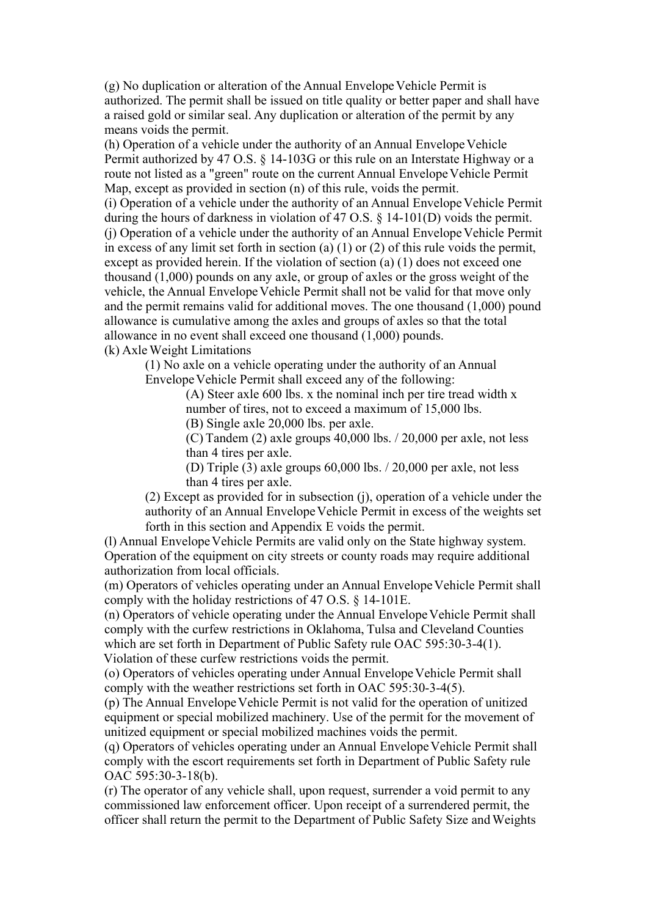(g) No duplication or alteration of the Annual Envelope Vehicle Permit is authorized. The permit shall be issued on title quality or better paper and shall have a raised gold or similar seal. Any duplication or alteration of the permit by any means voids the permit.

(h) Operation of a vehicle under the authority of an Annual Envelope Vehicle Permit authorized by 47 O.S. § 14-103G or this rule on an Interstate Highway or a route not listed as a "green" route on the current Annual Envelope Vehicle Permit Map, except as provided in section (n) of this rule, voids the permit.

(i) Operation of a vehicle under the authority of an Annual Envelope Vehicle Permit during the hours of darkness in violation of 47 O.S. § 14-101(D) voids the permit.

(j) Operation of a vehicle under the authority of an Annual Envelope Vehicle Permit in excess of any limit set forth in section (a) (1) or (2) of this rule voids the permit, except as provided herein. If the violation of section (a) (1) does not exceed one thousand (1,000) pounds on any axle, or group of axles or the gross weight of the vehicle, the Annual Envelope Vehicle Permit shall not be valid for that move only and the permit remains valid for additional moves. The one thousand (1,000) pound allowance is cumulative among the axles and groups of axles so that the total allowance in no event shall exceed one thousand (1,000) pounds.

(k) Axle Weight Limitations

- (1) No axle on a vehicle operating under the authority of an Annual Envelope Vehicle Permit shall exceed any of the following:
  - (A) Steer axle 600 lbs. x the nominal inch per tire tread width x number of tires, not to exceed a maximum of 15,000 lbs.
  - (B) Single axle 20,000 lbs. per axle.
  - (C) Tandem (2) axle groups 40,000 lbs. / 20,000 per axle, not less than 4 tires per axle.
  - (D) Triple (3) axle groups 60,000 lbs. / 20,000 per axle, not less than 4 tires per axle.
- (2) Except as provided for in subsection (j), operation of a vehicle under the authority of an Annual Envelope Vehicle Permit in excess of the weights set forth in this section and Appendix E voids the permit.

(l) Annual Envelope Vehicle Permits are valid only on the State highway system. Operation of the equipment on city streets or county roads may require additional authorization from local officials.

(m) Operators of vehicles operating under an Annual Envelope Vehicle Permit shall comply with the holiday restrictions of 47 O.S. § 14-101E.

(n) Operators of vehicle operating under the Annual Envelope Vehicle Permit shall comply with the curfew restrictions in Oklahoma, Tulsa and Cleveland Counties which are set forth in Department of Public Safety rule OAC 595:30-3-4(1). Violation of these curfew restrictions voids the permit.

(o) Operators of vehicles operating under Annual Envelope Vehicle Permit shall comply with the weather restrictions set forth in OAC 595:30-3-4(5).

(p) The Annual Envelope Vehicle Permit is not valid for the operation of unitized equipment or special mobilized machinery. Use of the permit for the movement of unitized equipment or special mobilized machines voids the permit.

(q) Operators of vehicles operating under an Annual Envelope Vehicle Permit shall comply with the escort requirements set forth in Department of Public Safety rule OAC 595:30-3-18(b).

(r) The operator of any vehicle shall, upon request, surrender a void permit to any commissioned law enforcement officer. Upon receipt of a surrendered permit, the officer shall return the permit to the Department of Public Safety Size and Weights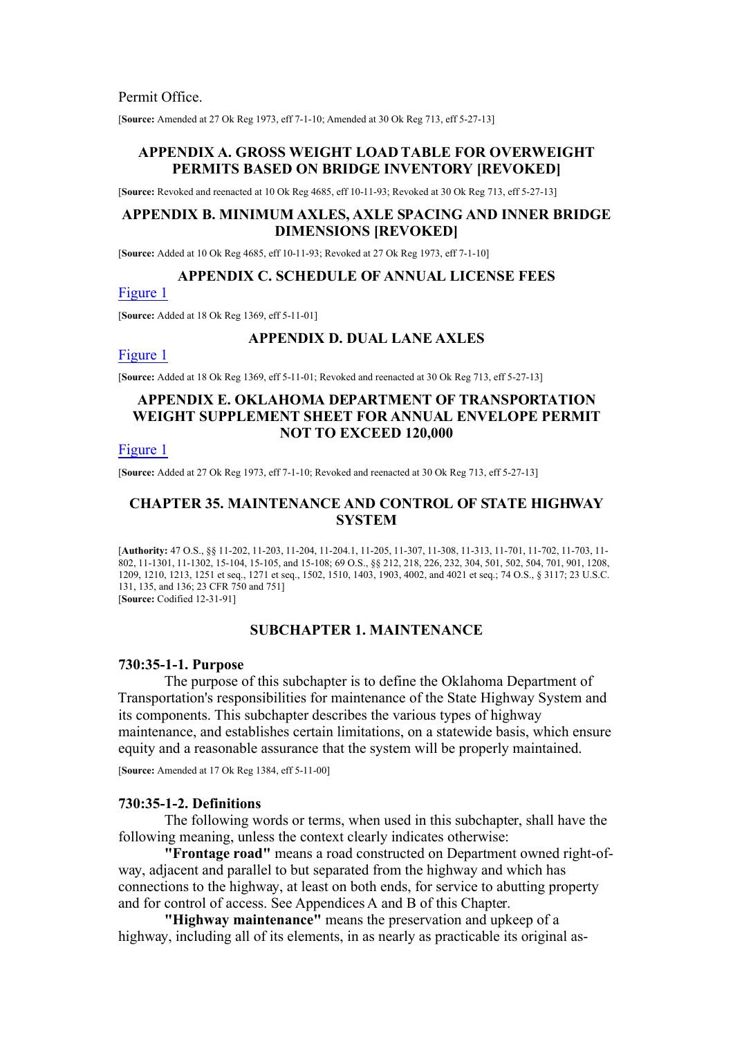Permit Office.

[**Source:** Amended at 27 Ok Reg 1973, eff 7-1-10; Amended at 30 Ok Reg 713, eff 5-27-13]

## APPENDIX A. GROSS WEIGHT LOAD TABLE FOR OVERWEIGHT PERMITS BASED ON BRIDGE INVENTORY [REVOKED]

[**Source:** Revoked and reenacted at 10 Ok Reg 4685, eff 10-11-93; Revoked at 30 Ok Reg 713, eff 5-27-13]

## APPENDIX B. MINIMUM AXLES, AXLE SPACING AND INNER BRIDGE DIMENSIONS [REVOKED]

[**Source:** Added at 10 Ok Reg 4685, eff 10-11-93; Revoked at 27 Ok Reg 1973, eff 7-1-10]

## APPENDIX C. SCHEDULE OF ANNUAL LICENSE FEES

Figure 1

[**Source:** Added at 18 Ok Reg 1369, eff 5-11-01]

## APPENDIX D. DUAL LANE AXLES

Figure 1

[**Source:** Added at 18 Ok Reg 1369, eff 5-11-01; Revoked and reenacted at 30 Ok Reg 713, eff 5-27-13]

## APPENDIX E. OKLAHOMA DEPARTMENT OF TRANSPORTATION WEIGHT SUPPLEMENT SHEET FOR ANNUAL ENVELOPE PERMIT NOT TO EXCEED 120,000

Figure 1

[**Source:** Added at 27 Ok Reg 1973, eff 7-1-10; Revoked and reenacted at 30 Ok Reg 713, eff 5-27-13]

# CHAPTER 35. MAINTENANCE AND CONTROL OF STATE HIGHWAY SYSTEM

[**Authority:** 47 O.S., §§ 11-202, 11-203, 11-204, 11-204.1, 11-205, 11-307, 11-308, 11-313, 11-701, 11-702, 11-703, 11-802, 11-1301, 11-1302, 15-104, 15-105, and 15-108; 69 O.S., §§ 212, 218, 226, 232, 304, 501, 502, 504, 701, 901, 1208, 1209, 1210, 1213, 1251 et seq., 1271 et seq., 1502, 1510, 1403, 1903, 4002, and 4021 et seq.; 74 O.S., § 3117; 23 U.S.C. 131, 135, and 136; 23 CFR 750 and 751]
[**Source:** Codified 12-31-91]

## SUBCHAPTER 1. MAINTENANCE

### 730:35-1-1. Purpose

The purpose of this subchapter is to define the Oklahoma Department of Transportation's responsibilities for maintenance of the State Highway System and its components. This subchapter describes the various types of highway maintenance, and establishes certain limitations, on a statewide basis, which ensure equity and a reasonable assurance that the system will be properly maintained.

[**Source:** Amended at 17 Ok Reg 1384, eff 5-11-00]

### 730:35-1-2. Definitions

The following words or terms, when used in this subchapter, shall have the following meaning, unless the context clearly indicates otherwise:

**"Frontage road"** means a road constructed on Department owned right-of-way, adjacent and parallel to but separated from the highway and which has connections to the highway, at least on both ends, for service to abutting property and for control of access. See Appendices A and B of this Chapter.

**"Highway maintenance"** means the preservation and upkeep of a highway, including all of its elements, in as nearly as practicable its original as-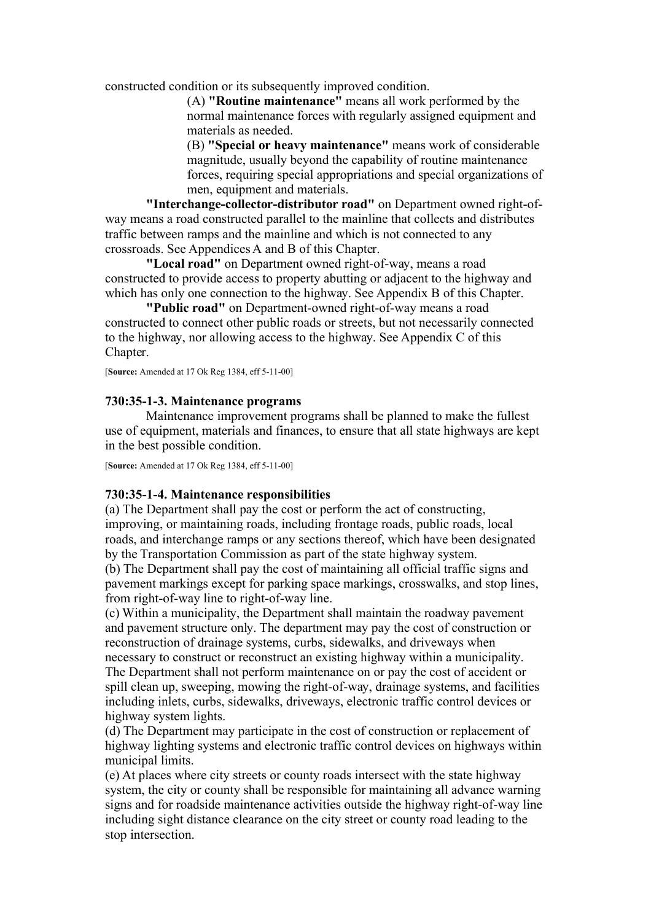constructed condition or its subsequently improved condition.

(A) **"Routine maintenance"** means all work performed by the normal maintenance forces with regularly assigned equipment and materials as needed.

(B) **"Special or heavy maintenance"** means work of considerable magnitude, usually beyond the capability of routine maintenance forces, requiring special appropriations and special organizations of men, equipment and materials.

**"Interchange-collector-distributor road"** on Department owned right-of-way means a road constructed parallel to the mainline that collects and distributes traffic between ramps and the mainline and which is not connected to any crossroads. See Appendices A and B of this Chapter.

**"Local road"** on Department owned right-of-way, means a road constructed to provide access to property abutting or adjacent to the highway and which has only one connection to the highway. See Appendix B of this Chapter.

**"Public road"** on Department-owned right-of-way means a road constructed to connect other public roads or streets, but not necessarily connected to the highway, nor allowing access to the highway. See Appendix C of this Chapter.

[**Source:** Amended at 17 Ok Reg 1384, eff 5-11-00]

**730:35-1-3. Maintenance programs**

Maintenance improvement programs shall be planned to make the fullest use of equipment, materials and finances, to ensure that all state highways are kept in the best possible condition.

[**Source:** Amended at 17 Ok Reg 1384, eff 5-11-00]

**730:35-1-4. Maintenance responsibilities**

(a) The Department shall pay the cost or perform the act of constructing, improving, or maintaining roads, including frontage roads, public roads, local roads, and interchange ramps or any sections thereof, which have been designated by the Transportation Commission as part of the state highway system.

(b) The Department shall pay the cost of maintaining all official traffic signs and pavement markings except for parking space markings, crosswalks, and stop lines, from right-of-way line to right-of-way line.

(c) Within a municipality, the Department shall maintain the roadway pavement and pavement structure only. The department may pay the cost of construction or reconstruction of drainage systems, curbs, sidewalks, and driveways when necessary to construct or reconstruct an existing highway within a municipality. The Department shall not perform maintenance on or pay the cost of accident or spill clean up, sweeping, mowing the right-of-way, drainage systems, and facilities including inlets, curbs, sidewalks, driveways, electronic traffic control devices or highway system lights.

(d) The Department may participate in the cost of construction or replacement of highway lighting systems and electronic traffic control devices on highways within municipal limits.

(e) At places where city streets or county roads intersect with the state highway system, the city or county shall be responsible for maintaining all advance warning signs and for roadside maintenance activities outside the highway right-of-way line including sight distance clearance on the city street or county road leading to the stop intersection.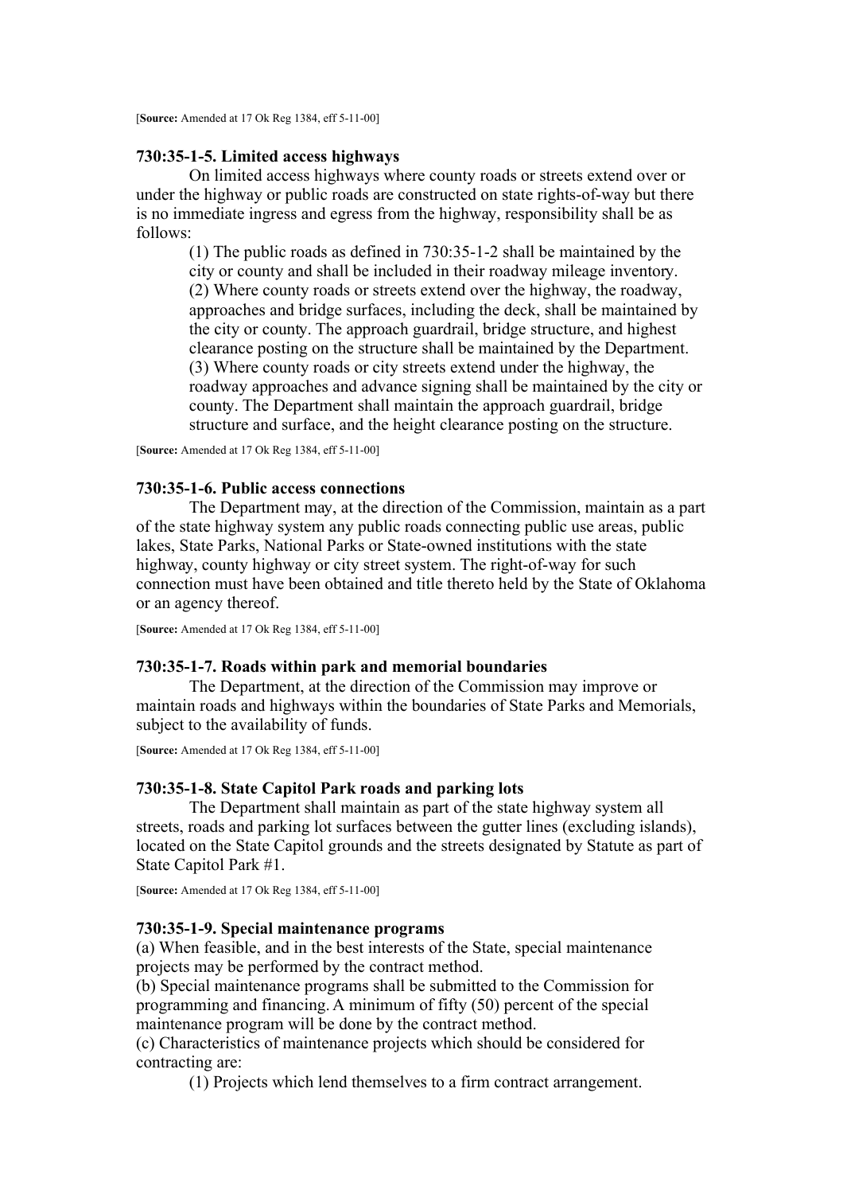[**Source:** Amended at 17 Ok Reg 1384, eff 5-11-00]

**730:35-1-5. Limited access highways**

On limited access highways where county roads or streets extend over or under the highway or public roads are constructed on state rights-of-way but there is no immediate ingress and egress from the highway, responsibility shall be as follows:

(1) The public roads as defined in 730:35-1-2 shall be maintained by the city or county and shall be included in their roadway mileage inventory.
(2) Where county roads or streets extend over the highway, the roadway, approaches and bridge surfaces, including the deck, shall be maintained by the city or county. The approach guardrail, bridge structure, and highest clearance posting on the structure shall be maintained by the Department.
(3) Where county roads or city streets extend under the highway, the roadway approaches and advance signing shall be maintained by the city or county. The Department shall maintain the approach guardrail, bridge structure and surface, and the height clearance posting on the structure.

[**Source:** Amended at 17 Ok Reg 1384, eff 5-11-00]

**730:35-1-6. Public access connections**

The Department may, at the direction of the Commission, maintain as a part of the state highway system any public roads connecting public use areas, public lakes, State Parks, National Parks or State-owned institutions with the state highway, county highway or city street system. The right-of-way for such connection must have been obtained and title thereto held by the State of Oklahoma or an agency thereof.

[**Source:** Amended at 17 Ok Reg 1384, eff 5-11-00]

**730:35-1-7. Roads within park and memorial boundaries**

The Department, at the direction of the Commission may improve or maintain roads and highways within the boundaries of State Parks and Memorials, subject to the availability of funds.

[**Source:** Amended at 17 Ok Reg 1384, eff 5-11-00]

**730:35-1-8. State Capitol Park roads and parking lots**

The Department shall maintain as part of the state highway system all streets, roads and parking lot surfaces between the gutter lines (excluding islands), located on the State Capitol grounds and the streets designated by Statute as part of State Capitol Park #1.

[**Source:** Amended at 17 Ok Reg 1384, eff 5-11-00]

**730:35-1-9. Special maintenance programs**

(a) When feasible, and in the best interests of the State, special maintenance projects may be performed by the contract method.
(b) Special maintenance programs shall be submitted to the Commission for programming and financing. A minimum of fifty (50) percent of the special maintenance program will be done by the contract method.
(c) Characteristics of maintenance projects which should be considered for contracting are:

(1) Projects which lend themselves to a firm contract arrangement.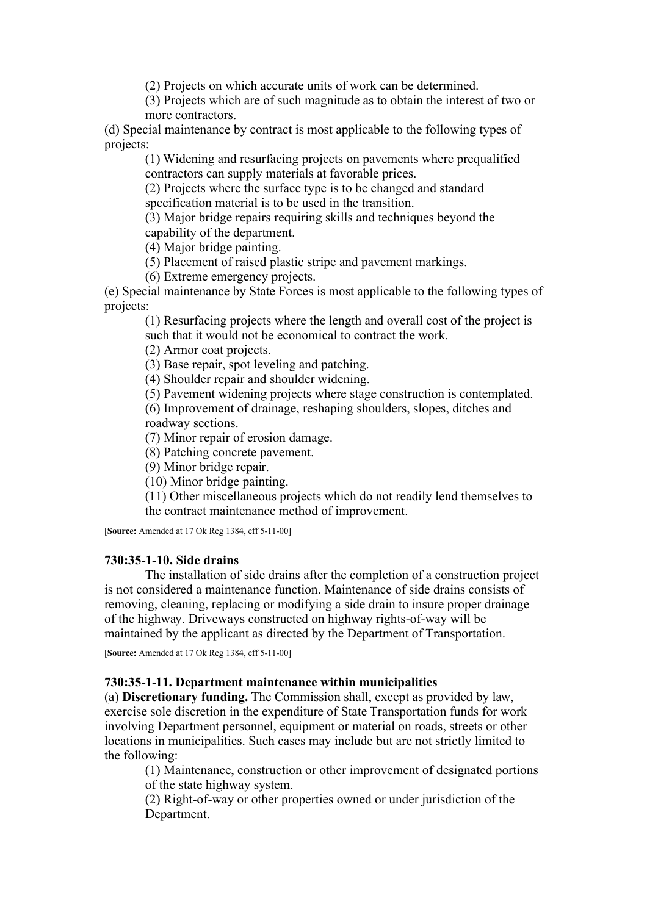(2) Projects on which accurate units of work can be determined.

(3) Projects which are of such magnitude as to obtain the interest of two or more contractors.

(d) Special maintenance by contract is most applicable to the following types of projects:

(1) Widening and resurfacing projects on pavements where prequalified contractors can supply materials at favorable prices.

(2) Projects where the surface type is to be changed and standard specification material is to be used in the transition.

(3) Major bridge repairs requiring skills and techniques beyond the capability of the department.

(4) Major bridge painting.

(5) Placement of raised plastic stripe and pavement markings.

(6) Extreme emergency projects.

(e) Special maintenance by State Forces is most applicable to the following types of projects:

(1) Resurfacing projects where the length and overall cost of the project is such that it would not be economical to contract the work.

(2) Armor coat projects.

(3) Base repair, spot leveling and patching.

(4) Shoulder repair and shoulder widening.

(5) Pavement widening projects where stage construction is contemplated.

(6) Improvement of drainage, reshaping shoulders, slopes, ditches and roadway sections.

(7) Minor repair of erosion damage.

(8) Patching concrete pavement.

(9) Minor bridge repair.

(10) Minor bridge painting.

(11) Other miscellaneous projects which do not readily lend themselves to the contract maintenance method of improvement.

[**Source:** Amended at 17 Ok Reg 1384, eff 5-11-00]

### 730:35-1-10. Side drains

The installation of side drains after the completion of a construction project is not considered a maintenance function. Maintenance of side drains consists of removing, cleaning, replacing or modifying a side drain to insure proper drainage of the highway. Driveways constructed on highway rights-of-way will be maintained by the applicant as directed by the Department of Transportation.

[**Source:** Amended at 17 Ok Reg 1384, eff 5-11-00]

### 730:35-1-11. Department maintenance within municipalities

(a) **Discretionary funding.** The Commission shall, except as provided by law, exercise sole discretion in the expenditure of State Transportation funds for work involving Department personnel, equipment or material on roads, streets or other locations in municipalities. Such cases may include but are not strictly limited to the following:

(1) Maintenance, construction or other improvement of designated portions of the state highway system.

(2) Right-of-way or other properties owned or under jurisdiction of the Department.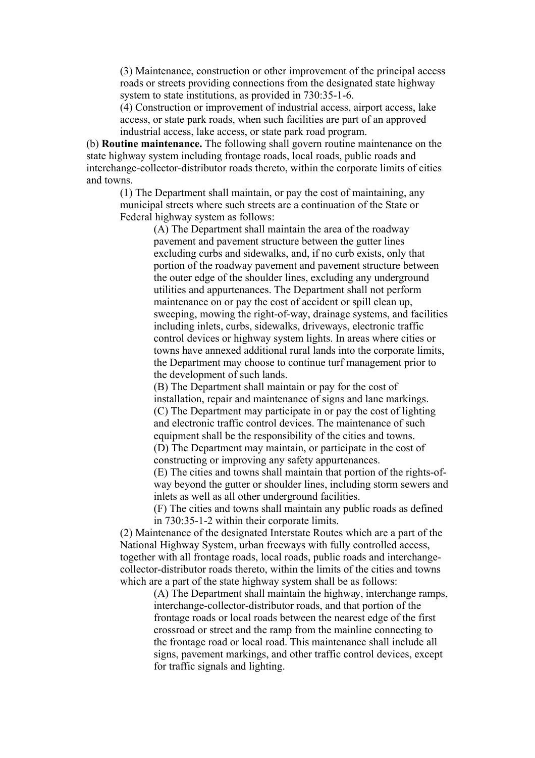(3) Maintenance, construction or other improvement of the principal access roads or streets providing connections from the designated state highway system to state institutions, as provided in 730:35-1-6.

(4) Construction or improvement of industrial access, airport access, lake access, or state park roads, when such facilities are part of an approved industrial access, lake access, or state park road program.

(b) **Routine maintenance.** The following shall govern routine maintenance on the state highway system including frontage roads, local roads, public roads and interchange-collector-distributor roads thereto, within the corporate limits of cities and towns.

(1) The Department shall maintain, or pay the cost of maintaining, any municipal streets where such streets are a continuation of the State or Federal highway system as follows:

(A) The Department shall maintain the area of the roadway pavement and pavement structure between the gutter lines excluding curbs and sidewalks, and, if no curb exists, only that portion of the roadway pavement and pavement structure between the outer edge of the shoulder lines, excluding any underground utilities and appurtenances. The Department shall not perform maintenance on or pay the cost of accident or spill clean up, sweeping, mowing the right-of-way, drainage systems, and facilities including inlets, curbs, sidewalks, driveways, electronic traffic control devices or highway system lights. In areas where cities or towns have annexed additional rural lands into the corporate limits, the Department may choose to continue turf management prior to the development of such lands.

(B) The Department shall maintain or pay for the cost of installation, repair and maintenance of signs and lane markings.

(C) The Department may participate in or pay the cost of lighting and electronic traffic control devices. The maintenance of such equipment shall be the responsibility of the cities and towns.

(D) The Department may maintain, or participate in the cost of constructing or improving any safety appurtenances.

(E) The cities and towns shall maintain that portion of the rights-of-way beyond the gutter or shoulder lines, including storm sewers and inlets as well as all other underground facilities.

(F) The cities and towns shall maintain any public roads as defined in 730:35-1-2 within their corporate limits.

(2) Maintenance of the designated Interstate Routes which are a part of the National Highway System, urban freeways with fully controlled access, together with all frontage roads, local roads, public roads and interchange-collector-distributor roads thereto, within the limits of the cities and towns which are a part of the state highway system shall be as follows:

(A) The Department shall maintain the highway, interchange ramps, interchange-collector-distributor roads, and that portion of the frontage roads or local roads between the nearest edge of the first crossroad or street and the ramp from the mainline connecting to the frontage road or local road. This maintenance shall include all signs, pavement markings, and other traffic control devices, except for traffic signals and lighting.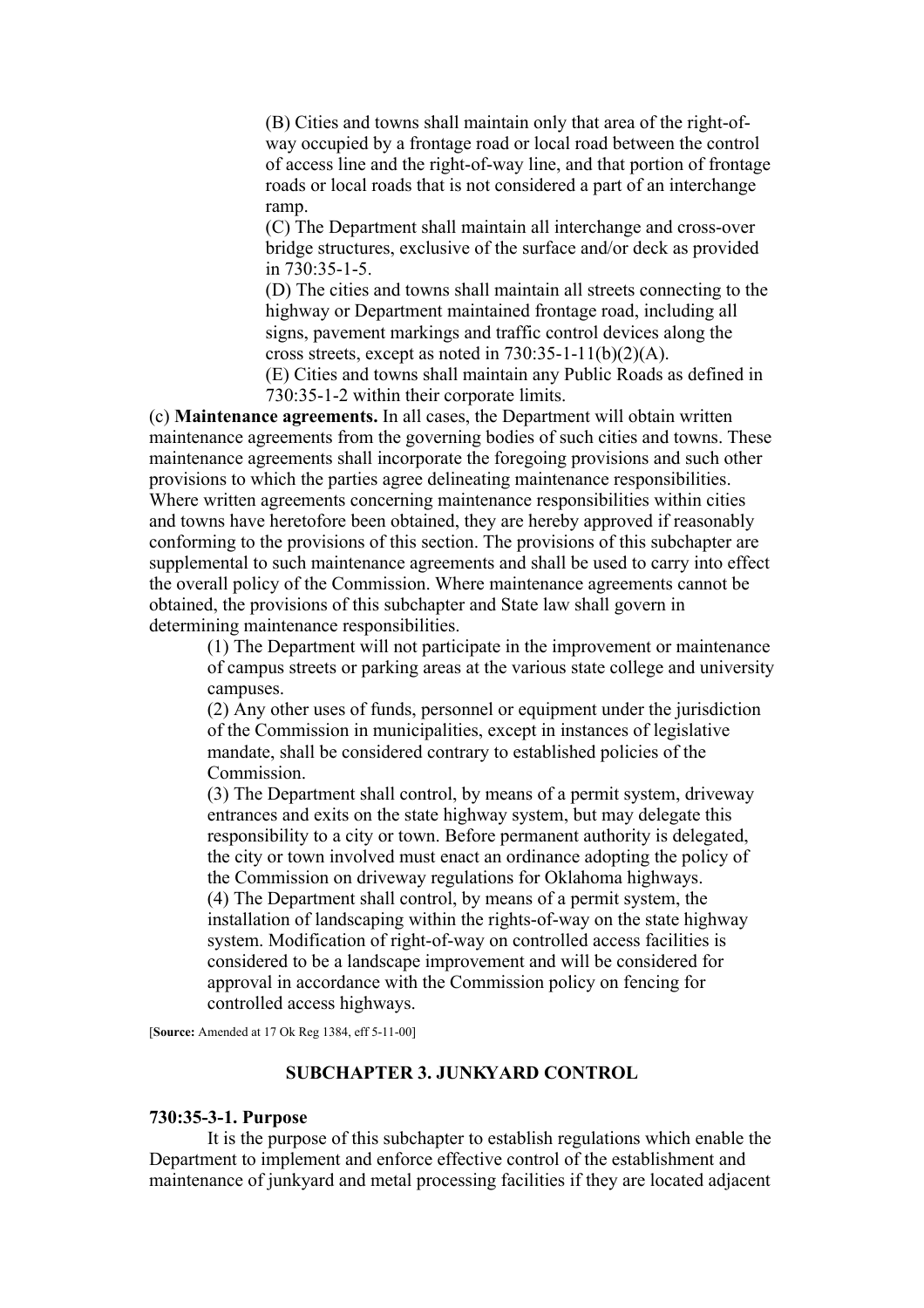(B) Cities and towns shall maintain only that area of the right-of-way occupied by a frontage road or local road between the control of access line and the right-of-way line, and that portion of frontage roads or local roads that is not considered a part of an interchange ramp.

(C) The Department shall maintain all interchange and cross-over bridge structures, exclusive of the surface and/or deck as provided in 730:35-1-5.

(D) The cities and towns shall maintain all streets connecting to the highway or Department maintained frontage road, including all signs, pavement markings and traffic control devices along the cross streets, except as noted in 730:35-1-11(b)(2)(A).

(E) Cities and towns shall maintain any Public Roads as defined in 730:35-1-2 within their corporate limits.

(c) **Maintenance agreements.** In all cases, the Department will obtain written maintenance agreements from the governing bodies of such cities and towns. These maintenance agreements shall incorporate the foregoing provisions and such other provisions to which the parties agree delineating maintenance responsibilities. Where written agreements concerning maintenance responsibilities within cities and towns have heretofore been obtained, they are hereby approved if reasonably conforming to the provisions of this section. The provisions of this subchapter are supplemental to such maintenance agreements and shall be used to carry into effect the overall policy of the Commission. Where maintenance agreements cannot be obtained, the provisions of this subchapter and State law shall govern in determining maintenance responsibilities.

(1) The Department will not participate in the improvement or maintenance of campus streets or parking areas at the various state college and university campuses.

(2) Any other uses of funds, personnel or equipment under the jurisdiction of the Commission in municipalities, except in instances of legislative mandate, shall be considered contrary to established policies of the Commission.

(3) The Department shall control, by means of a permit system, driveway entrances and exits on the state highway system, but may delegate this responsibility to a city or town. Before permanent authority is delegated, the city or town involved must enact an ordinance adopting the policy of the Commission on driveway regulations for Oklahoma highways.

(4) The Department shall control, by means of a permit system, the installation of landscaping within the rights-of-way on the state highway system. Modification of right-of-way on controlled access facilities is considered to be a landscape improvement and will be considered for approval in accordance with the Commission policy on fencing for controlled access highways.

[**Source:** Amended at 17 Ok Reg 1384, eff 5-11-00]

## SUBCHAPTER 3. JUNKYARD CONTROL

**730:35-3-1. Purpose**

It is the purpose of this subchapter to establish regulations which enable the Department to implement and enforce effective control of the establishment and maintenance of junkyard and metal processing facilities if they are located adjacent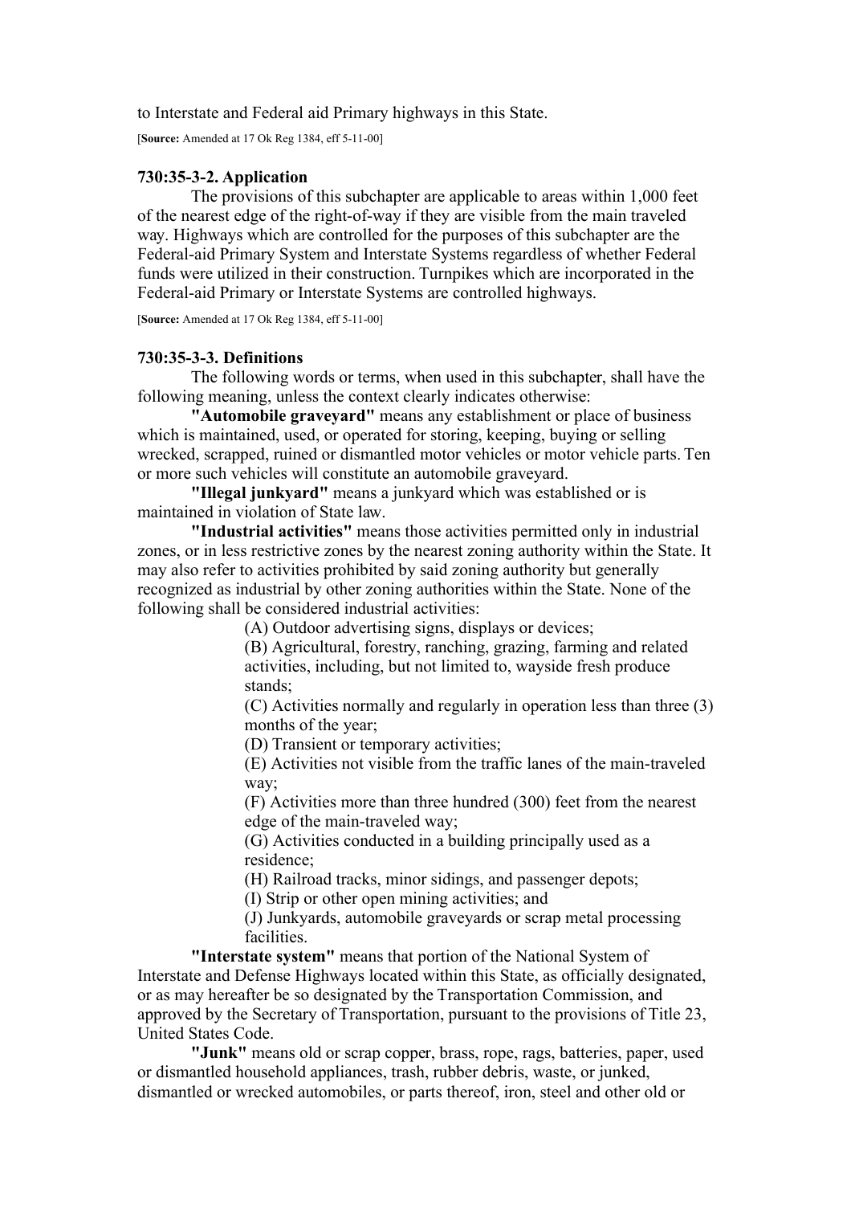to Interstate and Federal aid Primary highways in this State.

[**Source:** Amended at 17 Ok Reg 1384, eff 5-11-00]

#### 730:35-3-2. Application

The provisions of this subchapter are applicable to areas within 1,000 feet of the nearest edge of the right-of-way if they are visible from the main traveled way. Highways which are controlled for the purposes of this subchapter are the Federal-aid Primary System and Interstate Systems regardless of whether Federal funds were utilized in their construction. Turnpikes which are incorporated in the Federal-aid Primary or Interstate Systems are controlled highways.

[**Source:** Amended at 17 Ok Reg 1384, eff 5-11-00]

#### 730:35-3-3. Definitions

The following words or terms, when used in this subchapter, shall have the following meaning, unless the context clearly indicates otherwise:

**"Automobile graveyard"** means any establishment or place of business which is maintained, used, or operated for storing, keeping, buying or selling wrecked, scrapped, ruined or dismantled motor vehicles or motor vehicle parts. Ten or more such vehicles will constitute an automobile graveyard.

**"Illegal junkyard"** means a junkyard which was established or is maintained in violation of State law.

**"Industrial activities"** means those activities permitted only in industrial zones, or in less restrictive zones by the nearest zoning authority within the State. It may also refer to activities prohibited by said zoning authority but generally recognized as industrial by other zoning authorities within the State. None of the following shall be considered industrial activities:

(A) Outdoor advertising signs, displays or devices;

(B) Agricultural, forestry, ranching, grazing, farming and related activities, including, but not limited to, wayside fresh produce stands;

(C) Activities normally and regularly in operation less than three (3) months of the year;

(D) Transient or temporary activities;

(E) Activities not visible from the traffic lanes of the main-traveled way;

(F) Activities more than three hundred (300) feet from the nearest edge of the main-traveled way;

(G) Activities conducted in a building principally used as a residence;

(H) Railroad tracks, minor sidings, and passenger depots;

(I) Strip or other open mining activities; and

(J) Junkyards, automobile graveyards or scrap metal processing facilities.

**"Interstate system"** means that portion of the National System of Interstate and Defense Highways located within this State, as officially designated, or as may hereafter be so designated by the Transportation Commission, and approved by the Secretary of Transportation, pursuant to the provisions of Title 23, United States Code.

**"Junk"** means old or scrap copper, brass, rope, rags, batteries, paper, used or dismantled household appliances, trash, rubber debris, waste, or junked, dismantled or wrecked automobiles, or parts thereof, iron, steel and other old or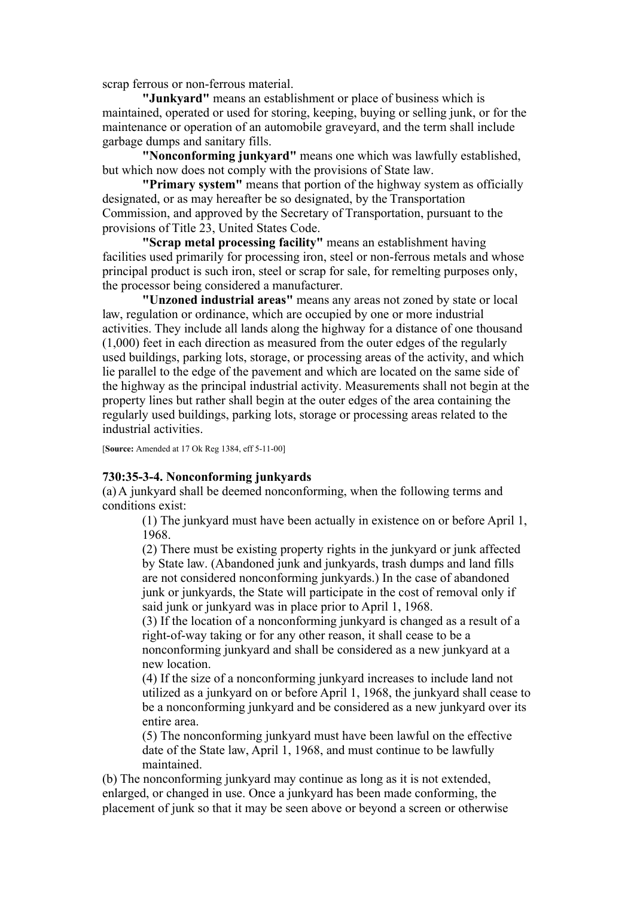scrap ferrous or non-ferrous material.

**"Junkyard"** means an establishment or place of business which is maintained, operated or used for storing, keeping, buying or selling junk, or for the maintenance or operation of an automobile graveyard, and the term shall include garbage dumps and sanitary fills.

**"Nonconforming junkyard"** means one which was lawfully established, but which now does not comply with the provisions of State law.

**"Primary system"** means that portion of the highway system as officially designated, or as may hereafter be so designated, by the Transportation Commission, and approved by the Secretary of Transportation, pursuant to the provisions of Title 23, United States Code.

**"Scrap metal processing facility"** means an establishment having facilities used primarily for processing iron, steel or non-ferrous metals and whose principal product is such iron, steel or scrap for sale, for remelting purposes only, the processor being considered a manufacturer.

**"Unzoned industrial areas"** means any areas not zoned by state or local law, regulation or ordinance, which are occupied by one or more industrial activities. They include all lands along the highway for a distance of one thousand (1,000) feet in each direction as measured from the outer edges of the regularly used buildings, parking lots, storage, or processing areas of the activity, and which lie parallel to the edge of the pavement and which are located on the same side of the highway as the principal industrial activity. Measurements shall not begin at the property lines but rather shall begin at the outer edges of the area containing the regularly used buildings, parking lots, storage or processing areas related to the industrial activities.

[**Source:** Amended at 17 Ok Reg 1384, eff 5-11-00]

**730:35-3-4. Nonconforming junkyards**

(a) A junkyard shall be deemed nonconforming, when the following terms and conditions exist:

(1) The junkyard must have been actually in existence on or before April 1, 1968.

(2) There must be existing property rights in the junkyard or junk affected by State law. (Abandoned junk and junkyards, trash dumps and land fills are not considered nonconforming junkyards.) In the case of abandoned junk or junkyards, the State will participate in the cost of removal only if said junk or junkyard was in place prior to April 1, 1968.

(3) If the location of a nonconforming junkyard is changed as a result of a right-of-way taking or for any other reason, it shall cease to be a nonconforming junkyard and shall be considered as a new junkyard at a new location.

(4) If the size of a nonconforming junkyard increases to include land not utilized as a junkyard on or before April 1, 1968, the junkyard shall cease to be a nonconforming junkyard and be considered as a new junkyard over its entire area.

(5) The nonconforming junkyard must have been lawful on the effective date of the State law, April 1, 1968, and must continue to be lawfully maintained.

(b) The nonconforming junkyard may continue as long as it is not extended, enlarged, or changed in use. Once a junkyard has been made conforming, the placement of junk so that it may be seen above or beyond a screen or otherwise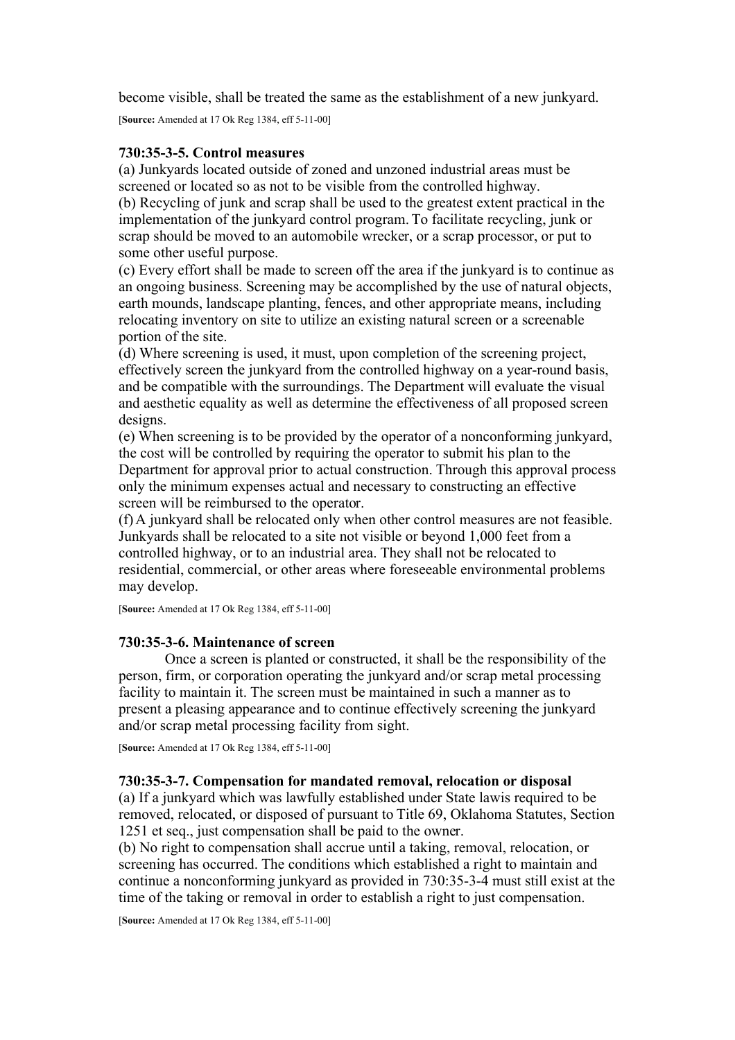become visible, shall be treated the same as the establishment of a new junkyard.

[**Source:** Amended at 17 Ok Reg 1384, eff 5-11-00]

### 730:35-3-5. Control measures

(a) Junkyards located outside of zoned and unzoned industrial areas must be screened or located so as not to be visible from the controlled highway.
(b) Recycling of junk and scrap shall be used to the greatest extent practical in the implementation of the junkyard control program. To facilitate recycling, junk or scrap should be moved to an automobile wrecker, or a scrap processor, or put to some other useful purpose.
(c) Every effort shall be made to screen off the area if the junkyard is to continue as an ongoing business. Screening may be accomplished by the use of natural objects, earth mounds, landscape planting, fences, and other appropriate means, including relocating inventory on site to utilize an existing natural screen or a screenable portion of the site.
(d) Where screening is used, it must, upon completion of the screening project, effectively screen the junkyard from the controlled highway on a year-round basis, and be compatible with the surroundings. The Department will evaluate the visual and aesthetic equality as well as determine the effectiveness of all proposed screen designs.
(e) When screening is to be provided by the operator of a nonconforming junkyard, the cost will be controlled by requiring the operator to submit his plan to the Department for approval prior to actual construction. Through this approval process only the minimum expenses actual and necessary to constructing an effective screen will be reimbursed to the operator.
(f) A junkyard shall be relocated only when other control measures are not feasible. Junkyards shall be relocated to a site not visible or beyond 1,000 feet from a controlled highway, or to an industrial area. They shall not be relocated to residential, commercial, or other areas where foreseeable environmental problems may develop.

[**Source:** Amended at 17 Ok Reg 1384, eff 5-11-00]

### 730:35-3-6. Maintenance of screen

Once a screen is planted or constructed, it shall be the responsibility of the person, firm, or corporation operating the junkyard and/or scrap metal processing facility to maintain it. The screen must be maintained in such a manner as to present a pleasing appearance and to continue effectively screening the junkyard and/or scrap metal processing facility from sight.

[**Source:** Amended at 17 Ok Reg 1384, eff 5-11-00]

### 730:35-3-7. Compensation for mandated removal, relocation or disposal

(a) If a junkyard which was lawfully established under State lawis required to be removed, relocated, or disposed of pursuant to Title 69, Oklahoma Statutes, Section 1251 et seq., just compensation shall be paid to the owner.
(b) No right to compensation shall accrue until a taking, removal, relocation, or screening has occurred. The conditions which established a right to maintain and continue a nonconforming junkyard as provided in 730:35-3-4 must still exist at the time of the taking or removal in order to establish a right to just compensation.

[**Source:** Amended at 17 Ok Reg 1384, eff 5-11-00]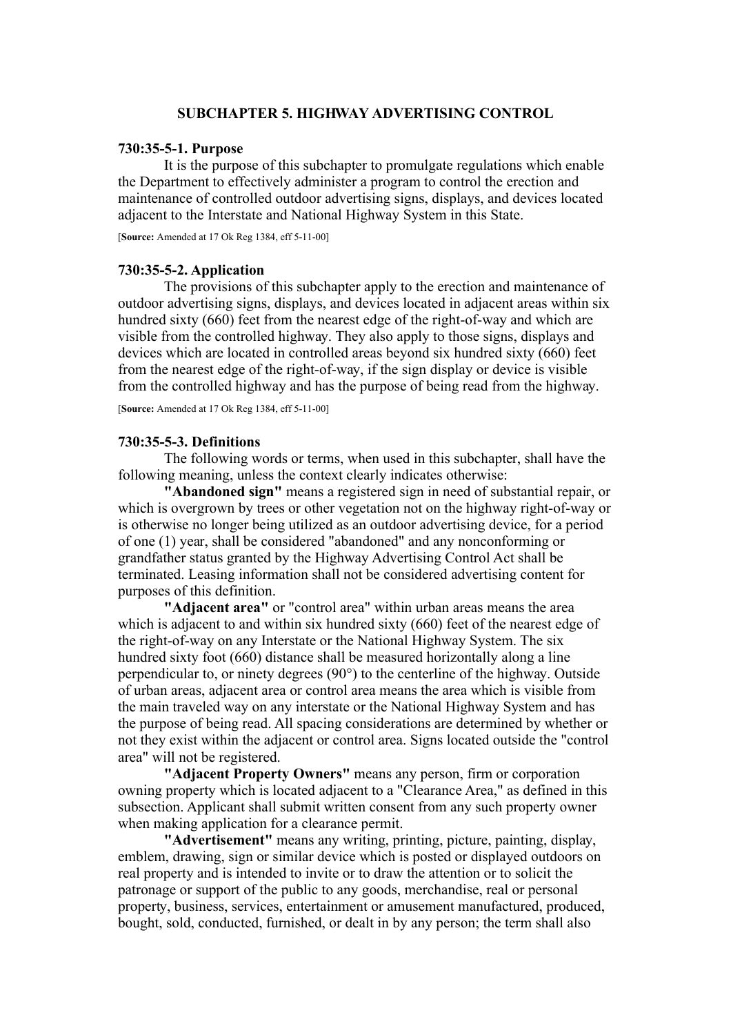## SUBCHAPTER 5. HIGHWAY ADVERTISING CONTROL

### 730:35-5-1. Purpose

It is the purpose of this subchapter to promulgate regulations which enable the Department to effectively administer a program to control the erection and maintenance of controlled outdoor advertising signs, displays, and devices located adjacent to the Interstate and National Highway System in this State.

[**Source:** Amended at 17 Ok Reg 1384, eff 5-11-00]

### 730:35-5-2. Application

The provisions of this subchapter apply to the erection and maintenance of outdoor advertising signs, displays, and devices located in adjacent areas within six hundred sixty (660) feet from the nearest edge of the right-of-way and which are visible from the controlled highway. They also apply to those signs, displays and devices which are located in controlled areas beyond six hundred sixty (660) feet from the nearest edge of the right-of-way, if the sign display or device is visible from the controlled highway and has the purpose of being read from the highway.

[**Source:** Amended at 17 Ok Reg 1384, eff 5-11-00]

### 730:35-5-3. Definitions

The following words or terms, when used in this subchapter, shall have the following meaning, unless the context clearly indicates otherwise:

**"Abandoned sign"** means a registered sign in need of substantial repair, or which is overgrown by trees or other vegetation not on the highway right-of-way or is otherwise no longer being utilized as an outdoor advertising device, for a period of one (1) year, shall be considered "abandoned" and any nonconforming or grandfather status granted by the Highway Advertising Control Act shall be terminated. Leasing information shall not be considered advertising content for purposes of this definition.

**"Adjacent area"** or "control area" within urban areas means the area which is adjacent to and within six hundred sixty (660) feet of the nearest edge of the right-of-way on any Interstate or the National Highway System. The six hundred sixty foot (660) distance shall be measured horizontally along a line perpendicular to, or ninety degrees (90°) to the centerline of the highway. Outside of urban areas, adjacent area or control area means the area which is visible from the main traveled way on any interstate or the National Highway System and has the purpose of being read. All spacing considerations are determined by whether or not they exist within the adjacent or control area. Signs located outside the "control area" will not be registered.

**"Adjacent Property Owners"** means any person, firm or corporation owning property which is located adjacent to a "Clearance Area," as defined in this subsection. Applicant shall submit written consent from any such property owner when making application for a clearance permit.

**"Advertisement"** means any writing, printing, picture, painting, display, emblem, drawing, sign or similar device which is posted or displayed outdoors on real property and is intended to invite or to draw the attention or to solicit the patronage or support of the public to any goods, merchandise, real or personal property, business, services, entertainment or amusement manufactured, produced, bought, sold, conducted, furnished, or dealt in by any person; the term shall also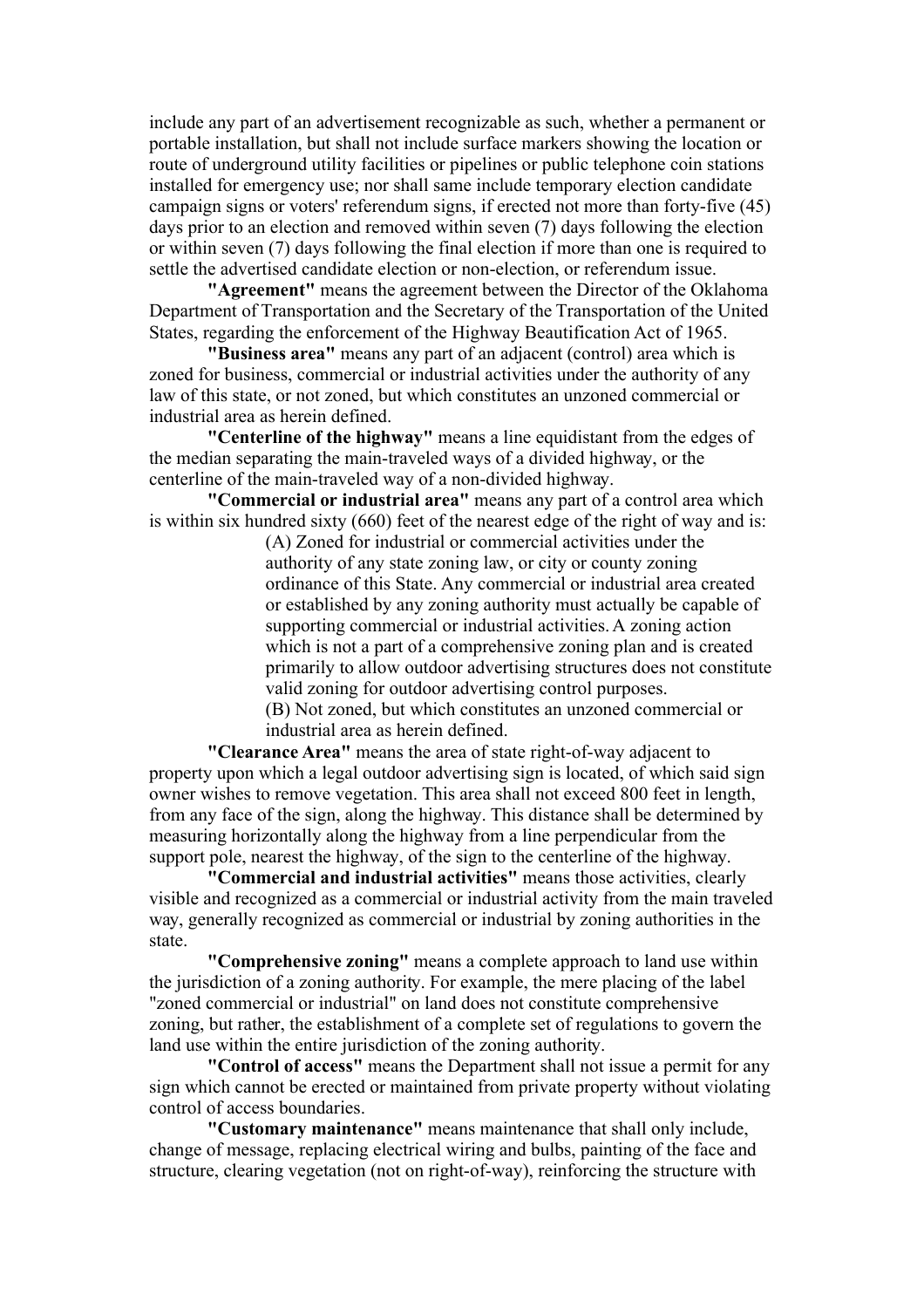include any part of an advertisement recognizable as such, whether a permanent or portable installation, but shall not include surface markers showing the location or route of underground utility facilities or pipelines or public telephone coin stations installed for emergency use; nor shall same include temporary election candidate campaign signs or voters' referendum signs, if erected not more than forty-five (45) days prior to an election and removed within seven (7) days following the election or within seven (7) days following the final election if more than one is required to settle the advertised candidate election or non-election, or referendum issue.

**"Agreement"** means the agreement between the Director of the Oklahoma Department of Transportation and the Secretary of the Transportation of the United States, regarding the enforcement of the Highway Beautification Act of 1965.

**"Business area"** means any part of an adjacent (control) area which is zoned for business, commercial or industrial activities under the authority of any law of this state, or not zoned, but which constitutes an unzoned commercial or industrial area as herein defined.

**"Centerline of the highway"** means a line equidistant from the edges of the median separating the main-traveled ways of a divided highway, or the centerline of the main-traveled way of a non-divided highway.

**"Commercial or industrial area"** means any part of a control area which is within six hundred sixty (660) feet of the nearest edge of the right of way and is:

(A) Zoned for industrial or commercial activities under the authority of any state zoning law, or city or county zoning ordinance of this State. Any commercial or industrial area created or established by any zoning authority must actually be capable of supporting commercial or industrial activities. A zoning action which is not a part of a comprehensive zoning plan and is created primarily to allow outdoor advertising structures does not constitute valid zoning for outdoor advertising control purposes.

(B) Not zoned, but which constitutes an unzoned commercial or industrial area as herein defined.

**"Clearance Area"** means the area of state right-of-way adjacent to property upon which a legal outdoor advertising sign is located, of which said sign owner wishes to remove vegetation. This area shall not exceed 800 feet in length, from any face of the sign, along the highway. This distance shall be determined by measuring horizontally along the highway from a line perpendicular from the support pole, nearest the highway, of the sign to the centerline of the highway.

**"Commercial and industrial activities"** means those activities, clearly visible and recognized as a commercial or industrial activity from the main traveled way, generally recognized as commercial or industrial by zoning authorities in the state.

**"Comprehensive zoning"** means a complete approach to land use within the jurisdiction of a zoning authority. For example, the mere placing of the label "zoned commercial or industrial" on land does not constitute comprehensive zoning, but rather, the establishment of a complete set of regulations to govern the land use within the entire jurisdiction of the zoning authority.

**"Control of access"** means the Department shall not issue a permit for any sign which cannot be erected or maintained from private property without violating control of access boundaries.

**"Customary maintenance"** means maintenance that shall only include, change of message, replacing electrical wiring and bulbs, painting of the face and structure, clearing vegetation (not on right-of-way), reinforcing the structure with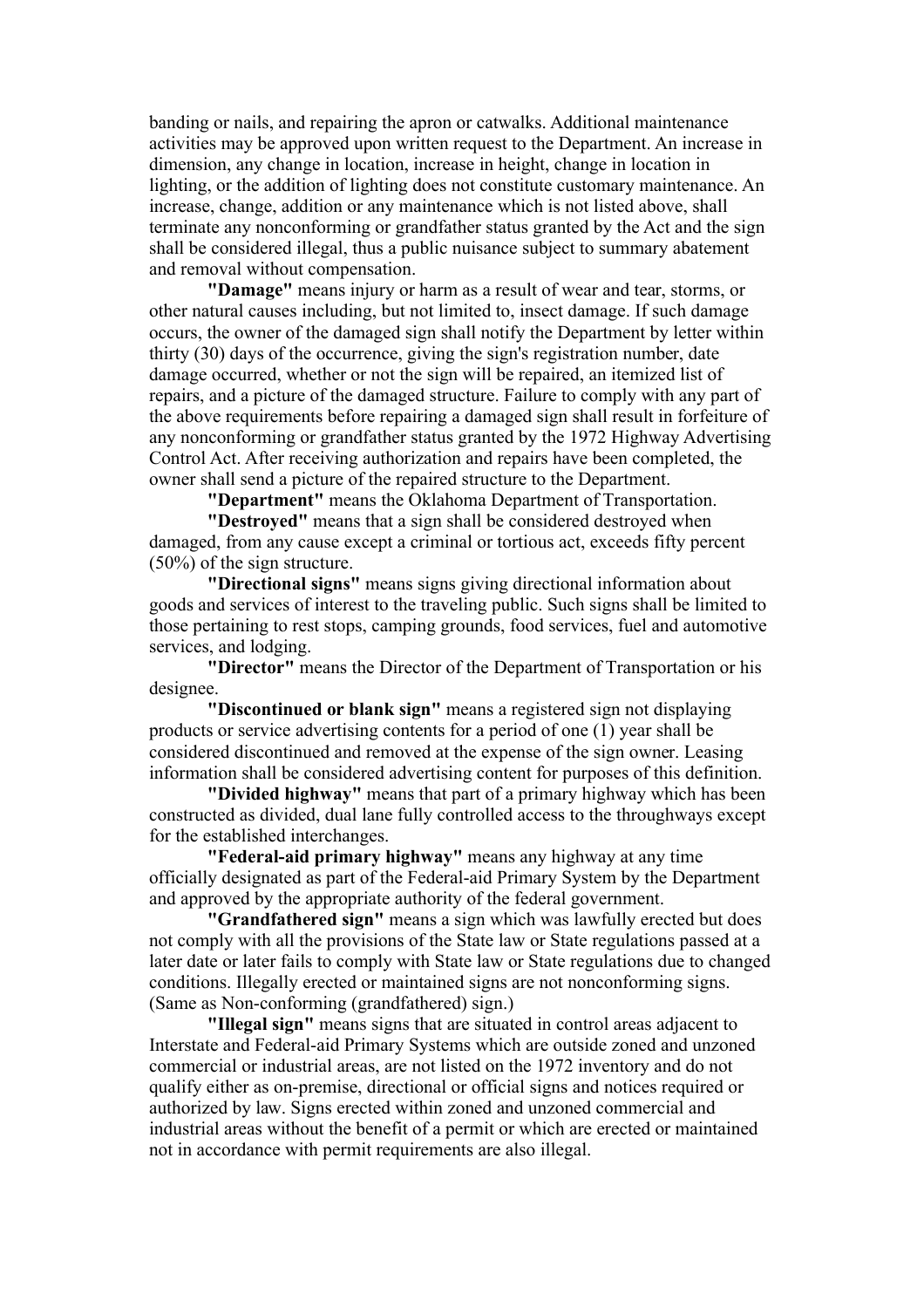banding or nails, and repairing the apron or catwalks. Additional maintenance activities may be approved upon written request to the Department. An increase in dimension, any change in location, increase in height, change in location in lighting, or the addition of lighting does not constitute customary maintenance. An increase, change, addition or any maintenance which is not listed above, shall terminate any nonconforming or grandfather status granted by the Act and the sign shall be considered illegal, thus a public nuisance subject to summary abatement and removal without compensation.

**"Damage"** means injury or harm as a result of wear and tear, storms, or other natural causes including, but not limited to, insect damage. If such damage occurs, the owner of the damaged sign shall notify the Department by letter within thirty (30) days of the occurrence, giving the sign's registration number, date damage occurred, whether or not the sign will be repaired, an itemized list of repairs, and a picture of the damaged structure. Failure to comply with any part of the above requirements before repairing a damaged sign shall result in forfeiture of any nonconforming or grandfather status granted by the 1972 Highway Advertising Control Act. After receiving authorization and repairs have been completed, the owner shall send a picture of the repaired structure to the Department.

**"Department"** means the Oklahoma Department of Transportation.

**"Destroyed"** means that a sign shall be considered destroyed when damaged, from any cause except a criminal or tortious act, exceeds fifty percent (50%) of the sign structure.

**"Directional signs"** means signs giving directional information about goods and services of interest to the traveling public. Such signs shall be limited to those pertaining to rest stops, camping grounds, food services, fuel and automotive services, and lodging.

**"Director"** means the Director of the Department of Transportation or his designee.

**"Discontinued or blank sign"** means a registered sign not displaying products or service advertising contents for a period of one (1) year shall be considered discontinued and removed at the expense of the sign owner. Leasing information shall be considered advertising content for purposes of this definition.

**"Divided highway"** means that part of a primary highway which has been constructed as divided, dual lane fully controlled access to the throughways except for the established interchanges.

**"Federal-aid primary highway"** means any highway at any time officially designated as part of the Federal-aid Primary System by the Department and approved by the appropriate authority of the federal government.

**"Grandfathered sign"** means a sign which was lawfully erected but does not comply with all the provisions of the State law or State regulations passed at a later date or later fails to comply with State law or State regulations due to changed conditions. Illegally erected or maintained signs are not nonconforming signs. (Same as Non-conforming (grandfathered) sign.)

**"Illegal sign"** means signs that are situated in control areas adjacent to Interstate and Federal-aid Primary Systems which are outside zoned and unzoned commercial or industrial areas, are not listed on the 1972 inventory and do not qualify either as on-premise, directional or official signs and notices required or authorized by law. Signs erected within zoned and unzoned commercial and industrial areas without the benefit of a permit or which are erected or maintained not in accordance with permit requirements are also illegal.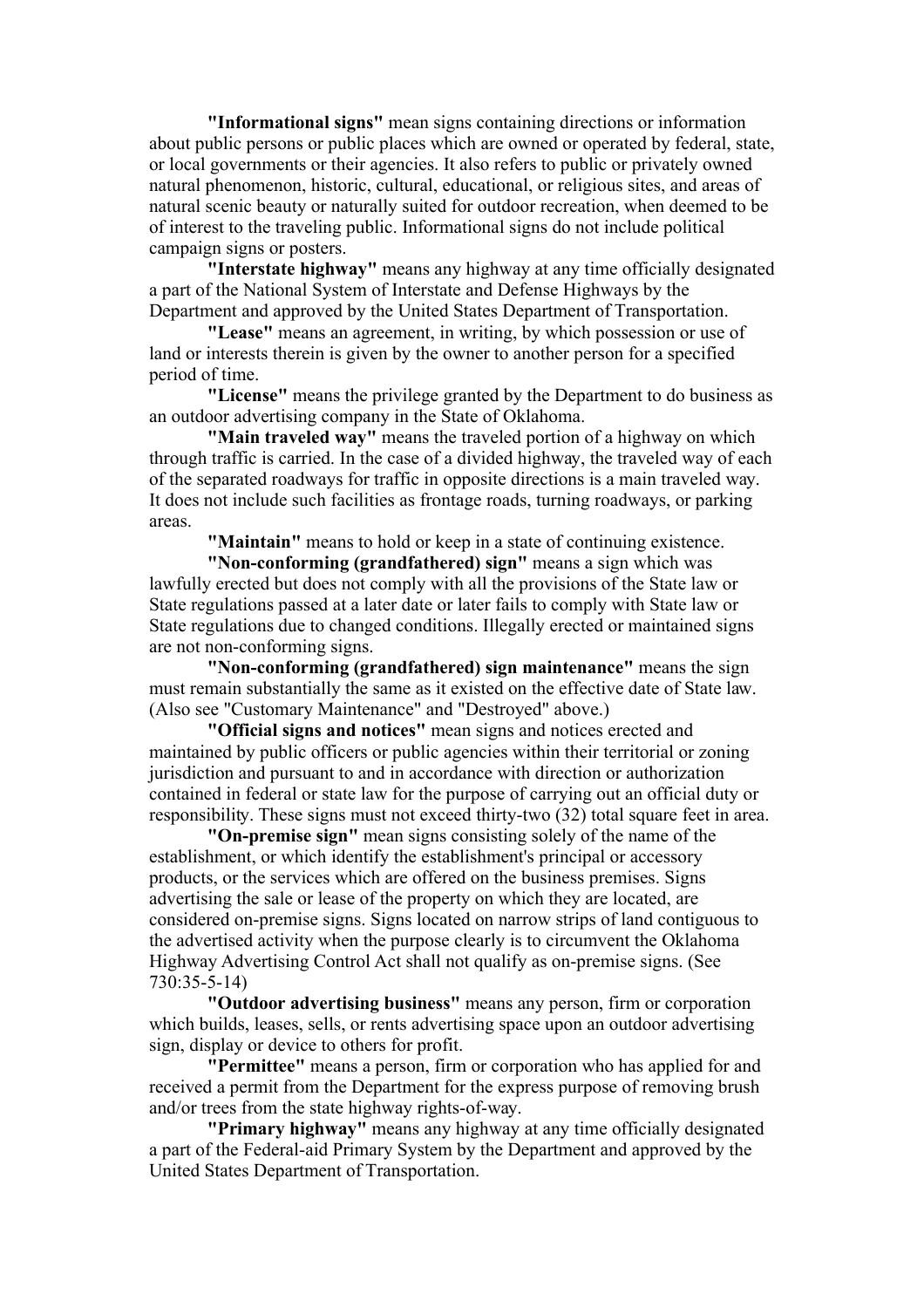**"Informational signs"** mean signs containing directions or information about public persons or public places which are owned or operated by federal, state, or local governments or their agencies. It also refers to public or privately owned natural phenomenon, historic, cultural, educational, or religious sites, and areas of natural scenic beauty or naturally suited for outdoor recreation, when deemed to be of interest to the traveling public. Informational signs do not include political campaign signs or posters.

**"Interstate highway"** means any highway at any time officially designated a part of the National System of Interstate and Defense Highways by the Department and approved by the United States Department of Transportation.

**"Lease"** means an agreement, in writing, by which possession or use of land or interests therein is given by the owner to another person for a specified period of time.

**"License"** means the privilege granted by the Department to do business as an outdoor advertising company in the State of Oklahoma.

**"Main traveled way"** means the traveled portion of a highway on which through traffic is carried. In the case of a divided highway, the traveled way of each of the separated roadways for traffic in opposite directions is a main traveled way. It does not include such facilities as frontage roads, turning roadways, or parking areas.

**"Maintain"** means to hold or keep in a state of continuing existence.

**"Non-conforming (grandfathered) sign"** means a sign which was lawfully erected but does not comply with all the provisions of the State law or State regulations passed at a later date or later fails to comply with State law or State regulations due to changed conditions. Illegally erected or maintained signs are not non-conforming signs.

**"Non-conforming (grandfathered) sign maintenance"** means the sign must remain substantially the same as it existed on the effective date of State law. (Also see "Customary Maintenance" and "Destroyed" above.)

**"Official signs and notices"** mean signs and notices erected and maintained by public officers or public agencies within their territorial or zoning jurisdiction and pursuant to and in accordance with direction or authorization contained in federal or state law for the purpose of carrying out an official duty or responsibility. These signs must not exceed thirty-two (32) total square feet in area.

**"On-premise sign"** mean signs consisting solely of the name of the establishment, or which identify the establishment's principal or accessory products, or the services which are offered on the business premises. Signs advertising the sale or lease of the property on which they are located, are considered on-premise signs. Signs located on narrow strips of land contiguous to the advertised activity when the purpose clearly is to circumvent the Oklahoma Highway Advertising Control Act shall not qualify as on-premise signs. (See 730:35-5-14)

**"Outdoor advertising business"** means any person, firm or corporation which builds, leases, sells, or rents advertising space upon an outdoor advertising sign, display or device to others for profit.

**"Permittee"** means a person, firm or corporation who has applied for and received a permit from the Department for the express purpose of removing brush and/or trees from the state highway rights-of-way.

**"Primary highway"** means any highway at any time officially designated a part of the Federal-aid Primary System by the Department and approved by the United States Department of Transportation.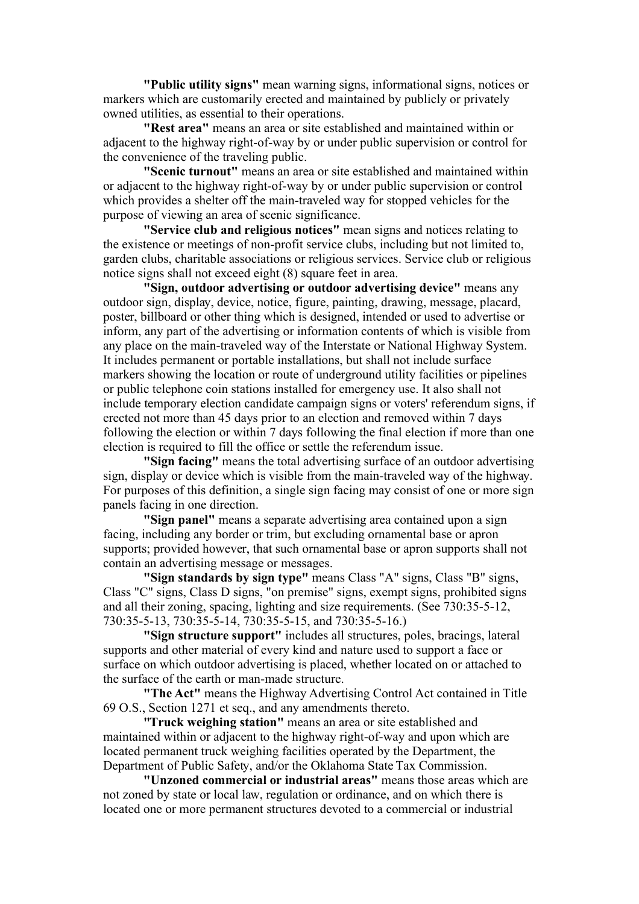**"Public utility signs"** mean warning signs, informational signs, notices or markers which are customarily erected and maintained by publicly or privately owned utilities, as essential to their operations.

**"Rest area"** means an area or site established and maintained within or adjacent to the highway right-of-way by or under public supervision or control for the convenience of the traveling public.

**"Scenic turnout"** means an area or site established and maintained within or adjacent to the highway right-of-way by or under public supervision or control which provides a shelter off the main-traveled way for stopped vehicles for the purpose of viewing an area of scenic significance.

**"Service club and religious notices"** mean signs and notices relating to the existence or meetings of non-profit service clubs, including but not limited to, garden clubs, charitable associations or religious services. Service club or religious notice signs shall not exceed eight (8) square feet in area.

**"Sign, outdoor advertising or outdoor advertising device"** means any outdoor sign, display, device, notice, figure, painting, drawing, message, placard, poster, billboard or other thing which is designed, intended or used to advertise or inform, any part of the advertising or information contents of which is visible from any place on the main-traveled way of the Interstate or National Highway System. It includes permanent or portable installations, but shall not include surface markers showing the location or route of underground utility facilities or pipelines or public telephone coin stations installed for emergency use. It also shall not include temporary election candidate campaign signs or voters' referendum signs, if erected not more than 45 days prior to an election and removed within 7 days following the election or within 7 days following the final election if more than one election is required to fill the office or settle the referendum issue.

**"Sign facing"** means the total advertising surface of an outdoor advertising sign, display or device which is visible from the main-traveled way of the highway. For purposes of this definition, a single sign facing may consist of one or more sign panels facing in one direction.

**"Sign panel"** means a separate advertising area contained upon a sign facing, including any border or trim, but excluding ornamental base or apron supports; provided however, that such ornamental base or apron supports shall not contain an advertising message or messages.

**"Sign standards by sign type"** means Class "A" signs, Class "B" signs, Class "C" signs, Class D signs, "on premise" signs, exempt signs, prohibited signs and all their zoning, spacing, lighting and size requirements. (See 730:35-5-12, 730:35-5-13, 730:35-5-14, 730:35-5-15, and 730:35-5-16.)

**"Sign structure support"** includes all structures, poles, bracings, lateral supports and other material of every kind and nature used to support a face or surface on which outdoor advertising is placed, whether located on or attached to the surface of the earth or man-made structure.

**"The Act"** means the Highway Advertising Control Act contained in Title 69 O.S., Section 1271 et seq., and any amendments thereto.

**"Truck weighing station"** means an area or site established and maintained within or adjacent to the highway right-of-way and upon which are located permanent truck weighing facilities operated by the Department, the Department of Public Safety, and/or the Oklahoma State Tax Commission.

**"Unzoned commercial or industrial areas"** means those areas which are not zoned by state or local law, regulation or ordinance, and on which there is located one or more permanent structures devoted to a commercial or industrial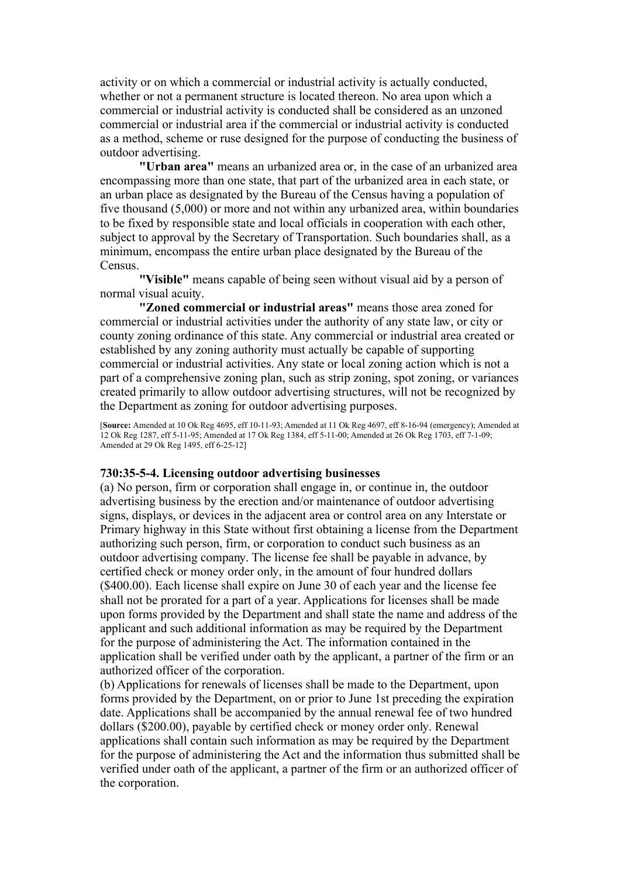activity or on which a commercial or industrial activity is actually conducted, whether or not a permanent structure is located thereon. No area upon which a commercial or industrial activity is conducted shall be considered as an unzoned commercial or industrial area if the commercial or industrial activity is conducted as a method, scheme or ruse designed for the purpose of conducting the business of outdoor advertising.

**"Urban area"** means an urbanized area or, in the case of an urbanized area encompassing more than one state, that part of the urbanized area in each state, or an urban place as designated by the Bureau of the Census having a population of five thousand (5,000) or more and not within any urbanized area, within boundaries to be fixed by responsible state and local officials in cooperation with each other, subject to approval by the Secretary of Transportation. Such boundaries shall, as a minimum, encompass the entire urban place designated by the Bureau of the Census.

**"Visible"** means capable of being seen without visual aid by a person of normal visual acuity.

**"Zoned commercial or industrial areas"** means those area zoned for commercial or industrial activities under the authority of any state law, or city or county zoning ordinance of this state. Any commercial or industrial area created or established by any zoning authority must actually be capable of supporting commercial or industrial activities. Any state or local zoning action which is not a part of a comprehensive zoning plan, such as strip zoning, spot zoning, or variances created primarily to allow outdoor advertising structures, will not be recognized by the Department as zoning for outdoor advertising purposes.

[**Source:** Amended at 10 Ok Reg 4695, eff 10-11-93; Amended at 11 Ok Reg 4697, eff 8-16-94 (emergency); Amended at 12 Ok Reg 1287, eff 5-11-95; Amended at 17 Ok Reg 1384, eff 5-11-00; Amended at 26 Ok Reg 1703, eff 7-1-09; Amended at 29 Ok Reg 1495, eff 6-25-12]

### 730:35-5-4. Licensing outdoor advertising businesses

(a) No person, firm or corporation shall engage in, or continue in, the outdoor advertising business by the erection and/or maintenance of outdoor advertising signs, displays, or devices in the adjacent area or control area on any Interstate or Primary highway in this State without first obtaining a license from the Department authorizing such person, firm, or corporation to conduct such business as an outdoor advertising company. The license fee shall be payable in advance, by certified check or money order only, in the amount of four hundred dollars ($400.00). Each license shall expire on June 30 of each year and the license fee shall not be prorated for a part of a year. Applications for licenses shall be made upon forms provided by the Department and shall state the name and address of the applicant and such additional information as may be required by the Department for the purpose of administering the Act. The information contained in the application shall be verified under oath by the applicant, a partner of the firm or an authorized officer of the corporation.

(b) Applications for renewals of licenses shall be made to the Department, upon forms provided by the Department, on or prior to June 1st preceding the expiration date. Applications shall be accompanied by the annual renewal fee of two hundred dollars ($200.00), payable by certified check or money order only. Renewal applications shall contain such information as may be required by the Department for the purpose of administering the Act and the information thus submitted shall be verified under oath of the applicant, a partner of the firm or an authorized officer of the corporation.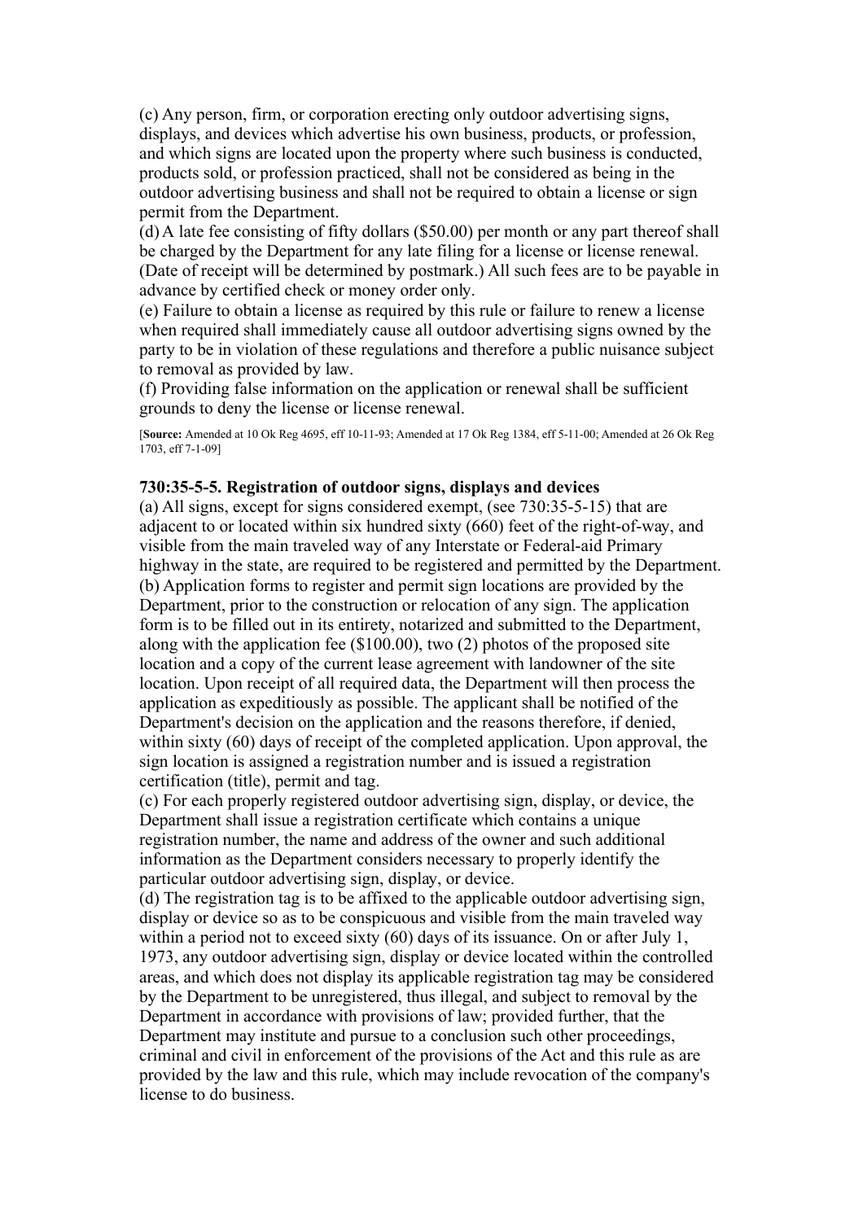(c) Any person, firm, or corporation erecting only outdoor advertising signs, displays, and devices which advertise his own business, products, or profession, and which signs are located upon the property where such business is conducted, products sold, or profession practiced, shall not be considered as being in the outdoor advertising business and shall not be required to obtain a license or sign permit from the Department.

(d) A late fee consisting of fifty dollars ($50.00) per month or any part thereof shall be charged by the Department for any late filing for a license or license renewal. (Date of receipt will be determined by postmark.) All such fees are to be payable in advance by certified check or money order only.

(e) Failure to obtain a license as required by this rule or failure to renew a license when required shall immediately cause all outdoor advertising signs owned by the party to be in violation of these regulations and therefore a public nuisance subject to removal as provided by law.

(f) Providing false information on the application or renewal shall be sufficient grounds to deny the license or license renewal.

[**Source:** Amended at 10 Ok Reg 4695, eff 10-11-93; Amended at 17 Ok Reg 1384, eff 5-11-00; Amended at 26 Ok Reg 1703, eff 7-1-09]

**730:35-5-5. Registration of outdoor signs, displays and devices**

(a) All signs, except for signs considered exempt, (see 730:35-5-15) that are adjacent to or located within six hundred sixty (660) feet of the right-of-way, and visible from the main traveled way of any Interstate or Federal-aid Primary highway in the state, are required to be registered and permitted by the Department.

(b) Application forms to register and permit sign locations are provided by the Department, prior to the construction or relocation of any sign. The application form is to be filled out in its entirety, notarized and submitted to the Department, along with the application fee ($100.00), two (2) photos of the proposed site location and a copy of the current lease agreement with landowner of the site location. Upon receipt of all required data, the Department will then process the application as expeditiously as possible. The applicant shall be notified of the Department's decision on the application and the reasons therefore, if denied, within sixty (60) days of receipt of the completed application. Upon approval, the sign location is assigned a registration number and is issued a registration certification (title), permit and tag.

(c) For each properly registered outdoor advertising sign, display, or device, the Department shall issue a registration certificate which contains a unique registration number, the name and address of the owner and such additional information as the Department considers necessary to properly identify the particular outdoor advertising sign, display, or device.

(d) The registration tag is to be affixed to the applicable outdoor advertising sign, display or device so as to be conspicuous and visible from the main traveled way within a period not to exceed sixty (60) days of its issuance. On or after July 1, 1973, any outdoor advertising sign, display or device located within the controlled areas, and which does not display its applicable registration tag may be considered by the Department to be unregistered, thus illegal, and subject to removal by the Department in accordance with provisions of law; provided further, that the Department may institute and pursue to a conclusion such other proceedings, criminal and civil in enforcement of the provisions of the Act and this rule as are provided by the law and this rule, which may include revocation of the company's license to do business.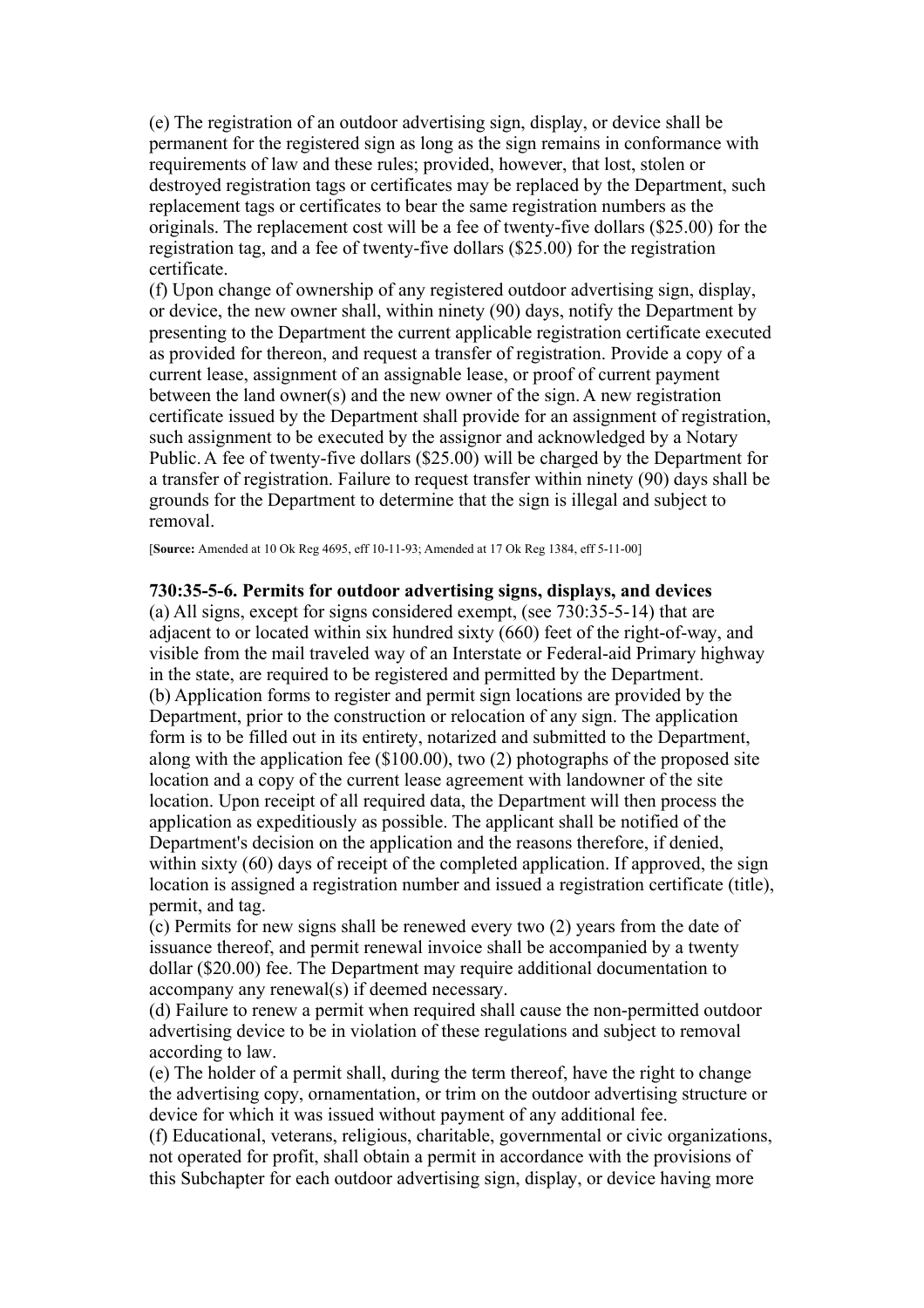(e) The registration of an outdoor advertising sign, display, or device shall be permanent for the registered sign as long as the sign remains in conformance with requirements of law and these rules; provided, however, that lost, stolen or destroyed registration tags or certificates may be replaced by the Department, such replacement tags or certificates to bear the same registration numbers as the originals. The replacement cost will be a fee of twenty-five dollars ($25.00) for the registration tag, and a fee of twenty-five dollars ($25.00) for the registration certificate.
(f) Upon change of ownership of any registered outdoor advertising sign, display, or device, the new owner shall, within ninety (90) days, notify the Department by presenting to the Department the current applicable registration certificate executed as provided for thereon, and request a transfer of registration. Provide a copy of a current lease, assignment of an assignable lease, or proof of current payment between the land owner(s) and the new owner of the sign. A new registration certificate issued by the Department shall provide for an assignment of registration, such assignment to be executed by the assignor and acknowledged by a Notary Public. A fee of twenty-five dollars ($25.00) will be charged by the Department for a transfer of registration. Failure to request transfer within ninety (90) days shall be grounds for the Department to determine that the sign is illegal and subject to removal.

[**Source:** Amended at 10 Ok Reg 4695, eff 10-11-93; Amended at 17 Ok Reg 1384, eff 5-11-00]

**730:35-5-6. Permits for outdoor advertising signs, displays, and devices**

(a) All signs, except for signs considered exempt, (see 730:35-5-14) that are adjacent to or located within six hundred sixty (660) feet of the right-of-way, and visible from the mail traveled way of an Interstate or Federal-aid Primary highway in the state, are required to be registered and permitted by the Department.
(b) Application forms to register and permit sign locations are provided by the Department, prior to the construction or relocation of any sign. The application form is to be filled out in its entirety, notarized and submitted to the Department, along with the application fee ($100.00), two (2) photographs of the proposed site location and a copy of the current lease agreement with landowner of the site location. Upon receipt of all required data, the Department will then process the application as expeditiously as possible. The applicant shall be notified of the Department's decision on the application and the reasons therefore, if denied, within sixty (60) days of receipt of the completed application. If approved, the sign location is assigned a registration number and issued a registration certificate (title), permit, and tag.
(c) Permits for new signs shall be renewed every two (2) years from the date of issuance thereof, and permit renewal invoice shall be accompanied by a twenty dollar ($20.00) fee. The Department may require additional documentation to accompany any renewal(s) if deemed necessary.
(d) Failure to renew a permit when required shall cause the non-permitted outdoor advertising device to be in violation of these regulations and subject to removal according to law.
(e) The holder of a permit shall, during the term thereof, have the right to change the advertising copy, ornamentation, or trim on the outdoor advertising structure or device for which it was issued without payment of any additional fee.
(f) Educational, veterans, religious, charitable, governmental or civic organizations, not operated for profit, shall obtain a permit in accordance with the provisions of this Subchapter for each outdoor advertising sign, display, or device having more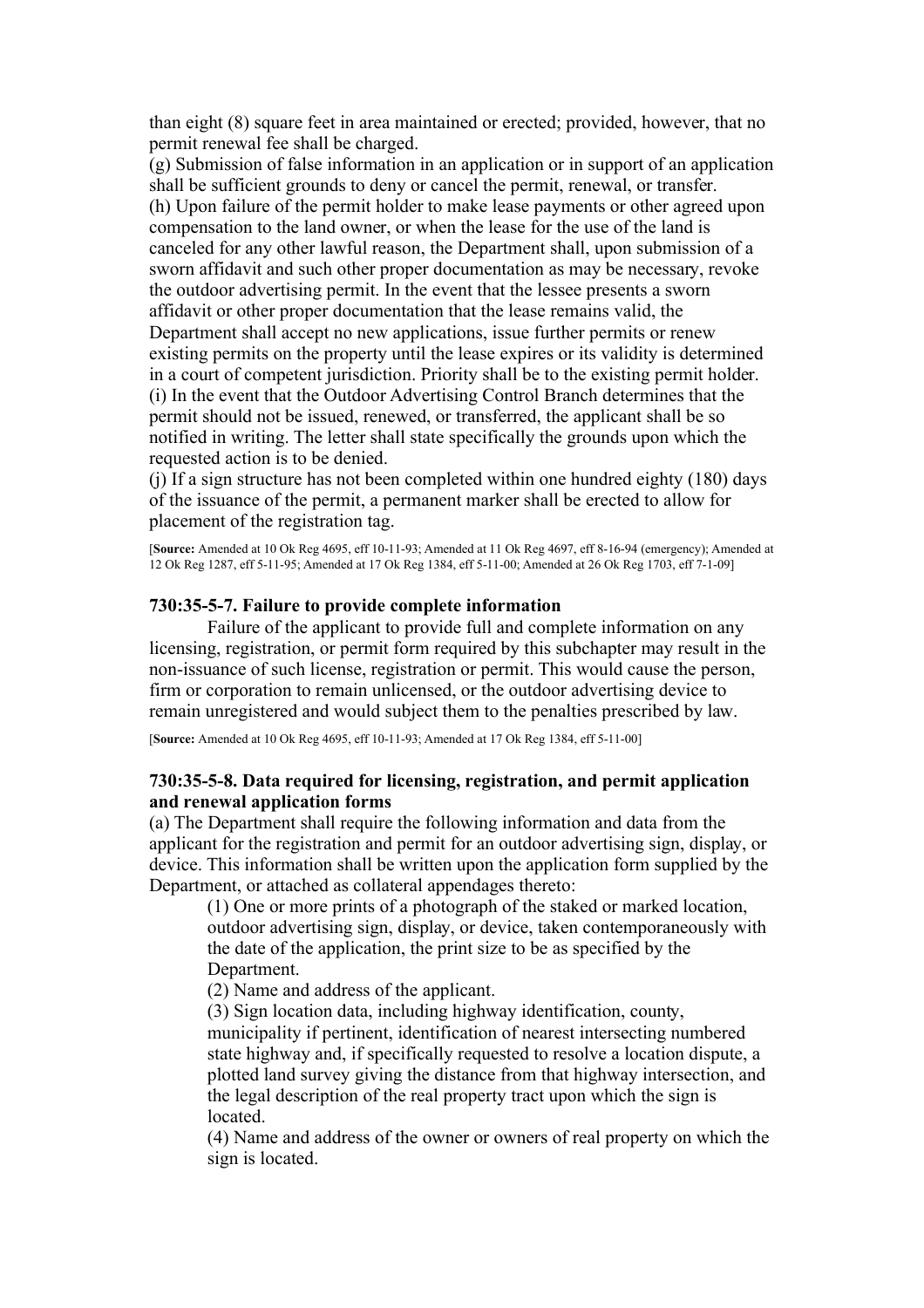than eight (8) square feet in area maintained or erected; provided, however, that no permit renewal fee shall be charged.

(g) Submission of false information in an application or in support of an application shall be sufficient grounds to deny or cancel the permit, renewal, or transfer.

(h) Upon failure of the permit holder to make lease payments or other agreed upon compensation to the land owner, or when the lease for the use of the land is canceled for any other lawful reason, the Department shall, upon submission of a sworn affidavit and such other proper documentation as may be necessary, revoke the outdoor advertising permit. In the event that the lessee presents a sworn affidavit or other proper documentation that the lease remains valid, the Department shall accept no new applications, issue further permits or renew existing permits on the property until the lease expires or its validity is determined in a court of competent jurisdiction. Priority shall be to the existing permit holder.

(i) In the event that the Outdoor Advertising Control Branch determines that the permit should not be issued, renewed, or transferred, the applicant shall be so notified in writing. The letter shall state specifically the grounds upon which the requested action is to be denied.

(j) If a sign structure has not been completed within one hundred eighty (180) days of the issuance of the permit, a permanent marker shall be erected to allow for placement of the registration tag.

[**Source:** Amended at 10 Ok Reg 4695, eff 10-11-93; Amended at 11 Ok Reg 4697, eff 8-16-94 (emergency); Amended at 12 Ok Reg 1287, eff 5-11-95; Amended at 17 Ok Reg 1384, eff 5-11-00; Amended at 26 Ok Reg 1703, eff 7-1-09]

### 730:35-5-7. Failure to provide complete information

Failure of the applicant to provide full and complete information on any licensing, registration, or permit form required by this subchapter may result in the non-issuance of such license, registration or permit. This would cause the person, firm or corporation to remain unlicensed, or the outdoor advertising device to remain unregistered and would subject them to the penalties prescribed by law.

[**Source:** Amended at 10 Ok Reg 4695, eff 10-11-93; Amended at 17 Ok Reg 1384, eff 5-11-00]

### 730:35-5-8. Data required for licensing, registration, and permit application and renewal application forms

(a) The Department shall require the following information and data from the applicant for the registration and permit for an outdoor advertising sign, display, or device. This information shall be written upon the application form supplied by the Department, or attached as collateral appendages thereto:

(1) One or more prints of a photograph of the staked or marked location, outdoor advertising sign, display, or device, taken contemporaneously with the date of the application, the print size to be as specified by the Department.

(2) Name and address of the applicant.

(3) Sign location data, including highway identification, county, municipality if pertinent, identification of nearest intersecting numbered state highway and, if specifically requested to resolve a location dispute, a plotted land survey giving the distance from that highway intersection, and the legal description of the real property tract upon which the sign is located.

(4) Name and address of the owner or owners of real property on which the sign is located.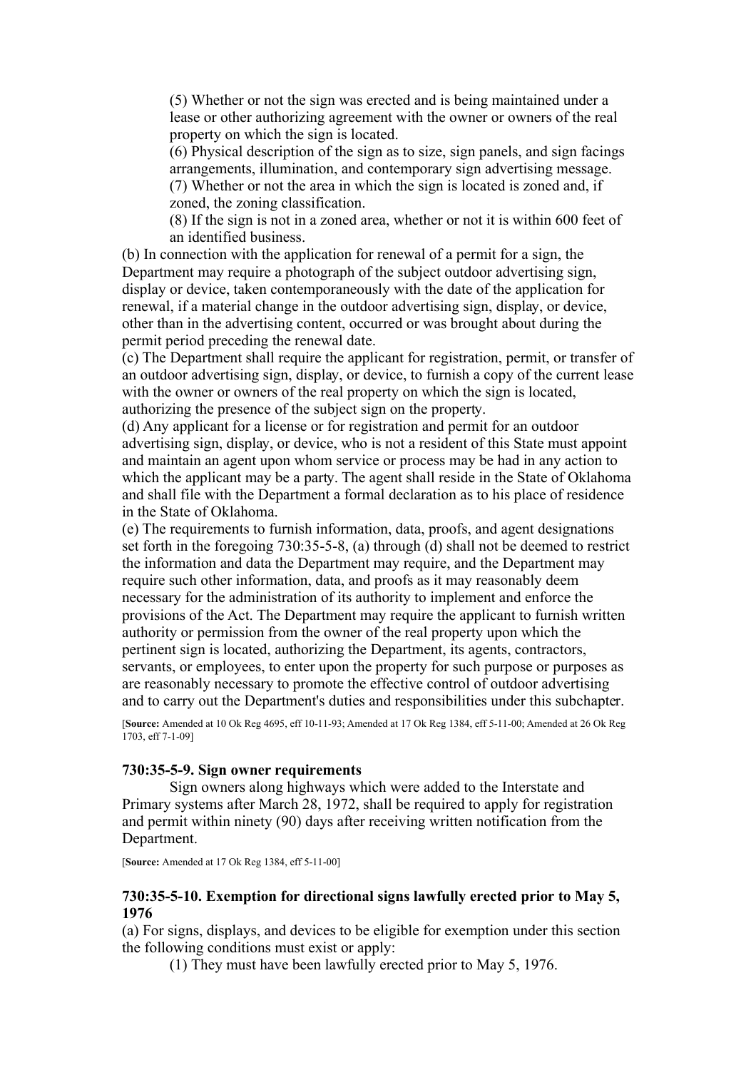(5) Whether or not the sign was erected and is being maintained under a lease or other authorizing agreement with the owner or owners of the real property on which the sign is located.

(6) Physical description of the sign as to size, sign panels, and sign facings arrangements, illumination, and contemporary sign advertising message.

(7) Whether or not the area in which the sign is located is zoned and, if zoned, the zoning classification.

(8) If the sign is not in a zoned area, whether or not it is within 600 feet of an identified business.

(b) In connection with the application for renewal of a permit for a sign, the Department may require a photograph of the subject outdoor advertising sign, display or device, taken contemporaneously with the date of the application for renewal, if a material change in the outdoor advertising sign, display, or device, other than in the advertising content, occurred or was brought about during the permit period preceding the renewal date.

(c) The Department shall require the applicant for registration, permit, or transfer of an outdoor advertising sign, display, or device, to furnish a copy of the current lease with the owner or owners of the real property on which the sign is located, authorizing the presence of the subject sign on the property.

(d) Any applicant for a license or for registration and permit for an outdoor advertising sign, display, or device, who is not a resident of this State must appoint and maintain an agent upon whom service or process may be had in any action to which the applicant may be a party. The agent shall reside in the State of Oklahoma and shall file with the Department a formal declaration as to his place of residence in the State of Oklahoma.

(e) The requirements to furnish information, data, proofs, and agent designations set forth in the foregoing 730:35-5-8, (a) through (d) shall not be deemed to restrict the information and data the Department may require, and the Department may require such other information, data, and proofs as it may reasonably deem necessary for the administration of its authority to implement and enforce the provisions of the Act. The Department may require the applicant to furnish written authority or permission from the owner of the real property upon which the pertinent sign is located, authorizing the Department, its agents, contractors, servants, or employees, to enter upon the property for such purpose or purposes as are reasonably necessary to promote the effective control of outdoor advertising and to carry out the Department's duties and responsibilities under this subchapter.

[**Source:** Amended at 10 Ok Reg 4695, eff 10-11-93; Amended at 17 Ok Reg 1384, eff 5-11-00; Amended at 26 Ok Reg 1703, eff 7-1-09]

### 730:35-5-9. Sign owner requirements

Sign owners along highways which were added to the Interstate and Primary systems after March 28, 1972, shall be required to apply for registration and permit within ninety (90) days after receiving written notification from the Department.

[**Source:** Amended at 17 Ok Reg 1384, eff 5-11-00]

### 730:35-5-10. Exemption for directional signs lawfully erected prior to May 5, 1976

(a) For signs, displays, and devices to be eligible for exemption under this section the following conditions must exist or apply:

(1) They must have been lawfully erected prior to May 5, 1976.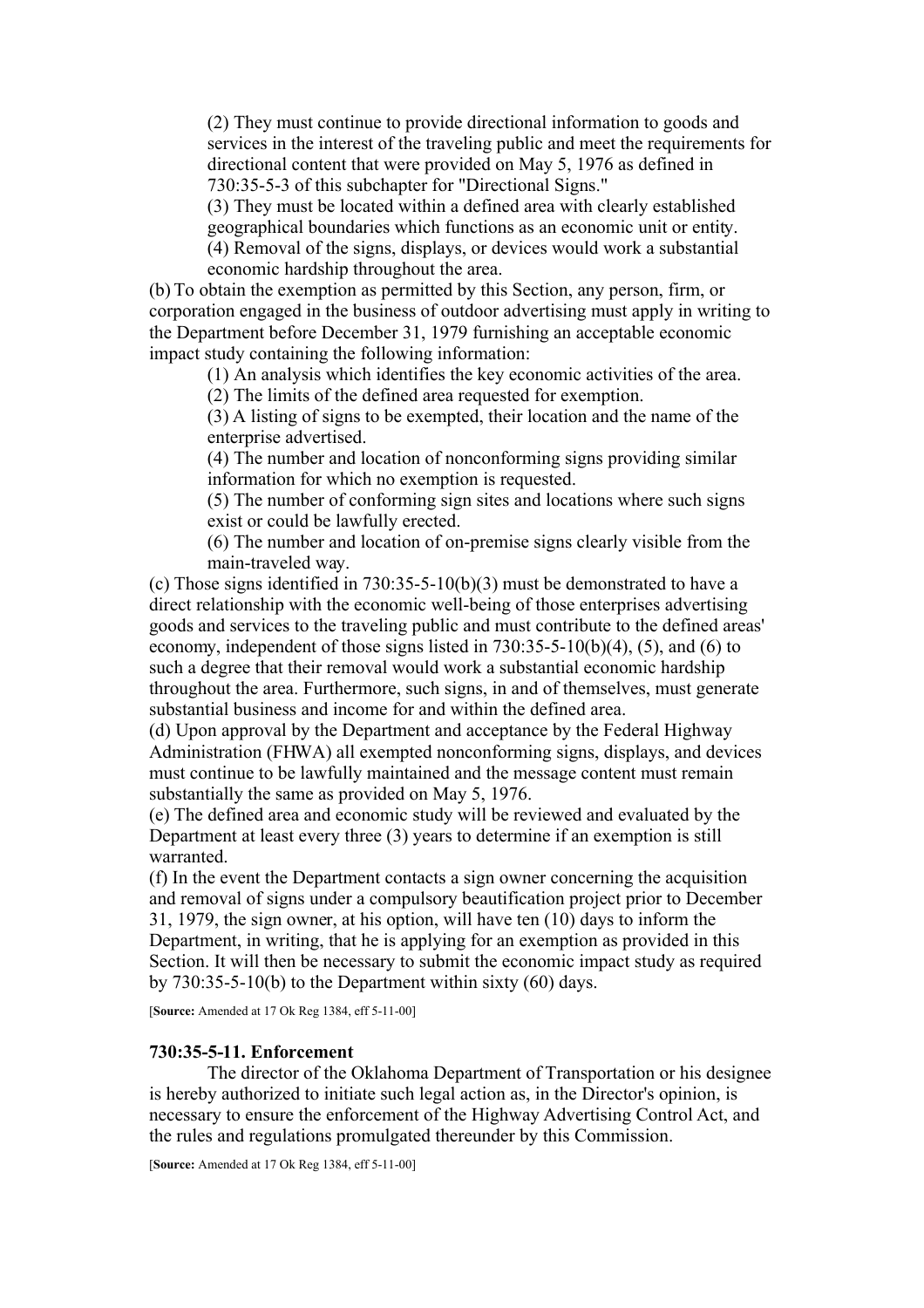(2) They must continue to provide directional information to goods and services in the interest of the traveling public and meet the requirements for directional content that were provided on May 5, 1976 as defined in 730:35-5-3 of this subchapter for "Directional Signs."

(3) They must be located within a defined area with clearly established geographical boundaries which functions as an economic unit or entity.

(4) Removal of the signs, displays, or devices would work a substantial economic hardship throughout the area.

(b) To obtain the exemption as permitted by this Section, any person, firm, or corporation engaged in the business of outdoor advertising must apply in writing to the Department before December 31, 1979 furnishing an acceptable economic impact study containing the following information:

(1) An analysis which identifies the key economic activities of the area.

(2) The limits of the defined area requested for exemption.

(3) A listing of signs to be exempted, their location and the name of the enterprise advertised.

(4) The number and location of nonconforming signs providing similar information for which no exemption is requested.

(5) The number of conforming sign sites and locations where such signs exist or could be lawfully erected.

(6) The number and location of on-premise signs clearly visible from the main-traveled way.

(c) Those signs identified in 730:35-5-10(b)(3) must be demonstrated to have a direct relationship with the economic well-being of those enterprises advertising goods and services to the traveling public and must contribute to the defined areas' economy, independent of those signs listed in 730:35-5-10(b)(4), (5), and (6) to such a degree that their removal would work a substantial economic hardship throughout the area. Furthermore, such signs, in and of themselves, must generate substantial business and income for and within the defined area.

(d) Upon approval by the Department and acceptance by the Federal Highway Administration (FHWA) all exempted nonconforming signs, displays, and devices must continue to be lawfully maintained and the message content must remain substantially the same as provided on May 5, 1976.

(e) The defined area and economic study will be reviewed and evaluated by the Department at least every three (3) years to determine if an exemption is still warranted.

(f) In the event the Department contacts a sign owner concerning the acquisition and removal of signs under a compulsory beautification project prior to December 31, 1979, the sign owner, at his option, will have ten (10) days to inform the Department, in writing, that he is applying for an exemption as provided in this Section. It will then be necessary to submit the economic impact study as required by 730:35-5-10(b) to the Department within sixty (60) days.

[**Source:** Amended at 17 Ok Reg 1384, eff 5-11-00]

**730:35-5-11. Enforcement**

The director of the Oklahoma Department of Transportation or his designee is hereby authorized to initiate such legal action as, in the Director's opinion, is necessary to ensure the enforcement of the Highway Advertising Control Act, and the rules and regulations promulgated thereunder by this Commission.

[**Source:** Amended at 17 Ok Reg 1384, eff 5-11-00]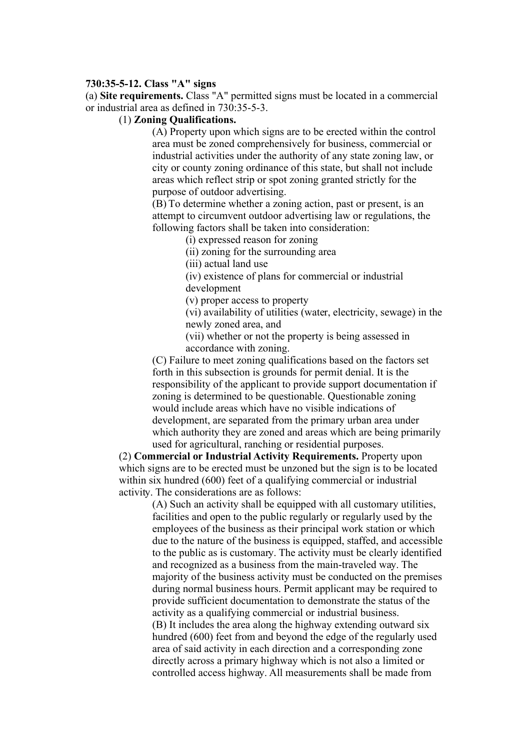**730:35-5-12. Class "A" signs**

(a) **Site requirements.** Class "A" permitted signs must be located in a commercial or industrial area as defined in 730:35-5-3.

(1) **Zoning Qualifications.**

(A) Property upon which signs are to be erected within the control area must be zoned comprehensively for business, commercial or industrial activities under the authority of any state zoning law, or city or county zoning ordinance of this state, but shall not include areas which reflect strip or spot zoning granted strictly for the purpose of outdoor advertising.

(B) To determine whether a zoning action, past or present, is an attempt to circumvent outdoor advertising law or regulations, the following factors shall be taken into consideration:

(i) expressed reason for zoning

(ii) zoning for the surrounding area

(iii) actual land use

(iv) existence of plans for commercial or industrial development

(v) proper access to property

(vi) availability of utilities (water, electricity, sewage) in the newly zoned area, and

(vii) whether or not the property is being assessed in accordance with zoning.

(C) Failure to meet zoning qualifications based on the factors set forth in this subsection is grounds for permit denial. It is the responsibility of the applicant to provide support documentation if zoning is determined to be questionable. Questionable zoning would include areas which have no visible indications of development, are separated from the primary urban area under which authority they are zoned and areas which are being primarily used for agricultural, ranching or residential purposes.

(2) **Commercial or Industrial Activity Requirements.** Property upon which signs are to be erected must be unzoned but the sign is to be located within six hundred (600) feet of a qualifying commercial or industrial activity. The considerations are as follows:

(A) Such an activity shall be equipped with all customary utilities, facilities and open to the public regularly or regularly used by the employees of the business as their principal work station or which due to the nature of the business is equipped, staffed, and accessible to the public as is customary. The activity must be clearly identified and recognized as a business from the main-traveled way. The majority of the business activity must be conducted on the premises during normal business hours. Permit applicant may be required to provide sufficient documentation to demonstrate the status of the activity as a qualifying commercial or industrial business.

(B) It includes the area along the highway extending outward six hundred (600) feet from and beyond the edge of the regularly used area of said activity in each direction and a corresponding zone directly across a primary highway which is not also a limited or controlled access highway. All measurements shall be made from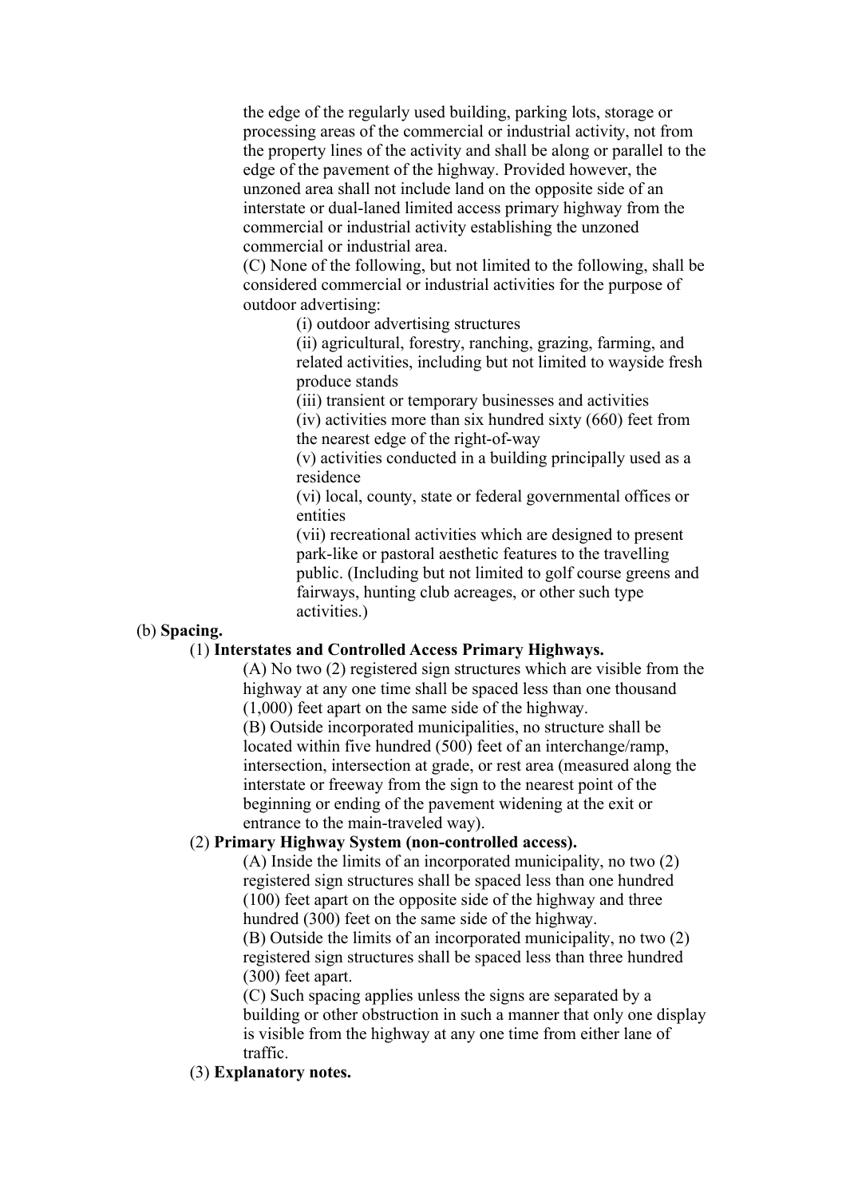the edge of the regularly used building, parking lots, storage or processing areas of the commercial or industrial activity, not from the property lines of the activity and shall be along or parallel to the edge of the pavement of the highway. Provided however, the unzoned area shall not include land on the opposite side of an interstate or dual-laned limited access primary highway from the commercial or industrial activity establishing the unzoned commercial or industrial area.

(C) None of the following, but not limited to the following, shall be considered commercial or industrial activities for the purpose of outdoor advertising:

(i) outdoor advertising structures

(ii) agricultural, forestry, ranching, grazing, farming, and related activities, including but not limited to wayside fresh produce stands

(iii) transient or temporary businesses and activities

(iv) activities more than six hundred sixty (660) feet from the nearest edge of the right-of-way

(v) activities conducted in a building principally used as a residence

(vi) local, county, state or federal governmental offices or entities

(vii) recreational activities which are designed to present park-like or pastoral aesthetic features to the travelling public. (Including but not limited to golf course greens and fairways, hunting club acreages, or other such type activities.)

(b) **Spacing.**

(1) **Interstates and Controlled Access Primary Highways.**

(A) No two (2) registered sign structures which are visible from the highway at any one time shall be spaced less than one thousand (1,000) feet apart on the same side of the highway.

(B) Outside incorporated municipalities, no structure shall be located within five hundred (500) feet of an interchange/ramp, intersection, intersection at grade, or rest area (measured along the interstate or freeway from the sign to the nearest point of the beginning or ending of the pavement widening at the exit or entrance to the main-traveled way).

(2) **Primary Highway System (non-controlled access).**

(A) Inside the limits of an incorporated municipality, no two (2) registered sign structures shall be spaced less than one hundred (100) feet apart on the opposite side of the highway and three hundred (300) feet on the same side of the highway.

(B) Outside the limits of an incorporated municipality, no two (2) registered sign structures shall be spaced less than three hundred (300) feet apart.

(C) Such spacing applies unless the signs are separated by a building or other obstruction in such a manner that only one display is visible from the highway at any one time from either lane of traffic.

(3) **Explanatory notes.**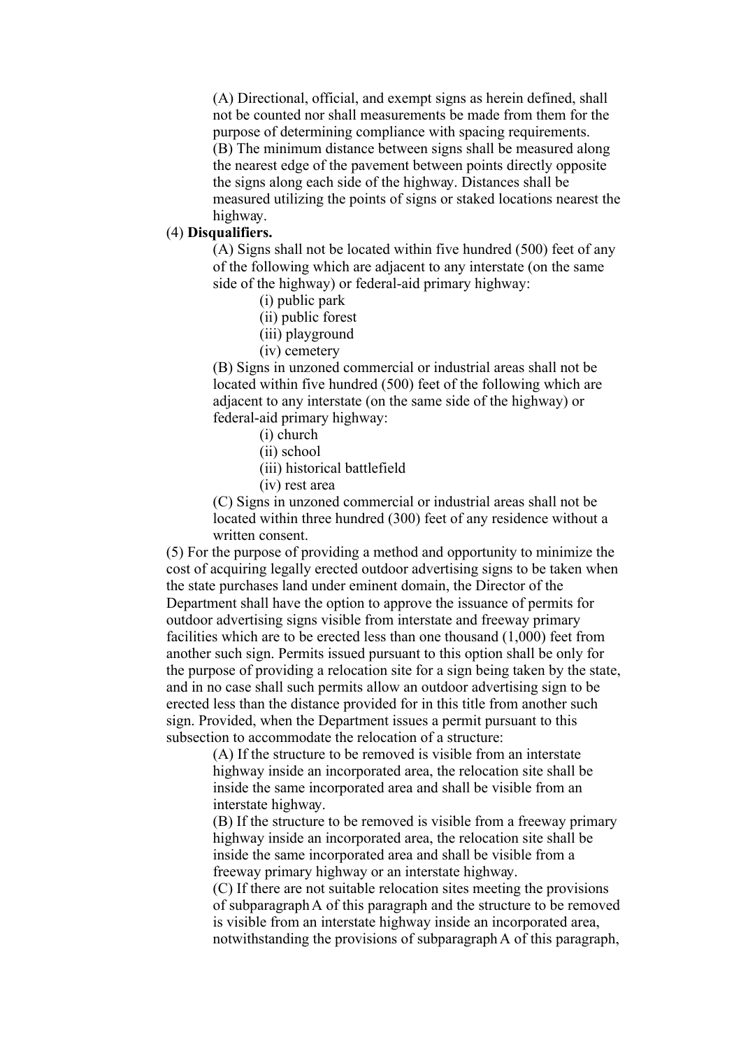(A) Directional, official, and exempt signs as herein defined, shall not be counted nor shall measurements be made from them for the purpose of determining compliance with spacing requirements.

(B) The minimum distance between signs shall be measured along the nearest edge of the pavement between points directly opposite the signs along each side of the highway. Distances shall be measured utilizing the points of signs or staked locations nearest the highway.

(4) **Disqualifiers.**

(A) Signs shall not be located within five hundred (500) feet of any of the following which are adjacent to any interstate (on the same side of the highway) or federal-aid primary highway:

(i) public park
(ii) public forest
(iii) playground
(iv) cemetery

(B) Signs in unzoned commercial or industrial areas shall not be located within five hundred (500) feet of the following which are adjacent to any interstate (on the same side of the highway) or federal-aid primary highway:

(i) church
(ii) school
(iii) historical battlefield
(iv) rest area

(C) Signs in unzoned commercial or industrial areas shall not be located within three hundred (300) feet of any residence without a written consent.

(5) For the purpose of providing a method and opportunity to minimize the cost of acquiring legally erected outdoor advertising signs to be taken when the state purchases land under eminent domain, the Director of the Department shall have the option to approve the issuance of permits for outdoor advertising signs visible from interstate and freeway primary facilities which are to be erected less than one thousand (1,000) feet from another such sign. Permits issued pursuant to this option shall be only for the purpose of providing a relocation site for a sign being taken by the state, and in no case shall such permits allow an outdoor advertising sign to be erected less than the distance provided for in this title from another such sign. Provided, when the Department issues a permit pursuant to this subsection to accommodate the relocation of a structure:

(A) If the structure to be removed is visible from an interstate highway inside an incorporated area, the relocation site shall be inside the same incorporated area and shall be visible from an interstate highway.

(B) If the structure to be removed is visible from a freeway primary highway inside an incorporated area, the relocation site shall be inside the same incorporated area and shall be visible from a freeway primary highway or an interstate highway.

(C) If there are not suitable relocation sites meeting the provisions of subparagraph A of this paragraph and the structure to be removed is visible from an interstate highway inside an incorporated area, notwithstanding the provisions of subparagraph A of this paragraph,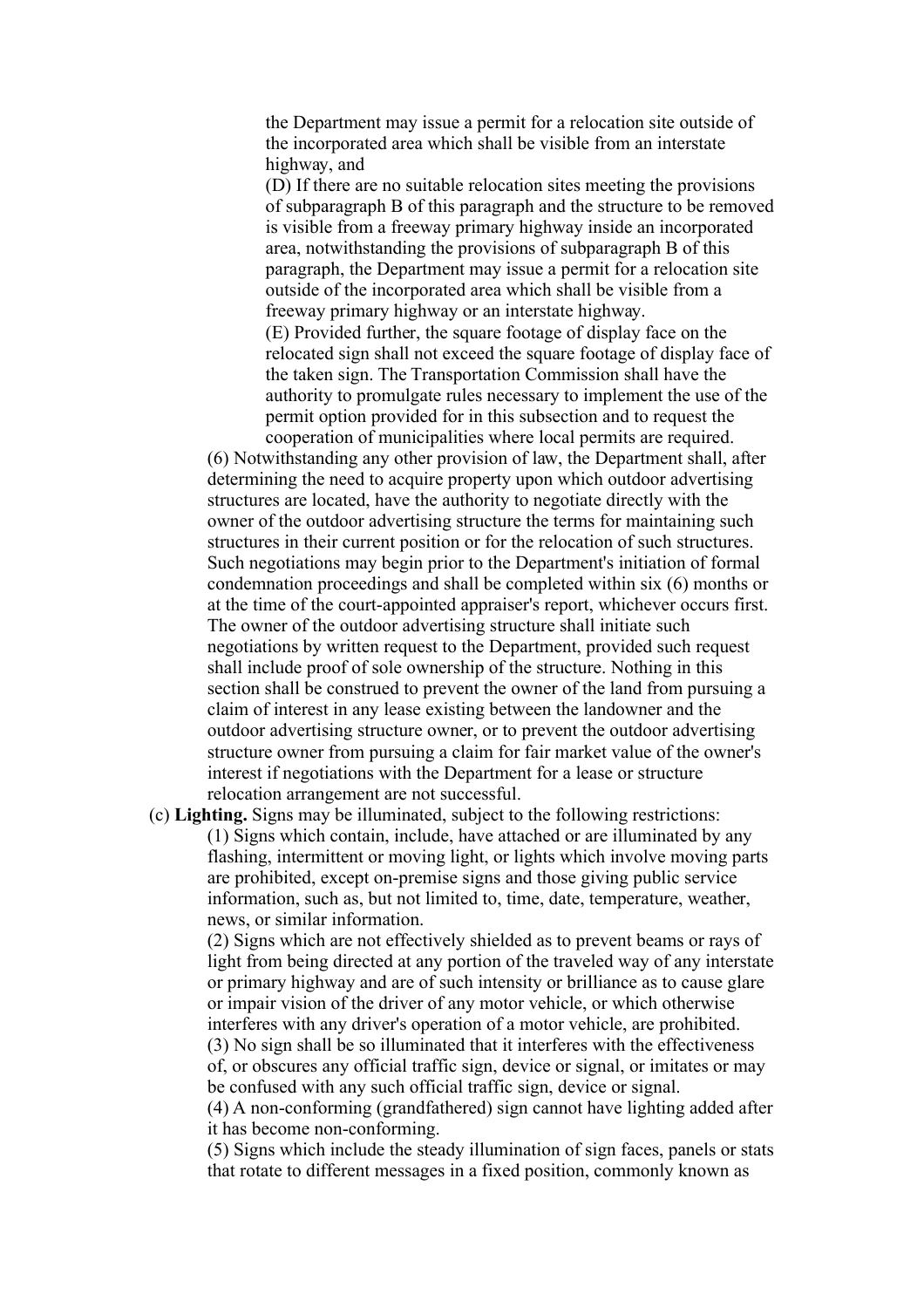the Department may issue a permit for a relocation site outside of the incorporated area which shall be visible from an interstate highway, and

(D) If there are no suitable relocation sites meeting the provisions of subparagraph B of this paragraph and the structure to be removed is visible from a freeway primary highway inside an incorporated area, notwithstanding the provisions of subparagraph B of this paragraph, the Department may issue a permit for a relocation site outside of the incorporated area which shall be visible from a freeway primary highway or an interstate highway.

(E) Provided further, the square footage of display face on the relocated sign shall not exceed the square footage of display face of the taken sign. The Transportation Commission shall have the authority to promulgate rules necessary to implement the use of the permit option provided for in this subsection and to request the cooperation of municipalities where local permits are required.

(6) Notwithstanding any other provision of law, the Department shall, after determining the need to acquire property upon which outdoor advertising structures are located, have the authority to negotiate directly with the owner of the outdoor advertising structure the terms for maintaining such structures in their current position or for the relocation of such structures. Such negotiations may begin prior to the Department's initiation of formal condemnation proceedings and shall be completed within six (6) months or at the time of the court-appointed appraiser's report, whichever occurs first. The owner of the outdoor advertising structure shall initiate such negotiations by written request to the Department, provided such request shall include proof of sole ownership of the structure. Nothing in this section shall be construed to prevent the owner of the land from pursuing a claim of interest in any lease existing between the landowner and the outdoor advertising structure owner, or to prevent the outdoor advertising structure owner from pursuing a claim for fair market value of the owner's interest if negotiations with the Department for a lease or structure relocation arrangement are not successful.

(c) **Lighting.** Signs may be illuminated, subject to the following restrictions:

(1) Signs which contain, include, have attached or are illuminated by any flashing, intermittent or moving light, or lights which involve moving parts are prohibited, except on-premise signs and those giving public service information, such as, but not limited to, time, date, temperature, weather, news, or similar information.

(2) Signs which are not effectively shielded as to prevent beams or rays of light from being directed at any portion of the traveled way of any interstate or primary highway and are of such intensity or brilliance as to cause glare or impair vision of the driver of any motor vehicle, or which otherwise interferes with any driver's operation of a motor vehicle, are prohibited.

(3) No sign shall be so illuminated that it interferes with the effectiveness of, or obscures any official traffic sign, device or signal, or imitates or may be confused with any such official traffic sign, device or signal.

(4) A non-conforming (grandfathered) sign cannot have lighting added after it has become non-conforming.

(5) Signs which include the steady illumination of sign faces, panels or stats that rotate to different messages in a fixed position, commonly known as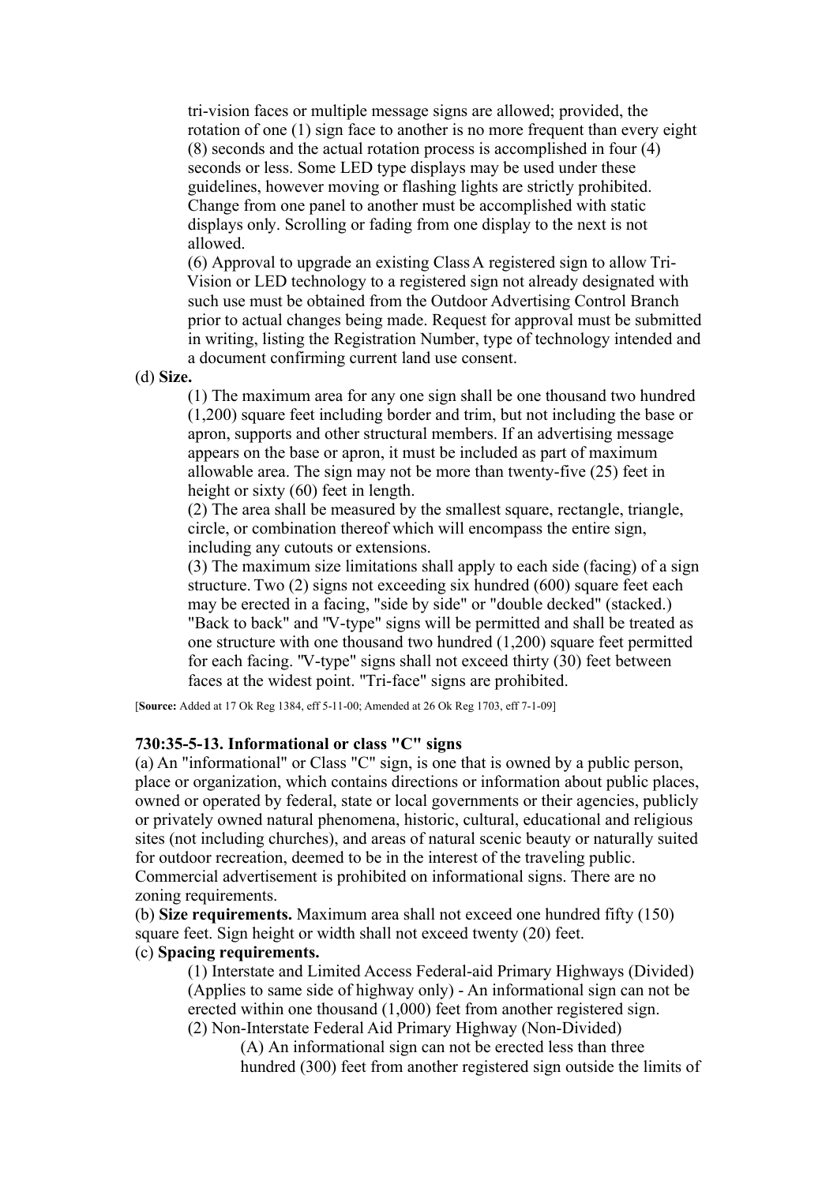tri-vision faces or multiple message signs are allowed; provided, the rotation of one (1) sign face to another is no more frequent than every eight (8) seconds and the actual rotation process is accomplished in four (4) seconds or less. Some LED type displays may be used under these guidelines, however moving or flashing lights are strictly prohibited. Change from one panel to another must be accomplished with static displays only. Scrolling or fading from one display to the next is not allowed.

(6) Approval to upgrade an existing Class A registered sign to allow Tri-Vision or LED technology to a registered sign not already designated with such use must be obtained from the Outdoor Advertising Control Branch prior to actual changes being made. Request for approval must be submitted in writing, listing the Registration Number, type of technology intended and a document confirming current land use consent.

(d) **Size.**

(1) The maximum area for any one sign shall be one thousand two hundred (1,200) square feet including border and trim, but not including the base or apron, supports and other structural members. If an advertising message appears on the base or apron, it must be included as part of maximum allowable area. The sign may not be more than twenty-five (25) feet in height or sixty (60) feet in length.

(2) The area shall be measured by the smallest square, rectangle, triangle, circle, or combination thereof which will encompass the entire sign, including any cutouts or extensions.

(3) The maximum size limitations shall apply to each side (facing) of a sign structure. Two (2) signs not exceeding six hundred (600) square feet each may be erected in a facing, "side by side" or "double decked" (stacked.) "Back to back" and "V-type" signs will be permitted and shall be treated as one structure with one thousand two hundred (1,200) square feet permitted for each facing. "V-type" signs shall not exceed thirty (30) feet between faces at the widest point. "Tri-face" signs are prohibited.

[**Source:** Added at 17 Ok Reg 1384, eff 5-11-00; Amended at 26 Ok Reg 1703, eff 7-1-09]

**730:35-5-13. Informational or class "C" signs**

(a) An "informational" or Class "C" sign, is one that is owned by a public person, place or organization, which contains directions or information about public places, owned or operated by federal, state or local governments or their agencies, publicly or privately owned natural phenomena, historic, cultural, educational and religious sites (not including churches), and areas of natural scenic beauty or naturally suited for outdoor recreation, deemed to be in the interest of the traveling public. Commercial advertisement is prohibited on informational signs. There are no zoning requirements.

(b) **Size requirements.** Maximum area shall not exceed one hundred fifty (150) square feet. Sign height or width shall not exceed twenty (20) feet.

(c) **Spacing requirements.**

(1) Interstate and Limited Access Federal-aid Primary Highways (Divided) (Applies to same side of highway only) - An informational sign can not be erected within one thousand (1,000) feet from another registered sign.

(2) Non-Interstate Federal Aid Primary Highway (Non-Divided)

(A) An informational sign can not be erected less than three hundred (300) feet from another registered sign outside the limits of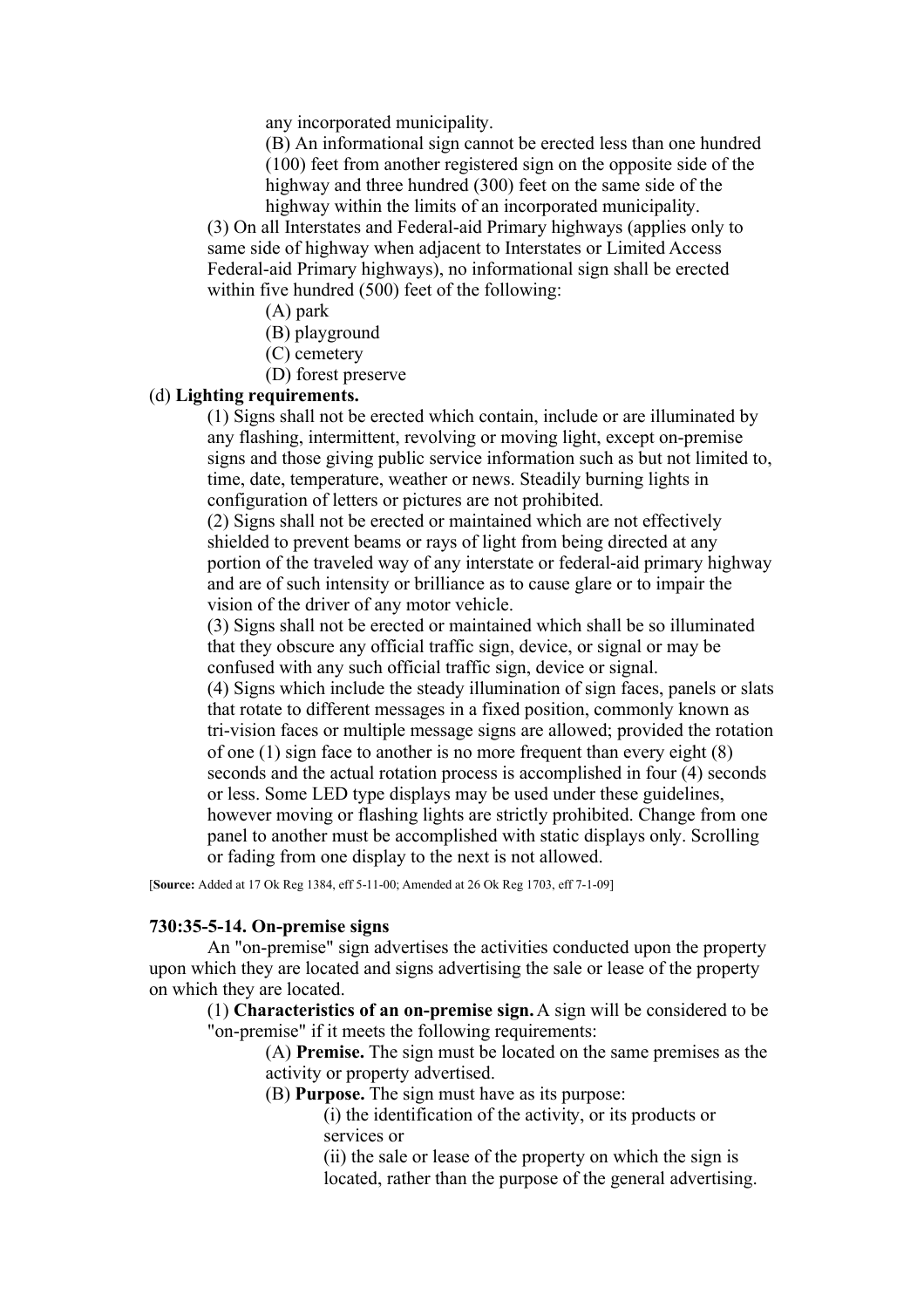any incorporated municipality.

(B) An informational sign cannot be erected less than one hundred (100) feet from another registered sign on the opposite side of the highway and three hundred (300) feet on the same side of the highway within the limits of an incorporated municipality.

(3) On all Interstates and Federal-aid Primary highways (applies only to same side of highway when adjacent to Interstates or Limited Access Federal-aid Primary highways), no informational sign shall be erected within five hundred (500) feet of the following:

(A) park

(B) playground

(C) cemetery

(D) forest preserve

(d) **Lighting requirements.**

(1) Signs shall not be erected which contain, include or are illuminated by any flashing, intermittent, revolving or moving light, except on-premise signs and those giving public service information such as but not limited to, time, date, temperature, weather or news. Steadily burning lights in configuration of letters or pictures are not prohibited.

(2) Signs shall not be erected or maintained which are not effectively shielded to prevent beams or rays of light from being directed at any portion of the traveled way of any interstate or federal-aid primary highway and are of such intensity or brilliance as to cause glare or to impair the vision of the driver of any motor vehicle.

(3) Signs shall not be erected or maintained which shall be so illuminated that they obscure any official traffic sign, device, or signal or may be confused with any such official traffic sign, device or signal.

(4) Signs which include the steady illumination of sign faces, panels or slats that rotate to different messages in a fixed position, commonly known as tri-vision faces or multiple message signs are allowed; provided the rotation of one (1) sign face to another is no more frequent than every eight (8) seconds and the actual rotation process is accomplished in four (4) seconds or less. Some LED type displays may be used under these guidelines, however moving or flashing lights are strictly prohibited. Change from one panel to another must be accomplished with static displays only. Scrolling or fading from one display to the next is not allowed.

[**Source:** Added at 17 Ok Reg 1384, eff 5-11-00; Amended at 26 Ok Reg 1703, eff 7-1-09]

**730:35-5-14. On-premise signs**

An "on-premise" sign advertises the activities conducted upon the property upon which they are located and signs advertising the sale or lease of the property on which they are located.

(1) **Characteristics of an on-premise sign.** A sign will be considered to be "on-premise" if it meets the following requirements:

(A) **Premise.** The sign must be located on the same premises as the activity or property advertised.

(B) **Purpose.** The sign must have as its purpose:

(i) the identification of the activity, or its products or services or

(ii) the sale or lease of the property on which the sign is located, rather than the purpose of the general advertising.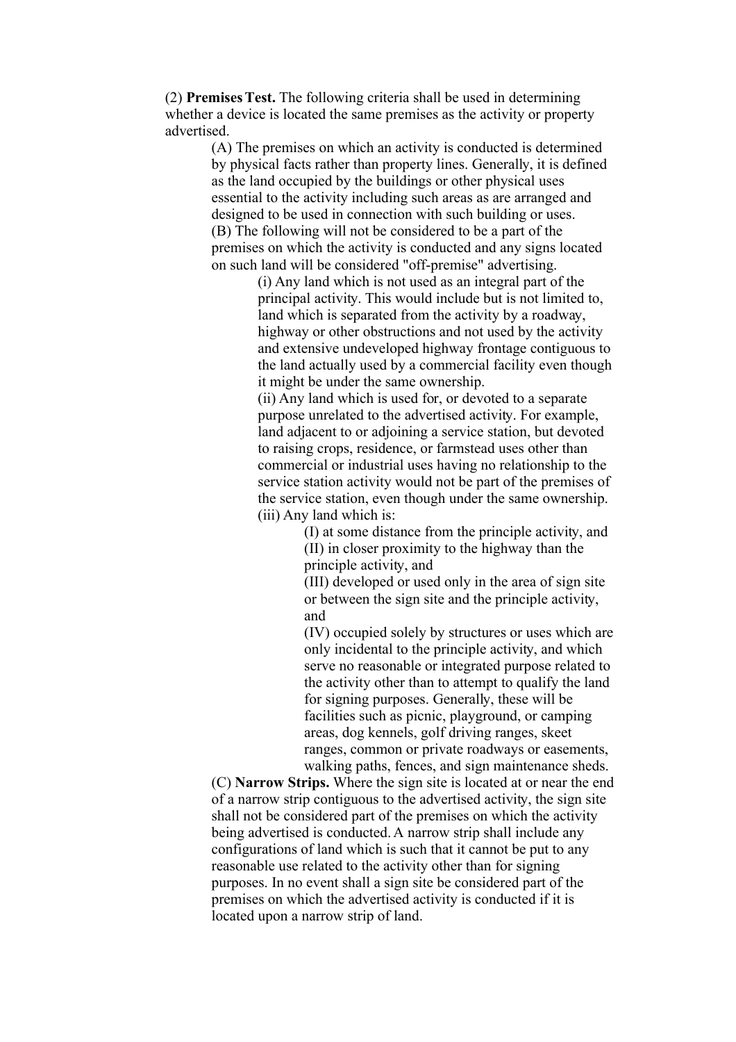(2) **Premises Test.** The following criteria shall be used in determining whether a device is located the same premises as the activity or property advertised.

(A) The premises on which an activity is conducted is determined by physical facts rather than property lines. Generally, it is defined as the land occupied by the buildings or other physical uses essential to the activity including such areas as are arranged and designed to be used in connection with such building or uses.

(B) The following will not be considered to be a part of the premises on which the activity is conducted and any signs located on such land will be considered "off-premise" advertising.

(i) Any land which is not used as an integral part of the principal activity. This would include but is not limited to, land which is separated from the activity by a roadway, highway or other obstructions and not used by the activity and extensive undeveloped highway frontage contiguous to the land actually used by a commercial facility even though it might be under the same ownership.

(ii) Any land which is used for, or devoted to a separate purpose unrelated to the advertised activity. For example, land adjacent to or adjoining a service station, but devoted to raising crops, residence, or farmstead uses other than commercial or industrial uses having no relationship to the service station activity would not be part of the premises of the service station, even though under the same ownership.

(iii) Any land which is:

(I) at some distance from the principle activity, and

(II) in closer proximity to the highway than the principle activity, and

(III) developed or used only in the area of sign site or between the sign site and the principle activity, and

(IV) occupied solely by structures or uses which are only incidental to the principle activity, and which serve no reasonable or integrated purpose related to the activity other than to attempt to qualify the land for signing purposes. Generally, these will be facilities such as picnic, playground, or camping areas, dog kennels, golf driving ranges, skeet ranges, common or private roadways or easements, walking paths, fences, and sign maintenance sheds.

(C) **Narrow Strips.** Where the sign site is located at or near the end of a narrow strip contiguous to the advertised activity, the sign site shall not be considered part of the premises on which the activity being advertised is conducted. A narrow strip shall include any configurations of land which is such that it cannot be put to any reasonable use related to the activity other than for signing purposes. In no event shall a sign site be considered part of the premises on which the advertised activity is conducted if it is located upon a narrow strip of land.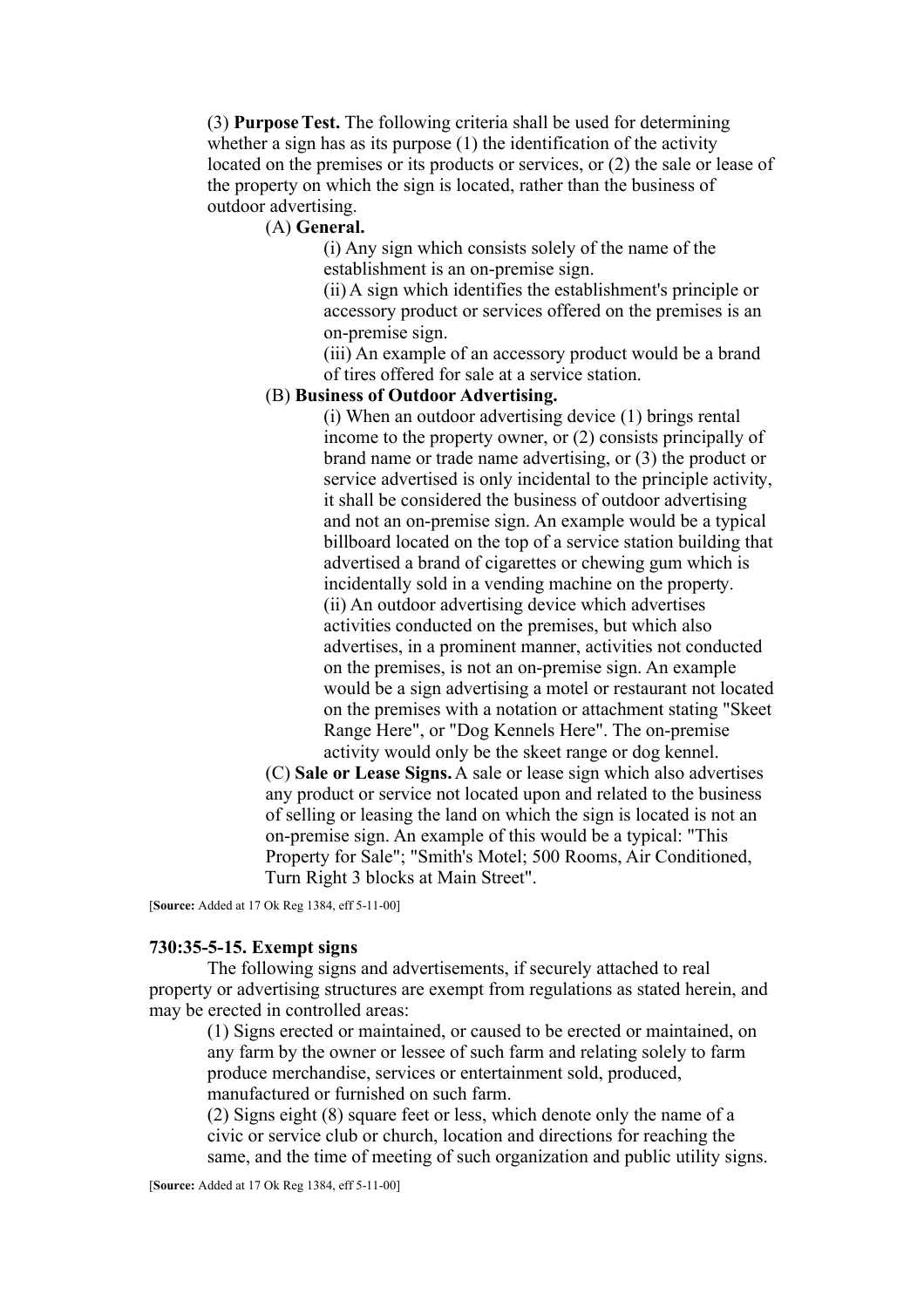(3) **Purpose Test.** The following criteria shall be used for determining whether a sign has as its purpose (1) the identification of the activity located on the premises or its products or services, or (2) the sale or lease of the property on which the sign is located, rather than the business of outdoor advertising.

(A) **General.**

(i) Any sign which consists solely of the name of the establishment is an on-premise sign.

(ii) A sign which identifies the establishment's principle or accessory product or services offered on the premises is an on-premise sign.

(iii) An example of an accessory product would be a brand of tires offered for sale at a service station.

(B) **Business of Outdoor Advertising.**

(i) When an outdoor advertising device (1) brings rental income to the property owner, or (2) consists principally of brand name or trade name advertising, or (3) the product or service advertised is only incidental to the principle activity, it shall be considered the business of outdoor advertising and not an on-premise sign. An example would be a typical billboard located on the top of a service station building that advertised a brand of cigarettes or chewing gum which is incidentally sold in a vending machine on the property.

(ii) An outdoor advertising device which advertises activities conducted on the premises, but which also advertises, in a prominent manner, activities not conducted on the premises, is not an on-premise sign. An example would be a sign advertising a motel or restaurant not located on the premises with a notation or attachment stating "Skeet Range Here", or "Dog Kennels Here". The on-premise activity would only be the skeet range or dog kennel.

(C) **Sale or Lease Signs.** A sale or lease sign which also advertises any product or service not located upon and related to the business of selling or leasing the land on which the sign is located is not an on-premise sign. An example of this would be a typical: "This Property for Sale"; "Smith's Motel; 500 Rooms, Air Conditioned, Turn Right 3 blocks at Main Street".

[**Source:** Added at 17 Ok Reg 1384, eff 5-11-00]

### 730:35-5-15. Exempt signs

The following signs and advertisements, if securely attached to real property or advertising structures are exempt from regulations as stated herein, and may be erected in controlled areas:

(1) Signs erected or maintained, or caused to be erected or maintained, on any farm by the owner or lessee of such farm and relating solely to farm produce merchandise, services or entertainment sold, produced, manufactured or furnished on such farm.

(2) Signs eight (8) square feet or less, which denote only the name of a civic or service club or church, location and directions for reaching the same, and the time of meeting of such organization and public utility signs.

[**Source:** Added at 17 Ok Reg 1384, eff 5-11-00]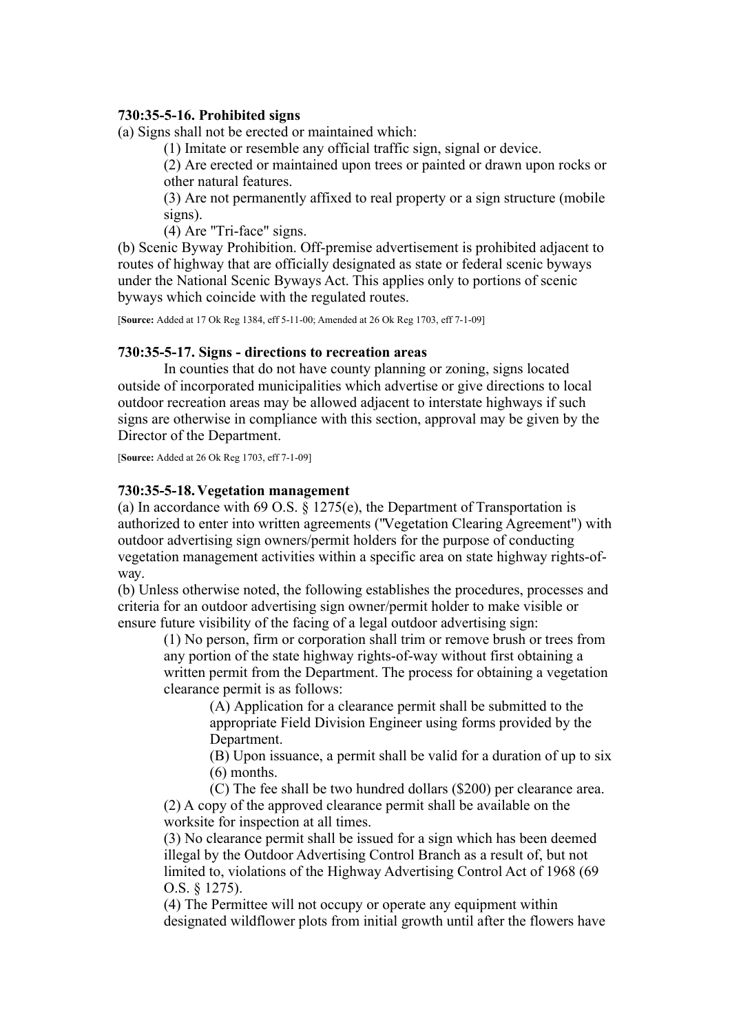**730:35-5-16. Prohibited signs**

(a) Signs shall not be erected or maintained which:

(1) Imitate or resemble any official traffic sign, signal or device.

(2) Are erected or maintained upon trees or painted or drawn upon rocks or other natural features.

(3) Are not permanently affixed to real property or a sign structure (mobile signs).

(4) Are "Tri-face" signs.

(b) Scenic Byway Prohibition. Off-premise advertisement is prohibited adjacent to routes of highway that are officially designated as state or federal scenic byways under the National Scenic Byways Act. This applies only to portions of scenic byways which coincide with the regulated routes.

[**Source:** Added at 17 Ok Reg 1384, eff 5-11-00; Amended at 26 Ok Reg 1703, eff 7-1-09]

**730:35-5-17. Signs - directions to recreation areas**

In counties that do not have county planning or zoning, signs located outside of incorporated municipalities which advertise or give directions to local outdoor recreation areas may be allowed adjacent to interstate highways if such signs are otherwise in compliance with this section, approval may be given by the Director of the Department.

[**Source:** Added at 26 Ok Reg 1703, eff 7-1-09]

**730:35-5-18. Vegetation management**

(a) In accordance with 69 O.S. § 1275(e), the Department of Transportation is authorized to enter into written agreements ("Vegetation Clearing Agreement") with outdoor advertising sign owners/permit holders for the purpose of conducting vegetation management activities within a specific area on state highway rights-of-way.

(b) Unless otherwise noted, the following establishes the procedures, processes and criteria for an outdoor advertising sign owner/permit holder to make visible or ensure future visibility of the facing of a legal outdoor advertising sign:

(1) No person, firm or corporation shall trim or remove brush or trees from any portion of the state highway rights-of-way without first obtaining a written permit from the Department. The process for obtaining a vegetation clearance permit is as follows:

(A) Application for a clearance permit shall be submitted to the appropriate Field Division Engineer using forms provided by the Department.

(B) Upon issuance, a permit shall be valid for a duration of up to six (6) months.

(C) The fee shall be two hundred dollars ($200) per clearance area.

(2) A copy of the approved clearance permit shall be available on the worksite for inspection at all times.

(3) No clearance permit shall be issued for a sign which has been deemed illegal by the Outdoor Advertising Control Branch as a result of, but not limited to, violations of the Highway Advertising Control Act of 1968 (69 O.S. § 1275).

(4) The Permittee will not occupy or operate any equipment within designated wildflower plots from initial growth until after the flowers have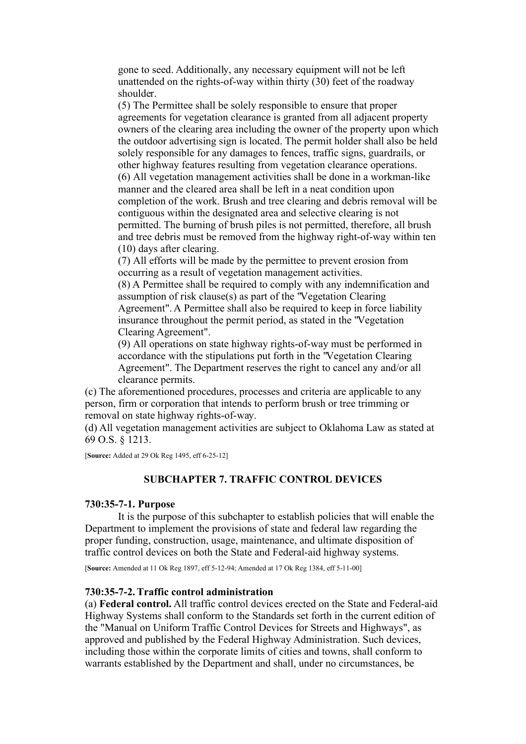gone to seed. Additionally, any necessary equipment will not be left unattended on the rights-of-way within thirty (30) feet of the roadway shoulder.

(5) The Permittee shall be solely responsible to ensure that proper agreements for vegetation clearance is granted from all adjacent property owners of the clearing area including the owner of the property upon which the outdoor advertising sign is located. The permit holder shall also be held solely responsible for any damages to fences, traffic signs, guardrails, or other highway features resulting from vegetation clearance operations.

(6) All vegetation management activities shall be done in a workman-like manner and the cleared area shall be left in a neat condition upon completion of the work. Brush and tree clearing and debris removal will be contiguous within the designated area and selective clearing is not permitted. The burning of brush piles is not permitted, therefore, all brush and tree debris must be removed from the highway right-of-way within ten (10) days after clearing.

(7) All efforts will be made by the permittee to prevent erosion from occurring as a result of vegetation management activities.

(8) A Permittee shall be required to comply with any indemnification and assumption of risk clause(s) as part of the "Vegetation Clearing Agreement". A Permittee shall also be required to keep in force liability insurance throughout the permit period, as stated in the "Vegetation Clearing Agreement".

(9) All operations on state highway rights-of-way must be performed in accordance with the stipulations put forth in the "Vegetation Clearing Agreement". The Department reserves the right to cancel any and/or all clearance permits.

(c) The aforementioned procedures, processes and criteria are applicable to any person, firm or corporation that intends to perform brush or tree trimming or removal on state highway rights-of-way.

(d) All vegetation management activities are subject to Oklahoma Law as stated at 69 O.S. § 1213.

[**Source:** Added at 29 Ok Reg 1495, eff 6-25-12]

## SUBCHAPTER 7. TRAFFIC CONTROL DEVICES

### 730:35-7-1. Purpose

It is the purpose of this subchapter to establish policies that will enable the Department to implement the provisions of state and federal law regarding the proper funding, construction, usage, maintenance, and ultimate disposition of traffic control devices on both the State and Federal-aid highway systems.

[**Source:** Amended at 11 Ok Reg 1897, eff 5-12-94; Amended at 17 Ok Reg 1384, eff 5-11-00]

### 730:35-7-2. Traffic control administration

(a) **Federal control.** All traffic control devices erected on the State and Federal-aid Highway Systems shall conform to the Standards set forth in the current edition of the "Manual on Uniform Traffic Control Devices for Streets and Highways", as approved and published by the Federal Highway Administration. Such devices, including those within the corporate limits of cities and towns, shall conform to warrants established by the Department and shall, under no circumstances, be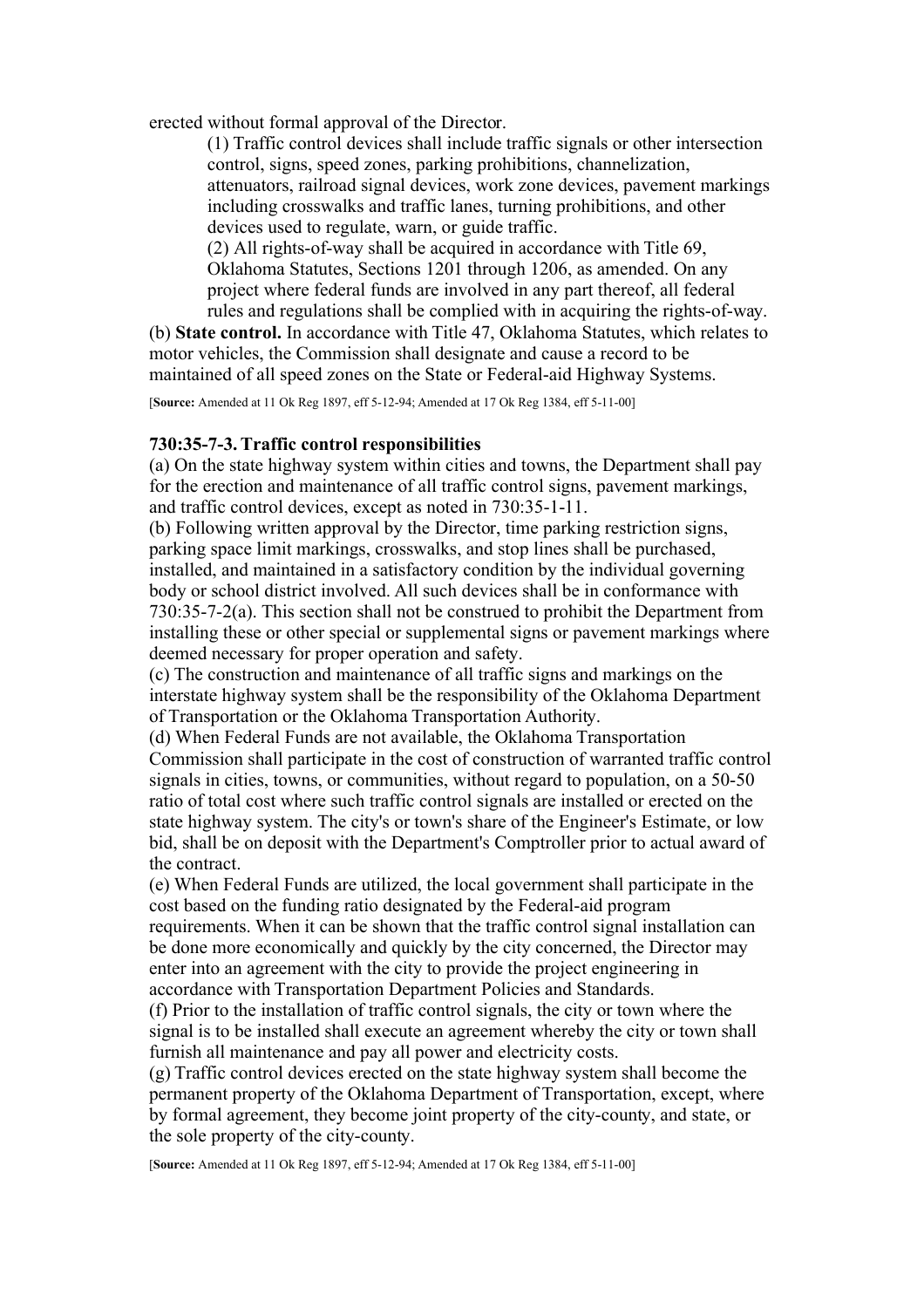erected without formal approval of the Director.

(1) Traffic control devices shall include traffic signals or other intersection control, signs, speed zones, parking prohibitions, channelization, attenuators, railroad signal devices, work zone devices, pavement markings including crosswalks and traffic lanes, turning prohibitions, and other devices used to regulate, warn, or guide traffic.

(2) All rights-of-way shall be acquired in accordance with Title 69, Oklahoma Statutes, Sections 1201 through 1206, as amended. On any project where federal funds are involved in any part thereof, all federal rules and regulations shall be complied with in acquiring the rights-of-way.

(b) **State control.** In accordance with Title 47, Oklahoma Statutes, which relates to motor vehicles, the Commission shall designate and cause a record to be maintained of all speed zones on the State or Federal-aid Highway Systems.

[**Source:** Amended at 11 Ok Reg 1897, eff 5-12-94; Amended at 17 Ok Reg 1384, eff 5-11-00]

### 730:35-7-3. Traffic control responsibilities

(a) On the state highway system within cities and towns, the Department shall pay for the erection and maintenance of all traffic control signs, pavement markings, and traffic control devices, except as noted in 730:35-1-11.

(b) Following written approval by the Director, time parking restriction signs, parking space limit markings, crosswalks, and stop lines shall be purchased, installed, and maintained in a satisfactory condition by the individual governing body or school district involved. All such devices shall be in conformance with 730:35-7-2(a). This section shall not be construed to prohibit the Department from installing these or other special or supplemental signs or pavement markings where deemed necessary for proper operation and safety.

(c) The construction and maintenance of all traffic signs and markings on the interstate highway system shall be the responsibility of the Oklahoma Department of Transportation or the Oklahoma Transportation Authority.

(d) When Federal Funds are not available, the Oklahoma Transportation Commission shall participate in the cost of construction of warranted traffic control signals in cities, towns, or communities, without regard to population, on a 50-50 ratio of total cost where such traffic control signals are installed or erected on the state highway system. The city's or town's share of the Engineer's Estimate, or low bid, shall be on deposit with the Department's Comptroller prior to actual award of the contract.

(e) When Federal Funds are utilized, the local government shall participate in the cost based on the funding ratio designated by the Federal-aid program requirements. When it can be shown that the traffic control signal installation can be done more economically and quickly by the city concerned, the Director may enter into an agreement with the city to provide the project engineering in accordance with Transportation Department Policies and Standards.

(f) Prior to the installation of traffic control signals, the city or town where the signal is to be installed shall execute an agreement whereby the city or town shall furnish all maintenance and pay all power and electricity costs.

(g) Traffic control devices erected on the state highway system shall become the permanent property of the Oklahoma Department of Transportation, except, where by formal agreement, they become joint property of the city-county, and state, or the sole property of the city-county.

[**Source:** Amended at 11 Ok Reg 1897, eff 5-12-94; Amended at 17 Ok Reg 1384, eff 5-11-00]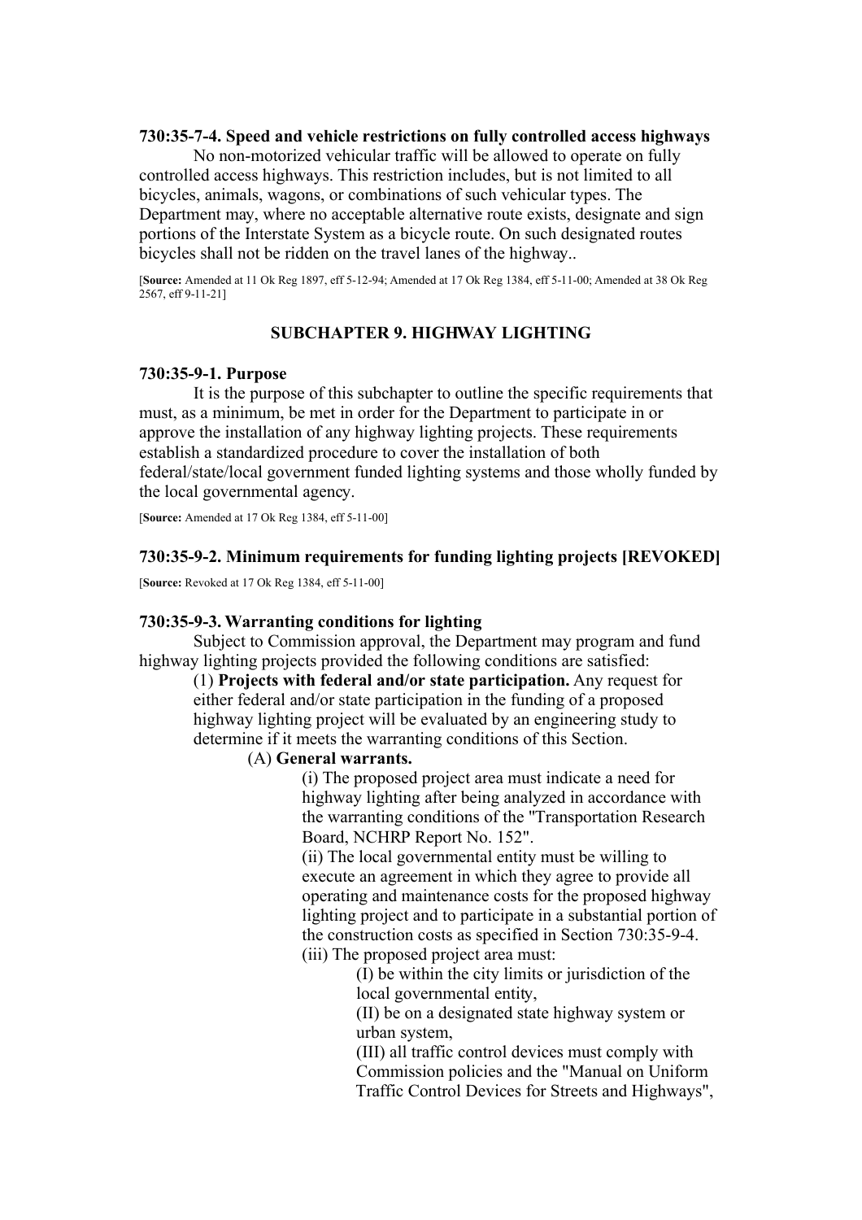**730:35-7-4. Speed and vehicle restrictions on fully controlled access highways**

No non-motorized vehicular traffic will be allowed to operate on fully controlled access highways. This restriction includes, but is not limited to all bicycles, animals, wagons, or combinations of such vehicular types. The Department may, where no acceptable alternative route exists, designate and sign portions of the Interstate System as a bicycle route. On such designated routes bicycles shall not be ridden on the travel lanes of the highway..

[**Source:** Amended at 11 Ok Reg 1897, eff 5-12-94; Amended at 17 Ok Reg 1384, eff 5-11-00; Amended at 38 Ok Reg 2567, eff 9-11-21]

## SUBCHAPTER 9. HIGHWAY LIGHTING

**730:35-9-1. Purpose**

It is the purpose of this subchapter to outline the specific requirements that must, as a minimum, be met in order for the Department to participate in or approve the installation of any highway lighting projects. These requirements establish a standardized procedure to cover the installation of both federal/state/local government funded lighting systems and those wholly funded by the local governmental agency.

[**Source:** Amended at 17 Ok Reg 1384, eff 5-11-00]

**730:35-9-2. Minimum requirements for funding lighting projects [REVOKED]**

[**Source:** Revoked at 17 Ok Reg 1384, eff 5-11-00]

**730:35-9-3. Warranting conditions for lighting**

Subject to Commission approval, the Department may program and fund highway lighting projects provided the following conditions are satisfied:

(1) **Projects with federal and/or state participation.** Any request for either federal and/or state participation in the funding of a proposed highway lighting project will be evaluated by an engineering study to determine if it meets the warranting conditions of this Section.

(A) **General warrants.**

(i) The proposed project area must indicate a need for highway lighting after being analyzed in accordance with the warranting conditions of the "Transportation Research Board, NCHRP Report No. 152".

(ii) The local governmental entity must be willing to execute an agreement in which they agree to provide all operating and maintenance costs for the proposed highway lighting project and to participate in a substantial portion of the construction costs as specified in Section 730:35-9-4.

(iii) The proposed project area must:

(I) be within the city limits or jurisdiction of the local governmental entity,

(II) be on a designated state highway system or urban system,

(III) all traffic control devices must comply with Commission policies and the "Manual on Uniform Traffic Control Devices for Streets and Highways",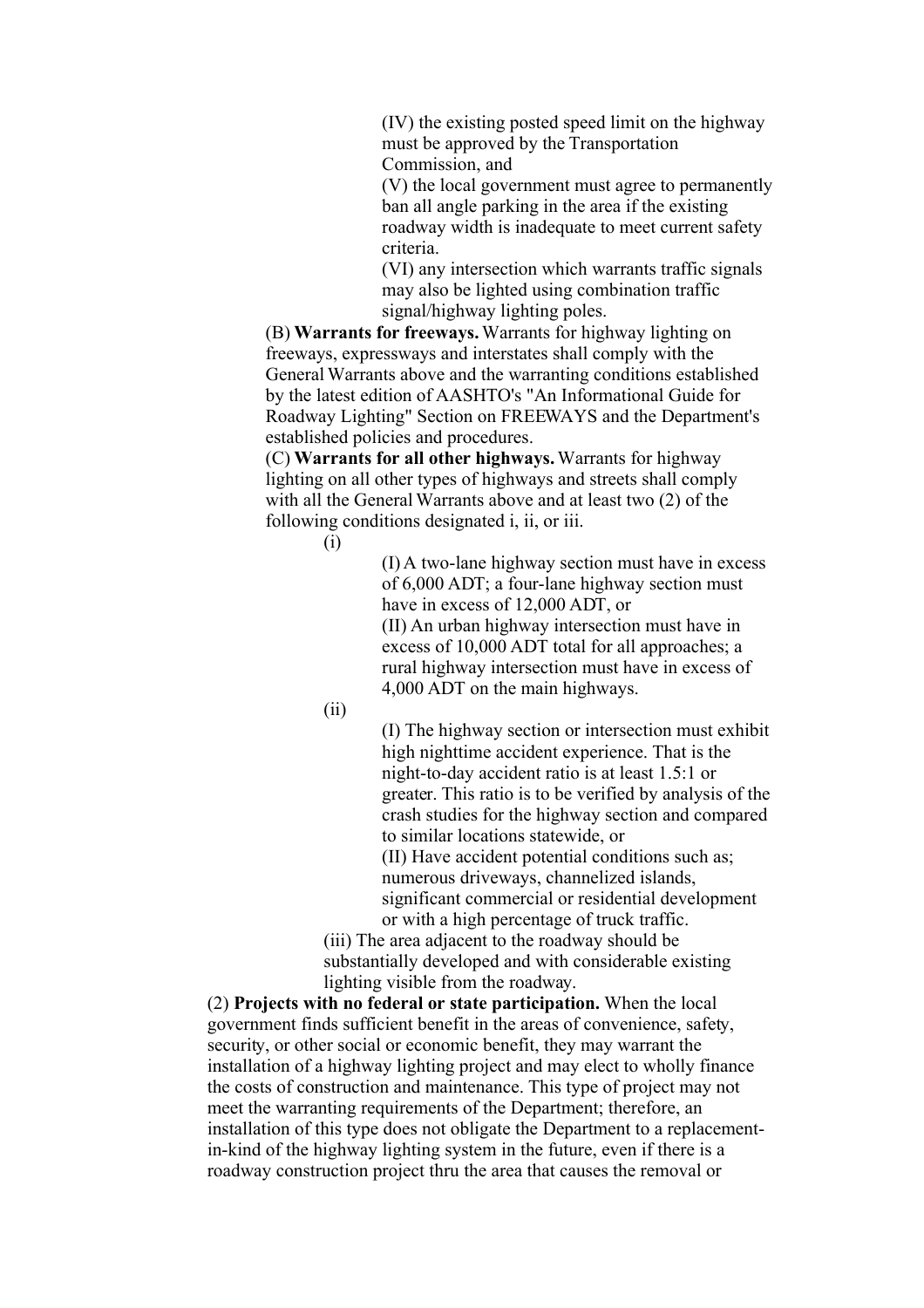(IV) the existing posted speed limit on the highway must be approved by the Transportation Commission, and

(V) the local government must agree to permanently ban all angle parking in the area if the existing roadway width is inadequate to meet current safety criteria.

(VI) any intersection which warrants traffic signals may also be lighted using combination traffic signal/highway lighting poles.

(B) **Warrants for freeways.** Warrants for highway lighting on freeways, expressways and interstates shall comply with the General Warrants above and the warranting conditions established by the latest edition of AASHTO's "An Informational Guide for Roadway Lighting" Section on FREEWAYS and the Department's established policies and procedures.

(C) **Warrants for all other highways.** Warrants for highway lighting on all other types of highways and streets shall comply with all the General Warrants above and at least two (2) of the following conditions designated i, ii, or iii.

(i)

(I) A two-lane highway section must have in excess of 6,000 ADT; a four-lane highway section must have in excess of 12,000 ADT, or

(II) An urban highway intersection must have in excess of 10,000 ADT total for all approaches; a rural highway intersection must have in excess of 4,000 ADT on the main highways.

(ii)

(I) The highway section or intersection must exhibit high nighttime accident experience. That is the night-to-day accident ratio is at least 1.5:1 or greater. This ratio is to be verified by analysis of the crash studies for the highway section and compared to similar locations statewide, or

(II) Have accident potential conditions such as; numerous driveways, channelized islands, significant commercial or residential development or with a high percentage of truck traffic.

(iii) The area adjacent to the roadway should be substantially developed and with considerable existing lighting visible from the roadway.

(2) **Projects with no federal or state participation.** When the local government finds sufficient benefit in the areas of convenience, safety, security, or other social or economic benefit, they may warrant the installation of a highway lighting project and may elect to wholly finance the costs of construction and maintenance. This type of project may not meet the warranting requirements of the Department; therefore, an installation of this type does not obligate the Department to a replacement-in-kind of the highway lighting system in the future, even if there is a roadway construction project thru the area that causes the removal or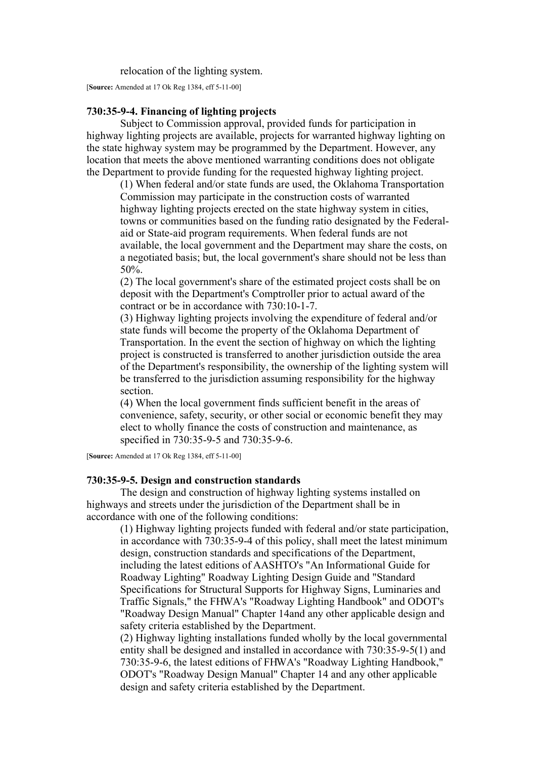relocation of the lighting system.

[**Source:** Amended at 17 Ok Reg 1384, eff 5-11-00]

**730:35-9-4. Financing of lighting projects**

Subject to Commission approval, provided funds for participation in highway lighting projects are available, projects for warranted highway lighting on the state highway system may be programmed by the Department. However, any location that meets the above mentioned warranting conditions does not obligate the Department to provide funding for the requested highway lighting project.

(1) When federal and/or state funds are used, the Oklahoma Transportation Commission may participate in the construction costs of warranted highway lighting projects erected on the state highway system in cities, towns or communities based on the funding ratio designated by the Federal-aid or State-aid program requirements. When federal funds are not available, the local government and the Department may share the costs, on a negotiated basis; but, the local government's share should not be less than 50%.

(2) The local government's share of the estimated project costs shall be on deposit with the Department's Comptroller prior to actual award of the contract or be in accordance with 730:10-1-7.

(3) Highway lighting projects involving the expenditure of federal and/or state funds will become the property of the Oklahoma Department of Transportation. In the event the section of highway on which the lighting project is constructed is transferred to another jurisdiction outside the area of the Department's responsibility, the ownership of the lighting system will be transferred to the jurisdiction assuming responsibility for the highway section.

(4) When the local government finds sufficient benefit in the areas of convenience, safety, security, or other social or economic benefit they may elect to wholly finance the costs of construction and maintenance, as specified in 730:35-9-5 and 730:35-9-6.

[**Source:** Amended at 17 Ok Reg 1384, eff 5-11-00]

**730:35-9-5. Design and construction standards**

The design and construction of highway lighting systems installed on highways and streets under the jurisdiction of the Department shall be in accordance with one of the following conditions:

(1) Highway lighting projects funded with federal and/or state participation, in accordance with 730:35-9-4 of this policy, shall meet the latest minimum design, construction standards and specifications of the Department, including the latest editions of AASHTO's "An Informational Guide for Roadway Lighting" Roadway Lighting Design Guide and "Standard Specifications for Structural Supports for Highway Signs, Luminaries and Traffic Signals," the FHWA's "Roadway Lighting Handbook" and ODOT's "Roadway Design Manual" Chapter 14and any other applicable design and safety criteria established by the Department.

(2) Highway lighting installations funded wholly by the local governmental entity shall be designed and installed in accordance with 730:35-9-5(1) and 730:35-9-6, the latest editions of FHWA's "Roadway Lighting Handbook," ODOT's "Roadway Design Manual" Chapter 14 and any other applicable design and safety criteria established by the Department.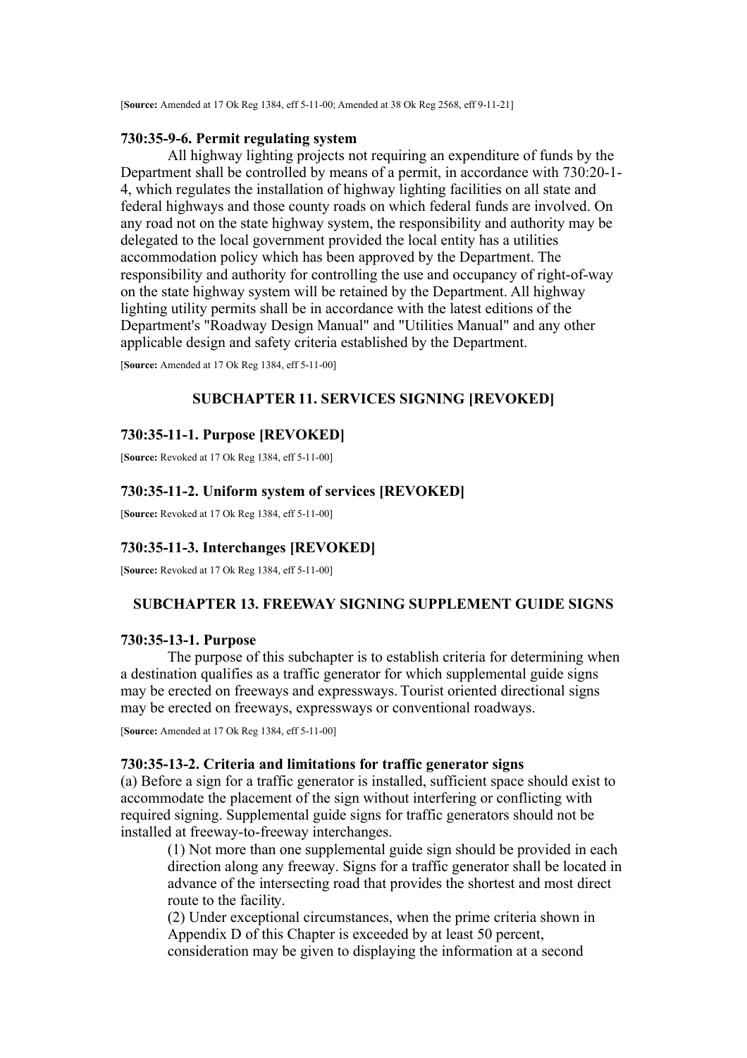[**Source:** Amended at 17 Ok Reg 1384, eff 5-11-00; Amended at 38 Ok Reg 2568, eff 9-11-21]

### 730:35-9-6. Permit regulating system

All highway lighting projects not requiring an expenditure of funds by the Department shall be controlled by means of a permit, in accordance with 730:20-1-4, which regulates the installation of highway lighting facilities on all state and federal highways and those county roads on which federal funds are involved. On any road not on the state highway system, the responsibility and authority may be delegated to the local government provided the local entity has a utilities accommodation policy which has been approved by the Department. The responsibility and authority for controlling the use and occupancy of right-of-way on the state highway system will be retained by the Department. All highway lighting utility permits shall be in accordance with the latest editions of the Department's "Roadway Design Manual" and "Utilities Manual" and any other applicable design and safety criteria established by the Department.

[**Source:** Amended at 17 Ok Reg 1384, eff 5-11-00]

## SUBCHAPTER 11. SERVICES SIGNING [REVOKED]

### 730:35-11-1. Purpose [REVOKED]

[**Source:** Revoked at 17 Ok Reg 1384, eff 5-11-00]

### 730:35-11-2. Uniform system of services [REVOKED]

[**Source:** Revoked at 17 Ok Reg 1384, eff 5-11-00]

### 730:35-11-3. Interchanges [REVOKED]

[**Source:** Revoked at 17 Ok Reg 1384, eff 5-11-00]

## SUBCHAPTER 13. FREEWAY SIGNING SUPPLEMENT GUIDE SIGNS

### 730:35-13-1. Purpose

The purpose of this subchapter is to establish criteria for determining when a destination qualifies as a traffic generator for which supplemental guide signs may be erected on freeways and expressways. Tourist oriented directional signs may be erected on freeways, expressways or conventional roadways.

[**Source:** Amended at 17 Ok Reg 1384, eff 5-11-00]

### 730:35-13-2. Criteria and limitations for traffic generator signs

(a) Before a sign for a traffic generator is installed, sufficient space should exist to accommodate the placement of the sign without interfering or conflicting with required signing. Supplemental guide signs for traffic generators should not be installed at freeway-to-freeway interchanges.

(1) Not more than one supplemental guide sign should be provided in each direction along any freeway. Signs for a traffic generator shall be located in advance of the intersecting road that provides the shortest and most direct route to the facility.

(2) Under exceptional circumstances, when the prime criteria shown in Appendix D of this Chapter is exceeded by at least 50 percent, consideration may be given to displaying the information at a second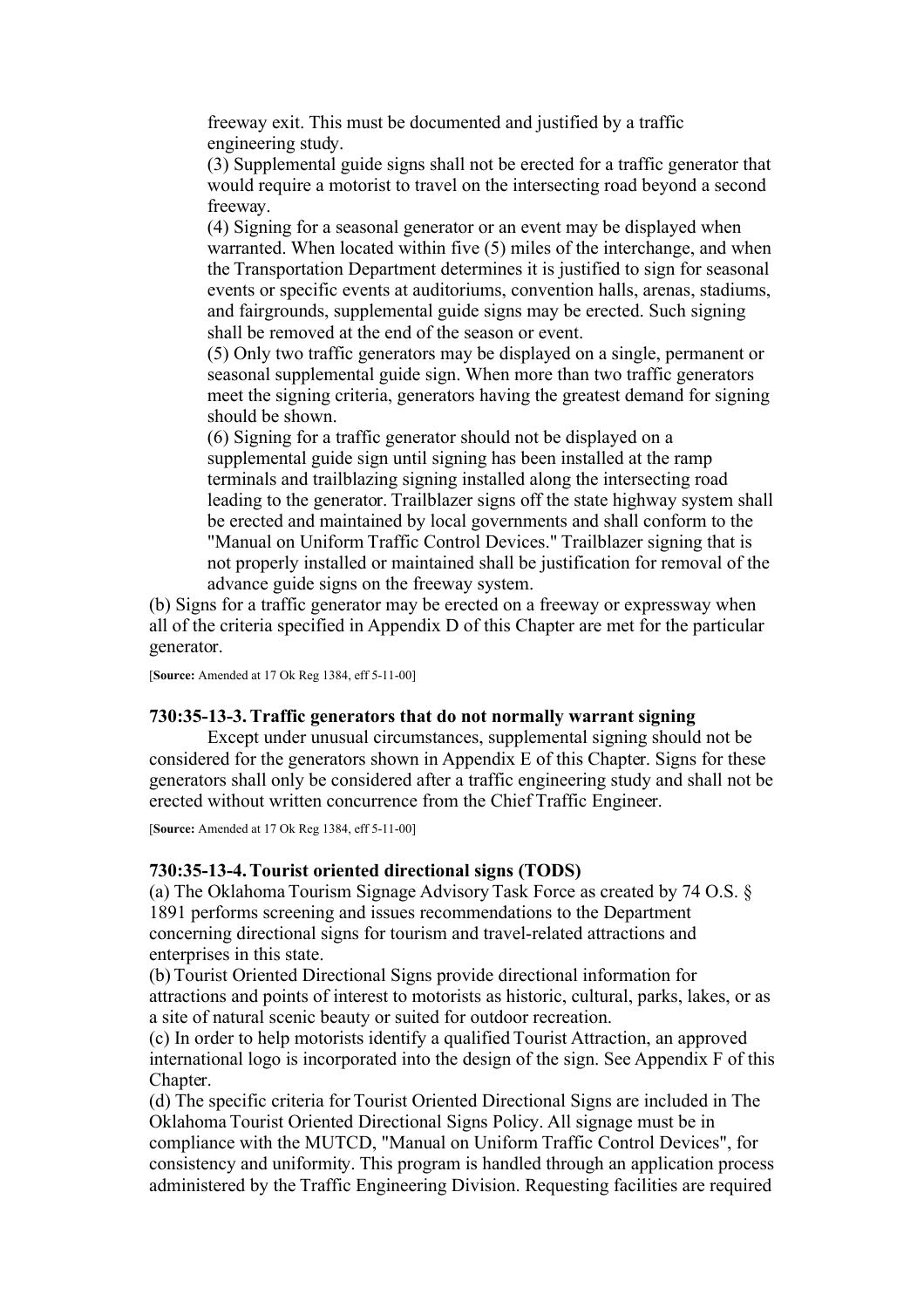freeway exit. This must be documented and justified by a traffic engineering study.

(3) Supplemental guide signs shall not be erected for a traffic generator that would require a motorist to travel on the intersecting road beyond a second freeway.

(4) Signing for a seasonal generator or an event may be displayed when warranted. When located within five (5) miles of the interchange, and when the Transportation Department determines it is justified to sign for seasonal events or specific events at auditoriums, convention halls, arenas, stadiums, and fairgrounds, supplemental guide signs may be erected. Such signing shall be removed at the end of the season or event.

(5) Only two traffic generators may be displayed on a single, permanent or seasonal supplemental guide sign. When more than two traffic generators meet the signing criteria, generators having the greatest demand for signing should be shown.

(6) Signing for a traffic generator should not be displayed on a supplemental guide sign until signing has been installed at the ramp terminals and trailblazing signing installed along the intersecting road leading to the generator. Trailblazer signs off the state highway system shall be erected and maintained by local governments and shall conform to the "Manual on Uniform Traffic Control Devices." Trailblazer signing that is not properly installed or maintained shall be justification for removal of the advance guide signs on the freeway system.

(b) Signs for a traffic generator may be erected on a freeway or expressway when all of the criteria specified in Appendix D of this Chapter are met for the particular generator.

[**Source:** Amended at 17 Ok Reg 1384, eff 5-11-00]

### 730:35-13-3. Traffic generators that do not normally warrant signing

Except under unusual circumstances, supplemental signing should not be considered for the generators shown in Appendix E of this Chapter. Signs for these generators shall only be considered after a traffic engineering study and shall not be erected without written concurrence from the Chief Traffic Engineer.

[**Source:** Amended at 17 Ok Reg 1384, eff 5-11-00]

### 730:35-13-4. Tourist oriented directional signs (TODS)

(a) The Oklahoma Tourism Signage Advisory Task Force as created by 74 O.S. § 1891 performs screening and issues recommendations to the Department concerning directional signs for tourism and travel-related attractions and enterprises in this state.

(b) Tourist Oriented Directional Signs provide directional information for attractions and points of interest to motorists as historic, cultural, parks, lakes, or as a site of natural scenic beauty or suited for outdoor recreation.

(c) In order to help motorists identify a qualified Tourist Attraction, an approved international logo is incorporated into the design of the sign. See Appendix F of this Chapter.

(d) The specific criteria for Tourist Oriented Directional Signs are included in The Oklahoma Tourist Oriented Directional Signs Policy. All signage must be in compliance with the MUTCD, "Manual on Uniform Traffic Control Devices", for consistency and uniformity. This program is handled through an application process administered by the Traffic Engineering Division. Requesting facilities are required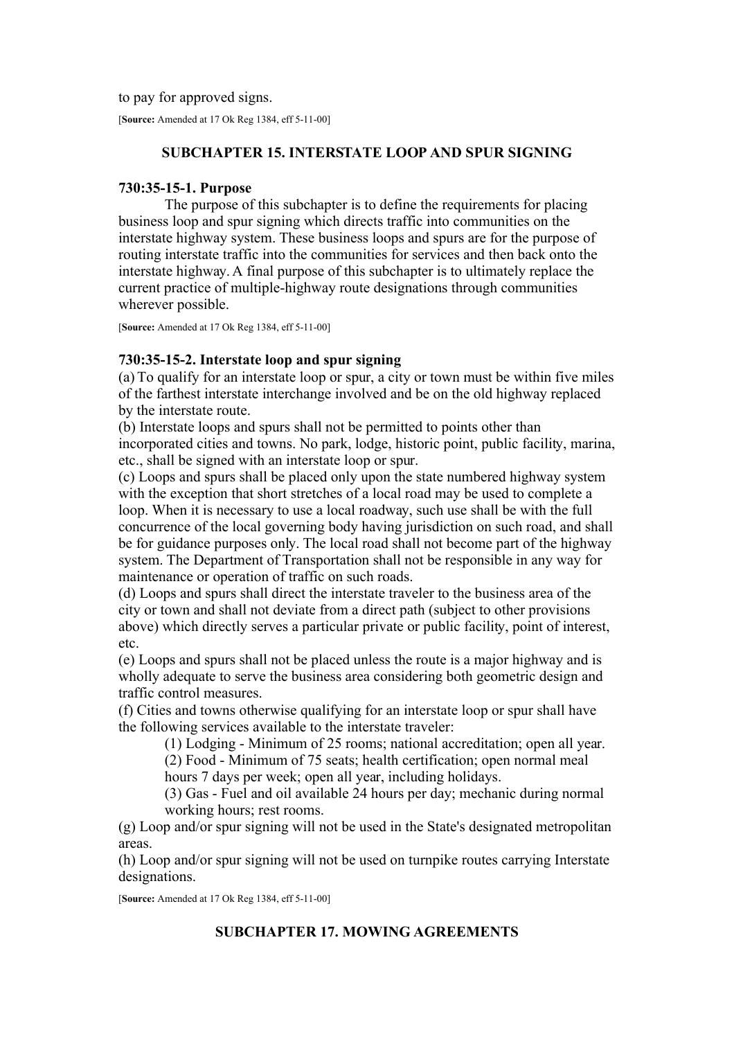to pay for approved signs.

[**Source:** Amended at 17 Ok Reg 1384, eff 5-11-00]

## SUBCHAPTER 15. INTERSTATE LOOP AND SPUR SIGNING

### 730:35-15-1. Purpose

The purpose of this subchapter is to define the requirements for placing business loop and spur signing which directs traffic into communities on the interstate highway system. These business loops and spurs are for the purpose of routing interstate traffic into the communities for services and then back onto the interstate highway. A final purpose of this subchapter is to ultimately replace the current practice of multiple-highway route designations through communities wherever possible.

[**Source:** Amended at 17 Ok Reg 1384, eff 5-11-00]

### 730:35-15-2. Interstate loop and spur signing

(a) To qualify for an interstate loop or spur, a city or town must be within five miles of the farthest interstate interchange involved and be on the old highway replaced by the interstate route.

(b) Interstate loops and spurs shall not be permitted to points other than incorporated cities and towns. No park, lodge, historic point, public facility, marina, etc., shall be signed with an interstate loop or spur.

(c) Loops and spurs shall be placed only upon the state numbered highway system with the exception that short stretches of a local road may be used to complete a loop. When it is necessary to use a local roadway, such use shall be with the full concurrence of the local governing body having jurisdiction on such road, and shall be for guidance purposes only. The local road shall not become part of the highway system. The Department of Transportation shall not be responsible in any way for maintenance or operation of traffic on such roads.

(d) Loops and spurs shall direct the interstate traveler to the business area of the city or town and shall not deviate from a direct path (subject to other provisions above) which directly serves a particular private or public facility, point of interest, etc.

(e) Loops and spurs shall not be placed unless the route is a major highway and is wholly adequate to serve the business area considering both geometric design and traffic control measures.

(f) Cities and towns otherwise qualifying for an interstate loop or spur shall have the following services available to the interstate traveler:

(1) Lodging - Minimum of 25 rooms; national accreditation; open all year.

(2) Food - Minimum of 75 seats; health certification; open normal meal hours 7 days per week; open all year, including holidays.

(3) Gas - Fuel and oil available 24 hours per day; mechanic during normal working hours; rest rooms.

(g) Loop and/or spur signing will not be used in the State's designated metropolitan areas.

(h) Loop and/or spur signing will not be used on turnpike routes carrying Interstate designations.

[**Source:** Amended at 17 Ok Reg 1384, eff 5-11-00]

## SUBCHAPTER 17. MOWING AGREEMENTS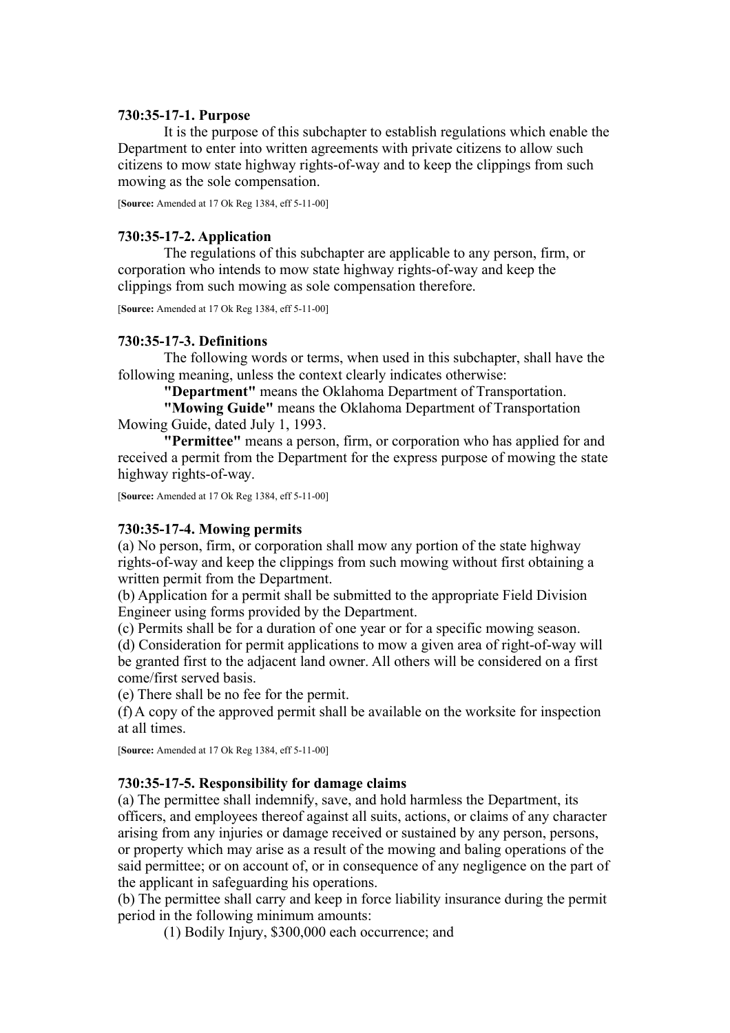**730:35-17-1. Purpose**

It is the purpose of this subchapter to establish regulations which enable the Department to enter into written agreements with private citizens to allow such citizens to mow state highway rights-of-way and to keep the clippings from such mowing as the sole compensation.

[**Source:** Amended at 17 Ok Reg 1384, eff 5-11-00]

**730:35-17-2. Application**

The regulations of this subchapter are applicable to any person, firm, or corporation who intends to mow state highway rights-of-way and keep the clippings from such mowing as sole compensation therefore.

[**Source:** Amended at 17 Ok Reg 1384, eff 5-11-00]

**730:35-17-3. Definitions**

The following words or terms, when used in this subchapter, shall have the following meaning, unless the context clearly indicates otherwise:

**"Department"** means the Oklahoma Department of Transportation.

**"Mowing Guide"** means the Oklahoma Department of Transportation Mowing Guide, dated July 1, 1993.

**"Permittee"** means a person, firm, or corporation who has applied for and received a permit from the Department for the express purpose of mowing the state highway rights-of-way.

[**Source:** Amended at 17 Ok Reg 1384, eff 5-11-00]

**730:35-17-4. Mowing permits**

(a) No person, firm, or corporation shall mow any portion of the state highway rights-of-way and keep the clippings from such mowing without first obtaining a written permit from the Department.

(b) Application for a permit shall be submitted to the appropriate Field Division Engineer using forms provided by the Department.

(c) Permits shall be for a duration of one year or for a specific mowing season.

(d) Consideration for permit applications to mow a given area of right-of-way will be granted first to the adjacent land owner. All others will be considered on a first come/first served basis.

(e) There shall be no fee for the permit.

(f) A copy of the approved permit shall be available on the worksite for inspection at all times.

[**Source:** Amended at 17 Ok Reg 1384, eff 5-11-00]

**730:35-17-5. Responsibility for damage claims**

(a) The permittee shall indemnify, save, and hold harmless the Department, its officers, and employees thereof against all suits, actions, or claims of any character arising from any injuries or damage received or sustained by any person, persons, or property which may arise as a result of the mowing and baling operations of the said permittee; or on account of, or in consequence of any negligence on the part of the applicant in safeguarding his operations.

(b) The permittee shall carry and keep in force liability insurance during the permit period in the following minimum amounts:

(1) Bodily Injury, $300,000 each occurrence; and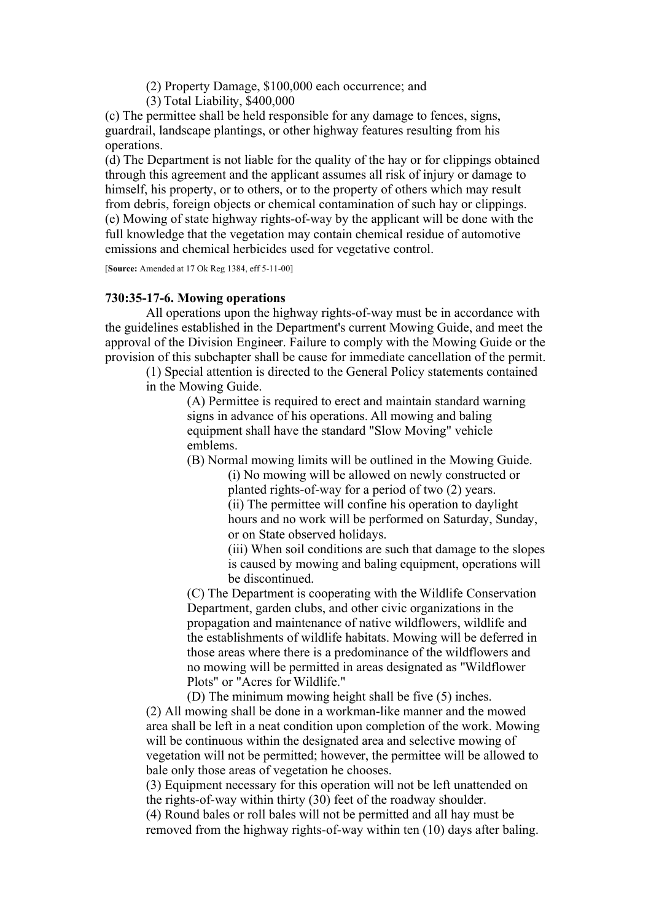(2) Property Damage, $100,000 each occurrence; and

(3) Total Liability, $400,000

(c) The permittee shall be held responsible for any damage to fences, signs, guardrail, landscape plantings, or other highway features resulting from his operations.

(d) The Department is not liable for the quality of the hay or for clippings obtained through this agreement and the applicant assumes all risk of injury or damage to himself, his property, or to others, or to the property of others which may result from debris, foreign objects or chemical contamination of such hay or clippings.

(e) Mowing of state highway rights-of-way by the applicant will be done with the full knowledge that the vegetation may contain chemical residue of automotive emissions and chemical herbicides used for vegetative control.

[**Source:** Amended at 17 Ok Reg 1384, eff 5-11-00]

**730:35-17-6. Mowing operations**

All operations upon the highway rights-of-way must be in accordance with the guidelines established in the Department's current Mowing Guide, and meet the approval of the Division Engineer. Failure to comply with the Mowing Guide or the provision of this subchapter shall be cause for immediate cancellation of the permit.

(1) Special attention is directed to the General Policy statements contained in the Mowing Guide.

(A) Permittee is required to erect and maintain standard warning signs in advance of his operations. All mowing and baling equipment shall have the standard "Slow Moving" vehicle emblems.

(B) Normal mowing limits will be outlined in the Mowing Guide.

(i) No mowing will be allowed on newly constructed or planted rights-of-way for a period of two (2) years.

(ii) The permittee will confine his operation to daylight hours and no work will be performed on Saturday, Sunday, or on State observed holidays.

(iii) When soil conditions are such that damage to the slopes is caused by mowing and baling equipment, operations will be discontinued.

(C) The Department is cooperating with the Wildlife Conservation Department, garden clubs, and other civic organizations in the propagation and maintenance of native wildflowers, wildlife and the establishments of wildlife habitats. Mowing will be deferred in those areas where there is a predominance of the wildflowers and no mowing will be permitted in areas designated as "Wildflower Plots" or "Acres for Wildlife."

(D) The minimum mowing height shall be five (5) inches.

(2) All mowing shall be done in a workman-like manner and the mowed area shall be left in a neat condition upon completion of the work. Mowing will be continuous within the designated area and selective mowing of vegetation will not be permitted; however, the permittee will be allowed to bale only those areas of vegetation he chooses.

(3) Equipment necessary for this operation will not be left unattended on the rights-of-way within thirty (30) feet of the roadway shoulder.

(4) Round bales or roll bales will not be permitted and all hay must be removed from the highway rights-of-way within ten (10) days after baling.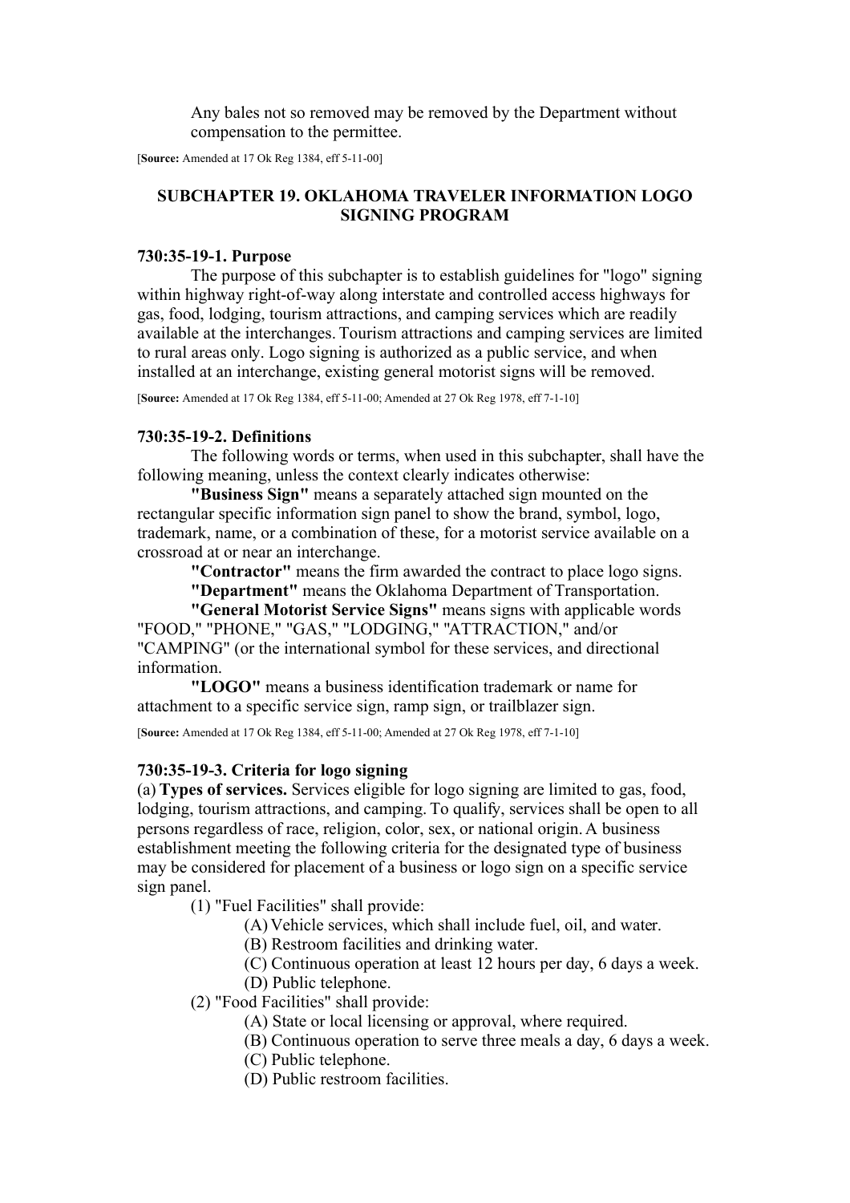Any bales not so removed may be removed by the Department without compensation to the permittee.

[**Source:** Amended at 17 Ok Reg 1384, eff 5-11-00]

## SUBCHAPTER 19. OKLAHOMA TRAVELER INFORMATION LOGO SIGNING PROGRAM

### 730:35-19-1. Purpose

The purpose of this subchapter is to establish guidelines for "logo" signing within highway right-of-way along interstate and controlled access highways for gas, food, lodging, tourism attractions, and camping services which are readily available at the interchanges. Tourism attractions and camping services are limited to rural areas only. Logo signing is authorized as a public service, and when installed at an interchange, existing general motorist signs will be removed.

[**Source:** Amended at 17 Ok Reg 1384, eff 5-11-00; Amended at 27 Ok Reg 1978, eff 7-1-10]

### 730:35-19-2. Definitions

The following words or terms, when used in this subchapter, shall have the following meaning, unless the context clearly indicates otherwise:

**"Business Sign"** means a separately attached sign mounted on the rectangular specific information sign panel to show the brand, symbol, logo, trademark, name, or a combination of these, for a motorist service available on a crossroad at or near an interchange.

**"Contractor"** means the firm awarded the contract to place logo signs.

**"Department"** means the Oklahoma Department of Transportation.

**"General Motorist Service Signs"** means signs with applicable words "FOOD," "PHONE," "GAS," "LODGING," "ATTRACTION," and/or "CAMPING" (or the international symbol for these services, and directional information.

**"LOGO"** means a business identification trademark or name for attachment to a specific service sign, ramp sign, or trailblazer sign.

[**Source:** Amended at 17 Ok Reg 1384, eff 5-11-00; Amended at 27 Ok Reg 1978, eff 7-1-10]

### 730:35-19-3. Criteria for logo signing

(a) **Types of services.** Services eligible for logo signing are limited to gas, food, lodging, tourism attractions, and camping. To qualify, services shall be open to all persons regardless of race, religion, color, sex, or national origin. A business establishment meeting the following criteria for the designated type of business may be considered for placement of a business or logo sign on a specific service sign panel.

(1) "Fuel Facilities" shall provide:

(A) Vehicle services, which shall include fuel, oil, and water.

(B) Restroom facilities and drinking water.

(C) Continuous operation at least 12 hours per day, 6 days a week.

(D) Public telephone.

(2) "Food Facilities" shall provide:

(A) State or local licensing or approval, where required.

(B) Continuous operation to serve three meals a day, 6 days a week.

(C) Public telephone.

(D) Public restroom facilities.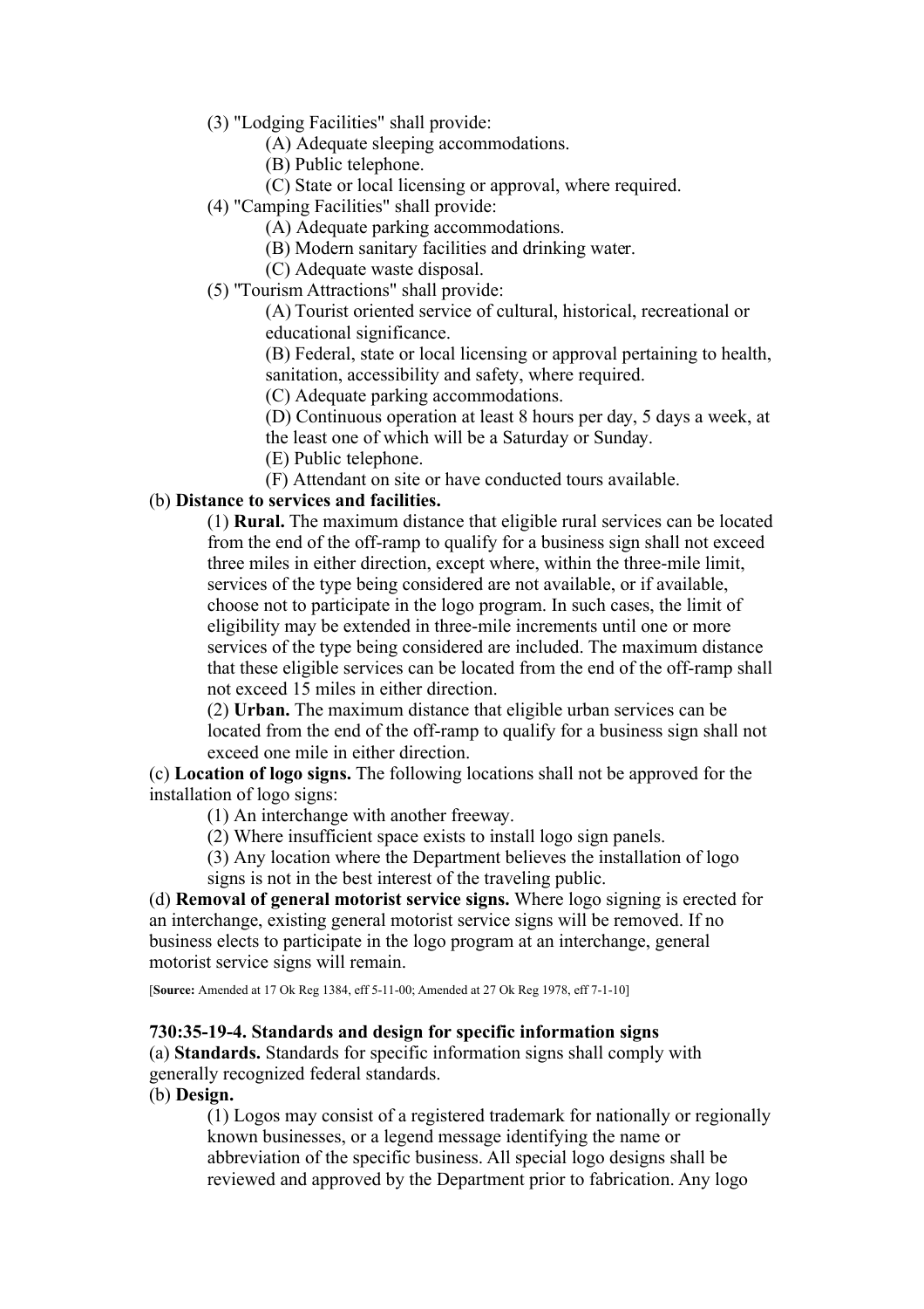(3) "Lodging Facilities" shall provide:

(A) Adequate sleeping accommodations.

(B) Public telephone.

(C) State or local licensing or approval, where required.

(4) "Camping Facilities" shall provide:

(A) Adequate parking accommodations.

(B) Modern sanitary facilities and drinking water.

(C) Adequate waste disposal.

(5) "Tourism Attractions" shall provide:

(A) Tourist oriented service of cultural, historical, recreational or educational significance.

(B) Federal, state or local licensing or approval pertaining to health, sanitation, accessibility and safety, where required.

(C) Adequate parking accommodations.

(D) Continuous operation at least 8 hours per day, 5 days a week, at the least one of which will be a Saturday or Sunday.

(E) Public telephone.

(F) Attendant on site or have conducted tours available.

(b) **Distance to services and facilities.**

(1) **Rural.** The maximum distance that eligible rural services can be located from the end of the off-ramp to qualify for a business sign shall not exceed three miles in either direction, except where, within the three-mile limit, services of the type being considered are not available, or if available, choose not to participate in the logo program. In such cases, the limit of eligibility may be extended in three-mile increments until one or more services of the type being considered are included. The maximum distance that these eligible services can be located from the end of the off-ramp shall not exceed 15 miles in either direction.

(2) **Urban.** The maximum distance that eligible urban services can be located from the end of the off-ramp to qualify for a business sign shall not exceed one mile in either direction.

(c) **Location of logo signs.** The following locations shall not be approved for the installation of logo signs:

(1) An interchange with another freeway.

(2) Where insufficient space exists to install logo sign panels.

(3) Any location where the Department believes the installation of logo signs is not in the best interest of the traveling public.

(d) **Removal of general motorist service signs.** Where logo signing is erected for an interchange, existing general motorist service signs will be removed. If no business elects to participate in the logo program at an interchange, general motorist service signs will remain.

[**Source:** Amended at 17 Ok Reg 1384, eff 5-11-00; Amended at 27 Ok Reg 1978, eff 7-1-10]

**730:35-19-4. Standards and design for specific information signs**

(a) **Standards.** Standards for specific information signs shall comply with generally recognized federal standards.

(b) **Design.**

(1) Logos may consist of a registered trademark for nationally or regionally known businesses, or a legend message identifying the name or abbreviation of the specific business. All special logo designs shall be reviewed and approved by the Department prior to fabrication. Any logo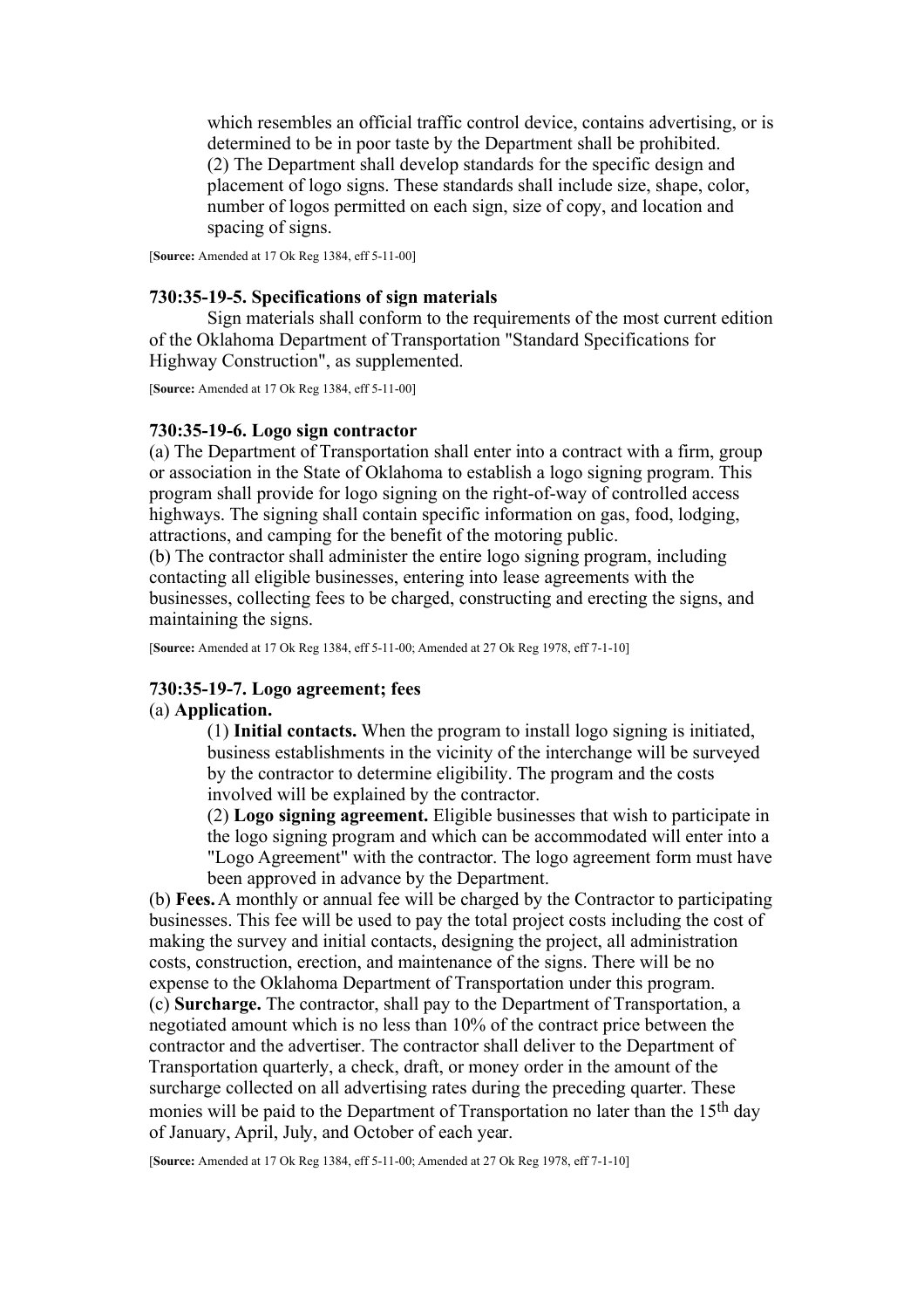which resembles an official traffic control device, contains advertising, or is determined to be in poor taste by the Department shall be prohibited.

(2) The Department shall develop standards for the specific design and placement of logo signs. These standards shall include size, shape, color, number of logos permitted on each sign, size of copy, and location and spacing of signs.

[**Source:** Amended at 17 Ok Reg 1384, eff 5-11-00]

### 730:35-19-5. Specifications of sign materials

Sign materials shall conform to the requirements of the most current edition of the Oklahoma Department of Transportation "Standard Specifications for Highway Construction", as supplemented.

[**Source:** Amended at 17 Ok Reg 1384, eff 5-11-00]

### 730:35-19-6. Logo sign contractor

(a) The Department of Transportation shall enter into a contract with a firm, group or association in the State of Oklahoma to establish a logo signing program. This program shall provide for logo signing on the right-of-way of controlled access highways. The signing shall contain specific information on gas, food, lodging, attractions, and camping for the benefit of the motoring public.

(b) The contractor shall administer the entire logo signing program, including contacting all eligible businesses, entering into lease agreements with the businesses, collecting fees to be charged, constructing and erecting the signs, and maintaining the signs.

[**Source:** Amended at 17 Ok Reg 1384, eff 5-11-00; Amended at 27 Ok Reg 1978, eff 7-1-10]

### 730:35-19-7. Logo agreement; fees

(a) **Application.**

(1) **Initial contacts.** When the program to install logo signing is initiated, business establishments in the vicinity of the interchange will be surveyed by the contractor to determine eligibility. The program and the costs involved will be explained by the contractor.

(2) **Logo signing agreement.** Eligible businesses that wish to participate in the logo signing program and which can be accommodated will enter into a "Logo Agreement" with the contractor. The logo agreement form must have been approved in advance by the Department.

(b) **Fees.** A monthly or annual fee will be charged by the Contractor to participating businesses. This fee will be used to pay the total project costs including the cost of making the survey and initial contacts, designing the project, all administration costs, construction, erection, and maintenance of the signs. There will be no expense to the Oklahoma Department of Transportation under this program.

(c) **Surcharge.** The contractor, shall pay to the Department of Transportation, a negotiated amount which is no less than 10% of the contract price between the contractor and the advertiser. The contractor shall deliver to the Department of Transportation quarterly, a check, draft, or money order in the amount of the surcharge collected on all advertising rates during the preceding quarter. These monies will be paid to the Department of Transportation no later than the 15th day of January, April, July, and October of each year.

[**Source:** Amended at 17 Ok Reg 1384, eff 5-11-00; Amended at 27 Ok Reg 1978, eff 7-1-10]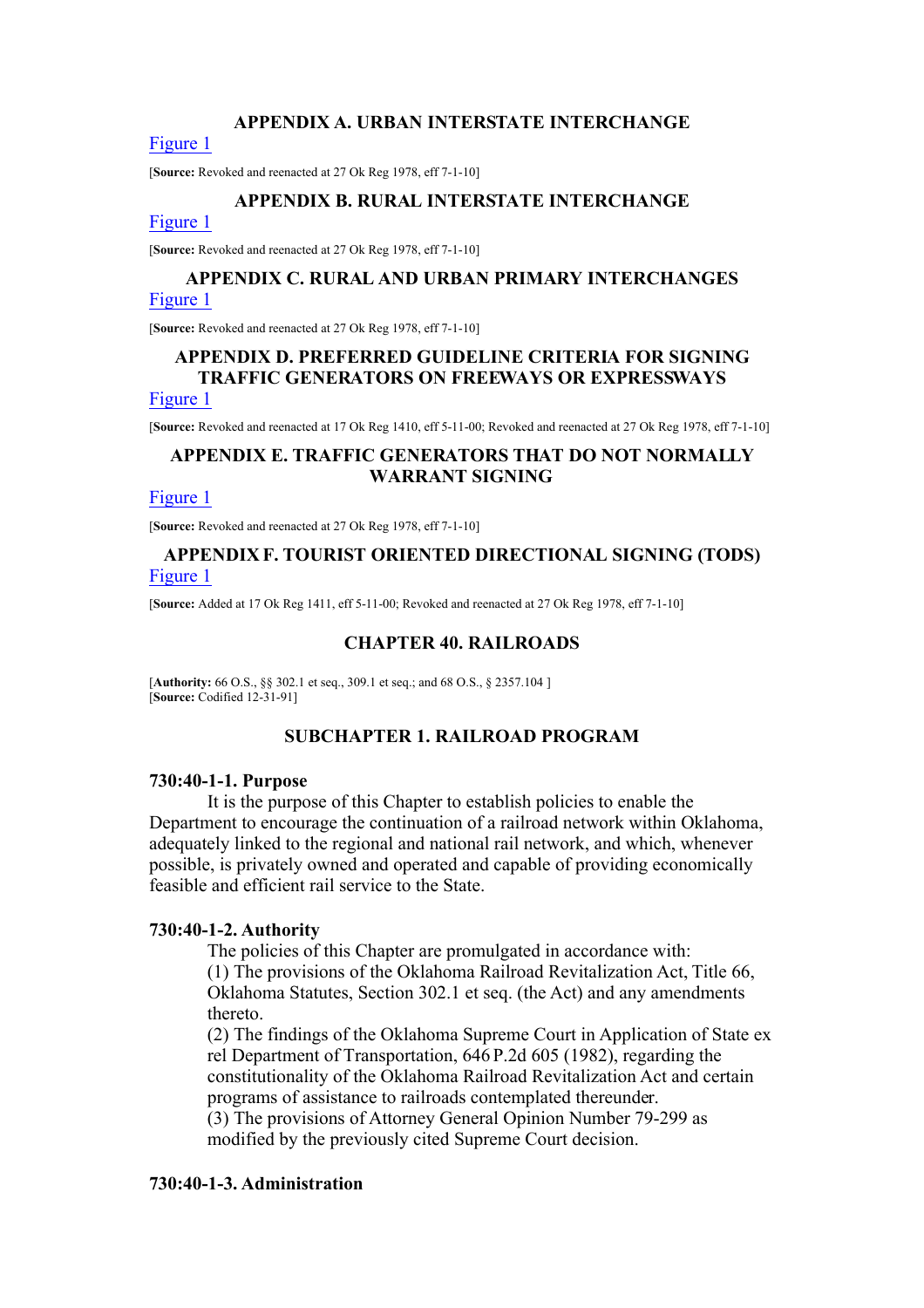## APPENDIX A. URBAN INTERSTATE INTERCHANGE

Figure 1

[**Source:** Revoked and reenacted at 27 Ok Reg 1978, eff 7-1-10]

## APPENDIX B. RURAL INTERSTATE INTERCHANGE

Figure 1

[**Source:** Revoked and reenacted at 27 Ok Reg 1978, eff 7-1-10]

## APPENDIX C. RURAL AND URBAN PRIMARY INTERCHANGES

Figure 1

[**Source:** Revoked and reenacted at 27 Ok Reg 1978, eff 7-1-10]

## APPENDIX D. PREFERRED GUIDELINE CRITERIA FOR SIGNING TRAFFIC GENERATORS ON FREEWAYS OR EXPRESSWAYS

Figure 1

[**Source:** Revoked and reenacted at 17 Ok Reg 1410, eff 5-11-00; Revoked and reenacted at 27 Ok Reg 1978, eff 7-1-10]

## APPENDIX E. TRAFFIC GENERATORS THAT DO NOT NORMALLY WARRANT SIGNING

Figure 1

[**Source:** Revoked and reenacted at 27 Ok Reg 1978, eff 7-1-10]

## APPENDIX F. TOURIST ORIENTED DIRECTIONAL SIGNING (TODS)

Figure 1

[**Source:** Added at 17 Ok Reg 1411, eff 5-11-00; Revoked and reenacted at 27 Ok Reg 1978, eff 7-1-10]

# CHAPTER 40. RAILROADS

[**Authority:** 66 O.S., §§ 302.1 et seq., 309.1 et seq.; and 68 O.S., § 2357.104 ]
[**Source:** Codified 12-31-91]

## SUBCHAPTER 1. RAILROAD PROGRAM

### 730:40-1-1. Purpose

It is the purpose of this Chapter to establish policies to enable the Department to encourage the continuation of a railroad network within Oklahoma, adequately linked to the regional and national rail network, and which, whenever possible, is privately owned and operated and capable of providing economically feasible and efficient rail service to the State.

### 730:40-1-2. Authority

The policies of this Chapter are promulgated in accordance with:

(1) The provisions of the Oklahoma Railroad Revitalization Act, Title 66, Oklahoma Statutes, Section 302.1 et seq. (the Act) and any amendments thereto.

(2) The findings of the Oklahoma Supreme Court in Application of State ex rel Department of Transportation, 646 P.2d 605 (1982), regarding the constitutionality of the Oklahoma Railroad Revitalization Act and certain programs of assistance to railroads contemplated thereunder.

(3) The provisions of Attorney General Opinion Number 79-299 as modified by the previously cited Supreme Court decision.

### 730:40-1-3. Administration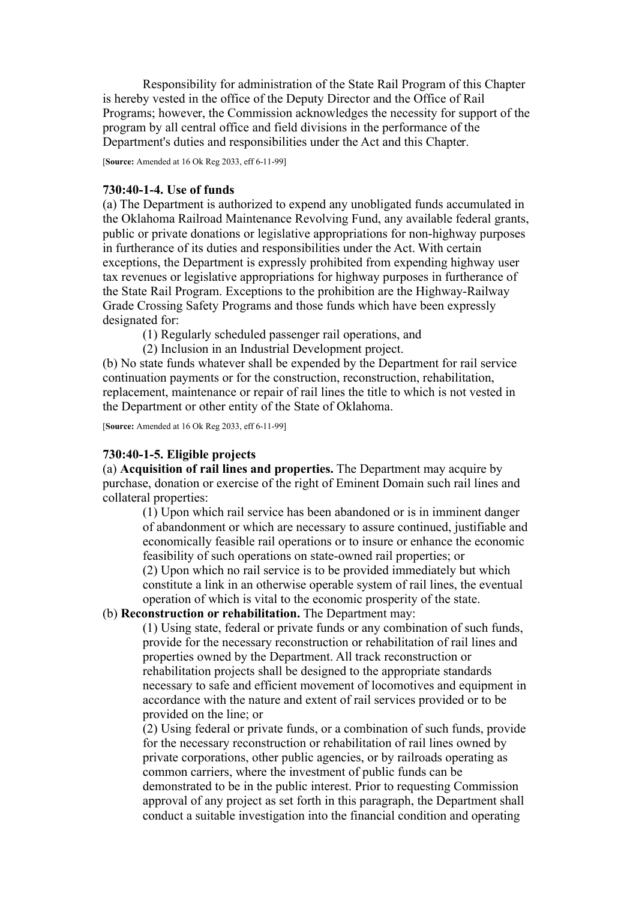Responsibility for administration of the State Rail Program of this Chapter is hereby vested in the office of the Deputy Director and the Office of Rail Programs; however, the Commission acknowledges the necessity for support of the program by all central office and field divisions in the performance of the Department's duties and responsibilities under the Act and this Chapter.

[**Source:** Amended at 16 Ok Reg 2033, eff 6-11-99]

**730:40-1-4. Use of funds**

(a) The Department is authorized to expend any unobligated funds accumulated in the Oklahoma Railroad Maintenance Revolving Fund, any available federal grants, public or private donations or legislative appropriations for non-highway purposes in furtherance of its duties and responsibilities under the Act. With certain exceptions, the Department is expressly prohibited from expending highway user tax revenues or legislative appropriations for highway purposes in furtherance of the State Rail Program. Exceptions to the prohibition are the Highway-Railway Grade Crossing Safety Programs and those funds which have been expressly designated for:

(1) Regularly scheduled passenger rail operations, and

(2) Inclusion in an Industrial Development project.

(b) No state funds whatever shall be expended by the Department for rail service continuation payments or for the construction, reconstruction, rehabilitation, replacement, maintenance or repair of rail lines the title to which is not vested in the Department or other entity of the State of Oklahoma.

[**Source:** Amended at 16 Ok Reg 2033, eff 6-11-99]

**730:40-1-5. Eligible projects**

(a) **Acquisition of rail lines and properties.** The Department may acquire by purchase, donation or exercise of the right of Eminent Domain such rail lines and collateral properties:

(1) Upon which rail service has been abandoned or is in imminent danger of abandonment or which are necessary to assure continued, justifiable and economically feasible rail operations or to insure or enhance the economic feasibility of such operations on state-owned rail properties; or

(2) Upon which no rail service is to be provided immediately but which constitute a link in an otherwise operable system of rail lines, the eventual operation of which is vital to the economic prosperity of the state.

(b) **Reconstruction or rehabilitation.** The Department may:

(1) Using state, federal or private funds or any combination of such funds, provide for the necessary reconstruction or rehabilitation of rail lines and properties owned by the Department. All track reconstruction or rehabilitation projects shall be designed to the appropriate standards necessary to safe and efficient movement of locomotives and equipment in accordance with the nature and extent of rail services provided or to be provided on the line; or

(2) Using federal or private funds, or a combination of such funds, provide for the necessary reconstruction or rehabilitation of rail lines owned by private corporations, other public agencies, or by railroads operating as common carriers, where the investment of public funds can be demonstrated to be in the public interest. Prior to requesting Commission approval of any project as set forth in this paragraph, the Department shall conduct a suitable investigation into the financial condition and operating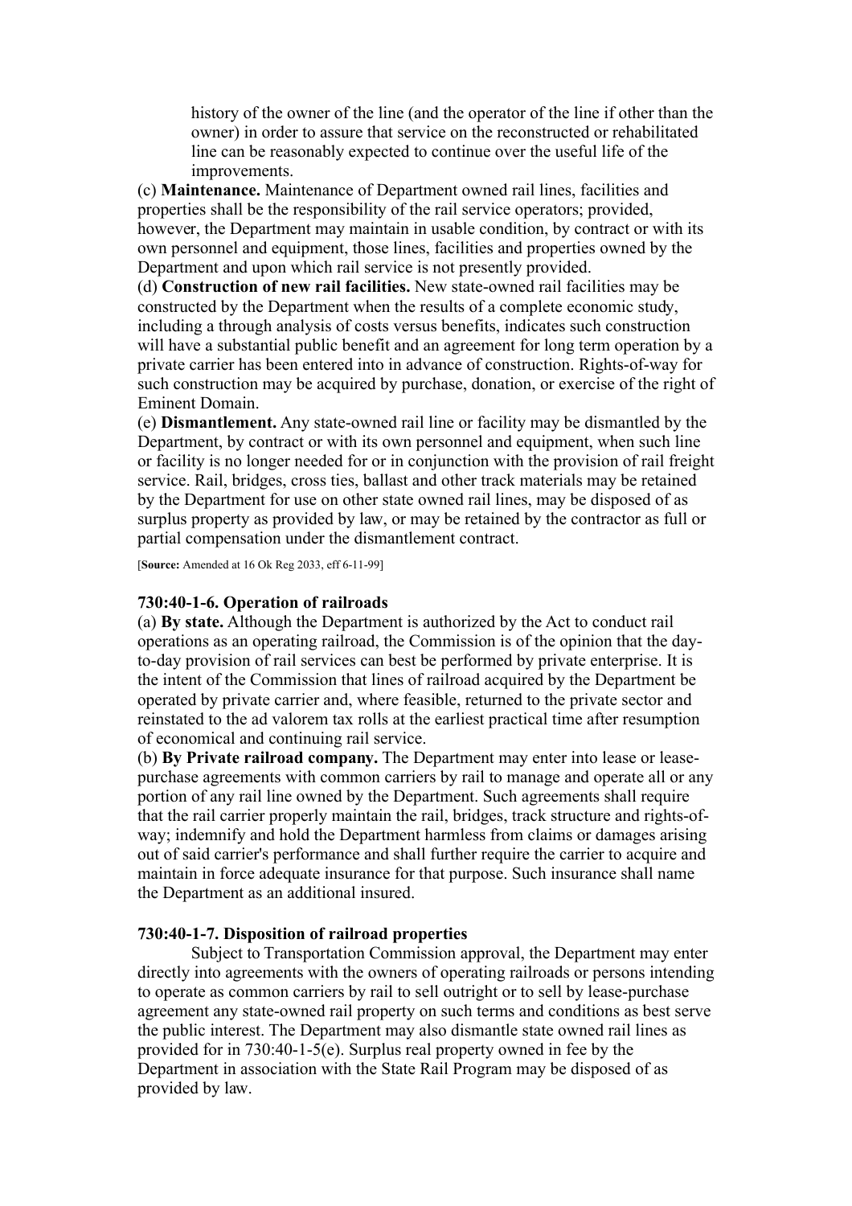history of the owner of the line (and the operator of the line if other than the owner) in order to assure that service on the reconstructed or rehabilitated line can be reasonably expected to continue over the useful life of the improvements.

(c) **Maintenance.** Maintenance of Department owned rail lines, facilities and properties shall be the responsibility of the rail service operators; provided, however, the Department may maintain in usable condition, by contract or with its own personnel and equipment, those lines, facilities and properties owned by the Department and upon which rail service is not presently provided.

(d) **Construction of new rail facilities.** New state-owned rail facilities may be constructed by the Department when the results of a complete economic study, including a through analysis of costs versus benefits, indicates such construction will have a substantial public benefit and an agreement for long term operation by a private carrier has been entered into in advance of construction. Rights-of-way for such construction may be acquired by purchase, donation, or exercise of the right of Eminent Domain.

(e) **Dismantlement.** Any state-owned rail line or facility may be dismantled by the Department, by contract or with its own personnel and equipment, when such line or facility is no longer needed for or in conjunction with the provision of rail freight service. Rail, bridges, cross ties, ballast and other track materials may be retained by the Department for use on other state owned rail lines, may be disposed of as surplus property as provided by law, or may be retained by the contractor as full or partial compensation under the dismantlement contract.

[**Source:** Amended at 16 Ok Reg 2033, eff 6-11-99]

### 730:40-1-6. Operation of railroads

(a) **By state.** Although the Department is authorized by the Act to conduct rail operations as an operating railroad, the Commission is of the opinion that the day-to-day provision of rail services can best be performed by private enterprise. It is the intent of the Commission that lines of railroad acquired by the Department be operated by private carrier and, where feasible, returned to the private sector and reinstated to the ad valorem tax rolls at the earliest practical time after resumption of economical and continuing rail service.

(b) **By Private railroad company.** The Department may enter into lease or lease-purchase agreements with common carriers by rail to manage and operate all or any portion of any rail line owned by the Department. Such agreements shall require that the rail carrier properly maintain the rail, bridges, track structure and rights-of-way; indemnify and hold the Department harmless from claims or damages arising out of said carrier's performance and shall further require the carrier to acquire and maintain in force adequate insurance for that purpose. Such insurance shall name the Department as an additional insured.

### 730:40-1-7. Disposition of railroad properties

Subject to Transportation Commission approval, the Department may enter directly into agreements with the owners of operating railroads or persons intending to operate as common carriers by rail to sell outright or to sell by lease-purchase agreement any state-owned rail property on such terms and conditions as best serve the public interest. The Department may also dismantle state owned rail lines as provided for in 730:40-1-5(e). Surplus real property owned in fee by the Department in association with the State Rail Program may be disposed of as provided by law.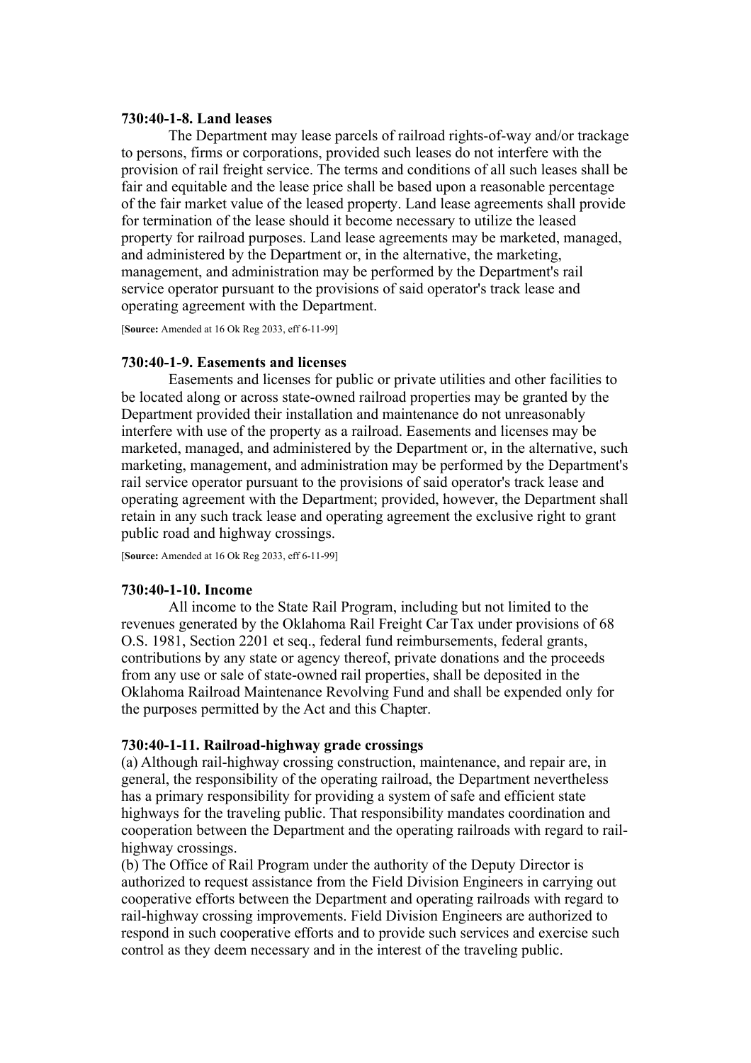### 730:40-1-8. Land leases

The Department may lease parcels of railroad rights-of-way and/or trackage to persons, firms or corporations, provided such leases do not interfere with the provision of rail freight service. The terms and conditions of all such leases shall be fair and equitable and the lease price shall be based upon a reasonable percentage of the fair market value of the leased property. Land lease agreements shall provide for termination of the lease should it become necessary to utilize the leased property for railroad purposes. Land lease agreements may be marketed, managed, and administered by the Department or, in the alternative, the marketing, management, and administration may be performed by the Department's rail service operator pursuant to the provisions of said operator's track lease and operating agreement with the Department.

[**Source:** Amended at 16 Ok Reg 2033, eff 6-11-99]

### 730:40-1-9. Easements and licenses

Easements and licenses for public or private utilities and other facilities to be located along or across state-owned railroad properties may be granted by the Department provided their installation and maintenance do not unreasonably interfere with use of the property as a railroad. Easements and licenses may be marketed, managed, and administered by the Department or, in the alternative, such marketing, management, and administration may be performed by the Department's rail service operator pursuant to the provisions of said operator's track lease and operating agreement with the Department; provided, however, the Department shall retain in any such track lease and operating agreement the exclusive right to grant public road and highway crossings.

[**Source:** Amended at 16 Ok Reg 2033, eff 6-11-99]

### 730:40-1-10. Income

All income to the State Rail Program, including but not limited to the revenues generated by the Oklahoma Rail Freight Car Tax under provisions of 68 O.S. 1981, Section 2201 et seq., federal fund reimbursements, federal grants, contributions by any state or agency thereof, private donations and the proceeds from any use or sale of state-owned rail properties, shall be deposited in the Oklahoma Railroad Maintenance Revolving Fund and shall be expended only for the purposes permitted by the Act and this Chapter.

### 730:40-1-11. Railroad-highway grade crossings

(a) Although rail-highway crossing construction, maintenance, and repair are, in general, the responsibility of the operating railroad, the Department nevertheless has a primary responsibility for providing a system of safe and efficient state highways for the traveling public. That responsibility mandates coordination and cooperation between the Department and the operating railroads with regard to rail-highway crossings.

(b) The Office of Rail Program under the authority of the Deputy Director is authorized to request assistance from the Field Division Engineers in carrying out cooperative efforts between the Department and operating railroads with regard to rail-highway crossing improvements. Field Division Engineers are authorized to respond in such cooperative efforts and to provide such services and exercise such control as they deem necessary and in the interest of the traveling public.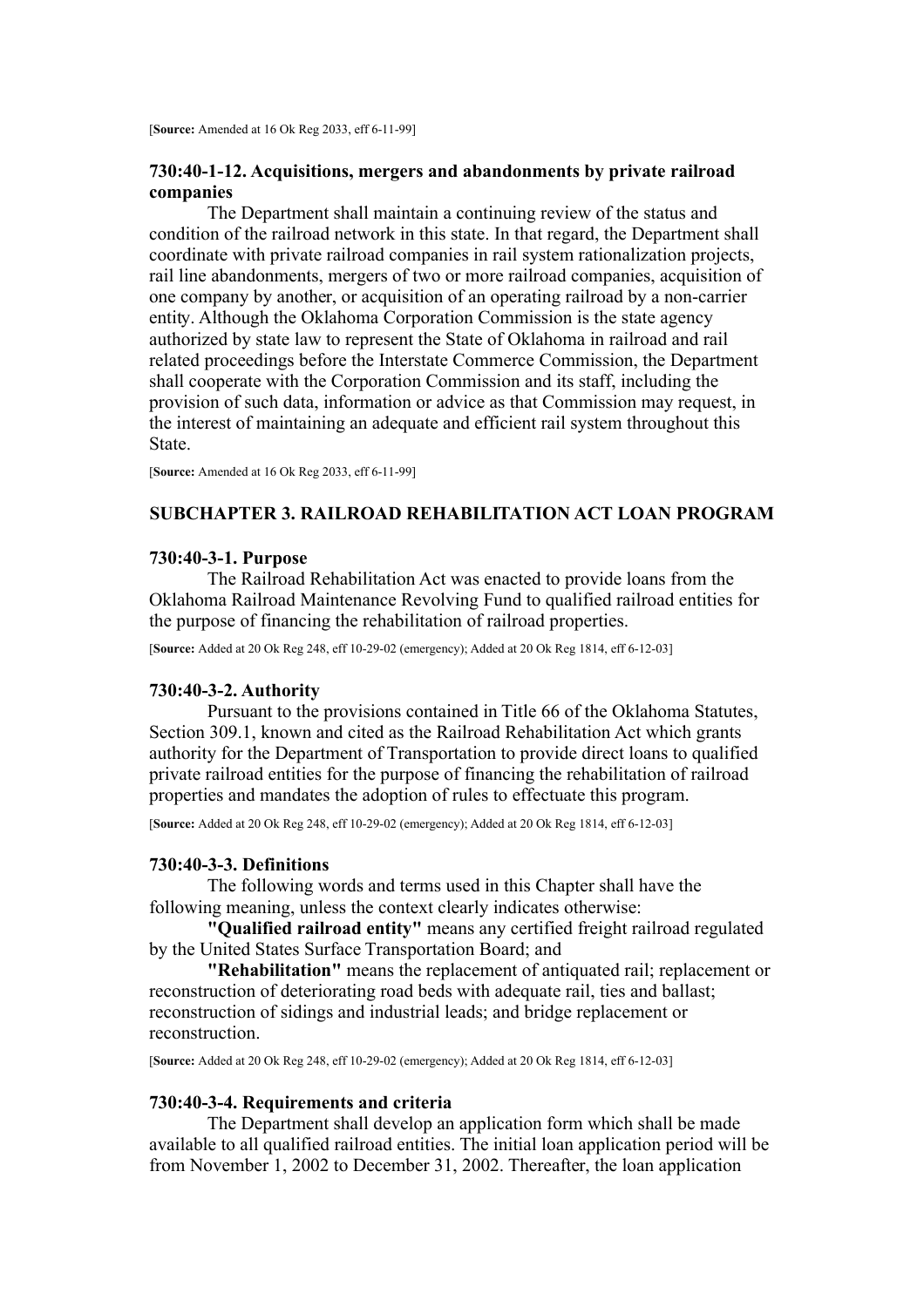[**Source:** Amended at 16 Ok Reg 2033, eff 6-11-99]

### 730:40-1-12. Acquisitions, mergers and abandonments by private railroad companies

The Department shall maintain a continuing review of the status and condition of the railroad network in this state. In that regard, the Department shall coordinate with private railroad companies in rail system rationalization projects, rail line abandonments, mergers of two or more railroad companies, acquisition of one company by another, or acquisition of an operating railroad by a non-carrier entity. Although the Oklahoma Corporation Commission is the state agency authorized by state law to represent the State of Oklahoma in railroad and rail related proceedings before the Interstate Commerce Commission, the Department shall cooperate with the Corporation Commission and its staff, including the provision of such data, information or advice as that Commission may request, in the interest of maintaining an adequate and efficient rail system throughout this State.

[**Source:** Amended at 16 Ok Reg 2033, eff 6-11-99]

## SUBCHAPTER 3. RAILROAD REHABILITATION ACT LOAN PROGRAM

### 730:40-3-1. Purpose

The Railroad Rehabilitation Act was enacted to provide loans from the Oklahoma Railroad Maintenance Revolving Fund to qualified railroad entities for the purpose of financing the rehabilitation of railroad properties.

[**Source:** Added at 20 Ok Reg 248, eff 10-29-02 (emergency); Added at 20 Ok Reg 1814, eff 6-12-03]

### 730:40-3-2. Authority

Pursuant to the provisions contained in Title 66 of the Oklahoma Statutes, Section 309.1, known and cited as the Railroad Rehabilitation Act which grants authority for the Department of Transportation to provide direct loans to qualified private railroad entities for the purpose of financing the rehabilitation of railroad properties and mandates the adoption of rules to effectuate this program.

[**Source:** Added at 20 Ok Reg 248, eff 10-29-02 (emergency); Added at 20 Ok Reg 1814, eff 6-12-03]

### 730:40-3-3. Definitions

The following words and terms used in this Chapter shall have the following meaning, unless the context clearly indicates otherwise:

**"Qualified railroad entity"** means any certified freight railroad regulated by the United States Surface Transportation Board; and

**"Rehabilitation"** means the replacement of antiquated rail; replacement or reconstruction of deteriorating road beds with adequate rail, ties and ballast; reconstruction of sidings and industrial leads; and bridge replacement or reconstruction.

[**Source:** Added at 20 Ok Reg 248, eff 10-29-02 (emergency); Added at 20 Ok Reg 1814, eff 6-12-03]

### 730:40-3-4. Requirements and criteria

The Department shall develop an application form which shall be made available to all qualified railroad entities. The initial loan application period will be from November 1, 2002 to December 31, 2002. Thereafter, the loan application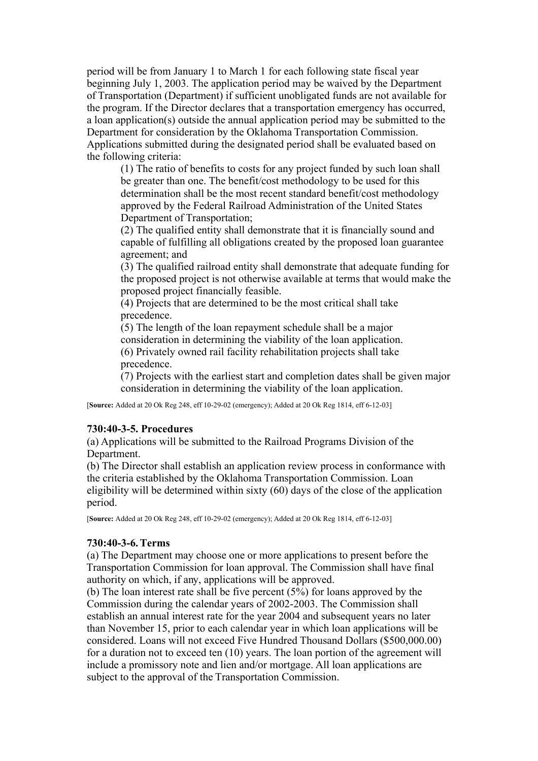period will be from January 1 to March 1 for each following state fiscal year beginning July 1, 2003. The application period may be waived by the Department of Transportation (Department) if sufficient unobligated funds are not available for the program. If the Director declares that a transportation emergency has occurred, a loan application(s) outside the annual application period may be submitted to the Department for consideration by the Oklahoma Transportation Commission. Applications submitted during the designated period shall be evaluated based on the following criteria:

(1) The ratio of benefits to costs for any project funded by such loan shall be greater than one. The benefit/cost methodology to be used for this determination shall be the most recent standard benefit/cost methodology approved by the Federal Railroad Administration of the United States Department of Transportation;
(2) The qualified entity shall demonstrate that it is financially sound and capable of fulfilling all obligations created by the proposed loan guarantee agreement; and
(3) The qualified railroad entity shall demonstrate that adequate funding for the proposed project is not otherwise available at terms that would make the proposed project financially feasible.
(4) Projects that are determined to be the most critical shall take precedence.
(5) The length of the loan repayment schedule shall be a major consideration in determining the viability of the loan application.
(6) Privately owned rail facility rehabilitation projects shall take precedence.
(7) Projects with the earliest start and completion dates shall be given major consideration in determining the viability of the loan application.

[**Source:** Added at 20 Ok Reg 248, eff 10-29-02 (emergency); Added at 20 Ok Reg 1814, eff 6-12-03]

### 730:40-3-5. Procedures

(a) Applications will be submitted to the Railroad Programs Division of the Department.
(b) The Director shall establish an application review process in conformance with the criteria established by the Oklahoma Transportation Commission. Loan eligibility will be determined within sixty (60) days of the close of the application period.

[**Source:** Added at 20 Ok Reg 248, eff 10-29-02 (emergency); Added at 20 Ok Reg 1814, eff 6-12-03]

### 730:40-3-6. Terms

(a) The Department may choose one or more applications to present before the Transportation Commission for loan approval. The Commission shall have final authority on which, if any, applications will be approved.
(b) The loan interest rate shall be five percent (5%) for loans approved by the Commission during the calendar years of 2002-2003. The Commission shall establish an annual interest rate for the year 2004 and subsequent years no later than November 15, prior to each calendar year in which loan applications will be considered. Loans will not exceed Five Hundred Thousand Dollars ($500,000.00) for a duration not to exceed ten (10) years. The loan portion of the agreement will include a promissory note and lien and/or mortgage. All loan applications are subject to the approval of the Transportation Commission.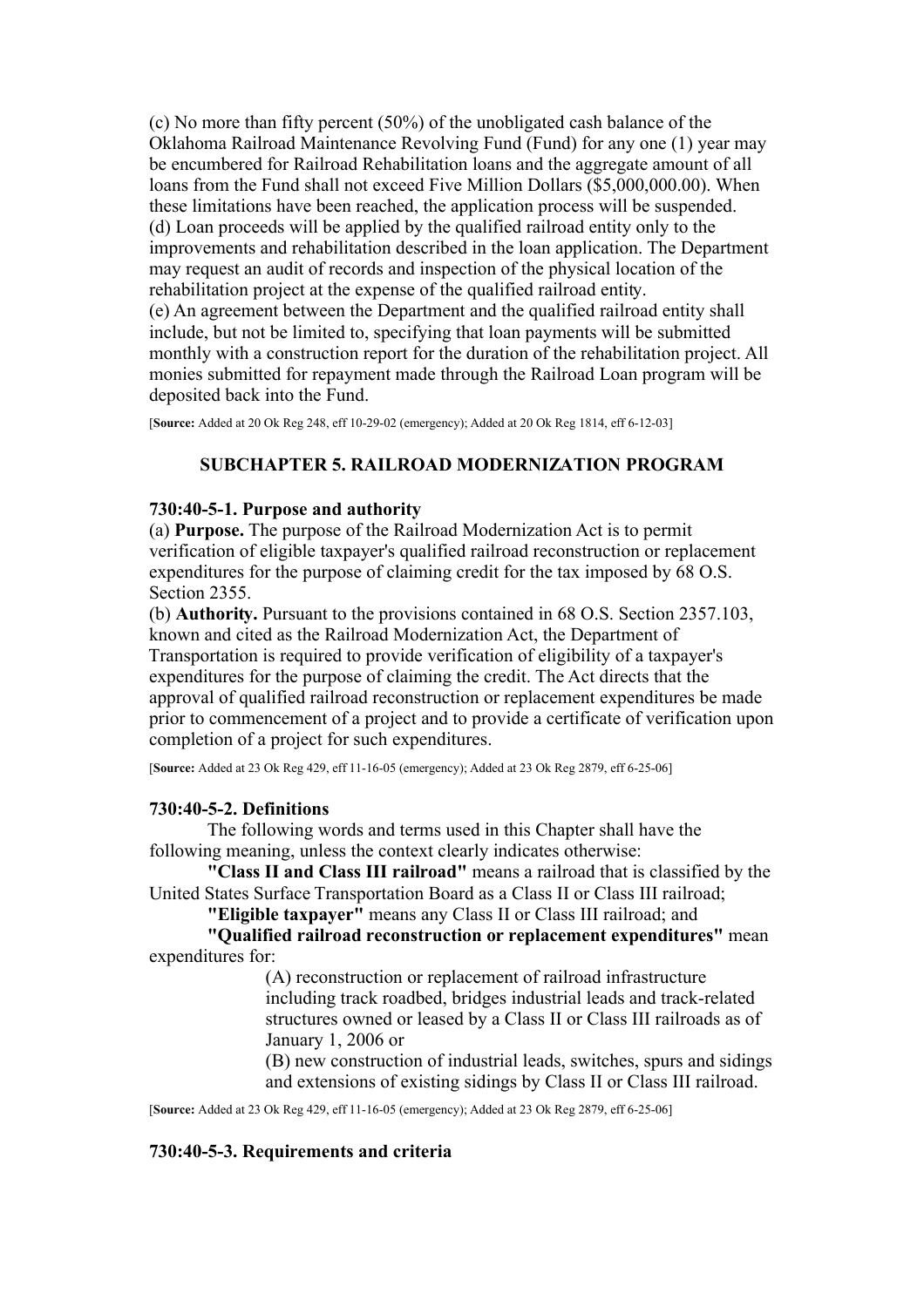(c) No more than fifty percent (50%) of the unobligated cash balance of the Oklahoma Railroad Maintenance Revolving Fund (Fund) for any one (1) year may be encumbered for Railroad Rehabilitation loans and the aggregate amount of all loans from the Fund shall not exceed Five Million Dollars ($5,000,000.00). When these limitations have been reached, the application process will be suspended.
(d) Loan proceeds will be applied by the qualified railroad entity only to the improvements and rehabilitation described in the loan application. The Department may request an audit of records and inspection of the physical location of the rehabilitation project at the expense of the qualified railroad entity.
(e) An agreement between the Department and the qualified railroad entity shall include, but not be limited to, specifying that loan payments will be submitted monthly with a construction report for the duration of the rehabilitation project. All monies submitted for repayment made through the Railroad Loan program will be deposited back into the Fund.

[**Source:** Added at 20 Ok Reg 248, eff 10-29-02 (emergency); Added at 20 Ok Reg 1814, eff 6-12-03]

## SUBCHAPTER 5. RAILROAD MODERNIZATION PROGRAM

### 730:40-5-1. Purpose and authority

(a) **Purpose.** The purpose of the Railroad Modernization Act is to permit verification of eligible taxpayer's qualified railroad reconstruction or replacement expenditures for the purpose of claiming credit for the tax imposed by 68 O.S. Section 2355.
(b) **Authority.** Pursuant to the provisions contained in 68 O.S. Section 2357.103, known and cited as the Railroad Modernization Act, the Department of Transportation is required to provide verification of eligibility of a taxpayer's expenditures for the purpose of claiming the credit. The Act directs that the approval of qualified railroad reconstruction or replacement expenditures be made prior to commencement of a project and to provide a certificate of verification upon completion of a project for such expenditures.

[**Source:** Added at 23 Ok Reg 429, eff 11-16-05 (emergency); Added at 23 Ok Reg 2879, eff 6-25-06]

### 730:40-5-2. Definitions

The following words and terms used in this Chapter shall have the following meaning, unless the context clearly indicates otherwise:

**"Class II and Class III railroad"** means a railroad that is classified by the United States Surface Transportation Board as a Class II or Class III railroad;

**"Eligible taxpayer"** means any Class II or Class III railroad; and

**"Qualified railroad reconstruction or replacement expenditures"** mean expenditures for:

> (A) reconstruction or replacement of railroad infrastructure including track roadbed, bridges industrial leads and track-related structures owned or leased by a Class II or Class III railroads as of January 1, 2006 or
>
> (B) new construction of industrial leads, switches, spurs and sidings and extensions of existing sidings by Class II or Class III railroad.

[**Source:** Added at 23 Ok Reg 429, eff 11-16-05 (emergency); Added at 23 Ok Reg 2879, eff 6-25-06]

### 730:40-5-3. Requirements and criteria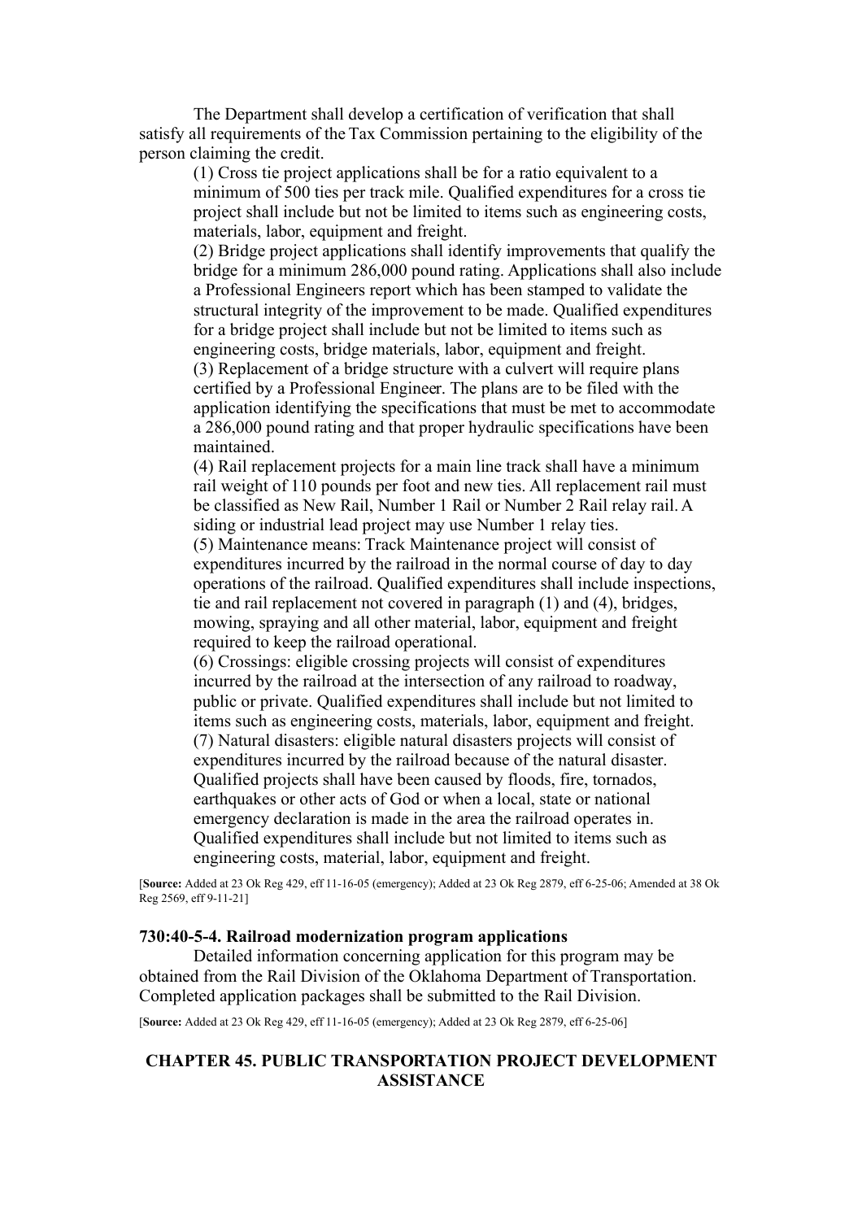The Department shall develop a certification of verification that shall satisfy all requirements of the Tax Commission pertaining to the eligibility of the person claiming the credit.

(1) Cross tie project applications shall be for a ratio equivalent to a minimum of 500 ties per track mile. Qualified expenditures for a cross tie project shall include but not be limited to items such as engineering costs, materials, labor, equipment and freight.

(2) Bridge project applications shall identify improvements that qualify the bridge for a minimum 286,000 pound rating. Applications shall also include a Professional Engineers report which has been stamped to validate the structural integrity of the improvement to be made. Qualified expenditures for a bridge project shall include but not be limited to items such as engineering costs, bridge materials, labor, equipment and freight.

(3) Replacement of a bridge structure with a culvert will require plans certified by a Professional Engineer. The plans are to be filed with the application identifying the specifications that must be met to accommodate a 286,000 pound rating and that proper hydraulic specifications have been maintained.

(4) Rail replacement projects for a main line track shall have a minimum rail weight of 110 pounds per foot and new ties. All replacement rail must be classified as New Rail, Number 1 Rail or Number 2 Rail relay rail. A siding or industrial lead project may use Number 1 relay ties.

(5) Maintenance means: Track Maintenance project will consist of expenditures incurred by the railroad in the normal course of day to day operations of the railroad. Qualified expenditures shall include inspections, tie and rail replacement not covered in paragraph (1) and (4), bridges, mowing, spraying and all other material, labor, equipment and freight required to keep the railroad operational.

(6) Crossings: eligible crossing projects will consist of expenditures incurred by the railroad at the intersection of any railroad to roadway, public or private. Qualified expenditures shall include but not limited to items such as engineering costs, materials, labor, equipment and freight.

(7) Natural disasters: eligible natural disasters projects will consist of expenditures incurred by the railroad because of the natural disaster. Qualified projects shall have been caused by floods, fire, tornados, earthquakes or other acts of God or when a local, state or national emergency declaration is made in the area the railroad operates in. Qualified expenditures shall include but not limited to items such as engineering costs, material, labor, equipment and freight.

[**Source:** Added at 23 Ok Reg 429, eff 11-16-05 (emergency); Added at 23 Ok Reg 2879, eff 6-25-06; Amended at 38 Ok Reg 2569, eff 9-11-21]

### 730:40-5-4. Railroad modernization program applications

Detailed information concerning application for this program may be obtained from the Rail Division of the Oklahoma Department of Transportation. Completed application packages shall be submitted to the Rail Division.

[**Source:** Added at 23 Ok Reg 429, eff 11-16-05 (emergency); Added at 23 Ok Reg 2879, eff 6-25-06]

## CHAPTER 45. PUBLIC TRANSPORTATION PROJECT DEVELOPMENT ASSISTANCE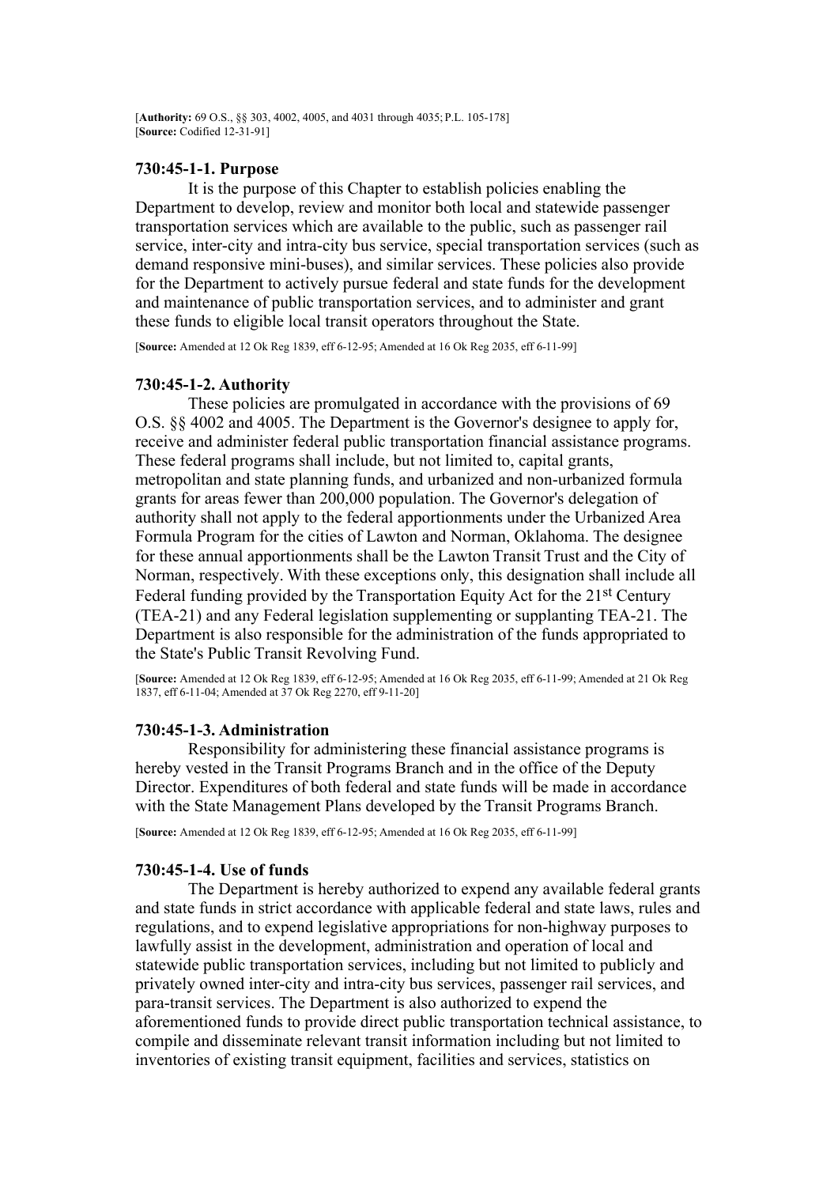[**Authority:** 69 O.S., §§ 303, 4002, 4005, and 4031 through 4035; P.L. 105-178]
[**Source:** Codified 12-31-91]

### 730:45-1-1. Purpose

It is the purpose of this Chapter to establish policies enabling the Department to develop, review and monitor both local and statewide passenger transportation services which are available to the public, such as passenger rail service, inter-city and intra-city bus service, special transportation services (such as demand responsive mini-buses), and similar services. These policies also provide for the Department to actively pursue federal and state funds for the development and maintenance of public transportation services, and to administer and grant these funds to eligible local transit operators throughout the State.

[**Source:** Amended at 12 Ok Reg 1839, eff 6-12-95; Amended at 16 Ok Reg 2035, eff 6-11-99]

### 730:45-1-2. Authority

These policies are promulgated in accordance with the provisions of 69 O.S. §§ 4002 and 4005. The Department is the Governor's designee to apply for, receive and administer federal public transportation financial assistance programs. These federal programs shall include, but not limited to, capital grants, metropolitan and state planning funds, and urbanized and non-urbanized formula grants for areas fewer than 200,000 population. The Governor's delegation of authority shall not apply to the federal apportionments under the Urbanized Area Formula Program for the cities of Lawton and Norman, Oklahoma. The designee for these annual apportionments shall be the Lawton Transit Trust and the City of Norman, respectively. With these exceptions only, this designation shall include all Federal funding provided by the Transportation Equity Act for the 21st Century (TEA-21) and any Federal legislation supplementing or supplanting TEA-21. The Department is also responsible for the administration of the funds appropriated to the State's Public Transit Revolving Fund.

[**Source:** Amended at 12 Ok Reg 1839, eff 6-12-95; Amended at 16 Ok Reg 2035, eff 6-11-99; Amended at 21 Ok Reg 1837, eff 6-11-04; Amended at 37 Ok Reg 2270, eff 9-11-20]

### 730:45-1-3. Administration

Responsibility for administering these financial assistance programs is hereby vested in the Transit Programs Branch and in the office of the Deputy Director. Expenditures of both federal and state funds will be made in accordance with the State Management Plans developed by the Transit Programs Branch.

[**Source:** Amended at 12 Ok Reg 1839, eff 6-12-95; Amended at 16 Ok Reg 2035, eff 6-11-99]

### 730:45-1-4. Use of funds

The Department is hereby authorized to expend any available federal grants and state funds in strict accordance with applicable federal and state laws, rules and regulations, and to expend legislative appropriations for non-highway purposes to lawfully assist in the development, administration and operation of local and statewide public transportation services, including but not limited to publicly and privately owned inter-city and intra-city bus services, passenger rail services, and para-transit services. The Department is also authorized to expend the aforementioned funds to provide direct public transportation technical assistance, to compile and disseminate relevant transit information including but not limited to inventories of existing transit equipment, facilities and services, statistics on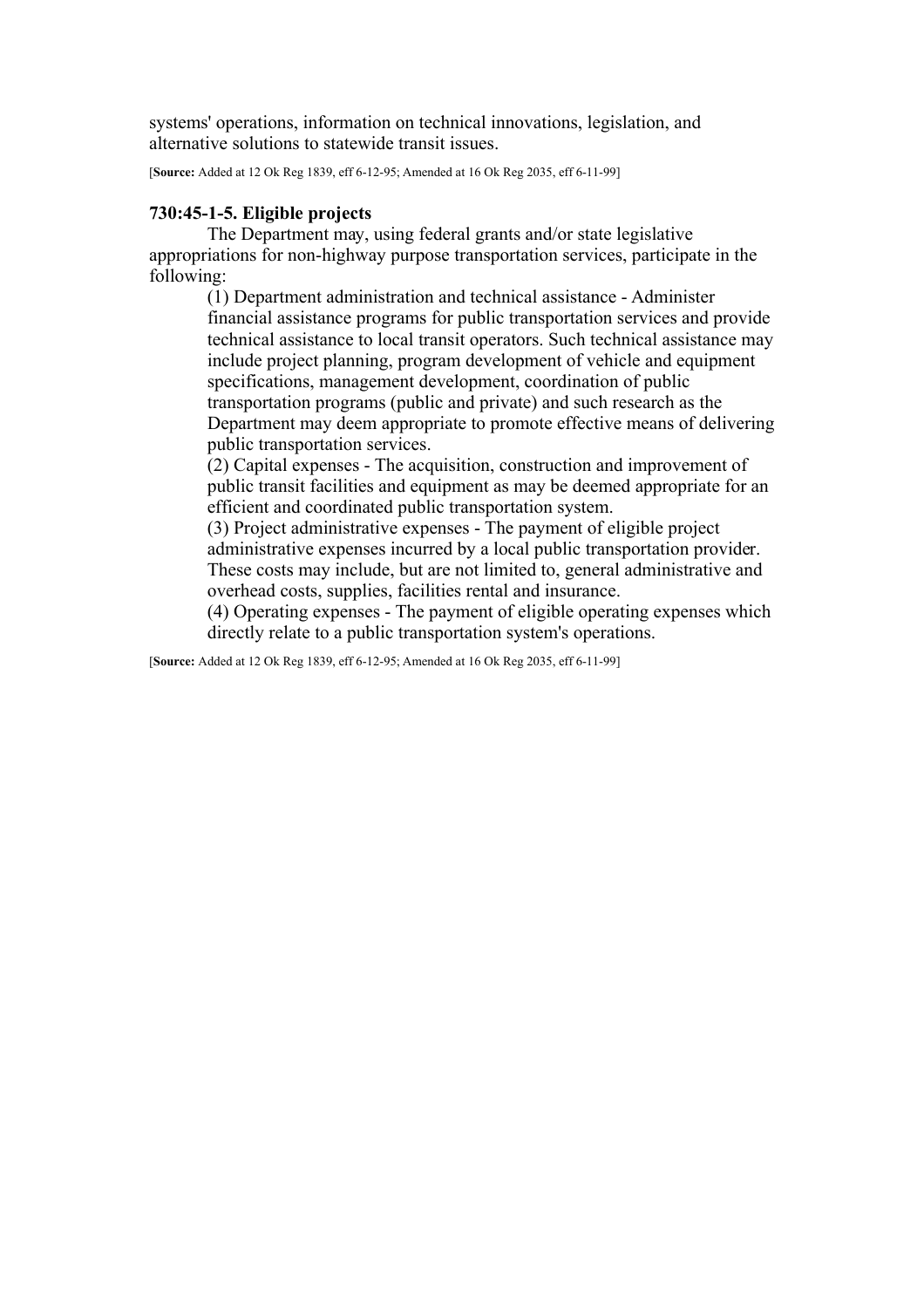systems' operations, information on technical innovations, legislation, and alternative solutions to statewide transit issues.

[**Source:** Added at 12 Ok Reg 1839, eff 6-12-95; Amended at 16 Ok Reg 2035, eff 6-11-99]

**730:45-1-5. Eligible projects**

The Department may, using federal grants and/or state legislative appropriations for non-highway purpose transportation services, participate in the following:

(1) Department administration and technical assistance - Administer financial assistance programs for public transportation services and provide technical assistance to local transit operators. Such technical assistance may include project planning, program development of vehicle and equipment specifications, management development, coordination of public transportation programs (public and private) and such research as the Department may deem appropriate to promote effective means of delivering public transportation services.

(2) Capital expenses - The acquisition, construction and improvement of public transit facilities and equipment as may be deemed appropriate for an efficient and coordinated public transportation system.

(3) Project administrative expenses - The payment of eligible project administrative expenses incurred by a local public transportation provider. These costs may include, but are not limited to, general administrative and overhead costs, supplies, facilities rental and insurance.

(4) Operating expenses - The payment of eligible operating expenses which directly relate to a public transportation system's operations.

[**Source:** Added at 12 Ok Reg 1839, eff 6-12-95; Amended at 16 Ok Reg 2035, eff 6-11-99]